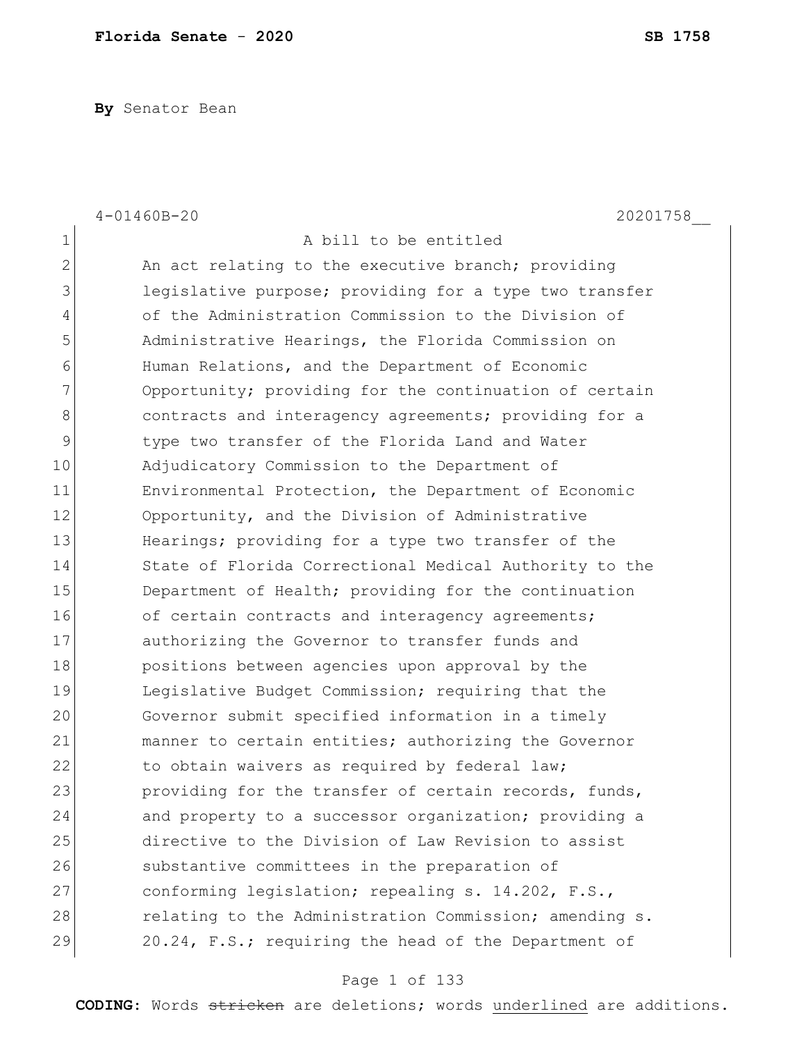**By** Senator Bean

4-01460B-20 20201758__

A bill to be entitled

An act relating to the executive branch; providing legislative purpose; providing for a type two transfer of the Administration Commission to the Division of Administrative Hearings, the Florida Commission on Human Relations, and the Department of Economic Opportunity; providing for the continuation of certain contracts and interagency agreements; providing for a type two transfer of the Florida Land and Water Adjudicatory Commission to the Department of Environmental Protection, the Department of Economic Opportunity, and the Division of Administrative Hearings; providing for a type two transfer of the State of Florida Correctional Medical Authority to the Department of Health; providing for the continuation of certain contracts and interagency agreements; authorizing the Governor to transfer funds and positions between agencies upon approval by the Legislative Budget Commission; requiring that the Governor submit specified information in a timely manner to certain entities; authorizing the Governor to obtain waivers as required by federal law; providing for the transfer of certain records, funds, and property to a successor organization; providing a directive to the Division of Law Revision to assist substantive committees in the preparation of conforming legislation; repealing s. 14.202, F.S., relating to the Administration Commission; amending s. 20.24, F.S.; requiring the head of the Department of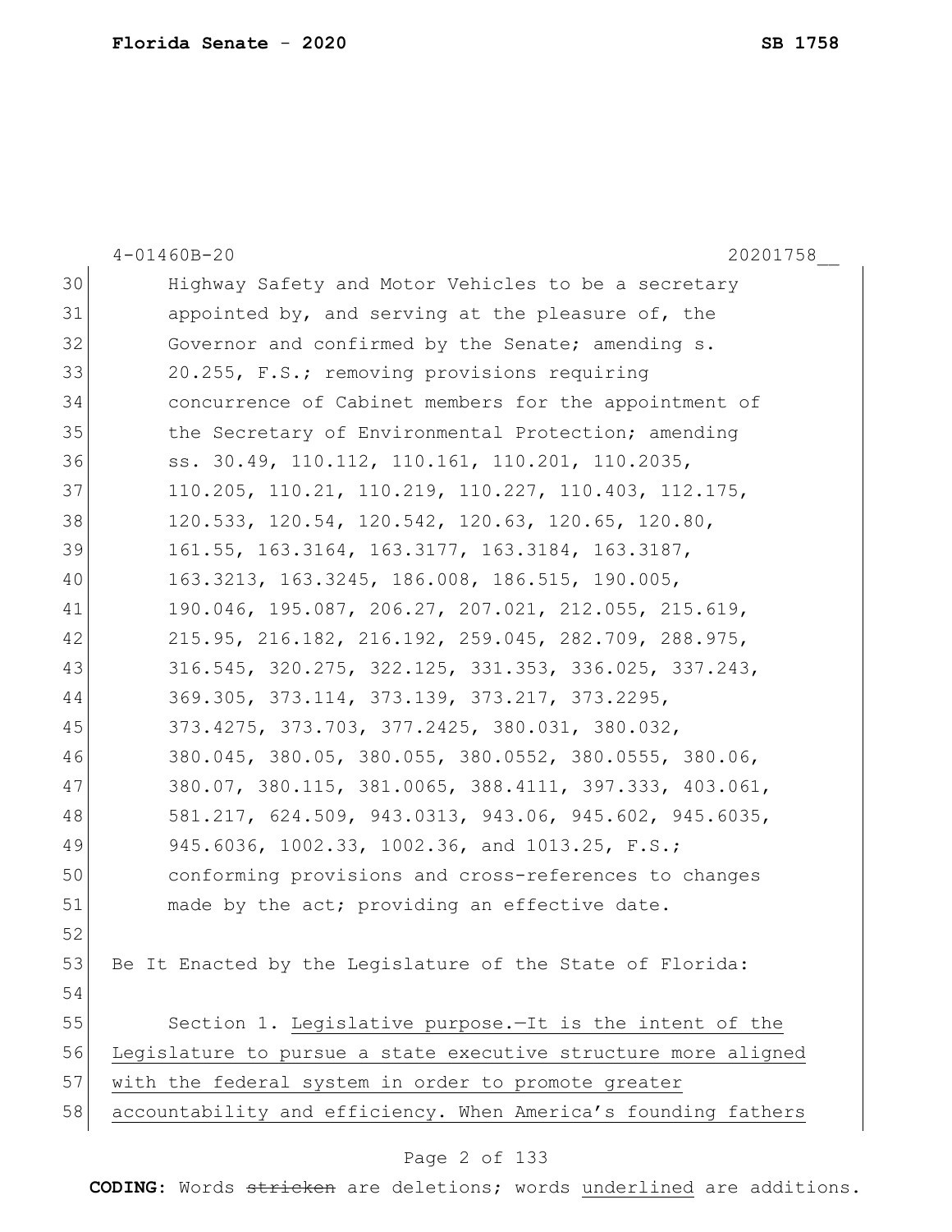Highway Safety and Motor Vehicles to be a secretary appointed by, and serving at the pleasure of, the Governor and confirmed by the Senate; amending s. 20.255, F.S.; removing provisions requiring concurrence of Cabinet members for the appointment of the Secretary of Environmental Protection; amending ss. 30.49, 110.112, 110.161, 110.201, 110.2035, 110.205, 110.21, 110.219, 110.227, 110.403, 112.175, 120.533, 120.54, 120.542, 120.63, 120.65, 120.80, 161.55, 163.3164, 163.3177, 163.3184, 163.3187, 163.3213, 163.3245, 186.008, 186.515, 190.005, 190.046, 195.087, 206.27, 207.021, 212.055, 215.619, 215.95, 216.182, 216.192, 259.045, 282.709, 288.975, 316.545, 320.275, 322.125, 331.353, 336.025, 337.243, 369.305, 373.114, 373.139, 373.217, 373.2295, 373.4275, 373.703, 377.2425, 380.031, 380.032, 380.045, 380.05, 380.055, 380.0552, 380.0555, 380.06, 380.07, 380.115, 381.0065, 388.4111, 397.333, 403.061, 581.217, 624.509, 943.0313, 943.06, 945.602, 945.6035, 945.6036, 1002.33, 1002.36, and 1013.25, F.S.; conforming provisions and cross-references to changes made by the act; providing an effective date.

Be It Enacted by the Legislature of the State of Florida:

Section 1. <u>Legislative purpose.—It is the intent of the Legislature to pursue a state executive structure more aligned with the federal system in order to promote greater accountability and efficiency. When America's founding fathers</u>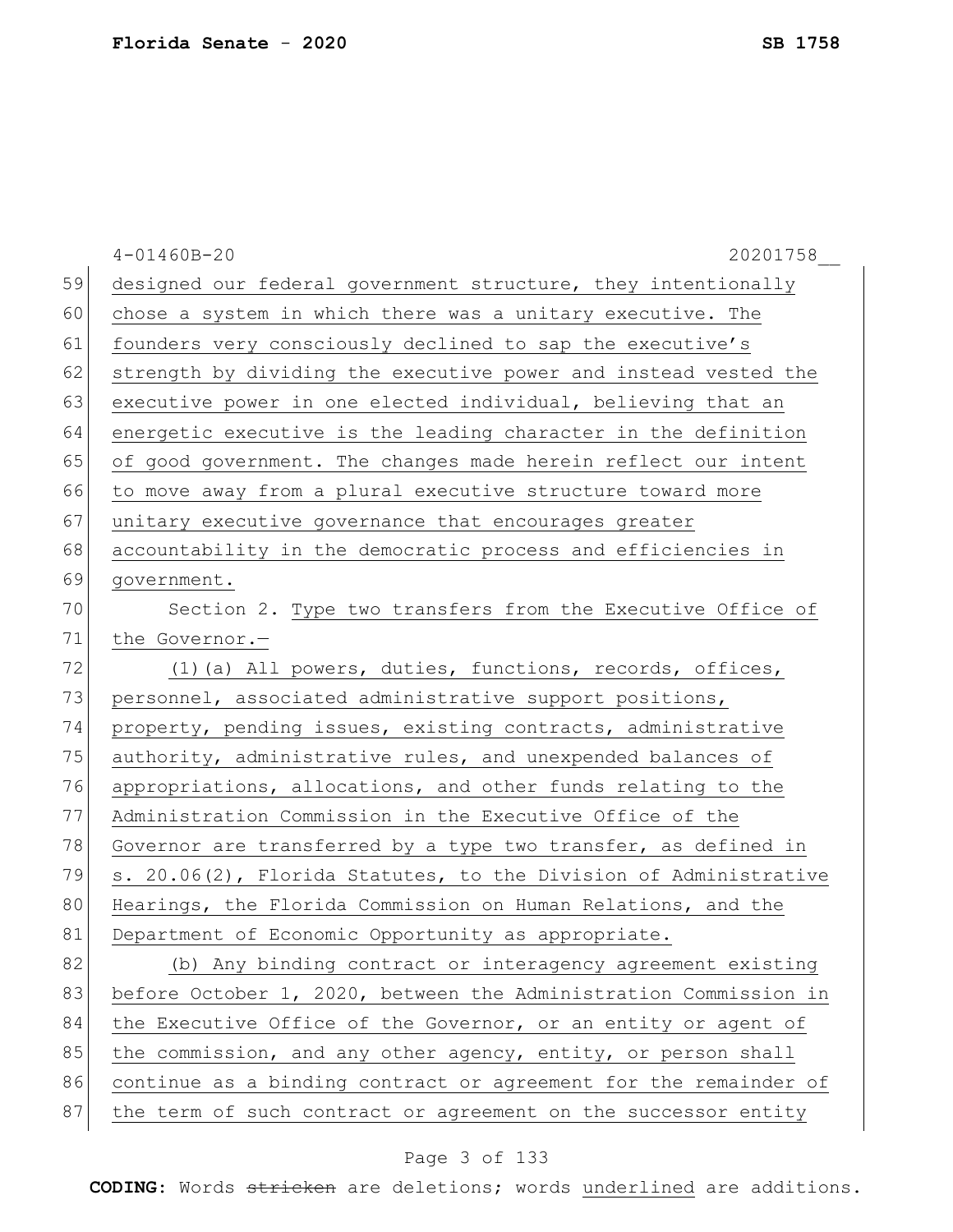designed our federal government structure, they intentionally chose a system in which there was a unitary executive. The founders very consciously declined to sap the executive's strength by dividing the executive power and instead vested the executive power in one elected individual, believing that an energetic executive is the leading character in the definition of good government. The changes made herein reflect our intent to move away from a plural executive structure toward more unitary executive governance that encourages greater accountability in the democratic process and efficiencies in government.

Section 2. Type two transfers from the Executive Office of the Governor.—

(1)(a) All powers, duties, functions, records, offices, personnel, associated administrative support positions, property, pending issues, existing contracts, administrative authority, administrative rules, and unexpended balances of appropriations, allocations, and other funds relating to the Administration Commission in the Executive Office of the Governor are transferred by a type two transfer, as defined in s. 20.06(2), Florida Statutes, to the Division of Administrative Hearings, the Florida Commission on Human Relations, and the Department of Economic Opportunity as appropriate.

(b) Any binding contract or interagency agreement existing before October 1, 2020, between the Administration Commission in the Executive Office of the Governor, or an entity or agent of the commission, and any other agency, entity, or person shall continue as a binding contract or agreement for the remainder of the term of such contract or agreement on the successor entity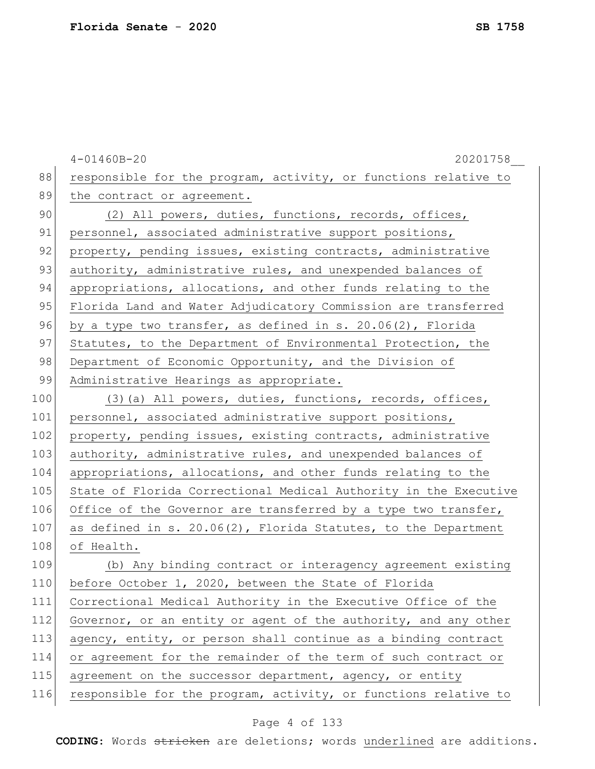responsible for the program, activity, or functions relative to the contract or agreement.

(2) All powers, duties, functions, records, offices, personnel, associated administrative support positions, property, pending issues, existing contracts, administrative authority, administrative rules, and unexpended balances of appropriations, allocations, and other funds relating to the Florida Land and Water Adjudicatory Commission are transferred by a type two transfer, as defined in s. 20.06(2), Florida Statutes, to the Department of Environmental Protection, the Department of Economic Opportunity, and the Division of Administrative Hearings as appropriate.

(3)(a) All powers, duties, functions, records, offices, personnel, associated administrative support positions, property, pending issues, existing contracts, administrative authority, administrative rules, and unexpended balances of appropriations, allocations, and other funds relating to the State of Florida Correctional Medical Authority in the Executive Office of the Governor are transferred by a type two transfer, as defined in s. 20.06(2), Florida Statutes, to the Department of Health.

(b) Any binding contract or interagency agreement existing before October 1, 2020, between the State of Florida Correctional Medical Authority in the Executive Office of the Governor, or an entity or agent of the authority, and any other agency, entity, or person shall continue as a binding contract or agreement for the remainder of the term of such contract or agreement on the successor department, agency, or entity responsible for the program, activity, or functions relative to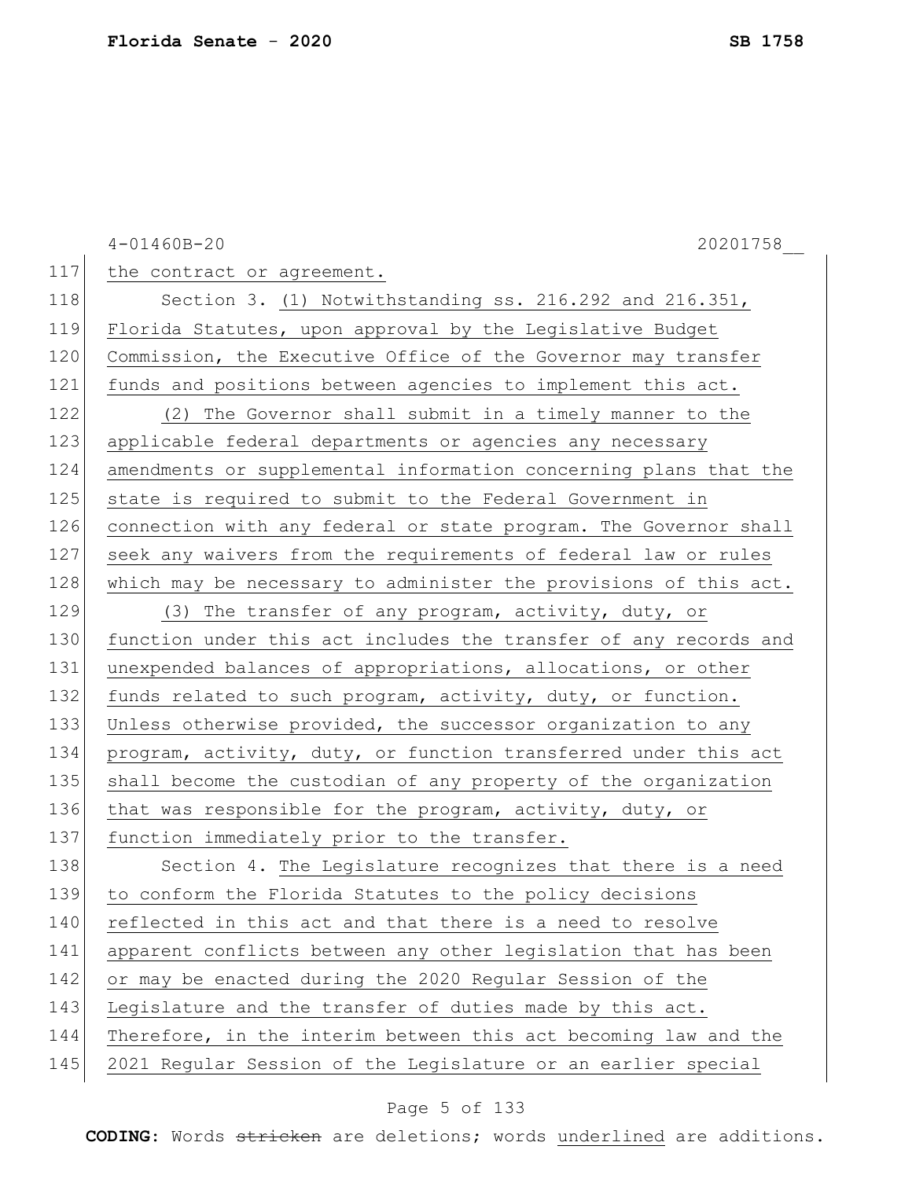the contract or agreement.

Section 3. (1) Notwithstanding ss. 216.292 and 216.351, Florida Statutes, upon approval by the Legislative Budget Commission, the Executive Office of the Governor may transfer funds and positions between agencies to implement this act.

(2) The Governor shall submit in a timely manner to the applicable federal departments or agencies any necessary amendments or supplemental information concerning plans that the state is required to submit to the Federal Government in connection with any federal or state program. The Governor shall seek any waivers from the requirements of federal law or rules which may be necessary to administer the provisions of this act.

(3) The transfer of any program, activity, duty, or function under this act includes the transfer of any records and unexpended balances of appropriations, allocations, or other funds related to such program, activity, duty, or function. Unless otherwise provided, the successor organization to any program, activity, duty, or function transferred under this act shall become the custodian of any property of the organization that was responsible for the program, activity, duty, or function immediately prior to the transfer.

Section 4. The Legislature recognizes that there is a need to conform the Florida Statutes to the policy decisions reflected in this act and that there is a need to resolve apparent conflicts between any other legislation that has been or may be enacted during the 2020 Regular Session of the Legislature and the transfer of duties made by this act. Therefore, in the interim between this act becoming law and the 2021 Regular Session of the Legislature or an earlier special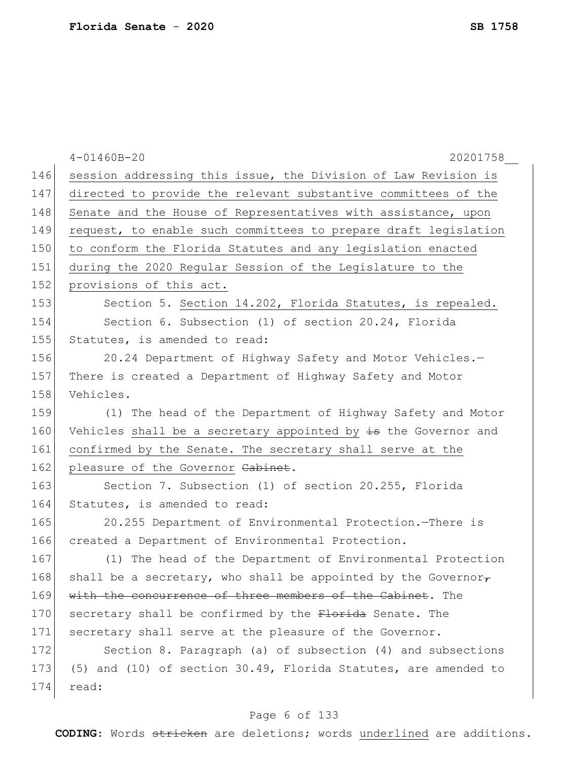session addressing this issue, the Division of Law Revision is directed to provide the relevant substantive committees of the Senate and the House of Representatives with assistance, upon request, to enable such committees to prepare draft legislation to conform the Florida Statutes and any legislation enacted during the 2020 Regular Session of the Legislature to the provisions of this act.

Section 5. Section 14.202, Florida Statutes, is repealed.

Section 6. Subsection (1) of section 20.24, Florida Statutes, is amended to read:

20.24 Department of Highway Safety and Motor Vehicles.—There is created a Department of Highway Safety and Motor Vehicles.

(1) The head of the Department of Highway Safety and Motor Vehicles shall be a secretary appointed by ~~is~~ the Governor and confirmed by the Senate. The secretary shall serve at the pleasure of the Governor ~~Cabinet~~.

Section 7. Subsection (1) of section 20.255, Florida Statutes, is amended to read:

20.255 Department of Environmental Protection.—There is created a Department of Environmental Protection.

(1) The head of the Department of Environmental Protection shall be a secretary, who shall be appointed by the Governor~~, with the concurrence of three members of the Cabinet~~. The secretary shall be confirmed by the ~~Florida~~ Senate. The secretary shall serve at the pleasure of the Governor.

Section 8. Paragraph (a) of subsection (4) and subsections (5) and (10) of section 30.49, Florida Statutes, are amended to read: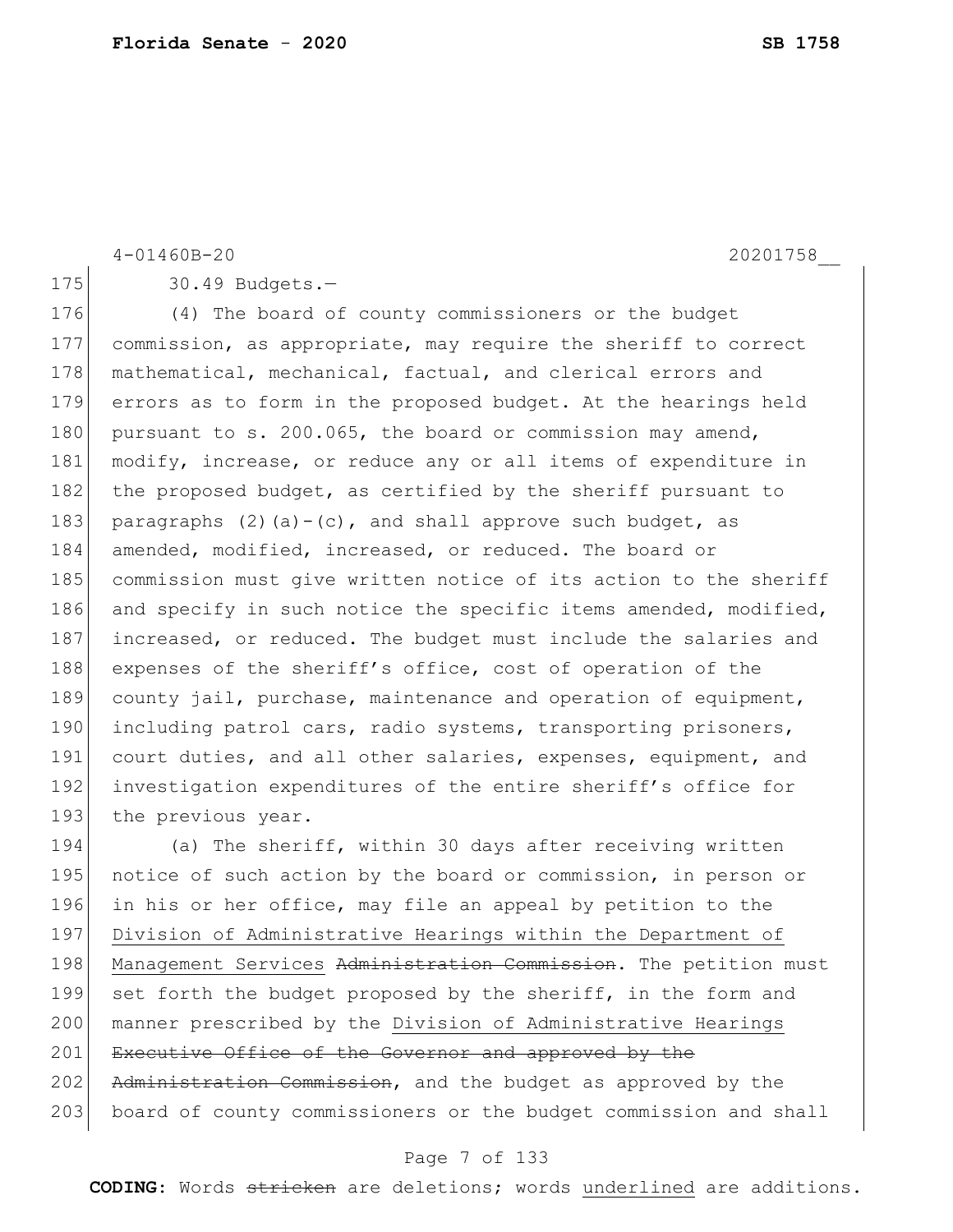30.49 Budgets.—

(4) The board of county commissioners or the budget commission, as appropriate, may require the sheriff to correct mathematical, mechanical, factual, and clerical errors and errors as to form in the proposed budget. At the hearings held pursuant to s. 200.065, the board or commission may amend, modify, increase, or reduce any or all items of expenditure in the proposed budget, as certified by the sheriff pursuant to paragraphs (2)(a)-(c), and shall approve such budget, as amended, modified, increased, or reduced. The board or commission must give written notice of its action to the sheriff and specify in such notice the specific items amended, modified, increased, or reduced. The budget must include the salaries and expenses of the sheriff's office, cost of operation of the county jail, purchase, maintenance and operation of equipment, including patrol cars, radio systems, transporting prisoners, court duties, and all other salaries, expenses, equipment, and investigation expenditures of the entire sheriff's office for the previous year.

(a) The sheriff, within 30 days after receiving written notice of such action by the board or commission, in person or in his or her office, may file an appeal by petition to the <u>Division of Administrative Hearings within the Department of Management Services</u> ~~Administration Commission~~. The petition must set forth the budget proposed by the sheriff, in the form and manner prescribed by the <u>Division of Administrative Hearings</u> ~~Executive Office of the Governor and approved by the Administration Commission~~, and the budget as approved by the board of county commissioners or the budget commission and shall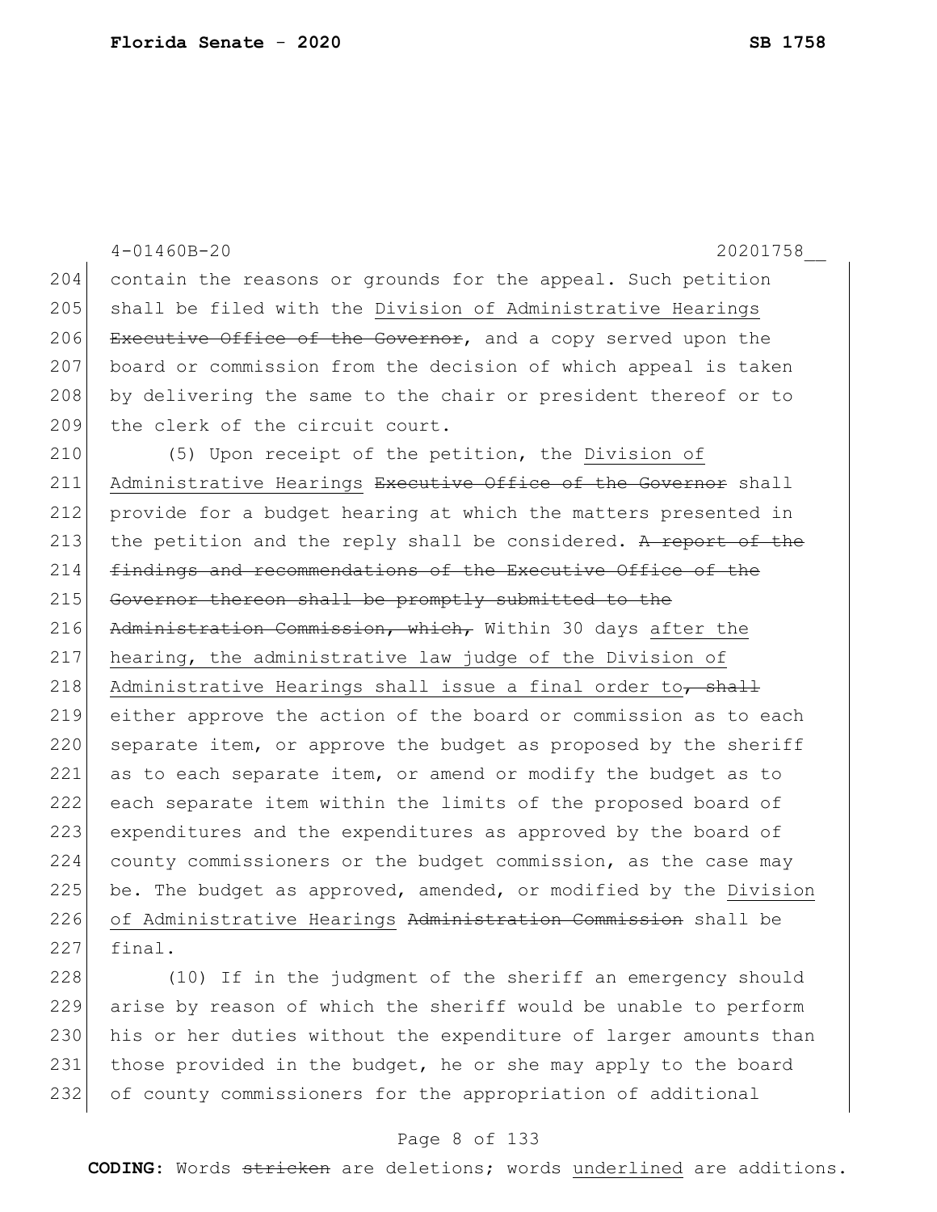4-01460B-20 20201758__

204 contain the reasons or grounds for the appeal. Such petition
205 shall be filed with the <u>Division of Administrative Hearings</u>
206 ~~Executive Office of the Governor~~, and a copy served upon the
207 board or commission from the decision of which appeal is taken
208 by delivering the same to the chair or president thereof or to
209 the clerk of the circuit court.

210 (5) Upon receipt of the petition, the <u>Division of</u>
211 <u>Administrative Hearings</u> ~~Executive Office of the Governor~~ shall
212 provide for a budget hearing at which the matters presented in
213 the petition and the reply shall be considered. ~~A report of the~~
214 ~~findings and recommendations of the Executive Office of the~~
215 ~~Governor thereon shall be promptly submitted to the~~
216 ~~Administration Commission, which,~~ Within 30 days <u>after the</u>
217 <u>hearing, the administrative law judge of the Division of</u>
218 <u>Administrative Hearings shall issue a final order to</u>~~, shall~~
219 either approve the action of the board or commission as to each
220 separate item, or approve the budget as proposed by the sheriff
221 as to each separate item, or amend or modify the budget as to
222 each separate item within the limits of the proposed board of
223 expenditures and the expenditures as approved by the board of
224 county commissioners or the budget commission, as the case may
225 be. The budget as approved, amended, or modified by the <u>Division</u>
226 <u>of Administrative Hearings</u> ~~Administration Commission~~ shall be
227 final.

228 (10) If in the judgment of the sheriff an emergency should
229 arise by reason of which the sheriff would be unable to perform
230 his or her duties without the expenditure of larger amounts than
231 those provided in the budget, he or she may apply to the board
232 of county commissioners for the appropriation of additional

**CODING:** Words ~~stricken~~ are deletions; words <u>underlined</u> are additions.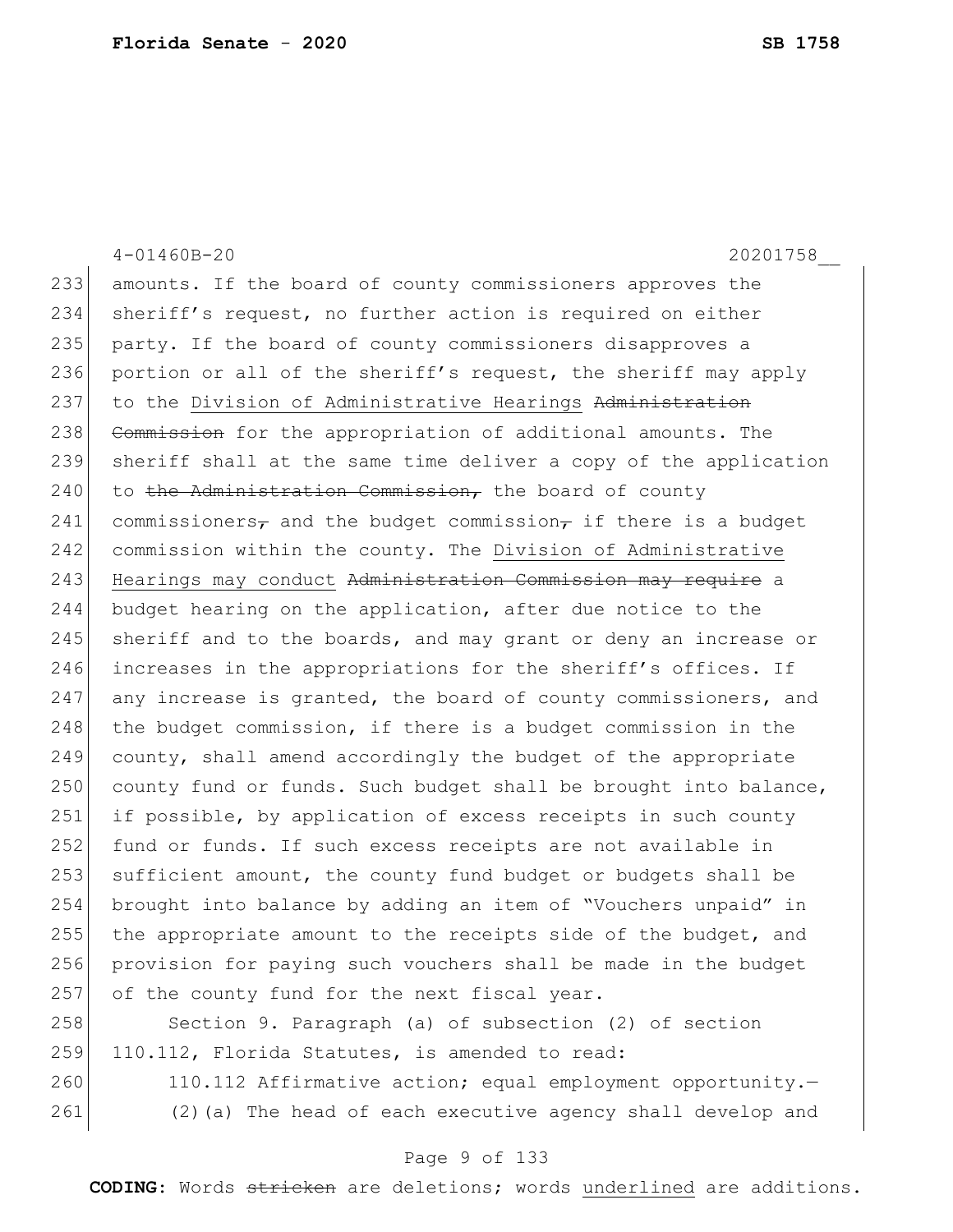amounts. If the board of county commissioners approves the sheriff's request, no further action is required on either party. If the board of county commissioners disapproves a portion or all of the sheriff's request, the sheriff may apply to the <u>Division of Administrative Hearings</u> ~~Administration Commission~~ for the appropriation of additional amounts. The sheriff shall at the same time deliver a copy of the application to ~~the Administration Commission,~~ the board of county commissioners~~,~~ and the budget commission~~,~~ if there is a budget commission within the county. The <u>Division of Administrative Hearings may conduct</u> ~~Administration Commission may require~~ a budget hearing on the application, after due notice to the sheriff and to the boards, and may grant or deny an increase or increases in the appropriations for the sheriff's offices. If any increase is granted, the board of county commissioners, and the budget commission, if there is a budget commission in the county, shall amend accordingly the budget of the appropriate county fund or funds. Such budget shall be brought into balance, if possible, by application of excess receipts in such county fund or funds. If such excess receipts are not available in sufficient amount, the county fund budget or budgets shall be brought into balance by adding an item of "Vouchers unpaid" in the appropriate amount to the receipts side of the budget, and provision for paying such vouchers shall be made in the budget of the county fund for the next fiscal year.

Section 9. Paragraph (a) of subsection (2) of section 110.112, Florida Statutes, is amended to read:

110.112 Affirmative action; equal employment opportunity.—

(2)(a) The head of each executive agency shall develop and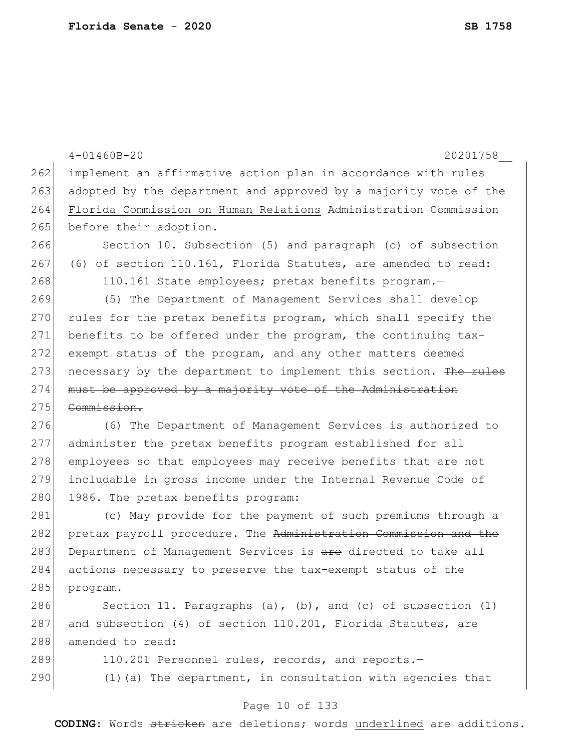4-01460B-20 20201758__

implement an affirmative action plan in accordance with rules adopted by the department and approved by a majority vote of the <u>Florida Commission on Human Relations</u> ~~Administration Commission~~ before their adoption.

Section 10. Subsection (5) and paragraph (c) of subsection (6) of section 110.161, Florida Statutes, are amended to read:

110.161 State employees; pretax benefits program.—

(5) The Department of Management Services shall develop rules for the pretax benefits program, which shall specify the benefits to be offered under the program, the continuing tax-exempt status of the program, and any other matters deemed necessary by the department to implement this section. ~~The rules must be approved by a majority vote of the Administration Commission.~~

(6) The Department of Management Services is authorized to administer the pretax benefits program established for all employees so that employees may receive benefits that are not includable in gross income under the Internal Revenue Code of 1986. The pretax benefits program:

(c) May provide for the payment of such premiums through a pretax payroll procedure. The ~~Administration Commission and the~~ Department of Management Services <u>is</u> ~~are~~ directed to take all actions necessary to preserve the tax-exempt status of the program.

Section 11. Paragraphs (a), (b), and (c) of subsection (1) and subsection (4) of section 110.201, Florida Statutes, are amended to read:

110.201 Personnel rules, records, and reports.—

(1)(a) The department, in consultation with agencies that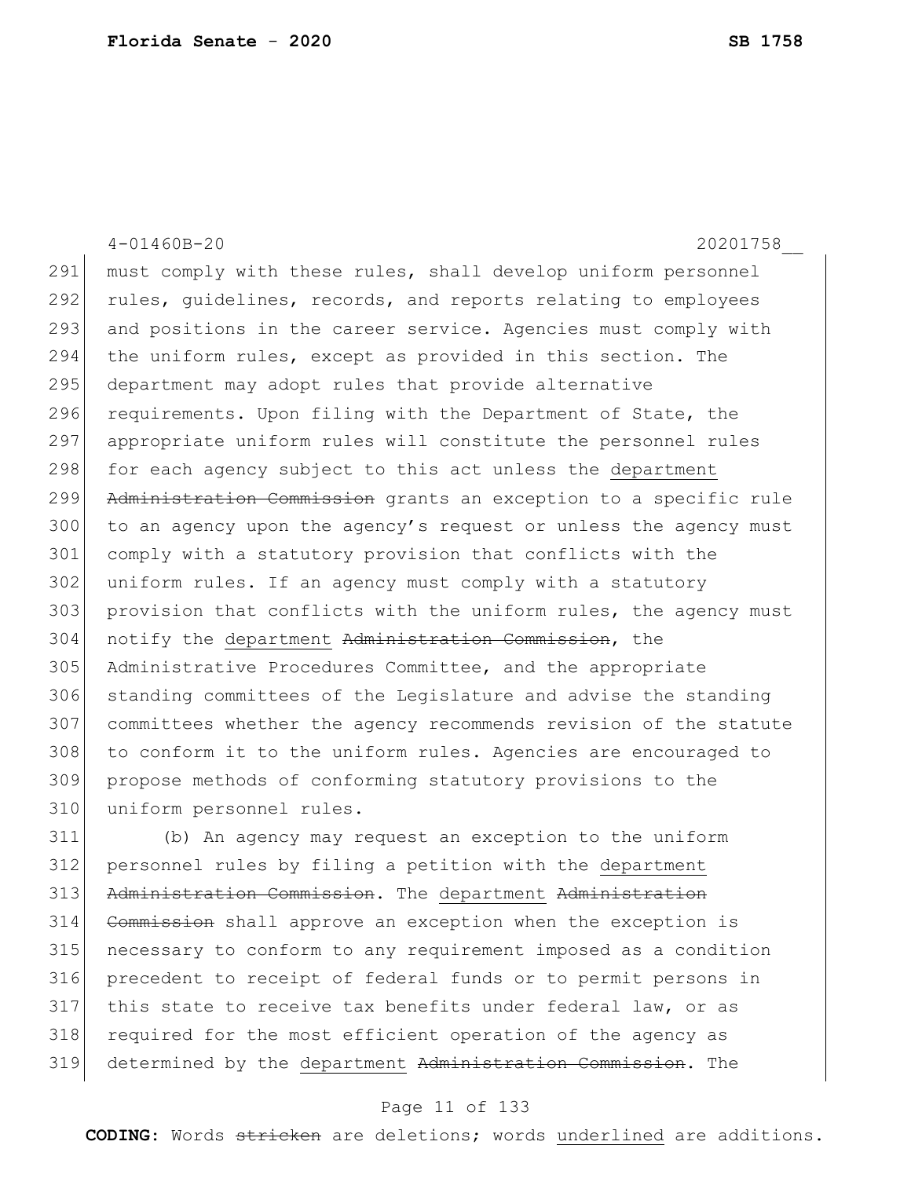must comply with these rules, shall develop uniform personnel rules, guidelines, records, and reports relating to employees and positions in the career service. Agencies must comply with the uniform rules, except as provided in this section. The department may adopt rules that provide alternative requirements. Upon filing with the Department of State, the appropriate uniform rules will constitute the personnel rules for each agency subject to this act unless the <u>department</u> ~~Administration Commission~~ grants an exception to a specific rule to an agency upon the agency's request or unless the agency must comply with a statutory provision that conflicts with the uniform rules. If an agency must comply with a statutory provision that conflicts with the uniform rules, the agency must notify the <u>department</u> ~~Administration Commission~~, the Administrative Procedures Committee, and the appropriate standing committees of the Legislature and advise the standing committees whether the agency recommends revision of the statute to conform it to the uniform rules. Agencies are encouraged to propose methods of conforming statutory provisions to the uniform personnel rules.

(b) An agency may request an exception to the uniform personnel rules by filing a petition with the <u>department</u> ~~Administration Commission~~. The <u>department</u> ~~Administration Commission~~ shall approve an exception when the exception is necessary to conform to any requirement imposed as a condition precedent to receipt of federal funds or to permit persons in this state to receive tax benefits under federal law, or as required for the most efficient operation of the agency as determined by the <u>department</u> ~~Administration Commission~~. The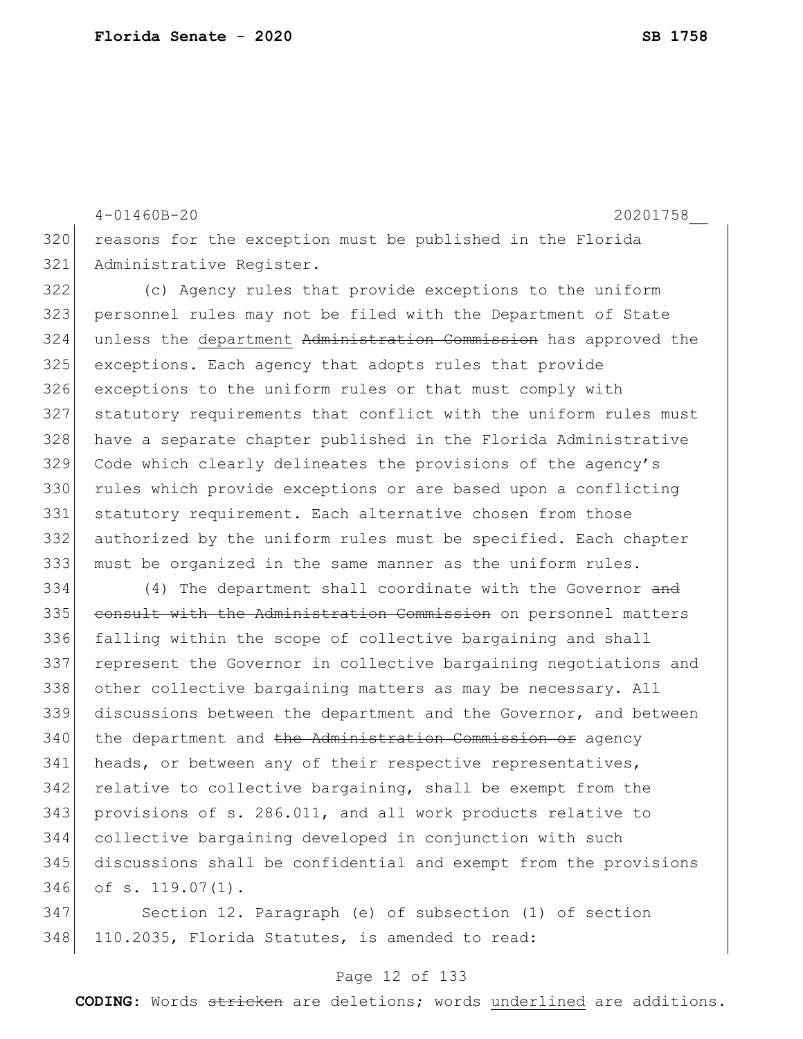reasons for the exception must be published in the Florida Administrative Register.

(c) Agency rules that provide exceptions to the uniform personnel rules may not be filed with the Department of State unless the <u>department</u> ~~Administration Commission~~ has approved the exceptions. Each agency that adopts rules that provide exceptions to the uniform rules or that must comply with statutory requirements that conflict with the uniform rules must have a separate chapter published in the Florida Administrative Code which clearly delineates the provisions of the agency's rules which provide exceptions or are based upon a conflicting statutory requirement. Each alternative chosen from those authorized by the uniform rules must be specified. Each chapter must be organized in the same manner as the uniform rules.

(4) The department shall coordinate with the Governor ~~and consult with the Administration Commission~~ on personnel matters falling within the scope of collective bargaining and shall represent the Governor in collective bargaining negotiations and other collective bargaining matters as may be necessary. All discussions between the department and the Governor, and between the department and ~~the Administration Commission or~~ agency heads, or between any of their respective representatives, relative to collective bargaining, shall be exempt from the provisions of s. 286.011, and all work products relative to collective bargaining developed in conjunction with such discussions shall be confidential and exempt from the provisions of s. 119.07(1).

Section 12. Paragraph (e) of subsection (1) of section 110.2035, Florida Statutes, is amended to read: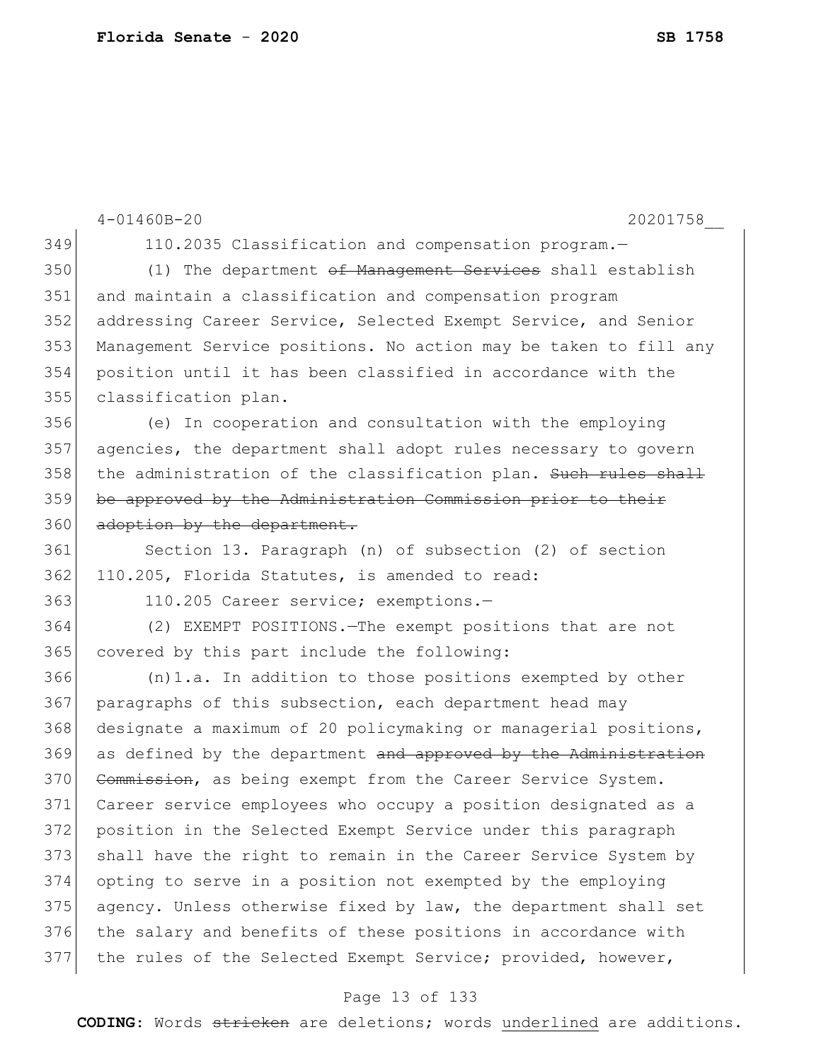4-01460B-20 20201758__

349 110.2035 Classification and compensation program.—

350 (1) The department ~~of Management Services~~ shall establish

351 and maintain a classification and compensation program

352 addressing Career Service, Selected Exempt Service, and Senior

353 Management Service positions. No action may be taken to fill any

354 position until it has been classified in accordance with the

355 classification plan.

356 (e) In cooperation and consultation with the employing

357 agencies, the department shall adopt rules necessary to govern

358 the administration of the classification plan. ~~Such rules shall~~

359 ~~be approved by the Administration Commission prior to their~~

360 ~~adoption by the department.~~

361 Section 13. Paragraph (n) of subsection (2) of section

362 110.205, Florida Statutes, is amended to read:

363 110.205 Career service; exemptions.—

364 (2) EXEMPT POSITIONS.—The exempt positions that are not

365 covered by this part include the following:

366 (n)1.a. In addition to those positions exempted by other

367 paragraphs of this subsection, each department head may

368 designate a maximum of 20 policymaking or managerial positions,

369 as defined by the department ~~and approved by the Administration~~

370 ~~Commission~~, as being exempt from the Career Service System.

371 Career service employees who occupy a position designated as a

372 position in the Selected Exempt Service under this paragraph

373 shall have the right to remain in the Career Service System by

374 opting to serve in a position not exempted by the employing

375 agency. Unless otherwise fixed by law, the department shall set

376 the salary and benefits of these positions in accordance with

377 the rules of the Selected Exempt Service; provided, however,

**CODING:** Words ~~stricken~~ are deletions; words <u>underlined</u> are additions.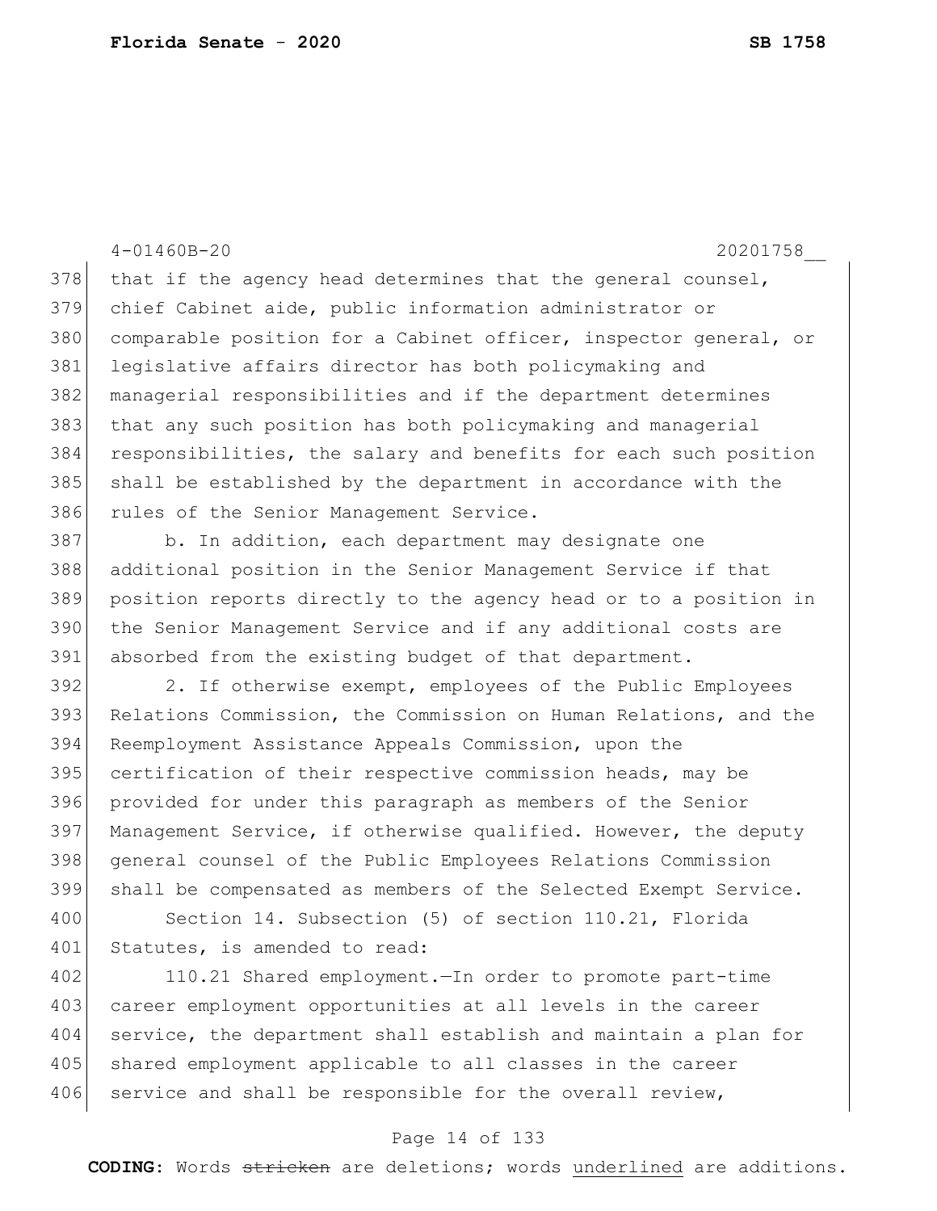that if the agency head determines that the general counsel, chief Cabinet aide, public information administrator or comparable position for a Cabinet officer, inspector general, or legislative affairs director has both policymaking and managerial responsibilities and if the department determines that any such position has both policymaking and managerial responsibilities, the salary and benefits for each such position shall be established by the department in accordance with the rules of the Senior Management Service.

b. In addition, each department may designate one additional position in the Senior Management Service if that position reports directly to the agency head or to a position in the Senior Management Service and if any additional costs are absorbed from the existing budget of that department.

2. If otherwise exempt, employees of the Public Employees Relations Commission, the Commission on Human Relations, and the Reemployment Assistance Appeals Commission, upon the certification of their respective commission heads, may be provided for under this paragraph as members of the Senior Management Service, if otherwise qualified. However, the deputy general counsel of the Public Employees Relations Commission shall be compensated as members of the Selected Exempt Service.

Section 14. Subsection (5) of section 110.21, Florida Statutes, is amended to read:

110.21 Shared employment.—In order to promote part-time career employment opportunities at all levels in the career service, the department shall establish and maintain a plan for shared employment applicable to all classes in the career service and shall be responsible for the overall review,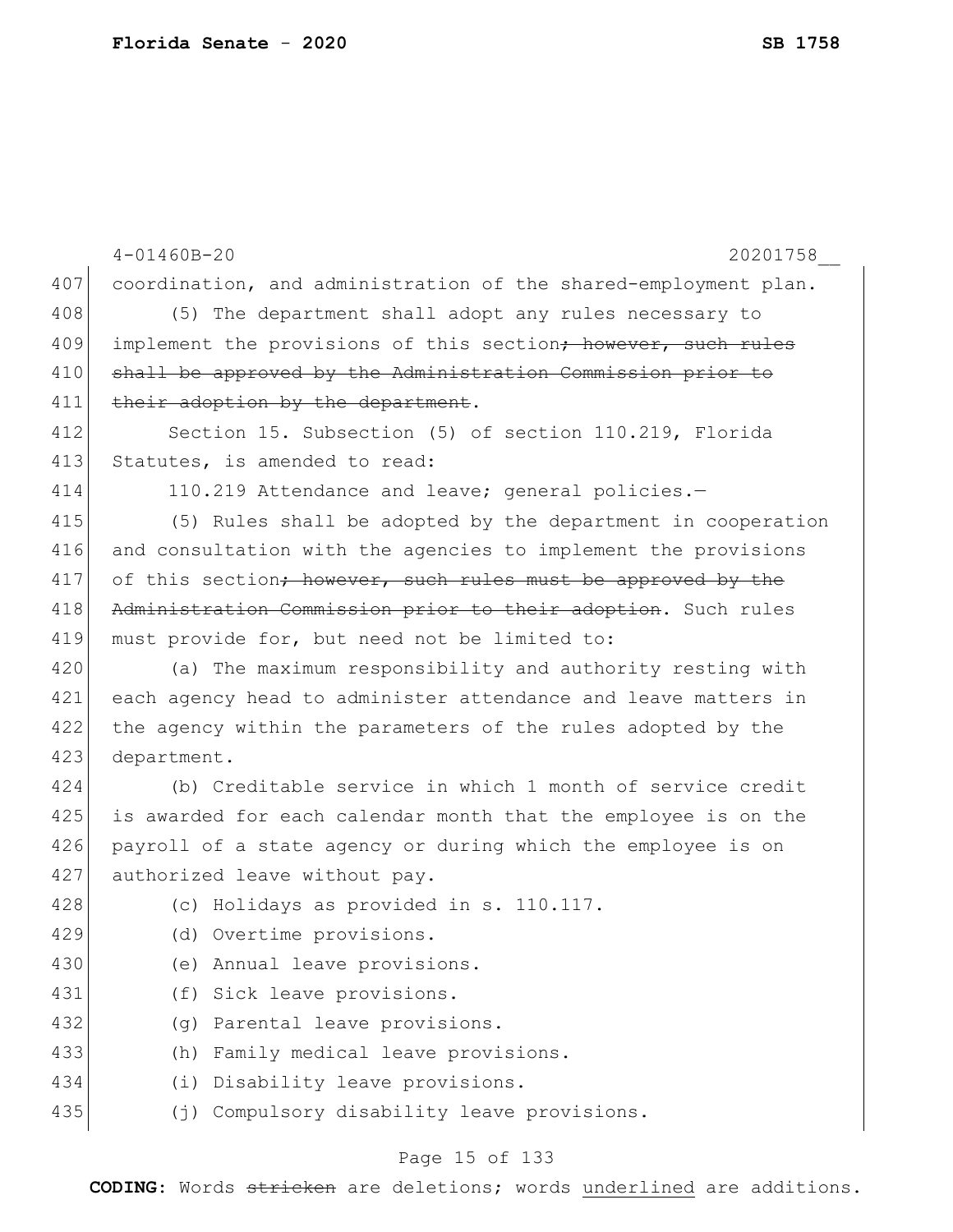coordination, and administration of the shared-employment plan.

(5) The department shall adopt any rules necessary to implement the provisions of this section~~; however, such rules shall be approved by the Administration Commission prior to their adoption by the department~~.

Section 15. Subsection (5) of section 110.219, Florida Statutes, is amended to read:

110.219 Attendance and leave; general policies.—

(5) Rules shall be adopted by the department in cooperation and consultation with the agencies to implement the provisions of this section~~; however, such rules must be approved by the Administration Commission prior to their adoption~~. Such rules must provide for, but need not be limited to:

(a) The maximum responsibility and authority resting with each agency head to administer attendance and leave matters in the agency within the parameters of the rules adopted by the department.

(b) Creditable service in which 1 month of service credit is awarded for each calendar month that the employee is on the payroll of a state agency or during which the employee is on authorized leave without pay.

(c) Holidays as provided in s. 110.117.

(d) Overtime provisions.

(e) Annual leave provisions.

(f) Sick leave provisions.

(g) Parental leave provisions.

(h) Family medical leave provisions.

(i) Disability leave provisions.

(j) Compulsory disability leave provisions.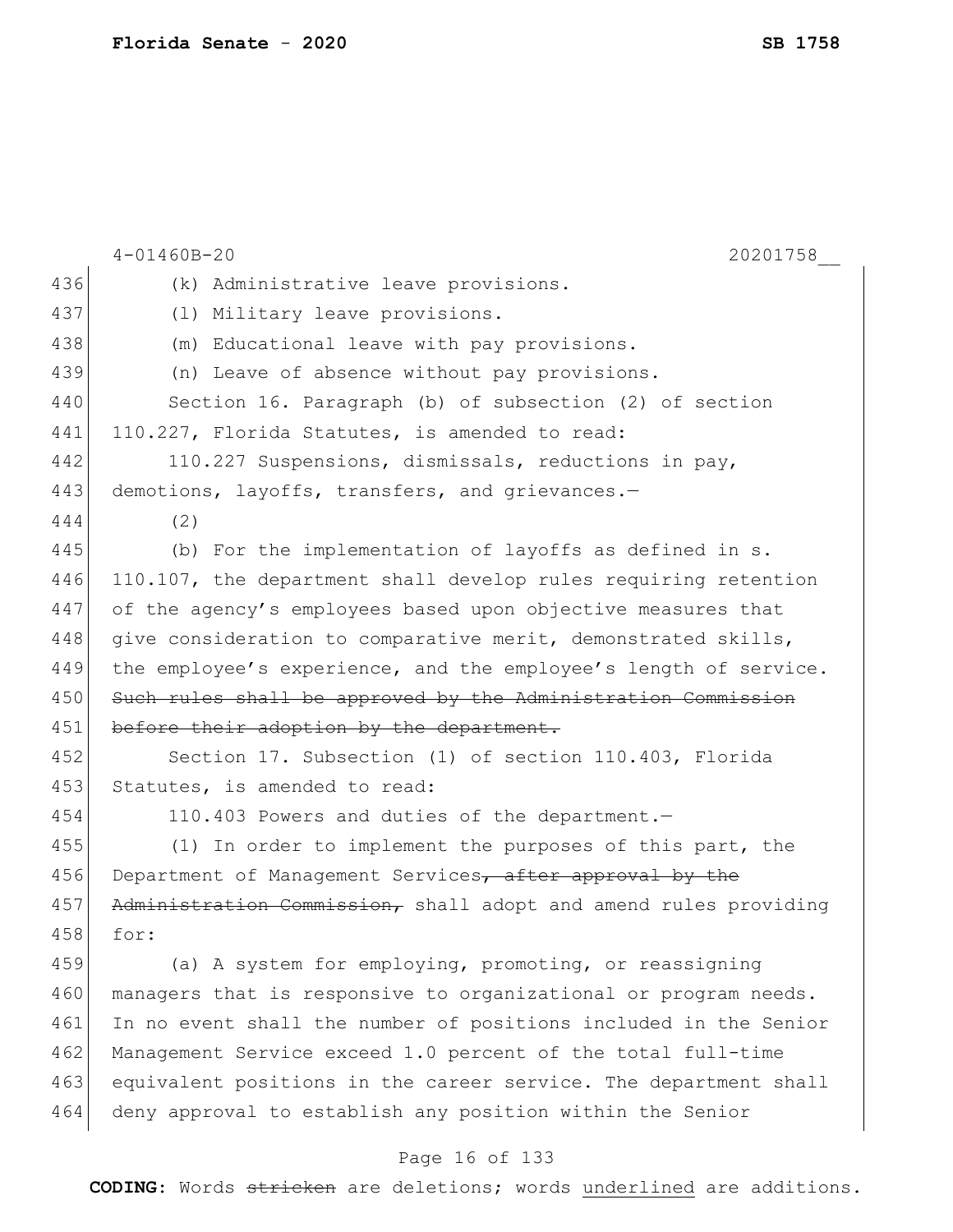(k) Administrative leave provisions.

(l) Military leave provisions.

(m) Educational leave with pay provisions.

(n) Leave of absence without pay provisions.

Section 16. Paragraph (b) of subsection (2) of section 110.227, Florida Statutes, is amended to read:

110.227 Suspensions, dismissals, reductions in pay, demotions, layoffs, transfers, and grievances.—

(2)

(b) For the implementation of layoffs as defined in s. 110.107, the department shall develop rules requiring retention of the agency's employees based upon objective measures that give consideration to comparative merit, demonstrated skills, the employee's experience, and the employee's length of service. ~~Such rules shall be approved by the Administration Commission before their adoption by the department.~~

Section 17. Subsection (1) of section 110.403, Florida Statutes, is amended to read:

110.403 Powers and duties of the department.—

(1) In order to implement the purposes of this part, the Department of Management Services~~, after approval by the Administration Commission,~~ shall adopt and amend rules providing for:

(a) A system for employing, promoting, or reassigning managers that is responsive to organizational or program needs. In no event shall the number of positions included in the Senior Management Service exceed 1.0 percent of the total full-time equivalent positions in the career service. The department shall deny approval to establish any position within the Senior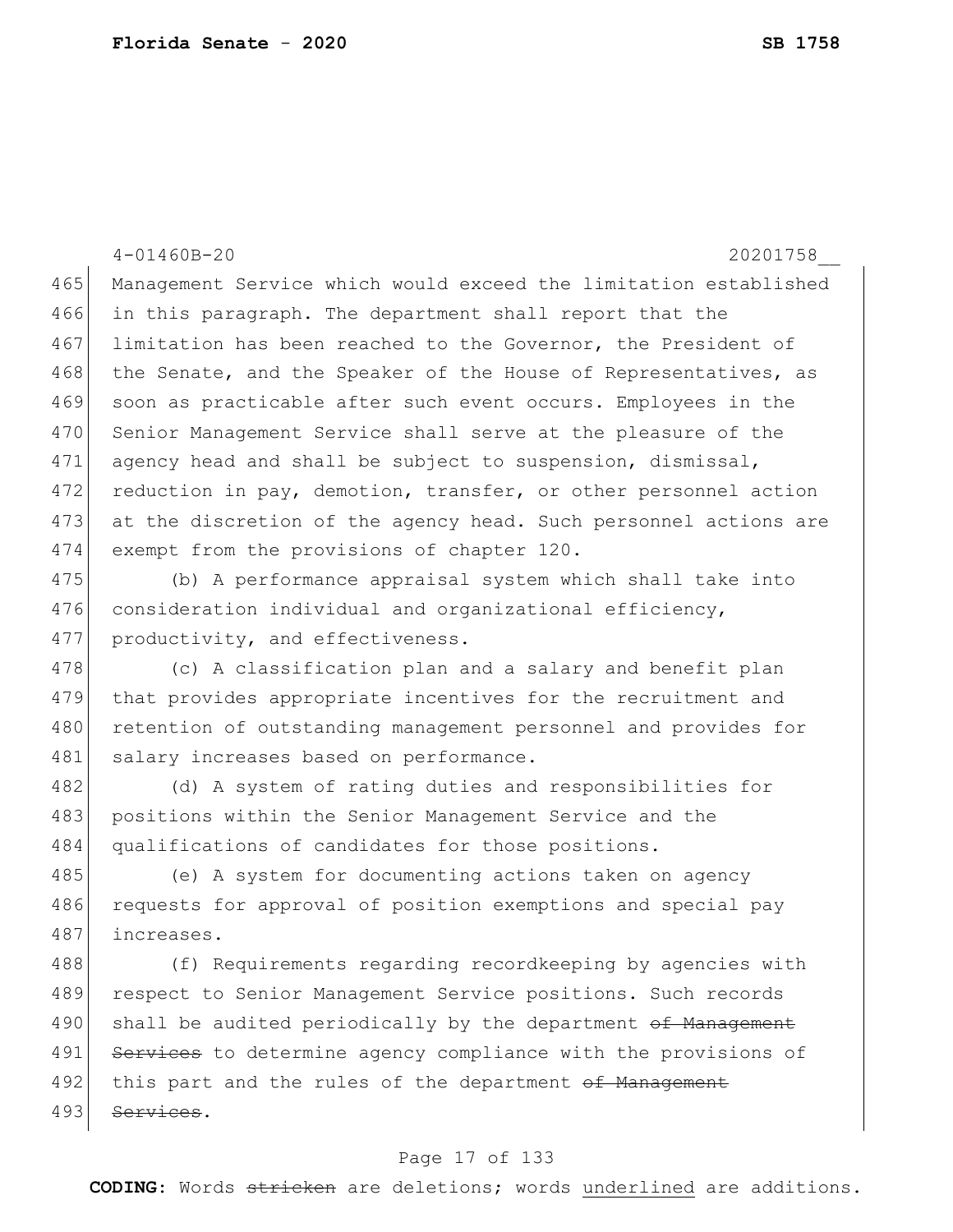4-01460B-20 20201758__

465 Management Service which would exceed the limitation established
466 in this paragraph. The department shall report that the
467 limitation has been reached to the Governor, the President of
468 the Senate, and the Speaker of the House of Representatives, as
469 soon as practicable after such event occurs. Employees in the
470 Senior Management Service shall serve at the pleasure of the
471 agency head and shall be subject to suspension, dismissal,
472 reduction in pay, demotion, transfer, or other personnel action
473 at the discretion of the agency head. Such personnel actions are
474 exempt from the provisions of chapter 120.

475 (b) A performance appraisal system which shall take into
476 consideration individual and organizational efficiency,
477 productivity, and effectiveness.

478 (c) A classification plan and a salary and benefit plan
479 that provides appropriate incentives for the recruitment and
480 retention of outstanding management personnel and provides for
481 salary increases based on performance.

482 (d) A system of rating duties and responsibilities for
483 positions within the Senior Management Service and the
484 qualifications of candidates for those positions.

485 (e) A system for documenting actions taken on agency
486 requests for approval of position exemptions and special pay
487 increases.

488 (f) Requirements regarding recordkeeping by agencies with
489 respect to Senior Management Service positions. Such records
490 shall be audited periodically by the department ~~of Management~~
491 ~~Services~~ to determine agency compliance with the provisions of
492 this part and the rules of the department ~~of Management~~
493 ~~Services~~.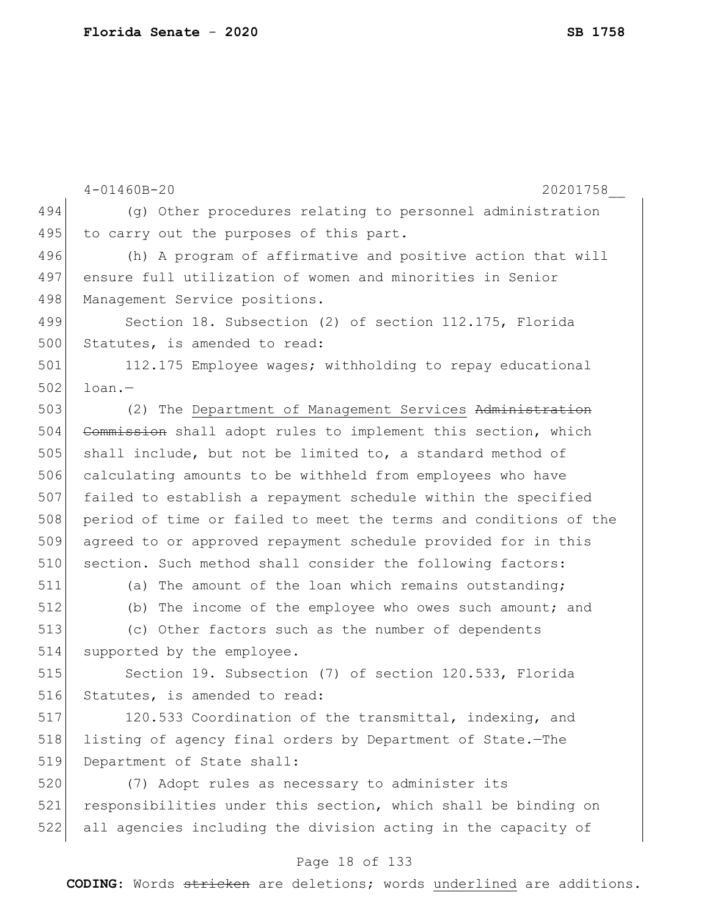(g) Other procedures relating to personnel administration to carry out the purposes of this part.

(h) A program of affirmative and positive action that will ensure full utilization of women and minorities in Senior Management Service positions.

Section 18. Subsection (2) of section 112.175, Florida Statutes, is amended to read:

112.175 Employee wages; withholding to repay educational loan.—

(2) The <u>Department of Management Services</u> ~~Administration Commission~~ shall adopt rules to implement this section, which shall include, but not be limited to, a standard method of calculating amounts to be withheld from employees who have failed to establish a repayment schedule within the specified period of time or failed to meet the terms and conditions of the agreed to or approved repayment schedule provided for in this section. Such method shall consider the following factors:

(a) The amount of the loan which remains outstanding;

(b) The income of the employee who owes such amount; and

(c) Other factors such as the number of dependents supported by the employee.

Section 19. Subsection (7) of section 120.533, Florida Statutes, is amended to read:

120.533 Coordination of the transmittal, indexing, and listing of agency final orders by Department of State.—The Department of State shall:

(7) Adopt rules as necessary to administer its responsibilities under this section, which shall be binding on all agencies including the division acting in the capacity of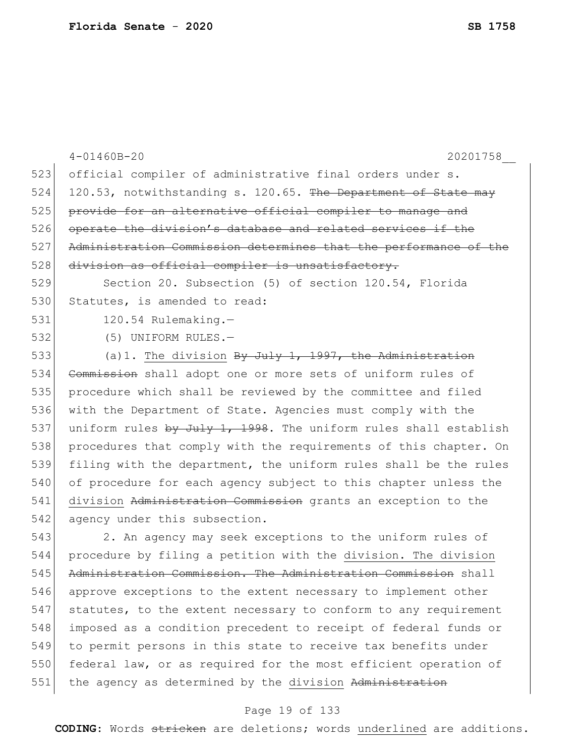official compiler of administrative final orders under s. 120.53, notwithstanding s. 120.65. ~~The Department of State may provide for an alternative official compiler to manage and operate the division's database and related services if the Administration Commission determines that the performance of the division as official compiler is unsatisfactory.~~

Section 20. Subsection (5) of section 120.54, Florida Statutes, is amended to read:

120.54 Rulemaking.—

(5) UNIFORM RULES.—

(a)1. The division ~~By July 1, 1997, the Administration Commission~~ shall adopt one or more sets of uniform rules of procedure which shall be reviewed by the committee and filed with the Department of State. Agencies must comply with the uniform rules ~~by July 1, 1998~~. The uniform rules shall establish procedures that comply with the requirements of this chapter. On filing with the department, the uniform rules shall be the rules of procedure for each agency subject to this chapter unless the division ~~Administration Commission~~ grants an exception to the agency under this subsection.

2. An agency may seek exceptions to the uniform rules of procedure by filing a petition with the division. The division ~~Administration Commission. The Administration Commission~~ shall approve exceptions to the extent necessary to implement other statutes, to the extent necessary to conform to any requirement imposed as a condition precedent to receipt of federal funds or to permit persons in this state to receive tax benefits under federal law, or as required for the most efficient operation of the agency as determined by the division ~~Administration~~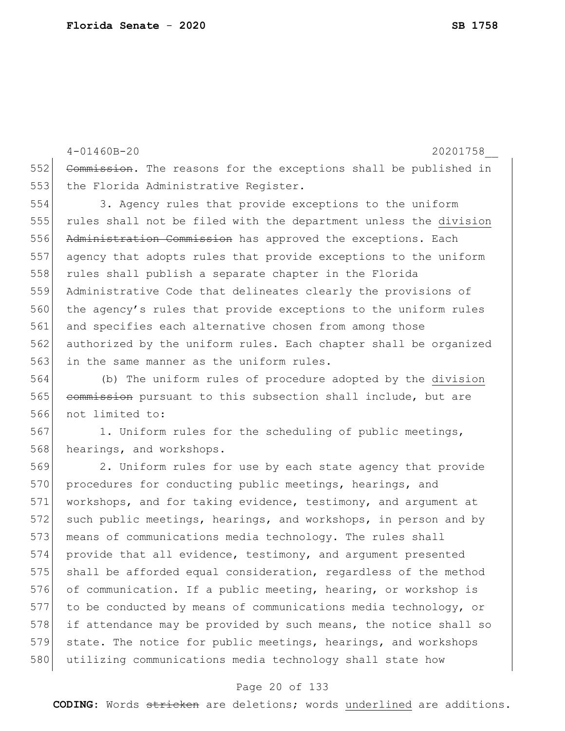~~Commission~~. The reasons for the exceptions shall be published in the Florida Administrative Register.

3. Agency rules that provide exceptions to the uniform rules shall not be filed with the department unless the <u>division</u> ~~Administration Commission~~ has approved the exceptions. Each agency that adopts rules that provide exceptions to the uniform rules shall publish a separate chapter in the Florida Administrative Code that delineates clearly the provisions of the agency's rules that provide exceptions to the uniform rules and specifies each alternative chosen from among those authorized by the uniform rules. Each chapter shall be organized in the same manner as the uniform rules.

(b) The uniform rules of procedure adopted by the <u>division</u> ~~commission~~ pursuant to this subsection shall include, but are not limited to:

1. Uniform rules for the scheduling of public meetings, hearings, and workshops.

2. Uniform rules for use by each state agency that provide procedures for conducting public meetings, hearings, and workshops, and for taking evidence, testimony, and argument at such public meetings, hearings, and workshops, in person and by means of communications media technology. The rules shall provide that all evidence, testimony, and argument presented shall be afforded equal consideration, regardless of the method of communication. If a public meeting, hearing, or workshop is to be conducted by means of communications media technology, or if attendance may be provided by such means, the notice shall so state. The notice for public meetings, hearings, and workshops utilizing communications media technology shall state how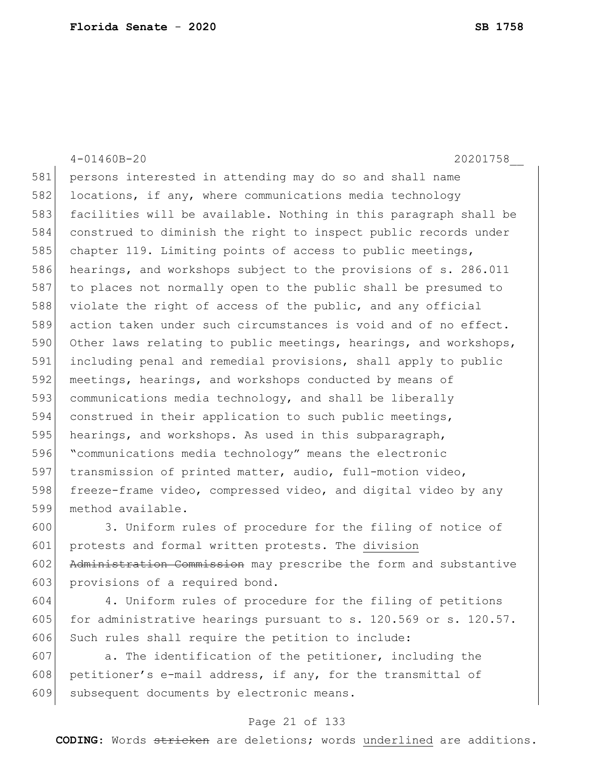persons interested in attending may do so and shall name locations, if any, where communications media technology facilities will be available. Nothing in this paragraph shall be construed to diminish the right to inspect public records under chapter 119. Limiting points of access to public meetings, hearings, and workshops subject to the provisions of s. 286.011 to places not normally open to the public shall be presumed to violate the right of access of the public, and any official action taken under such circumstances is void and of no effect. Other laws relating to public meetings, hearings, and workshops, including penal and remedial provisions, shall apply to public meetings, hearings, and workshops conducted by means of communications media technology, and shall be liberally construed in their application to such public meetings, hearings, and workshops. As used in this subparagraph, "communications media technology" means the electronic transmission of printed matter, audio, full-motion video, freeze-frame video, compressed video, and digital video by any method available.

3. Uniform rules of procedure for the filing of notice of protests and formal written protests. The <u>division</u> ~~Administration Commission~~ may prescribe the form and substantive provisions of a required bond.

4. Uniform rules of procedure for the filing of petitions for administrative hearings pursuant to s. 120.569 or s. 120.57. Such rules shall require the petition to include:

a. The identification of the petitioner, including the petitioner's e-mail address, if any, for the transmittal of subsequent documents by electronic means.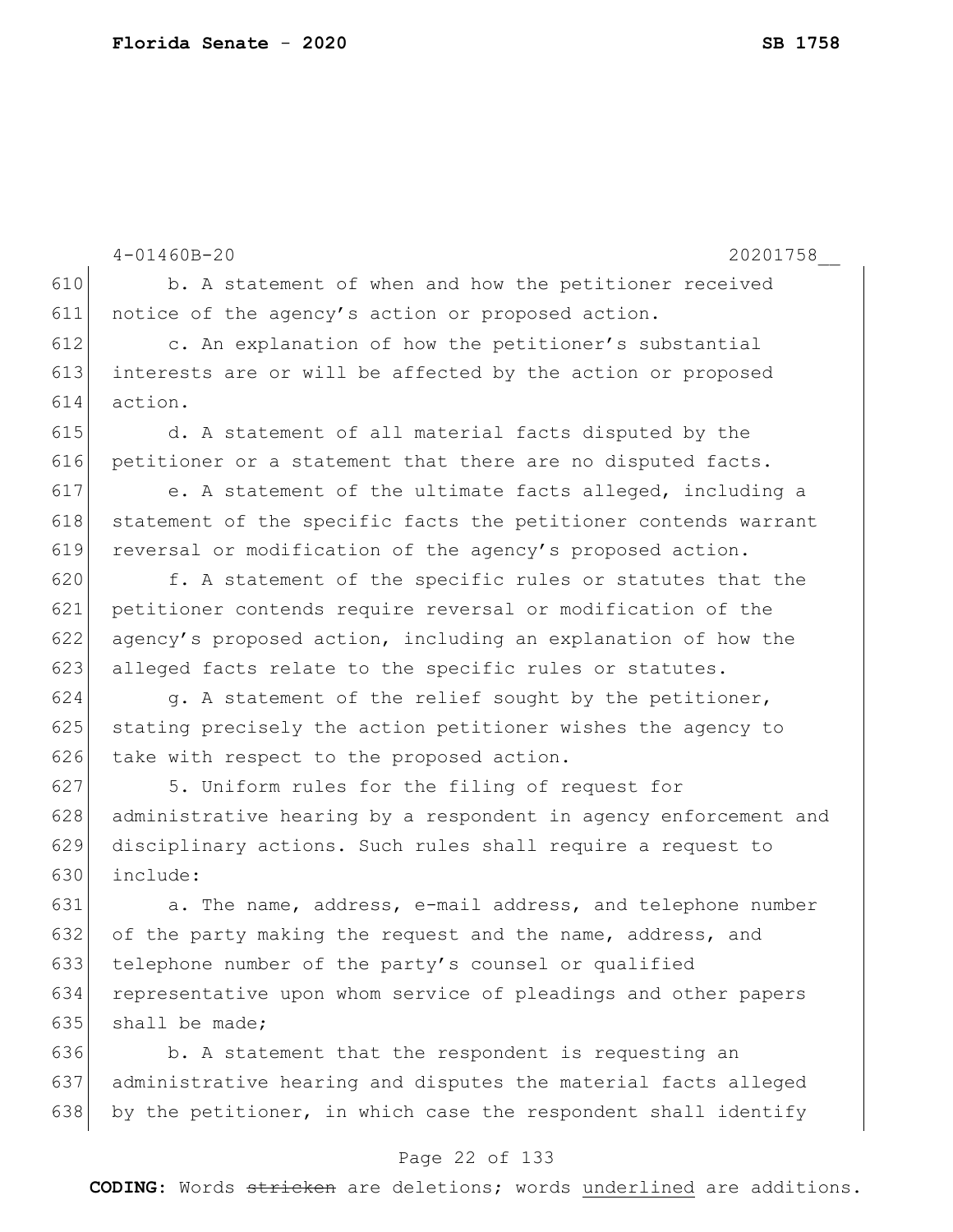b. A statement of when and how the petitioner received notice of the agency's action or proposed action.

c. An explanation of how the petitioner's substantial interests are or will be affected by the action or proposed action.

d. A statement of all material facts disputed by the petitioner or a statement that there are no disputed facts.

e. A statement of the ultimate facts alleged, including a statement of the specific facts the petitioner contends warrant reversal or modification of the agency's proposed action.

f. A statement of the specific rules or statutes that the petitioner contends require reversal or modification of the agency's proposed action, including an explanation of how the alleged facts relate to the specific rules or statutes.

g. A statement of the relief sought by the petitioner, stating precisely the action petitioner wishes the agency to take with respect to the proposed action.

5. Uniform rules for the filing of request for administrative hearing by a respondent in agency enforcement and disciplinary actions. Such rules shall require a request to include:

a. The name, address, e-mail address, and telephone number of the party making the request and the name, address, and telephone number of the party's counsel or qualified representative upon whom service of pleadings and other papers shall be made;

b. A statement that the respondent is requesting an administrative hearing and disputes the material facts alleged by the petitioner, in which case the respondent shall identify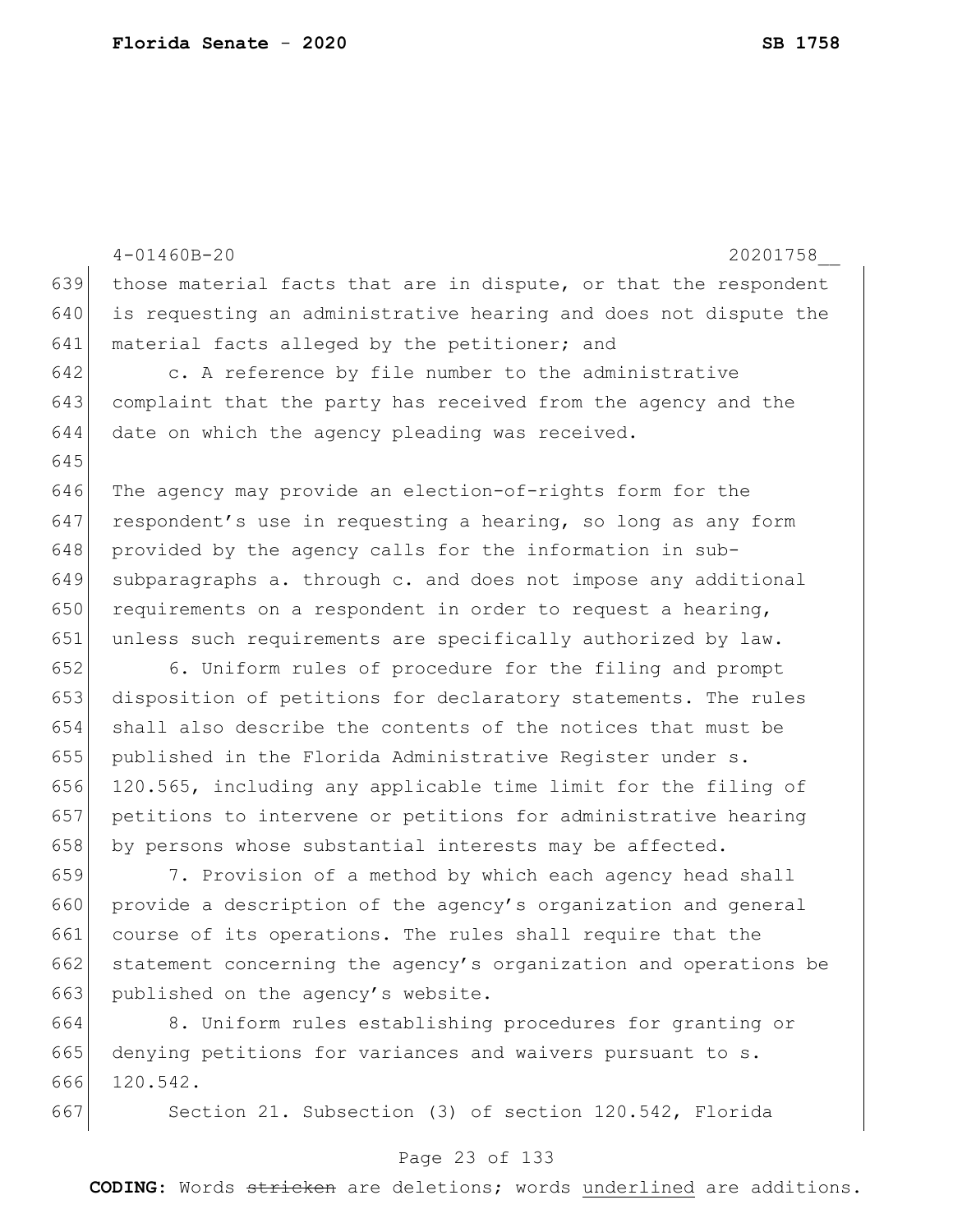those material facts that are in dispute, or that the respondent is requesting an administrative hearing and does not dispute the material facts alleged by the petitioner; and

c. A reference by file number to the administrative complaint that the party has received from the agency and the date on which the agency pleading was received.

The agency may provide an election-of-rights form for the respondent's use in requesting a hearing, so long as any form provided by the agency calls for the information in sub-subparagraphs a. through c. and does not impose any additional requirements on a respondent in order to request a hearing, unless such requirements are specifically authorized by law.

6. Uniform rules of procedure for the filing and prompt disposition of petitions for declaratory statements. The rules shall also describe the contents of the notices that must be published in the Florida Administrative Register under s. 120.565, including any applicable time limit for the filing of petitions to intervene or petitions for administrative hearing by persons whose substantial interests may be affected.

7. Provision of a method by which each agency head shall provide a description of the agency's organization and general course of its operations. The rules shall require that the statement concerning the agency's organization and operations be published on the agency's website.

8. Uniform rules establishing procedures for granting or denying petitions for variances and waivers pursuant to s. 120.542.

Section 21. Subsection (3) of section 120.542, Florida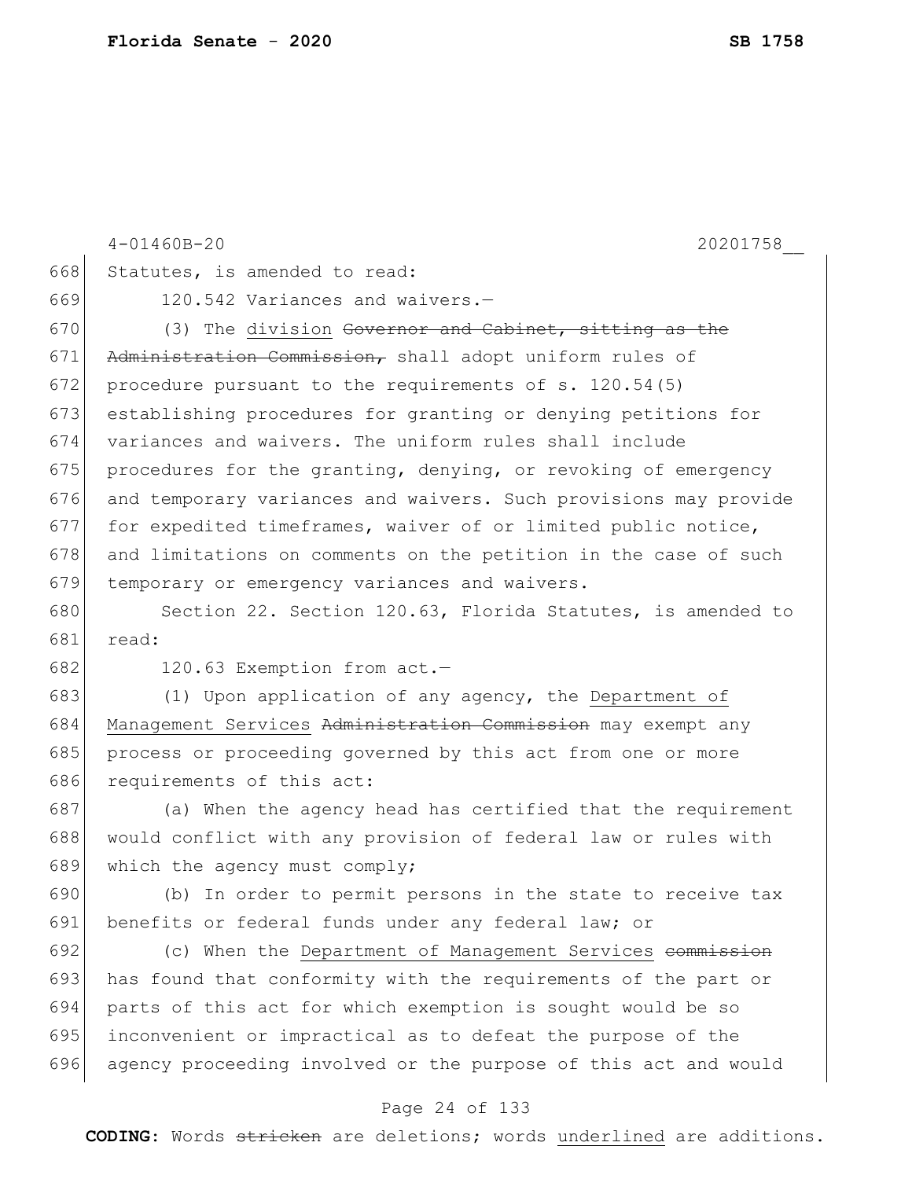Statutes, is amended to read:

120.542 Variances and waivers.—

(3) The <u>division</u> ~~Governor and Cabinet, sitting as the Administration Commission,~~ shall adopt uniform rules of procedure pursuant to the requirements of s. 120.54(5) establishing procedures for granting or denying petitions for variances and waivers. The uniform rules shall include procedures for the granting, denying, or revoking of emergency and temporary variances and waivers. Such provisions may provide for expedited timeframes, waiver of or limited public notice, and limitations on comments on the petition in the case of such temporary or emergency variances and waivers.

Section 22. Section 120.63, Florida Statutes, is amended to read:

120.63 Exemption from act.—

(1) Upon application of any agency, the <u>Department of Management Services</u> ~~Administration Commission~~ may exempt any process or proceeding governed by this act from one or more requirements of this act:

(a) When the agency head has certified that the requirement would conflict with any provision of federal law or rules with which the agency must comply;

(b) In order to permit persons in the state to receive tax benefits or federal funds under any federal law; or

(c) When the <u>Department of Management Services</u> ~~commission~~ has found that conformity with the requirements of the part or parts of this act for which exemption is sought would be so inconvenient or impractical as to defeat the purpose of the agency proceeding involved or the purpose of this act and would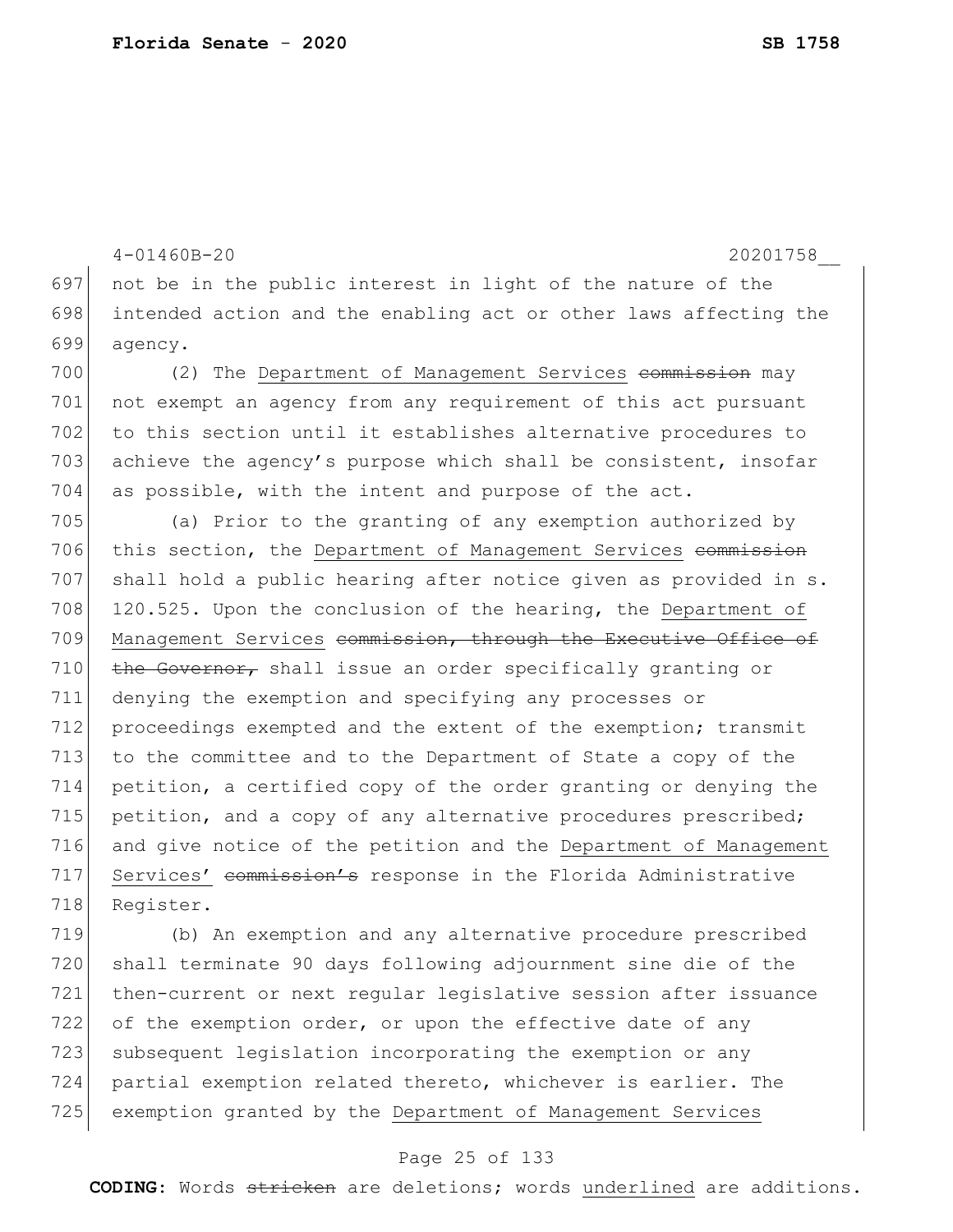not be in the public interest in light of the nature of the intended action and the enabling act or other laws affecting the agency.

(2) The <u>Department of Management Services</u> ~~commission~~ may not exempt an agency from any requirement of this act pursuant to this section until it establishes alternative procedures to achieve the agency's purpose which shall be consistent, insofar as possible, with the intent and purpose of the act.

(a) Prior to the granting of any exemption authorized by this section, the <u>Department of Management Services</u> ~~commission~~ shall hold a public hearing after notice given as provided in s. 120.525. Upon the conclusion of the hearing, the <u>Department of Management Services</u> ~~commission, through the Executive Office of the Governor,~~ shall issue an order specifically granting or denying the exemption and specifying any processes or proceedings exempted and the extent of the exemption; transmit to the committee and to the Department of State a copy of the petition, a certified copy of the order granting or denying the petition, and a copy of any alternative procedures prescribed; and give notice of the petition and the <u>Department of Management Services'</u> ~~commission's~~ response in the Florida Administrative Register.

(b) An exemption and any alternative procedure prescribed shall terminate 90 days following adjournment sine die of the then-current or next regular legislative session after issuance of the exemption order, or upon the effective date of any subsequent legislation incorporating the exemption or any partial exemption related thereto, whichever is earlier. The exemption granted by the <u>Department of Management Services</u>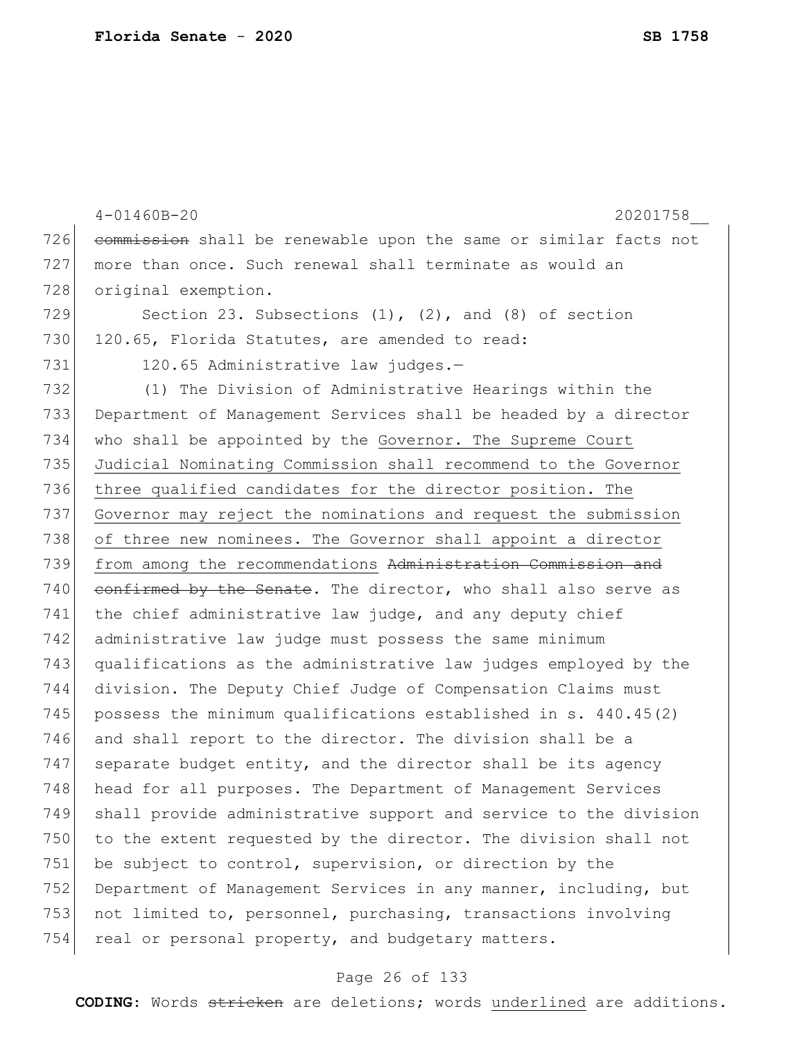~~commission~~ shall be renewable upon the same or similar facts not more than once. Such renewal shall terminate as would an original exemption.

Section 23. Subsections (1), (2), and (8) of section 120.65, Florida Statutes, are amended to read:

120.65 Administrative law judges.—

(1) The Division of Administrative Hearings within the Department of Management Services shall be headed by a director who shall be appointed by the <u>Governor. The Supreme Court Judicial Nominating Commission shall recommend to the Governor three qualified candidates for the director position. The Governor may reject the nominations and request the submission of three new nominees. The Governor shall appoint a director from among the recommendations</u> ~~Administration Commission and confirmed by the Senate~~. The director, who shall also serve as the chief administrative law judge, and any deputy chief administrative law judge must possess the same minimum qualifications as the administrative law judges employed by the division. The Deputy Chief Judge of Compensation Claims must possess the minimum qualifications established in s. 440.45(2) and shall report to the director. The division shall be a separate budget entity, and the director shall be its agency head for all purposes. The Department of Management Services shall provide administrative support and service to the division to the extent requested by the director. The division shall not be subject to control, supervision, or direction by the Department of Management Services in any manner, including, but not limited to, personnel, purchasing, transactions involving real or personal property, and budgetary matters.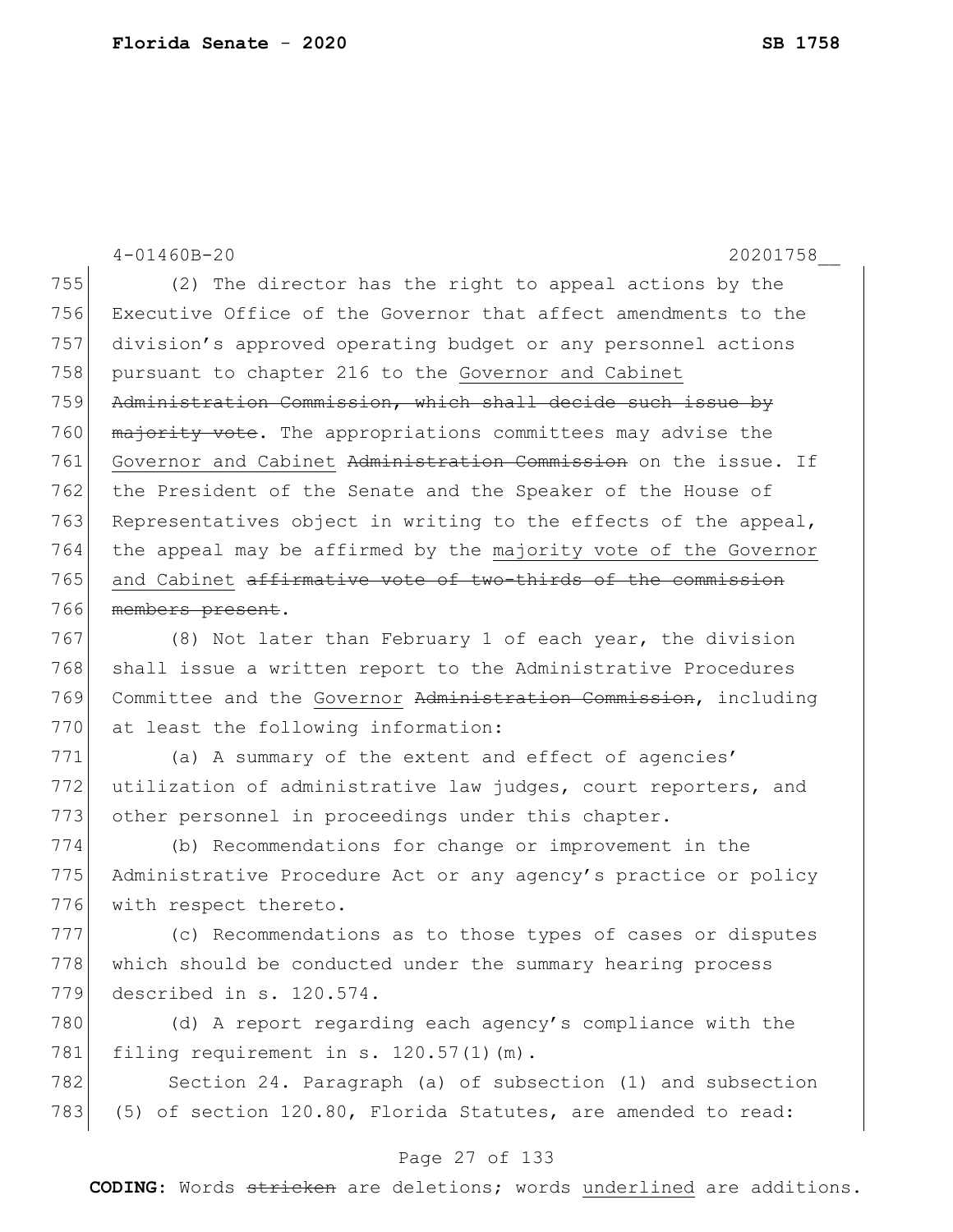(2) The director has the right to appeal actions by the Executive Office of the Governor that affect amendments to the division's approved operating budget or any personnel actions pursuant to chapter 216 to the <u>Governor and Cabinet</u> ~~Administration Commission, which shall decide such issue by majority vote~~. The appropriations committees may advise the <u>Governor and Cabinet</u> ~~Administration Commission~~ on the issue. If the President of the Senate and the Speaker of the House of Representatives object in writing to the effects of the appeal, the appeal may be affirmed by the <u>majority vote of the Governor and Cabinet</u> ~~affirmative vote of two-thirds of the commission members present~~.

(8) Not later than February 1 of each year, the division shall issue a written report to the Administrative Procedures Committee and the <u>Governor</u> ~~Administration Commission~~, including at least the following information:

(a) A summary of the extent and effect of agencies' utilization of administrative law judges, court reporters, and other personnel in proceedings under this chapter.

(b) Recommendations for change or improvement in the Administrative Procedure Act or any agency's practice or policy with respect thereto.

(c) Recommendations as to those types of cases or disputes which should be conducted under the summary hearing process described in s. 120.574.

(d) A report regarding each agency's compliance with the filing requirement in s. 120.57(1)(m).

Section 24. Paragraph (a) of subsection (1) and subsection (5) of section 120.80, Florida Statutes, are amended to read: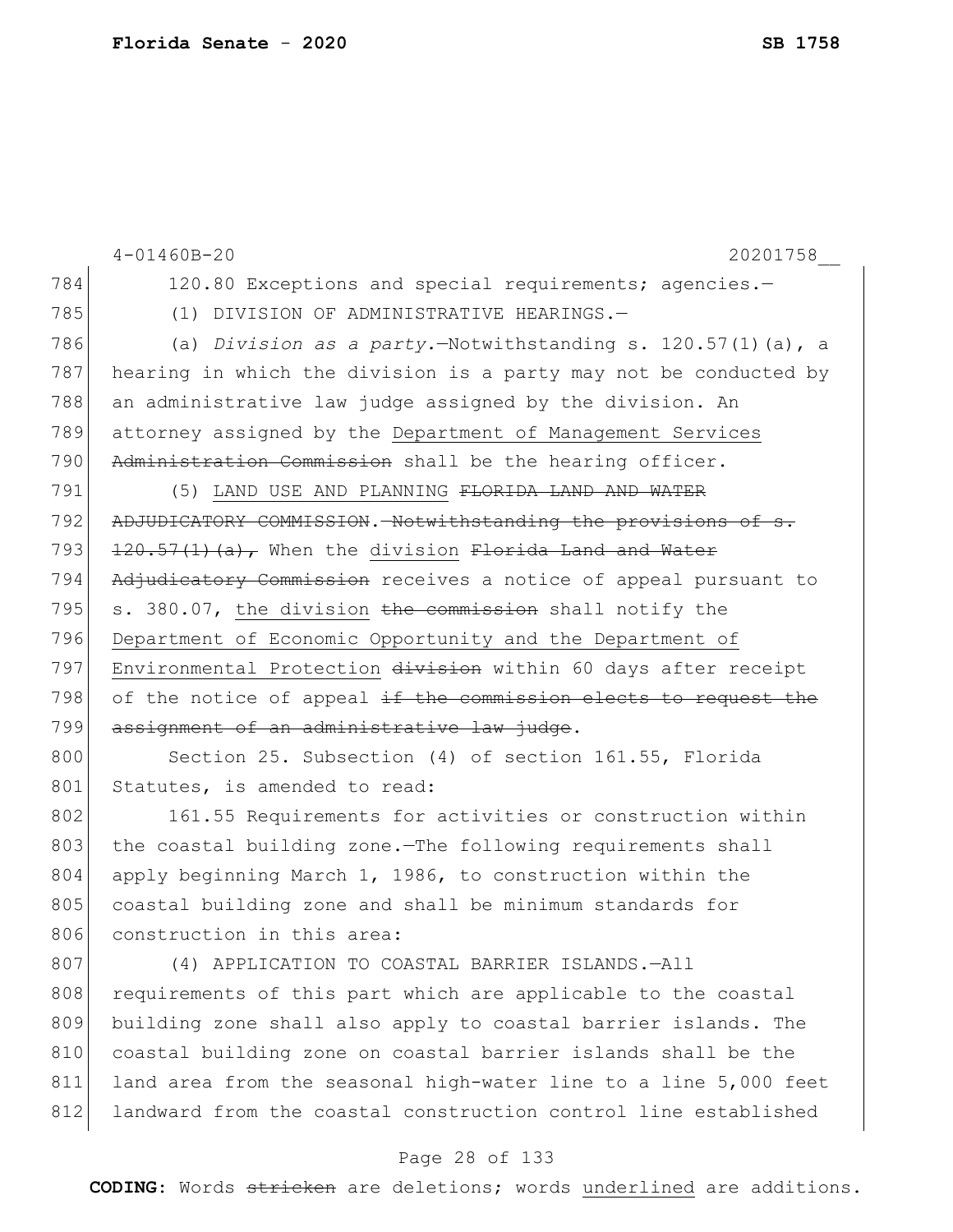120.80 Exceptions and special requirements; agencies.—

(1) DIVISION OF ADMINISTRATIVE HEARINGS.—

(a) *Division as a party.*—Notwithstanding s. 120.57(1)(a), a hearing in which the division is a party may not be conducted by an administrative law judge assigned by the division. An attorney assigned by the <u>Department of Management Services</u> ~~Administration Commission~~ shall be the hearing officer.

(5) <u>LAND USE AND PLANNING</u> ~~FLORIDA LAND AND WATER ADJUDICATORY COMMISSION.—Notwithstanding the provisions of s. 120.57(1)(a),~~ When the <u>division</u> ~~Florida Land and Water Adjudicatory Commission~~ receives a notice of appeal pursuant to s. 380.07, <u>the division</u> ~~the commission~~ shall notify the <u>Department of Economic Opportunity and the Department of Environmental Protection</u> ~~division~~ within 60 days after receipt of the notice of appeal ~~if the commission elects to request the assignment of an administrative law judge~~.

Section 25. Subsection (4) of section 161.55, Florida Statutes, is amended to read:

161.55 Requirements for activities or construction within the coastal building zone.—The following requirements shall apply beginning March 1, 1986, to construction within the coastal building zone and shall be minimum standards for construction in this area:

(4) APPLICATION TO COASTAL BARRIER ISLANDS.—All requirements of this part which are applicable to the coastal building zone shall also apply to coastal barrier islands. The coastal building zone on coastal barrier islands shall be the land area from the seasonal high-water line to a line 5,000 feet landward from the coastal construction control line established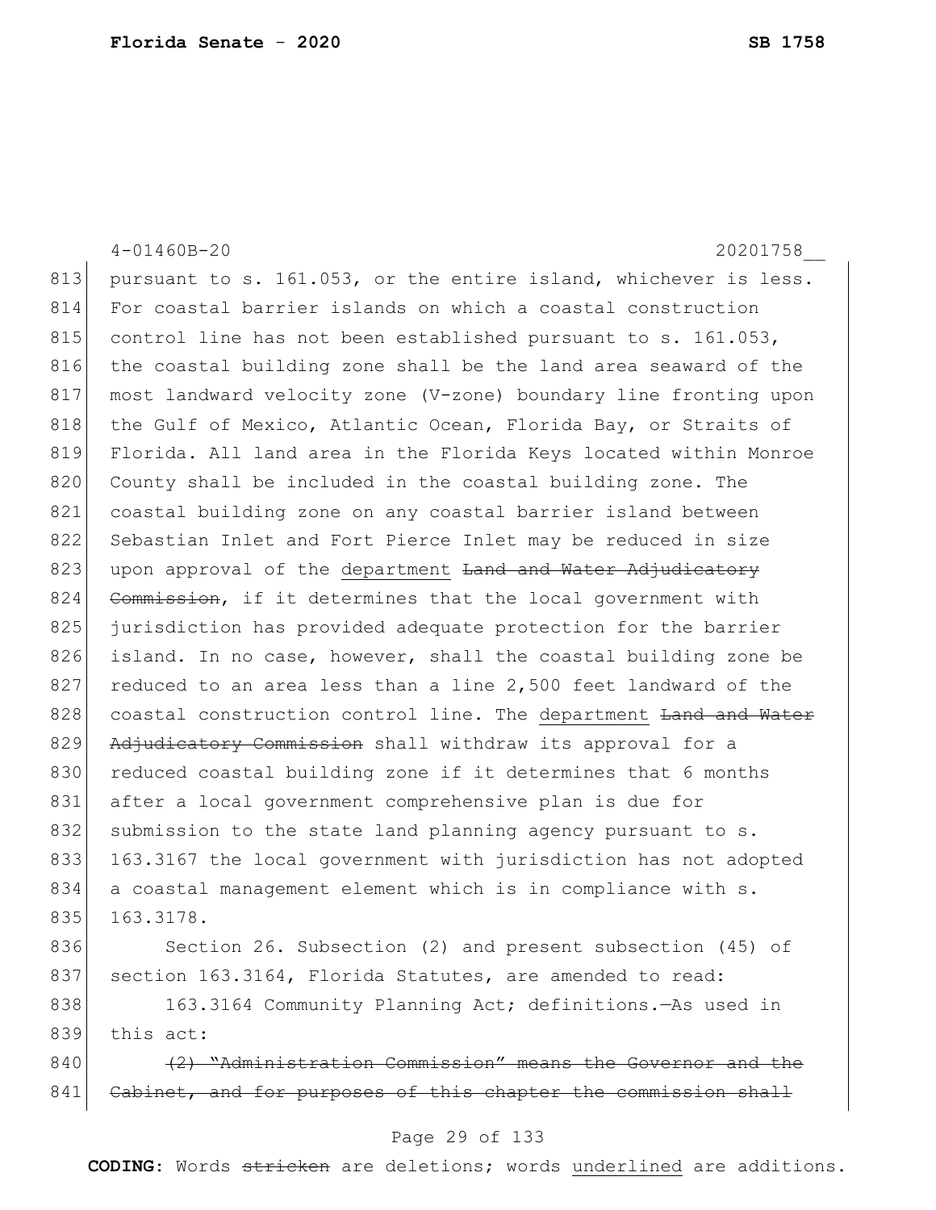pursuant to s. 161.053, or the entire island, whichever is less. For coastal barrier islands on which a coastal construction control line has not been established pursuant to s. 161.053, the coastal building zone shall be the land area seaward of the most landward velocity zone (V-zone) boundary line fronting upon the Gulf of Mexico, Atlantic Ocean, Florida Bay, or Straits of Florida. All land area in the Florida Keys located within Monroe County shall be included in the coastal building zone. The coastal building zone on any coastal barrier island between Sebastian Inlet and Fort Pierce Inlet may be reduced in size upon approval of the <u>department</u> ~~Land and Water Adjudicatory Commission~~, if it determines that the local government with jurisdiction has provided adequate protection for the barrier island. In no case, however, shall the coastal building zone be reduced to an area less than a line 2,500 feet landward of the coastal construction control line. The <u>department</u> ~~Land and Water Adjudicatory Commission~~ shall withdraw its approval for a reduced coastal building zone if it determines that 6 months after a local government comprehensive plan is due for submission to the state land planning agency pursuant to s. 163.3167 the local government with jurisdiction has not adopted a coastal management element which is in compliance with s. 163.3178.

Section 26. Subsection (2) and present subsection (45) of section 163.3164, Florida Statutes, are amended to read:

163.3164 Community Planning Act; definitions.—As used in this act:

~~(2) "Administration Commission" means the Governor and the Cabinet, and for purposes of this chapter the commission shall~~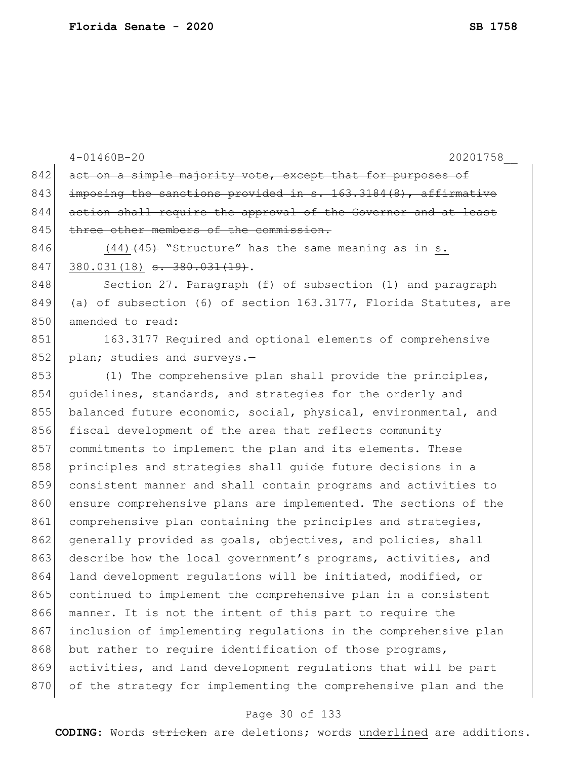~~act on a simple majority vote, except that for purposes of imposing the sanctions provided in s. 163.3184(8), affirmative action shall require the approval of the Governor and at least three other members of the commission.~~

(44)~~(45)~~ "Structure" has the same meaning as in <u>s. 380.031(18)</u> ~~s. 380.031(19)~~.

Section 27. Paragraph (f) of subsection (1) and paragraph (a) of subsection (6) of section 163.3177, Florida Statutes, are amended to read:

163.3177 Required and optional elements of comprehensive plan; studies and surveys.—

(1) The comprehensive plan shall provide the principles, guidelines, standards, and strategies for the orderly and balanced future economic, social, physical, environmental, and fiscal development of the area that reflects community commitments to implement the plan and its elements. These principles and strategies shall guide future decisions in a consistent manner and shall contain programs and activities to ensure comprehensive plans are implemented. The sections of the comprehensive plan containing the principles and strategies, generally provided as goals, objectives, and policies, shall describe how the local government's programs, activities, and land development regulations will be initiated, modified, or continued to implement the comprehensive plan in a consistent manner. It is not the intent of this part to require the inclusion of implementing regulations in the comprehensive plan but rather to require identification of those programs, activities, and land development regulations that will be part of the strategy for implementing the comprehensive plan and the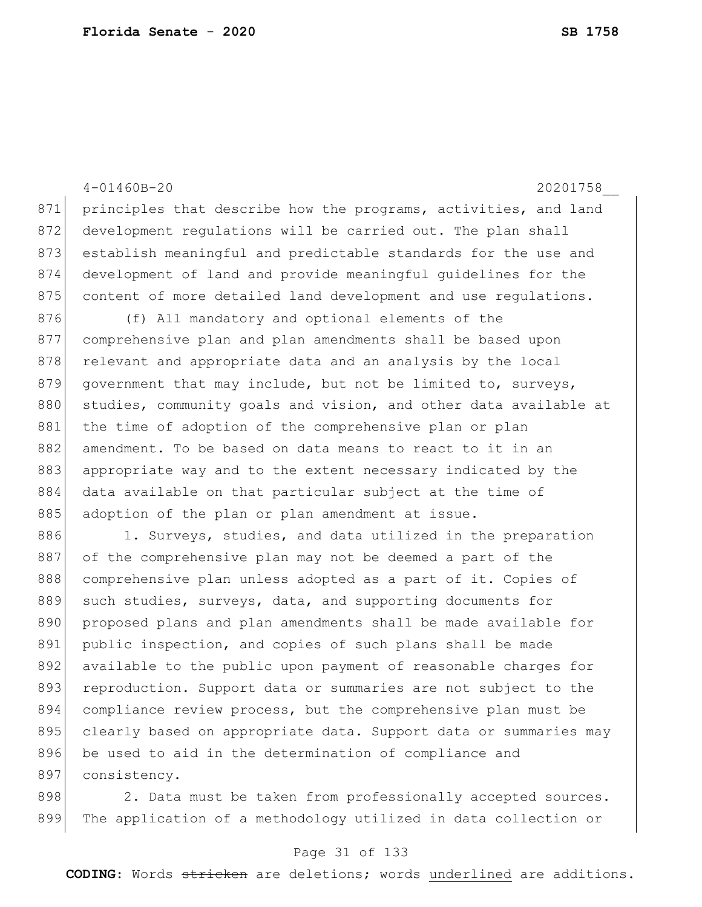principles that describe how the programs, activities, and land development regulations will be carried out. The plan shall establish meaningful and predictable standards for the use and development of land and provide meaningful guidelines for the content of more detailed land development and use regulations.

(f) All mandatory and optional elements of the comprehensive plan and plan amendments shall be based upon relevant and appropriate data and an analysis by the local government that may include, but not be limited to, surveys, studies, community goals and vision, and other data available at the time of adoption of the comprehensive plan or plan amendment. To be based on data means to react to it in an appropriate way and to the extent necessary indicated by the data available on that particular subject at the time of adoption of the plan or plan amendment at issue.

1. Surveys, studies, and data utilized in the preparation of the comprehensive plan may not be deemed a part of the comprehensive plan unless adopted as a part of it. Copies of such studies, surveys, data, and supporting documents for proposed plans and plan amendments shall be made available for public inspection, and copies of such plans shall be made available to the public upon payment of reasonable charges for reproduction. Support data or summaries are not subject to the compliance review process, but the comprehensive plan must be clearly based on appropriate data. Support data or summaries may be used to aid in the determination of compliance and consistency.

2. Data must be taken from professionally accepted sources. The application of a methodology utilized in data collection or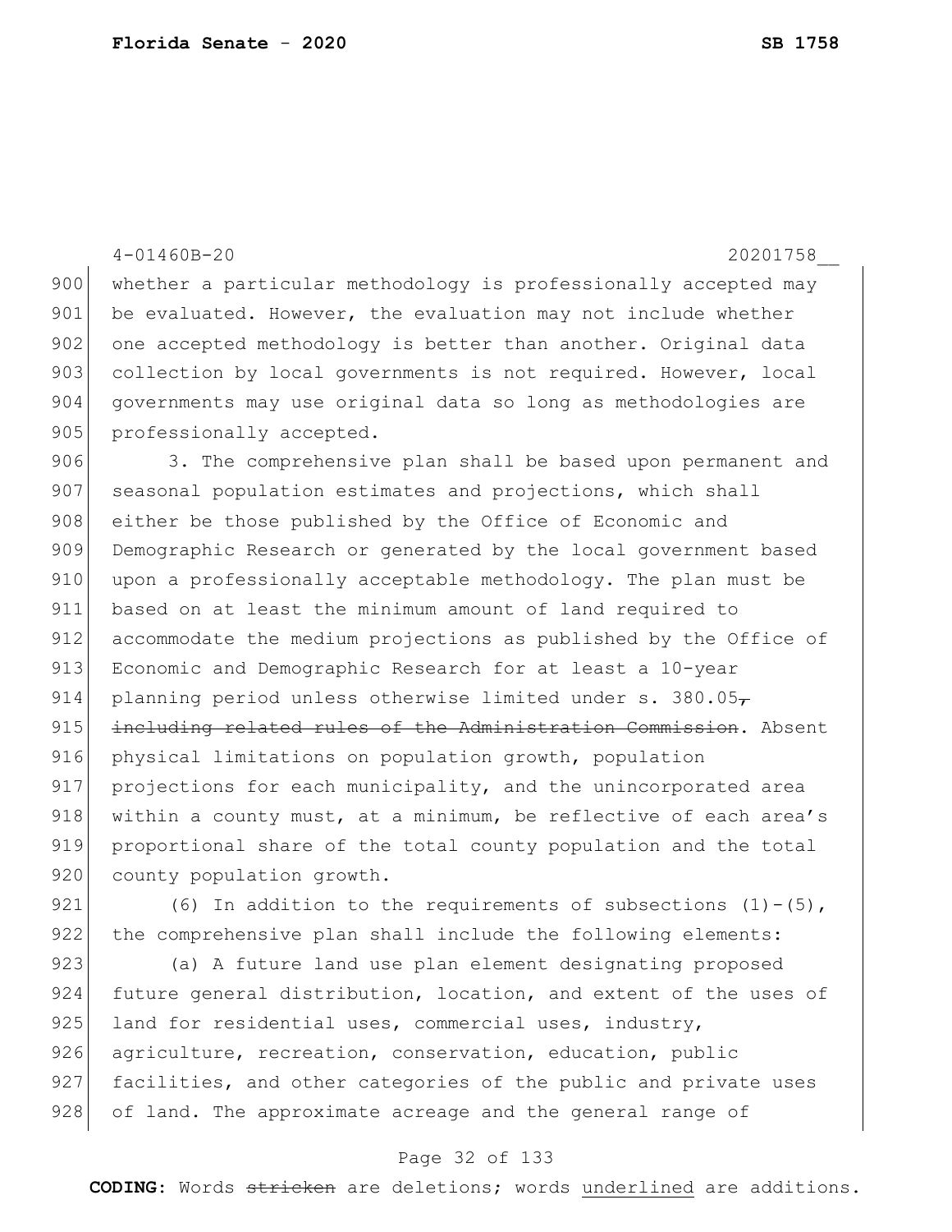whether a particular methodology is professionally accepted may be evaluated. However, the evaluation may not include whether one accepted methodology is better than another. Original data collection by local governments is not required. However, local governments may use original data so long as methodologies are professionally accepted.

3. The comprehensive plan shall be based upon permanent and seasonal population estimates and projections, which shall either be those published by the Office of Economic and Demographic Research or generated by the local government based upon a professionally acceptable methodology. The plan must be based on at least the minimum amount of land required to accommodate the medium projections as published by the Office of Economic and Demographic Research for at least a 10-year planning period unless otherwise limited under s. 380.05~~, including related rules of the Administration Commission~~. Absent physical limitations on population growth, population projections for each municipality, and the unincorporated area within a county must, at a minimum, be reflective of each area's proportional share of the total county population and the total county population growth.

(6) In addition to the requirements of subsections (1)-(5), the comprehensive plan shall include the following elements:

(a) A future land use plan element designating proposed future general distribution, location, and extent of the uses of land for residential uses, commercial uses, industry, agriculture, recreation, conservation, education, public facilities, and other categories of the public and private uses of land. The approximate acreage and the general range of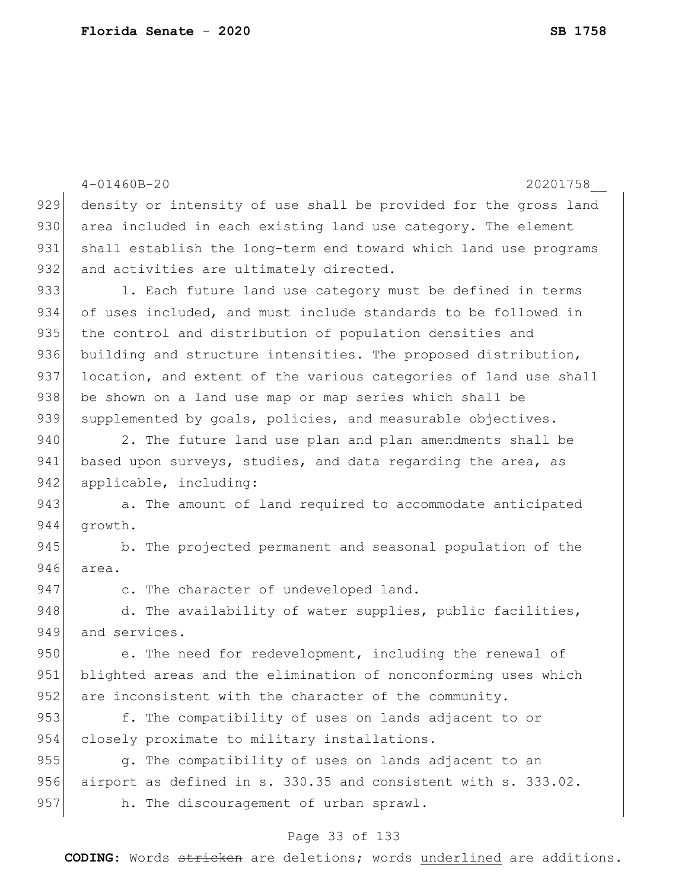density or intensity of use shall be provided for the gross land area included in each existing land use category. The element shall establish the long-term end toward which land use programs and activities are ultimately directed.

1. Each future land use category must be defined in terms of uses included, and must include standards to be followed in the control and distribution of population densities and building and structure intensities. The proposed distribution, location, and extent of the various categories of land use shall be shown on a land use map or map series which shall be supplemented by goals, policies, and measurable objectives.

2. The future land use plan and plan amendments shall be based upon surveys, studies, and data regarding the area, as applicable, including:

a. The amount of land required to accommodate anticipated growth.

b. The projected permanent and seasonal population of the area.

c. The character of undeveloped land.

d. The availability of water supplies, public facilities, and services.

e. The need for redevelopment, including the renewal of blighted areas and the elimination of nonconforming uses which are inconsistent with the character of the community.

f. The compatibility of uses on lands adjacent to or closely proximate to military installations.

g. The compatibility of uses on lands adjacent to an airport as defined in s. 330.35 and consistent with s. 333.02.

h. The discouragement of urban sprawl.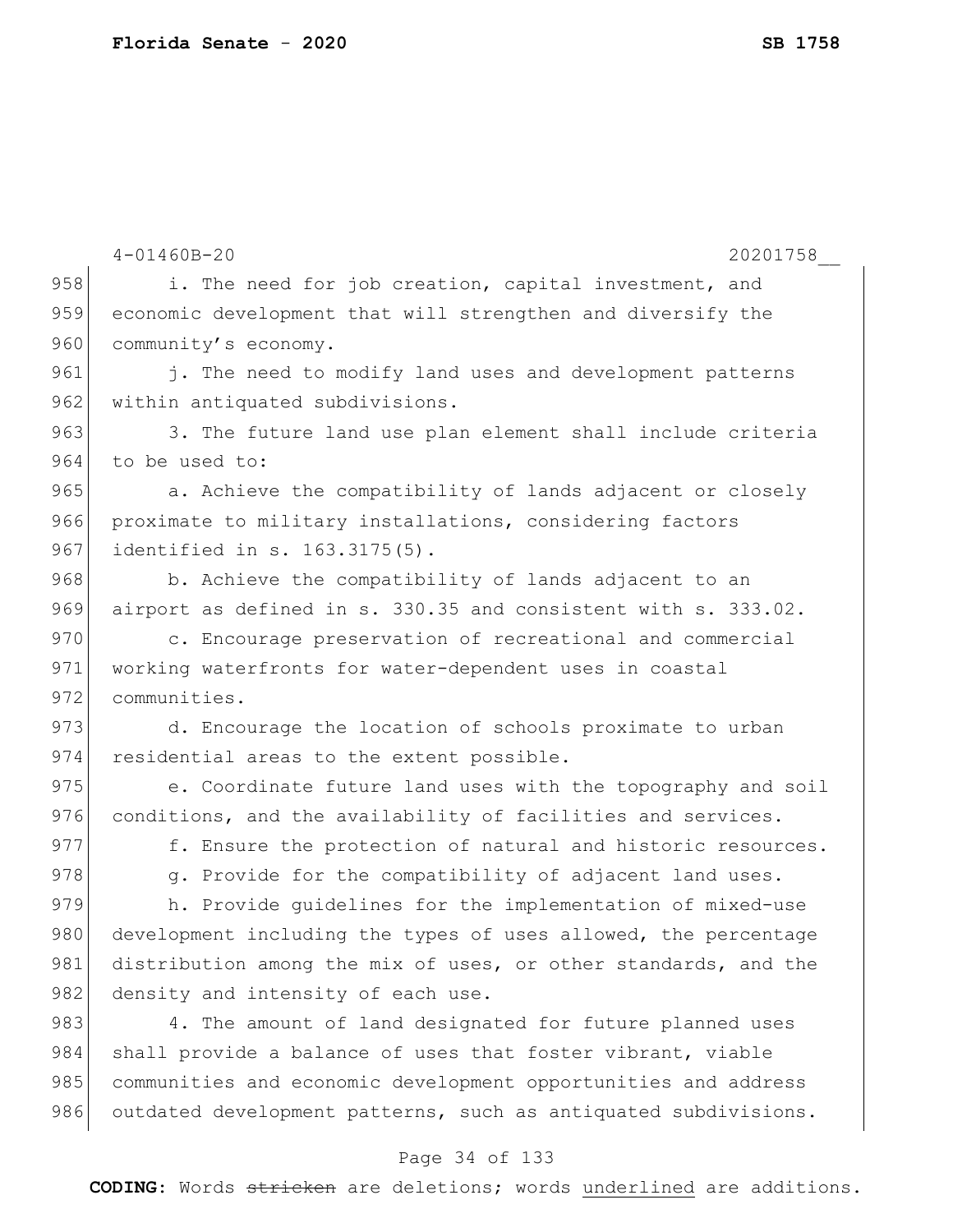i. The need for job creation, capital investment, and economic development that will strengthen and diversify the community's economy.

j. The need to modify land uses and development patterns within antiquated subdivisions.

3. The future land use plan element shall include criteria to be used to:

a. Achieve the compatibility of lands adjacent or closely proximate to military installations, considering factors identified in s. 163.3175(5).

b. Achieve the compatibility of lands adjacent to an airport as defined in s. 330.35 and consistent with s. 333.02.

c. Encourage preservation of recreational and commercial working waterfronts for water-dependent uses in coastal communities.

d. Encourage the location of schools proximate to urban residential areas to the extent possible.

e. Coordinate future land uses with the topography and soil conditions, and the availability of facilities and services.

f. Ensure the protection of natural and historic resources.

g. Provide for the compatibility of adjacent land uses.

h. Provide guidelines for the implementation of mixed-use development including the types of uses allowed, the percentage distribution among the mix of uses, or other standards, and the density and intensity of each use.

4. The amount of land designated for future planned uses shall provide a balance of uses that foster vibrant, viable communities and economic development opportunities and address outdated development patterns, such as antiquated subdivisions.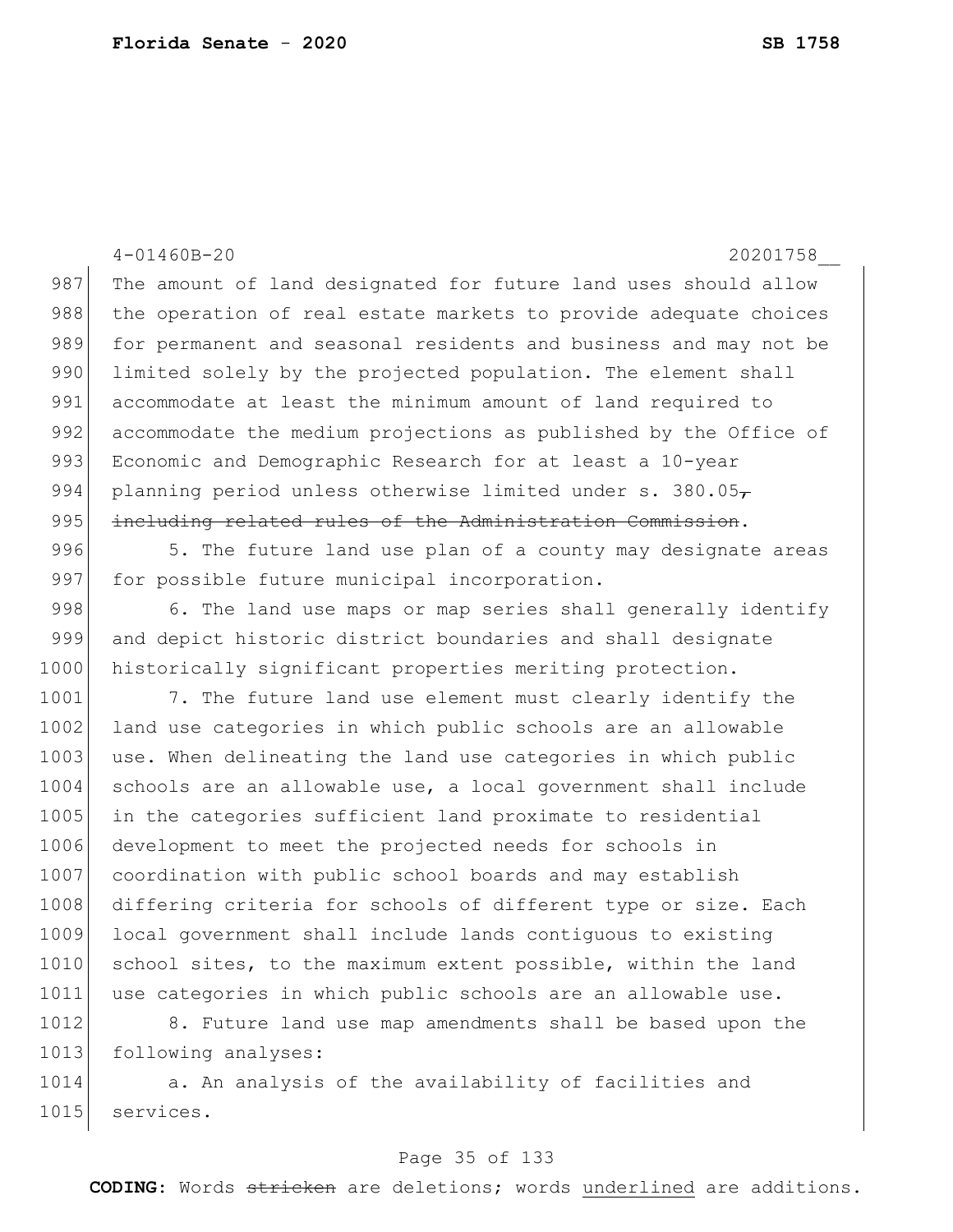The amount of land designated for future land uses should allow the operation of real estate markets to provide adequate choices for permanent and seasonal residents and business and may not be limited solely by the projected population. The element shall accommodate at least the minimum amount of land required to accommodate the medium projections as published by the Office of Economic and Demographic Research for at least a 10-year planning period unless otherwise limited under s. 380.05~~, including related rules of the Administration Commission~~.

5. The future land use plan of a county may designate areas for possible future municipal incorporation.

6. The land use maps or map series shall generally identify and depict historic district boundaries and shall designate historically significant properties meriting protection.

7. The future land use element must clearly identify the land use categories in which public schools are an allowable use. When delineating the land use categories in which public schools are an allowable use, a local government shall include in the categories sufficient land proximate to residential development to meet the projected needs for schools in coordination with public school boards and may establish differing criteria for schools of different type or size. Each local government shall include lands contiguous to existing school sites, to the maximum extent possible, within the land use categories in which public schools are an allowable use.

8. Future land use map amendments shall be based upon the following analyses:

a. An analysis of the availability of facilities and services.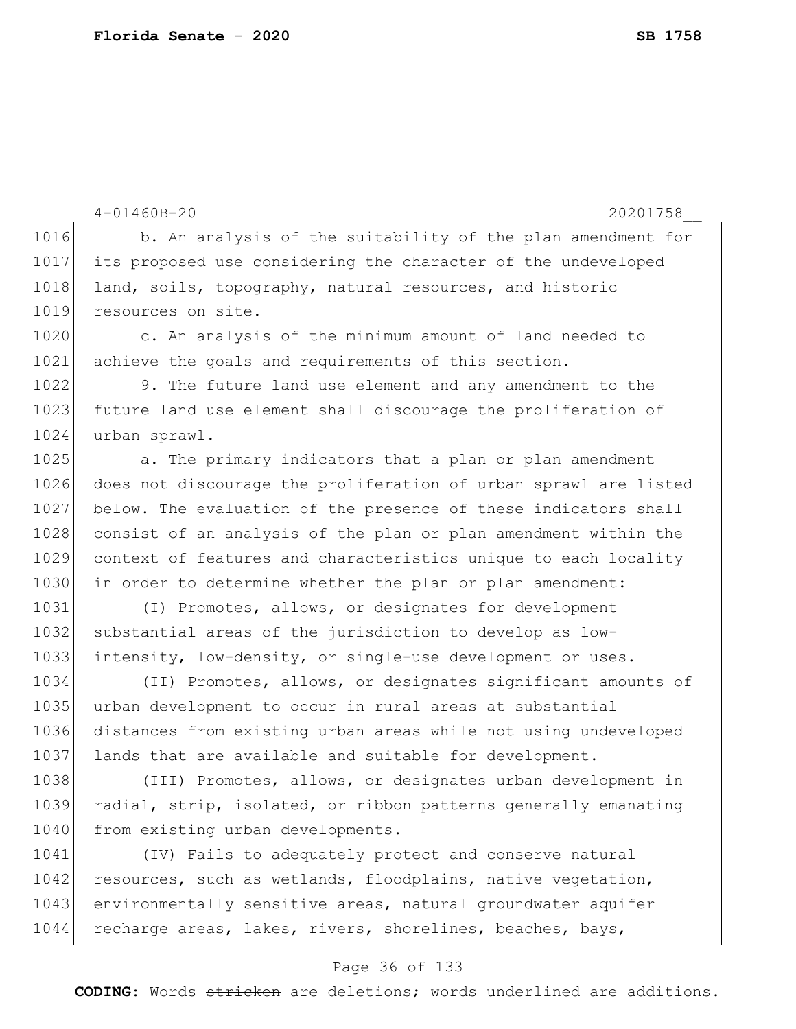b. An analysis of the suitability of the plan amendment for its proposed use considering the character of the undeveloped land, soils, topography, natural resources, and historic resources on site.

c. An analysis of the minimum amount of land needed to achieve the goals and requirements of this section.

9. The future land use element and any amendment to the future land use element shall discourage the proliferation of urban sprawl.

a. The primary indicators that a plan or plan amendment does not discourage the proliferation of urban sprawl are listed below. The evaluation of the presence of these indicators shall consist of an analysis of the plan or plan amendment within the context of features and characteristics unique to each locality in order to determine whether the plan or plan amendment:

(I) Promotes, allows, or designates for development substantial areas of the jurisdiction to develop as low-intensity, low-density, or single-use development or uses.

(II) Promotes, allows, or designates significant amounts of urban development to occur in rural areas at substantial distances from existing urban areas while not using undeveloped lands that are available and suitable for development.

(III) Promotes, allows, or designates urban development in radial, strip, isolated, or ribbon patterns generally emanating from existing urban developments.

(IV) Fails to adequately protect and conserve natural resources, such as wetlands, floodplains, native vegetation, environmentally sensitive areas, natural groundwater aquifer recharge areas, lakes, rivers, shorelines, beaches, bays,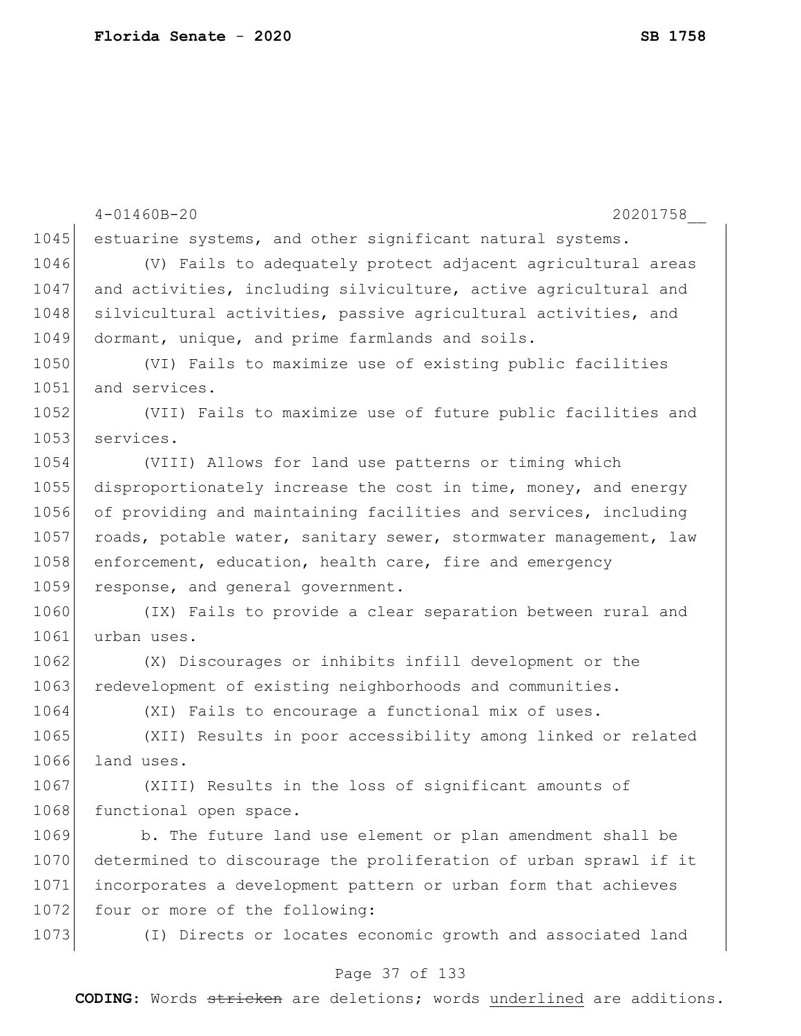estuarine systems, and other significant natural systems.

(V) Fails to adequately protect adjacent agricultural areas and activities, including silviculture, active agricultural and silvicultural activities, passive agricultural activities, and dormant, unique, and prime farmlands and soils.

(VI) Fails to maximize use of existing public facilities and services.

(VII) Fails to maximize use of future public facilities and services.

(VIII) Allows for land use patterns or timing which disproportionately increase the cost in time, money, and energy of providing and maintaining facilities and services, including roads, potable water, sanitary sewer, stormwater management, law enforcement, education, health care, fire and emergency response, and general government.

(IX) Fails to provide a clear separation between rural and urban uses.

(X) Discourages or inhibits infill development or the redevelopment of existing neighborhoods and communities.

(XI) Fails to encourage a functional mix of uses.

(XII) Results in poor accessibility among linked or related land uses.

(XIII) Results in the loss of significant amounts of functional open space.

b. The future land use element or plan amendment shall be determined to discourage the proliferation of urban sprawl if it incorporates a development pattern or urban form that achieves four or more of the following:

(I) Directs or locates economic growth and associated land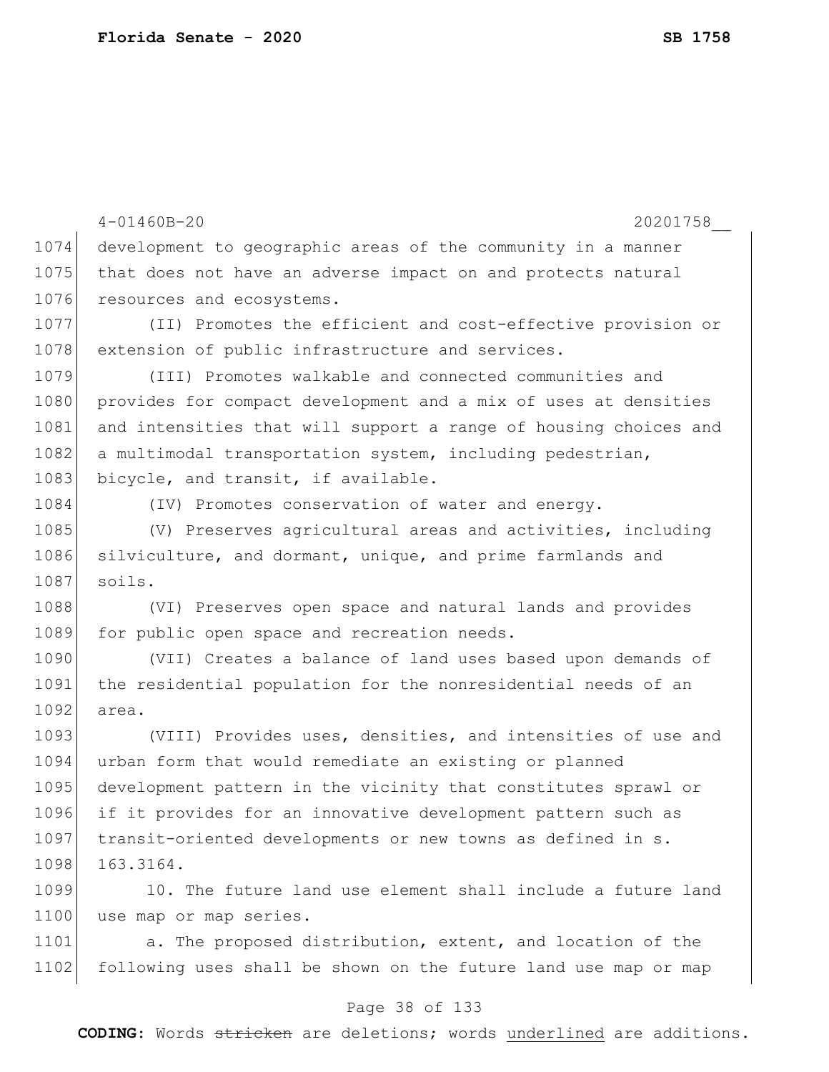4-01460B-20 20201758__

1074 development to geographic areas of the community in a manner
1075 that does not have an adverse impact on and protects natural
1076 resources and ecosystems.

1077 (II) Promotes the efficient and cost-effective provision or
1078 extension of public infrastructure and services.

1079 (III) Promotes walkable and connected communities and
1080 provides for compact development and a mix of uses at densities
1081 and intensities that will support a range of housing choices and
1082 a multimodal transportation system, including pedestrian,
1083 bicycle, and transit, if available.

1084 (IV) Promotes conservation of water and energy.

1085 (V) Preserves agricultural areas and activities, including
1086 silviculture, and dormant, unique, and prime farmlands and
1087 soils.

1088 (VI) Preserves open space and natural lands and provides
1089 for public open space and recreation needs.

1090 (VII) Creates a balance of land uses based upon demands of
1091 the residential population for the nonresidential needs of an
1092 area.

1093 (VIII) Provides uses, densities, and intensities of use and
1094 urban form that would remediate an existing or planned
1095 development pattern in the vicinity that constitutes sprawl or
1096 if it provides for an innovative development pattern such as
1097 transit-oriented developments or new towns as defined in s.
1098 163.3164.

1099 10. The future land use element shall include a future land
1100 use map or map series.

1101 a. The proposed distribution, extent, and location of the
1102 following uses shall be shown on the future land use map or map

**CODING:** Words ~~stricken~~ are deletions; words underlined are additions.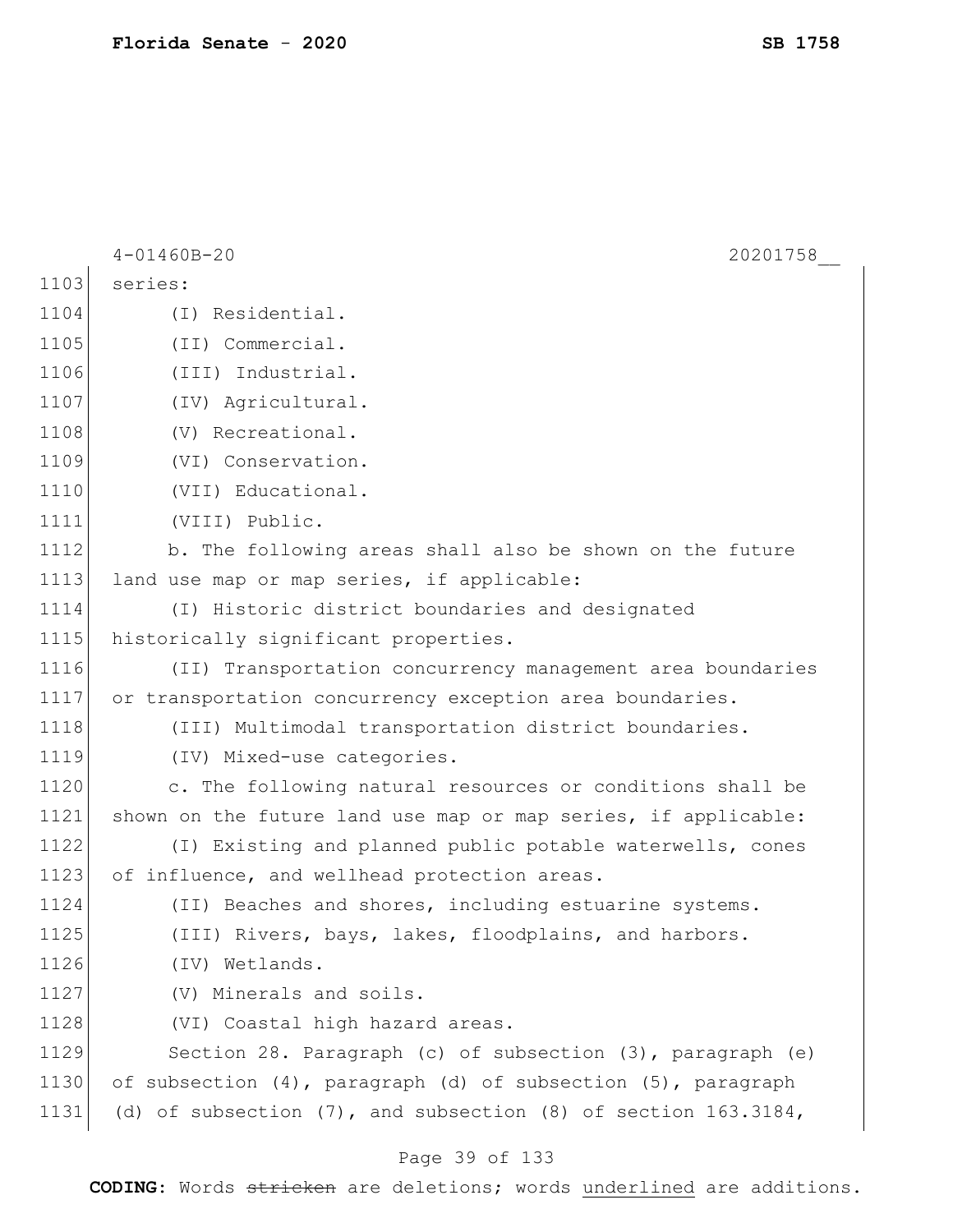series:

(I) Residential.

(II) Commercial.

(III) Industrial.

(IV) Agricultural.

(V) Recreational.

(VI) Conservation.

(VII) Educational.

(VIII) Public.

b. The following areas shall also be shown on the future land use map or map series, if applicable:

(I) Historic district boundaries and designated historically significant properties.

(II) Transportation concurrency management area boundaries or transportation concurrency exception area boundaries.

(III) Multimodal transportation district boundaries.

(IV) Mixed-use categories.

c. The following natural resources or conditions shall be shown on the future land use map or map series, if applicable:

(I) Existing and planned public potable waterwells, cones of influence, and wellhead protection areas.

(II) Beaches and shores, including estuarine systems.

(III) Rivers, bays, lakes, floodplains, and harbors.

(IV) Wetlands.

(V) Minerals and soils.

(VI) Coastal high hazard areas.

Section 28. Paragraph (c) of subsection (3), paragraph (e) of subsection (4), paragraph (d) of subsection (5), paragraph (d) of subsection (7), and subsection (8) of section 163.3184,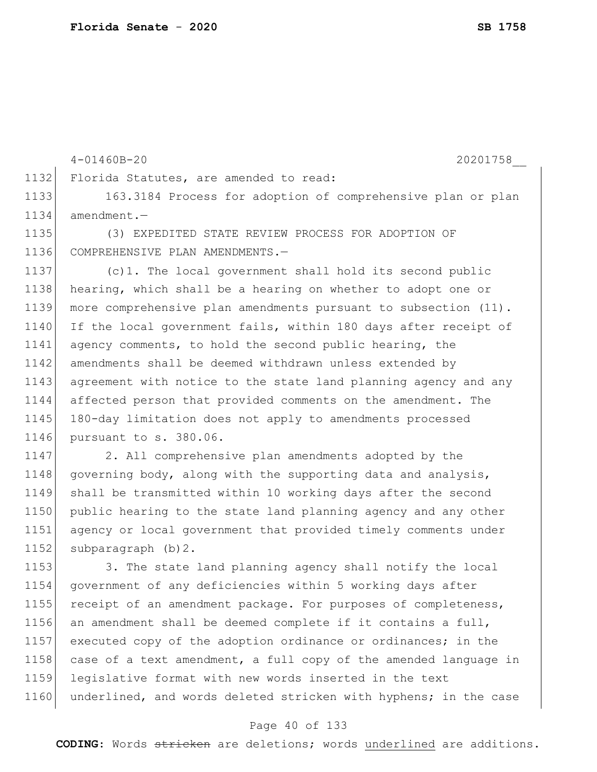Florida Statutes, are amended to read:

163.3184 Process for adoption of comprehensive plan or plan amendment.—

(3) EXPEDITED STATE REVIEW PROCESS FOR ADOPTION OF COMPREHENSIVE PLAN AMENDMENTS.—

(c)1. The local government shall hold its second public hearing, which shall be a hearing on whether to adopt one or more comprehensive plan amendments pursuant to subsection (11). If the local government fails, within 180 days after receipt of agency comments, to hold the second public hearing, the amendments shall be deemed withdrawn unless extended by agreement with notice to the state land planning agency and any affected person that provided comments on the amendment. The 180-day limitation does not apply to amendments processed pursuant to s. 380.06.

2. All comprehensive plan amendments adopted by the governing body, along with the supporting data and analysis, shall be transmitted within 10 working days after the second public hearing to the state land planning agency and any other agency or local government that provided timely comments under subparagraph (b)2.

3. The state land planning agency shall notify the local government of any deficiencies within 5 working days after receipt of an amendment package. For purposes of completeness, an amendment shall be deemed complete if it contains a full, executed copy of the adoption ordinance or ordinances; in the case of a text amendment, a full copy of the amended language in legislative format with new words inserted in the text underlined, and words deleted stricken with hyphens; in the case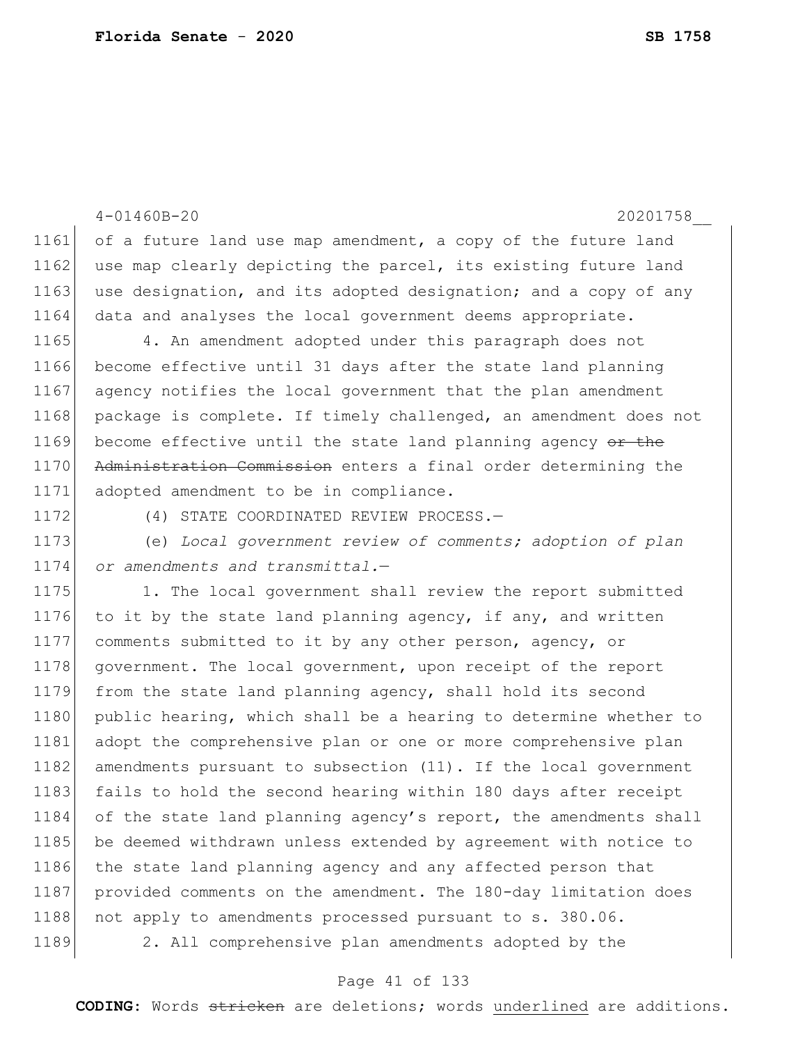of a future land use map amendment, a copy of the future land use map clearly depicting the parcel, its existing future land use designation, and its adopted designation; and a copy of any data and analyses the local government deems appropriate.

4. An amendment adopted under this paragraph does not become effective until 31 days after the state land planning agency notifies the local government that the plan amendment package is complete. If timely challenged, an amendment does not become effective until the state land planning agency ~~or the Administration Commission~~ enters a final order determining the adopted amendment to be in compliance.

(4) STATE COORDINATED REVIEW PROCESS.—

(e) *Local government review of comments; adoption of plan or amendments and transmittal.*—

1. The local government shall review the report submitted to it by the state land planning agency, if any, and written comments submitted to it by any other person, agency, or government. The local government, upon receipt of the report from the state land planning agency, shall hold its second public hearing, which shall be a hearing to determine whether to adopt the comprehensive plan or one or more comprehensive plan amendments pursuant to subsection (11). If the local government fails to hold the second hearing within 180 days after receipt of the state land planning agency's report, the amendments shall be deemed withdrawn unless extended by agreement with notice to the state land planning agency and any affected person that provided comments on the amendment. The 180-day limitation does not apply to amendments processed pursuant to s. 380.06.

2. All comprehensive plan amendments adopted by the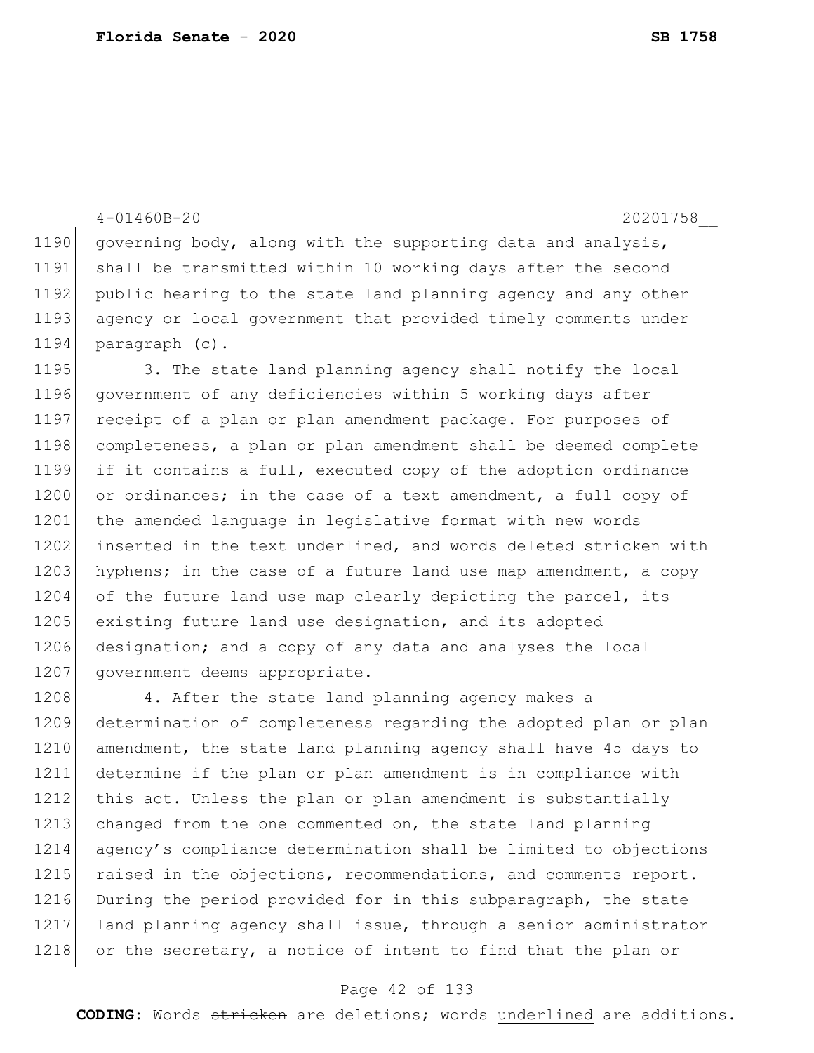governing body, along with the supporting data and analysis, shall be transmitted within 10 working days after the second public hearing to the state land planning agency and any other agency or local government that provided timely comments under paragraph (c).

3. The state land planning agency shall notify the local government of any deficiencies within 5 working days after receipt of a plan or plan amendment package. For purposes of completeness, a plan or plan amendment shall be deemed complete if it contains a full, executed copy of the adoption ordinance or ordinances; in the case of a text amendment, a full copy of the amended language in legislative format with new words inserted in the text underlined, and words deleted stricken with hyphens; in the case of a future land use map amendment, a copy of the future land use map clearly depicting the parcel, its existing future land use designation, and its adopted designation; and a copy of any data and analyses the local government deems appropriate.

4. After the state land planning agency makes a determination of completeness regarding the adopted plan or plan amendment, the state land planning agency shall have 45 days to determine if the plan or plan amendment is in compliance with this act. Unless the plan or plan amendment is substantially changed from the one commented on, the state land planning agency's compliance determination shall be limited to objections raised in the objections, recommendations, and comments report. During the period provided for in this subparagraph, the state land planning agency shall issue, through a senior administrator or the secretary, a notice of intent to find that the plan or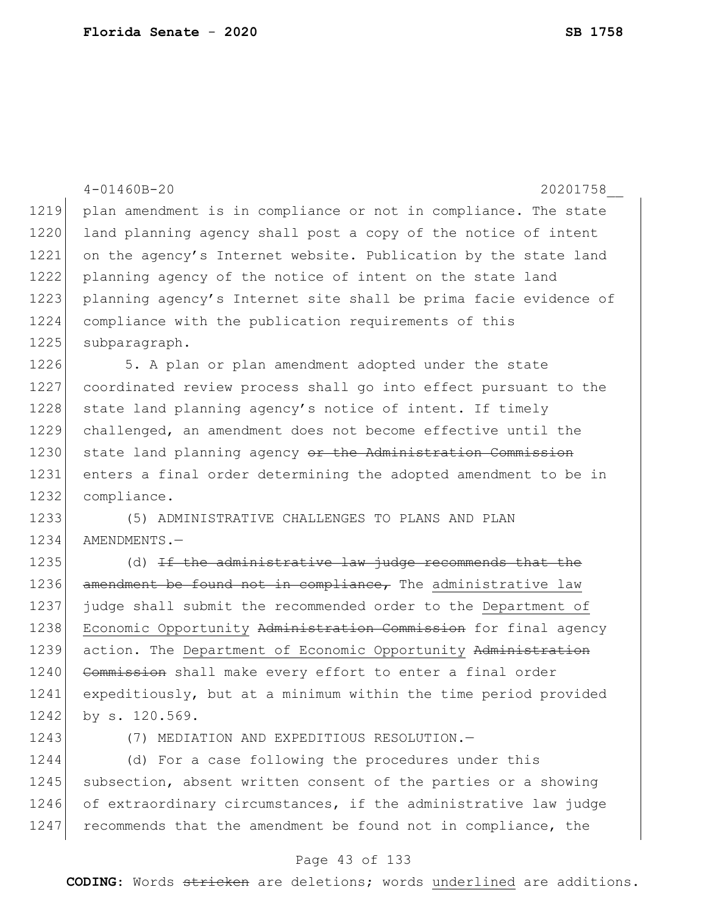plan amendment is in compliance or not in compliance. The state land planning agency shall post a copy of the notice of intent on the agency's Internet website. Publication by the state land planning agency of the notice of intent on the state land planning agency's Internet site shall be prima facie evidence of compliance with the publication requirements of this subparagraph.

5. A plan or plan amendment adopted under the state coordinated review process shall go into effect pursuant to the state land planning agency's notice of intent. If timely challenged, an amendment does not become effective until the state land planning agency ~~or the Administration Commission~~ enters a final order determining the adopted amendment to be in compliance.

(5) ADMINISTRATIVE CHALLENGES TO PLANS AND PLAN AMENDMENTS.—

(d) ~~If the administrative law judge recommends that the amendment be found not in compliance,~~ The administrative law judge shall submit the recommended order to the Department of Economic Opportunity ~~Administration Commission~~ for final agency action. The Department of Economic Opportunity ~~Administration Commission~~ shall make every effort to enter a final order expeditiously, but at a minimum within the time period provided by s. 120.569.

(7) MEDIATION AND EXPEDITIOUS RESOLUTION.—

(d) For a case following the procedures under this subsection, absent written consent of the parties or a showing of extraordinary circumstances, if the administrative law judge recommends that the amendment be found not in compliance, the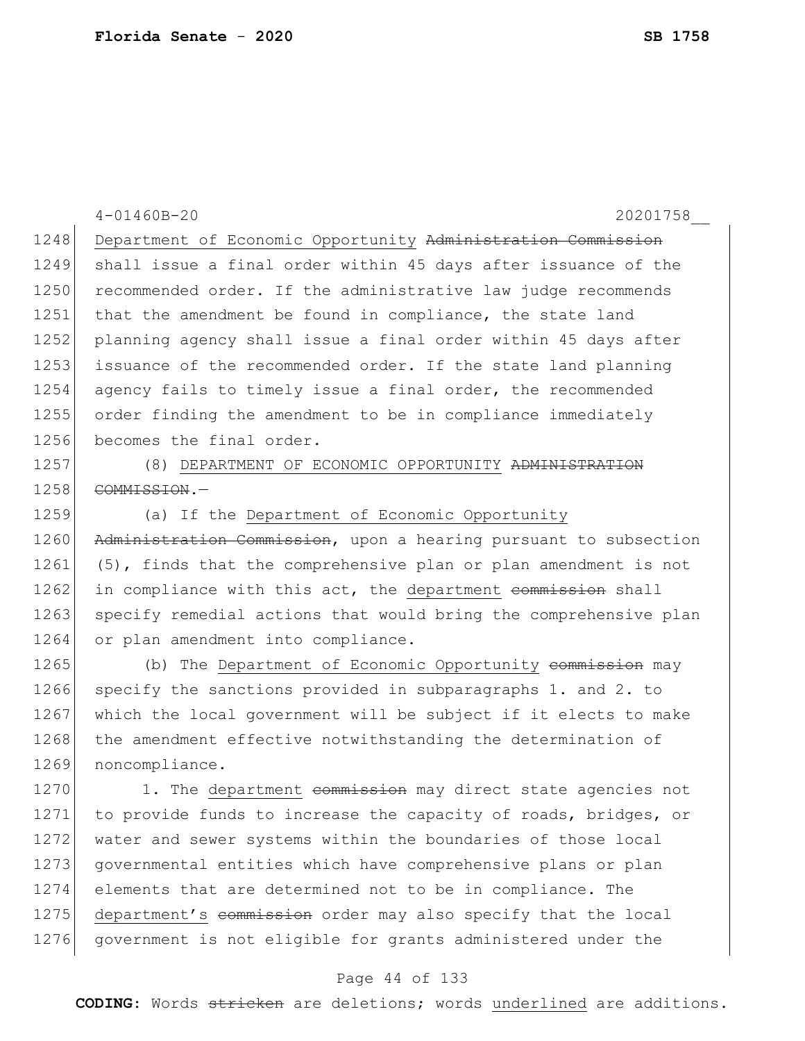Department of Economic Opportunity ~~Administration Commission~~ shall issue a final order within 45 days after issuance of the recommended order. If the administrative law judge recommends that the amendment be found in compliance, the state land planning agency shall issue a final order within 45 days after issuance of the recommended order. If the state land planning agency fails to timely issue a final order, the recommended order finding the amendment to be in compliance immediately becomes the final order.

(8) <u>DEPARTMENT OF ECONOMIC OPPORTUNITY</u> ~~ADMINISTRATION COMMISSION~~.—

(a) If the <u>Department of Economic Opportunity</u> ~~Administration Commission~~, upon a hearing pursuant to subsection (5), finds that the comprehensive plan or plan amendment is not in compliance with this act, the <u>department</u> ~~commission~~ shall specify remedial actions that would bring the comprehensive plan or plan amendment into compliance.

(b) The <u>Department of Economic Opportunity</u> ~~commission~~ may specify the sanctions provided in subparagraphs 1. and 2. to which the local government will be subject if it elects to make the amendment effective notwithstanding the determination of noncompliance.

1. The <u>department</u> ~~commission~~ may direct state agencies not to provide funds to increase the capacity of roads, bridges, or water and sewer systems within the boundaries of those local governmental entities which have comprehensive plans or plan elements that are determined not to be in compliance. The <u>department's</u> ~~commission~~ order may also specify that the local government is not eligible for grants administered under the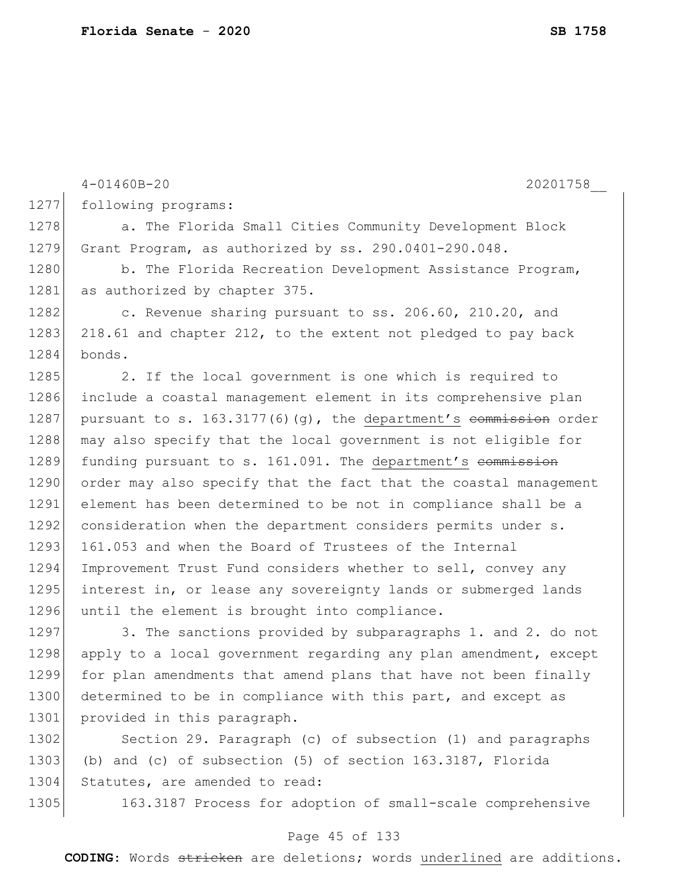following programs:

a. The Florida Small Cities Community Development Block Grant Program, as authorized by ss. 290.0401-290.048.

b. The Florida Recreation Development Assistance Program, as authorized by chapter 375.

c. Revenue sharing pursuant to ss. 206.60, 210.20, and 218.61 and chapter 212, to the extent not pledged to pay back bonds.

2. If the local government is one which is required to include a coastal management element in its comprehensive plan pursuant to s. 163.3177(6)(g), the <u>department's</u> ~~commission~~ order may also specify that the local government is not eligible for funding pursuant to s. 161.091. The <u>department's</u> ~~commission~~ order may also specify that the fact that the coastal management element has been determined to be not in compliance shall be a consideration when the department considers permits under s. 161.053 and when the Board of Trustees of the Internal Improvement Trust Fund considers whether to sell, convey any interest in, or lease any sovereignty lands or submerged lands until the element is brought into compliance.

3. The sanctions provided by subparagraphs 1. and 2. do not apply to a local government regarding any plan amendment, except for plan amendments that amend plans that have not been finally determined to be in compliance with this part, and except as provided in this paragraph.

Section 29. Paragraph (c) of subsection (1) and paragraphs (b) and (c) of subsection (5) of section 163.3187, Florida Statutes, are amended to read:

163.3187 Process for adoption of small-scale comprehensive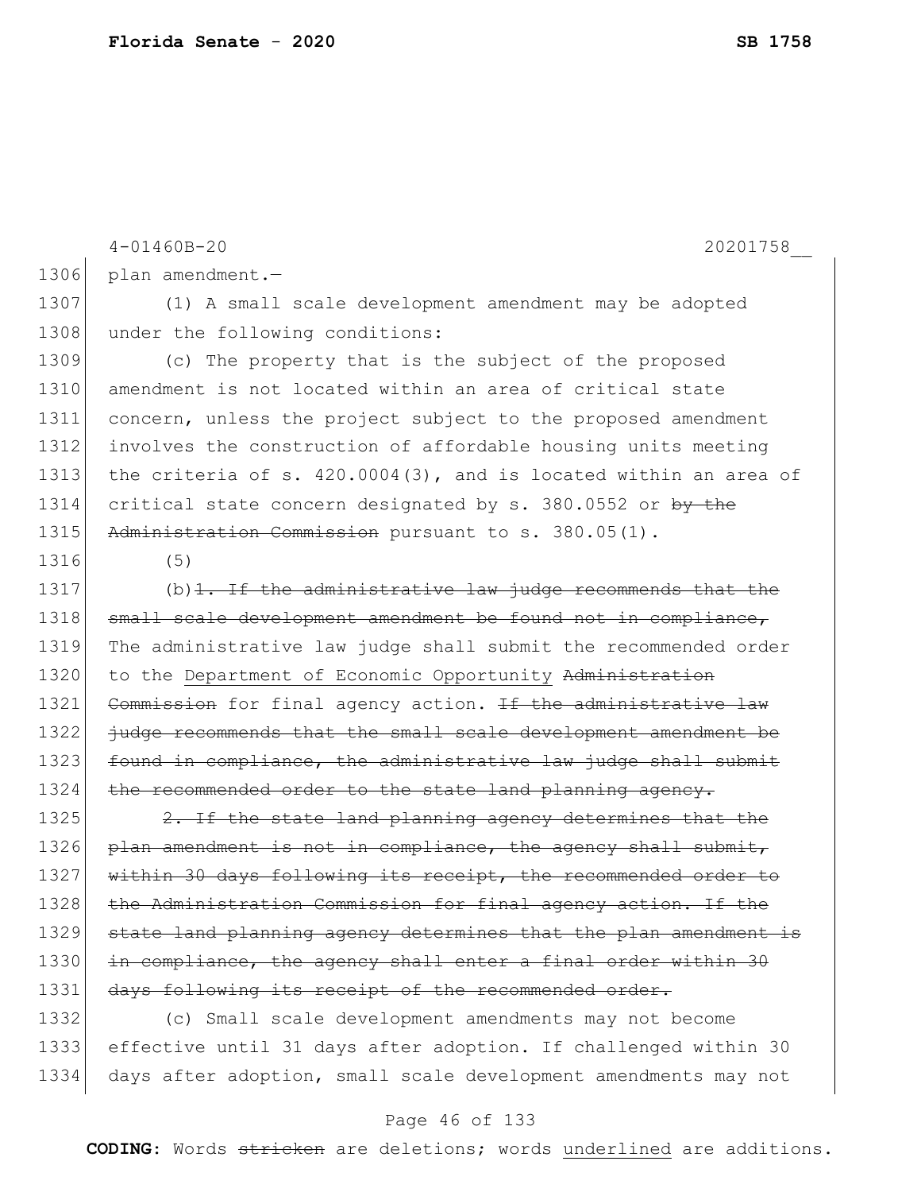plan amendment.—

(1) A small scale development amendment may be adopted under the following conditions:

(c) The property that is the subject of the proposed amendment is not located within an area of critical state concern, unless the project subject to the proposed amendment involves the construction of affordable housing units meeting the criteria of s. 420.0004(3), and is located within an area of critical state concern designated by s. 380.0552 or ~~by the Administration Commission~~ pursuant to s. 380.05(1).

(5)

(b)~~1. If the administrative law judge recommends that the small scale development amendment be found not in compliance,~~ The administrative law judge shall submit the recommended order to the <u>Department of Economic Opportunity</u> ~~Administration Commission~~ for final agency action. ~~If the administrative law judge recommends that the small scale development amendment be found in compliance, the administrative law judge shall submit the recommended order to the state land planning agency.~~

~~2. If the state land planning agency determines that the plan amendment is not in compliance, the agency shall submit, within 30 days following its receipt, the recommended order to the Administration Commission for final agency action. If the state land planning agency determines that the plan amendment is in compliance, the agency shall enter a final order within 30 days following its receipt of the recommended order.~~

(c) Small scale development amendments may not become effective until 31 days after adoption. If challenged within 30 days after adoption, small scale development amendments may not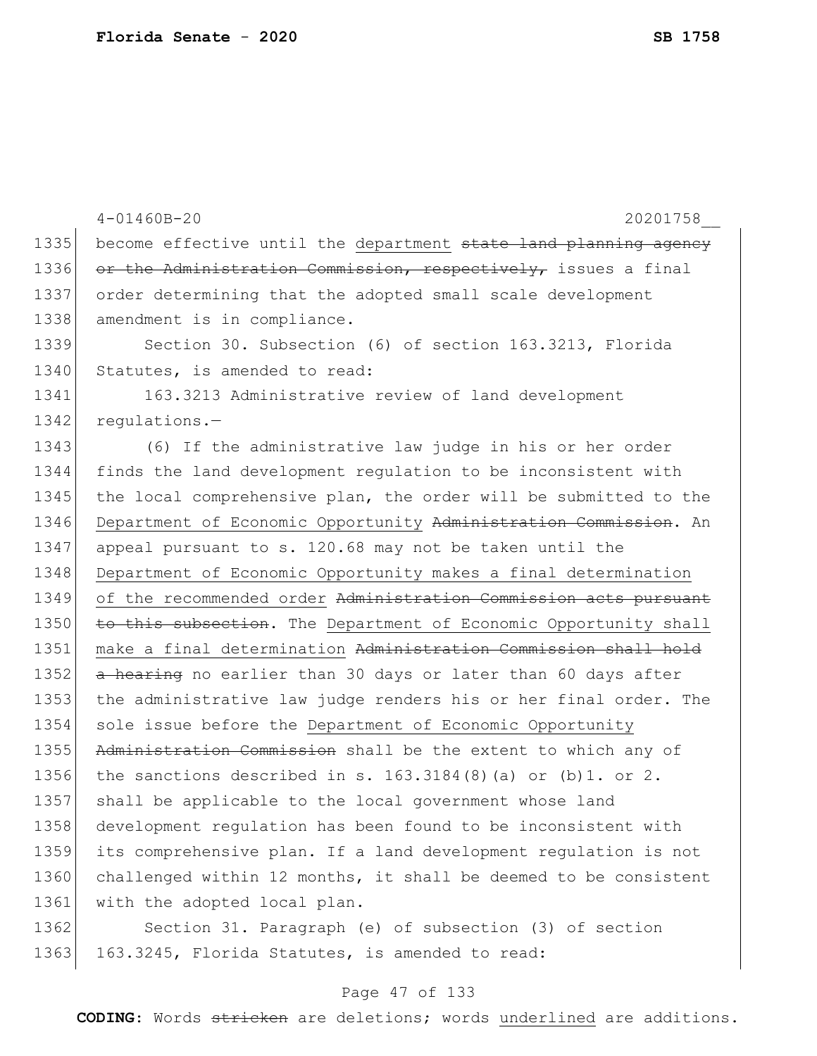become effective until the department ~~state land planning agency or the Administration Commission, respectively,~~ issues a final order determining that the adopted small scale development amendment is in compliance.

Section 30. Subsection (6) of section 163.3213, Florida Statutes, is amended to read:

163.3213 Administrative review of land development regulations.—

(6) If the administrative law judge in his or her order finds the land development regulation to be inconsistent with the local comprehensive plan, the order will be submitted to the Department of Economic Opportunity ~~Administration Commission~~. An appeal pursuant to s. 120.68 may not be taken until the Department of Economic Opportunity makes a final determination of the recommended order ~~Administration Commission acts pursuant to this subsection~~. The Department of Economic Opportunity shall make a final determination ~~Administration Commission shall hold a hearing~~ no earlier than 30 days or later than 60 days after the administrative law judge renders his or her final order. The sole issue before the Department of Economic Opportunity ~~Administration Commission~~ shall be the extent to which any of the sanctions described in s. 163.3184(8)(a) or (b)1. or 2. shall be applicable to the local government whose land development regulation has been found to be inconsistent with its comprehensive plan. If a land development regulation is not challenged within 12 months, it shall be deemed to be consistent with the adopted local plan.

Section 31. Paragraph (e) of subsection (3) of section 163.3245, Florida Statutes, is amended to read: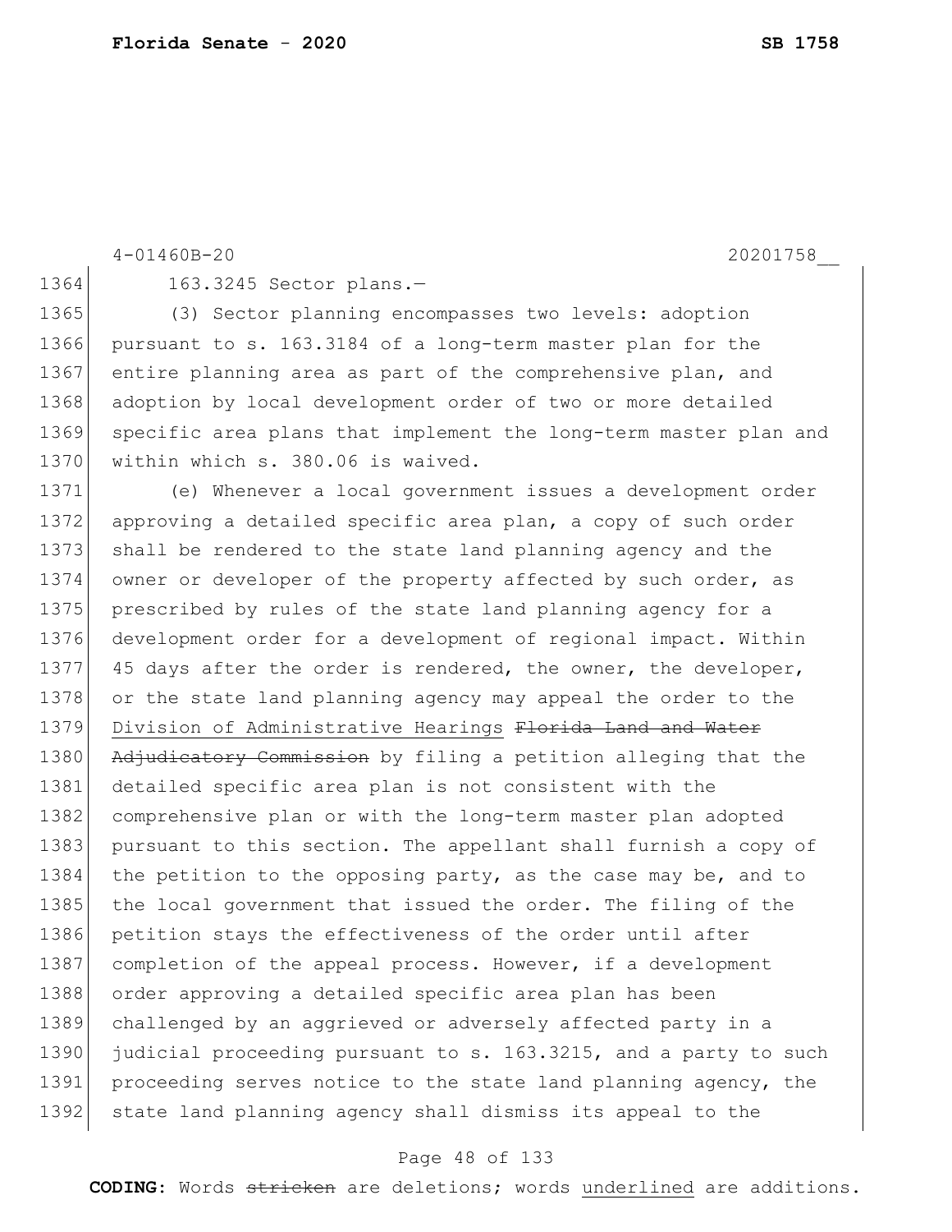163.3245 Sector plans.—

(3) Sector planning encompasses two levels: adoption pursuant to s. 163.3184 of a long-term master plan for the entire planning area as part of the comprehensive plan, and adoption by local development order of two or more detailed specific area plans that implement the long-term master plan and within which s. 380.06 is waived.

(e) Whenever a local government issues a development order approving a detailed specific area plan, a copy of such order shall be rendered to the state land planning agency and the owner or developer of the property affected by such order, as prescribed by rules of the state land planning agency for a development order for a development of regional impact. Within 45 days after the order is rendered, the owner, the developer, or the state land planning agency may appeal the order to the <u>Division of Administrative Hearings</u> ~~Florida Land and Water Adjudicatory Commission~~ by filing a petition alleging that the detailed specific area plan is not consistent with the comprehensive plan or with the long-term master plan adopted pursuant to this section. The appellant shall furnish a copy of the petition to the opposing party, as the case may be, and to the local government that issued the order. The filing of the petition stays the effectiveness of the order until after completion of the appeal process. However, if a development order approving a detailed specific area plan has been challenged by an aggrieved or adversely affected party in a judicial proceeding pursuant to s. 163.3215, and a party to such proceeding serves notice to the state land planning agency, the state land planning agency shall dismiss its appeal to the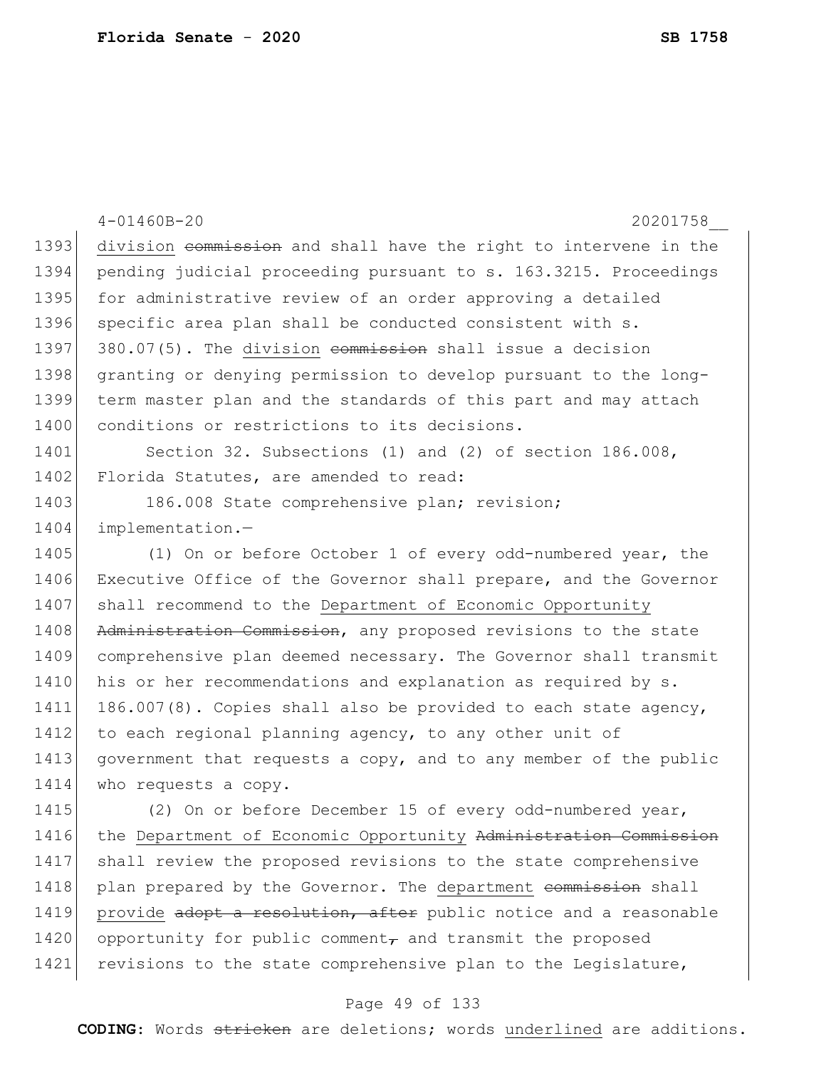division ~~commission~~ and shall have the right to intervene in the pending judicial proceeding pursuant to s. 163.3215. Proceedings for administrative review of an order approving a detailed specific area plan shall be conducted consistent with s. 380.07(5). The division ~~commission~~ shall issue a decision granting or denying permission to develop pursuant to the long-term master plan and the standards of this part and may attach conditions or restrictions to its decisions.

Section 32. Subsections (1) and (2) of section 186.008, Florida Statutes, are amended to read:

186.008 State comprehensive plan; revision; implementation.—

(1) On or before October 1 of every odd-numbered year, the Executive Office of the Governor shall prepare, and the Governor shall recommend to the Department of Economic Opportunity ~~Administration Commission~~, any proposed revisions to the state comprehensive plan deemed necessary. The Governor shall transmit his or her recommendations and explanation as required by s. 186.007(8). Copies shall also be provided to each state agency, to each regional planning agency, to any other unit of government that requests a copy, and to any member of the public who requests a copy.

(2) On or before December 15 of every odd-numbered year, the Department of Economic Opportunity ~~Administration Commission~~ shall review the proposed revisions to the state comprehensive plan prepared by the Governor. The department ~~commission~~ shall provide ~~adopt a resolution, after~~ public notice and a reasonable opportunity for public comment~~,~~ and transmit the proposed revisions to the state comprehensive plan to the Legislature,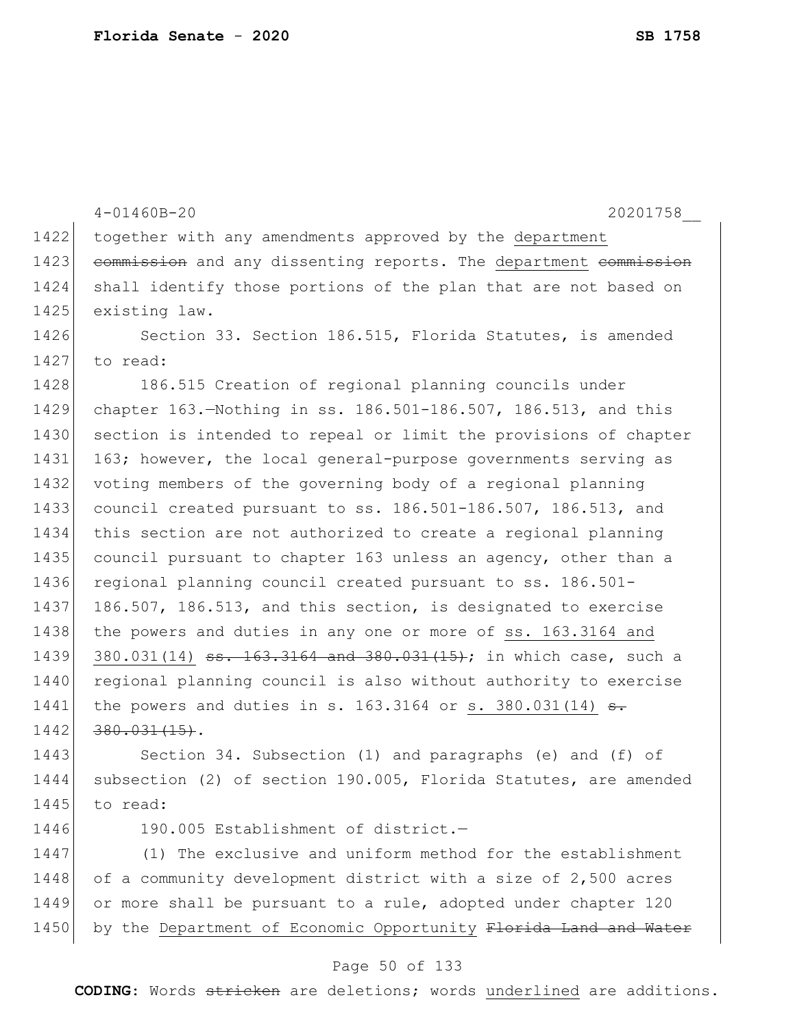together with any amendments approved by the department ~~commission~~ and any dissenting reports. The department ~~commission~~ shall identify those portions of the plan that are not based on existing law.

Section 33. Section 186.515, Florida Statutes, is amended to read:

186.515 Creation of regional planning councils under chapter 163.—Nothing in ss. 186.501-186.507, 186.513, and this section is intended to repeal or limit the provisions of chapter 163; however, the local general-purpose governments serving as voting members of the governing body of a regional planning council created pursuant to ss. 186.501-186.507, 186.513, and this section are not authorized to create a regional planning council pursuant to chapter 163 unless an agency, other than a regional planning council created pursuant to ss. 186.501-186.507, 186.513, and this section, is designated to exercise the powers and duties in any one or more of <u>ss. 163.3164 and 380.031(14)</u> ~~ss. 163.3164 and 380.031(15)~~; in which case, such a regional planning council is also without authority to exercise the powers and duties in s. 163.3164 or <u>s. 380.031(14)</u> ~~s. 380.031(15)~~.

Section 34. Subsection (1) and paragraphs (e) and (f) of subsection (2) of section 190.005, Florida Statutes, are amended to read:

190.005 Establishment of district.—

(1) The exclusive and uniform method for the establishment of a community development district with a size of 2,500 acres or more shall be pursuant to a rule, adopted under chapter 120 by the <u>Department of Economic Opportunity</u> ~~Florida Land and Water~~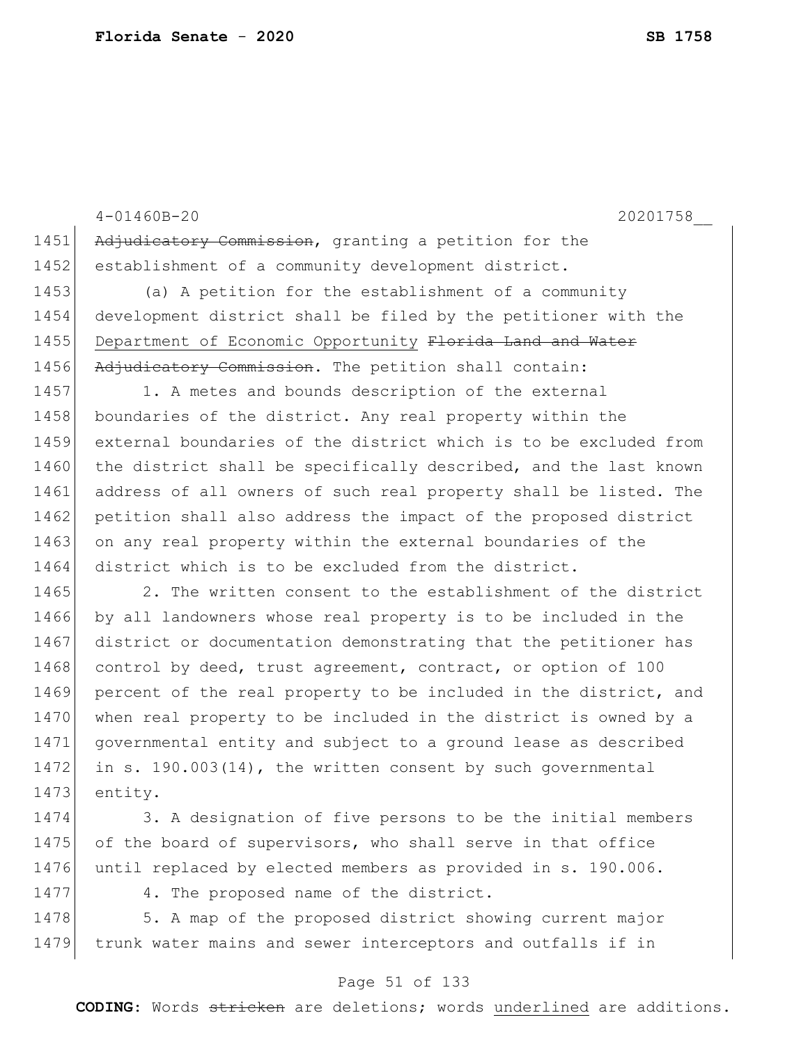~~Adjudicatory Commission~~, granting a petition for the establishment of a community development district.

(a) A petition for the establishment of a community development district shall be filed by the petitioner with the <u>Department of Economic Opportunity</u> ~~Florida Land and Water Adjudicatory Commission~~. The petition shall contain:

1. A metes and bounds description of the external boundaries of the district. Any real property within the external boundaries of the district which is to be excluded from the district shall be specifically described, and the last known address of all owners of such real property shall be listed. The petition shall also address the impact of the proposed district on any real property within the external boundaries of the district which is to be excluded from the district.

2. The written consent to the establishment of the district by all landowners whose real property is to be included in the district or documentation demonstrating that the petitioner has control by deed, trust agreement, contract, or option of 100 percent of the real property to be included in the district, and when real property to be included in the district is owned by a governmental entity and subject to a ground lease as described in s. 190.003(14), the written consent by such governmental entity.

3. A designation of five persons to be the initial members of the board of supervisors, who shall serve in that office until replaced by elected members as provided in s. 190.006.

4. The proposed name of the district.

5. A map of the proposed district showing current major trunk water mains and sewer interceptors and outfalls if in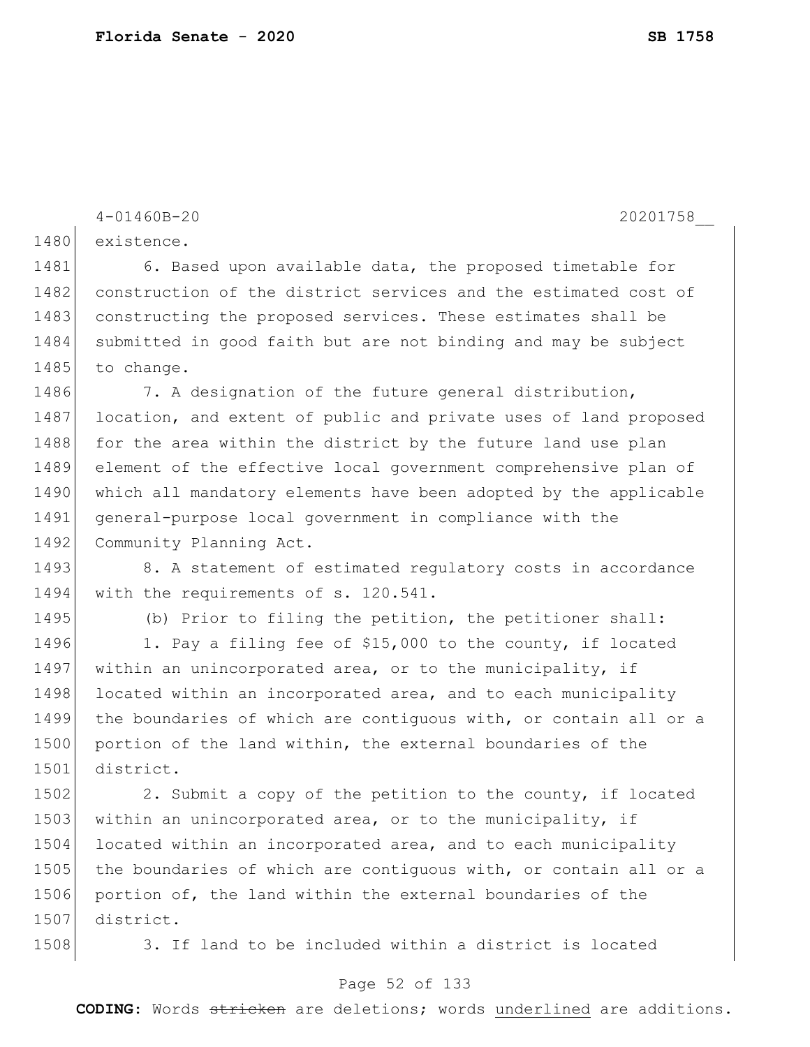existence.

6. Based upon available data, the proposed timetable for construction of the district services and the estimated cost of constructing the proposed services. These estimates shall be submitted in good faith but are not binding and may be subject to change.

7. A designation of the future general distribution, location, and extent of public and private uses of land proposed for the area within the district by the future land use plan element of the effective local government comprehensive plan of which all mandatory elements have been adopted by the applicable general-purpose local government in compliance with the Community Planning Act.

8. A statement of estimated regulatory costs in accordance with the requirements of s. 120.541.

(b) Prior to filing the petition, the petitioner shall:

1. Pay a filing fee of $15,000 to the county, if located within an unincorporated area, or to the municipality, if located within an incorporated area, and to each municipality the boundaries of which are contiguous with, or contain all or a portion of the land within, the external boundaries of the district.

2. Submit a copy of the petition to the county, if located within an unincorporated area, or to the municipality, if located within an incorporated area, and to each municipality the boundaries of which are contiguous with, or contain all or a portion of, the land within the external boundaries of the district.

3. If land to be included within a district is located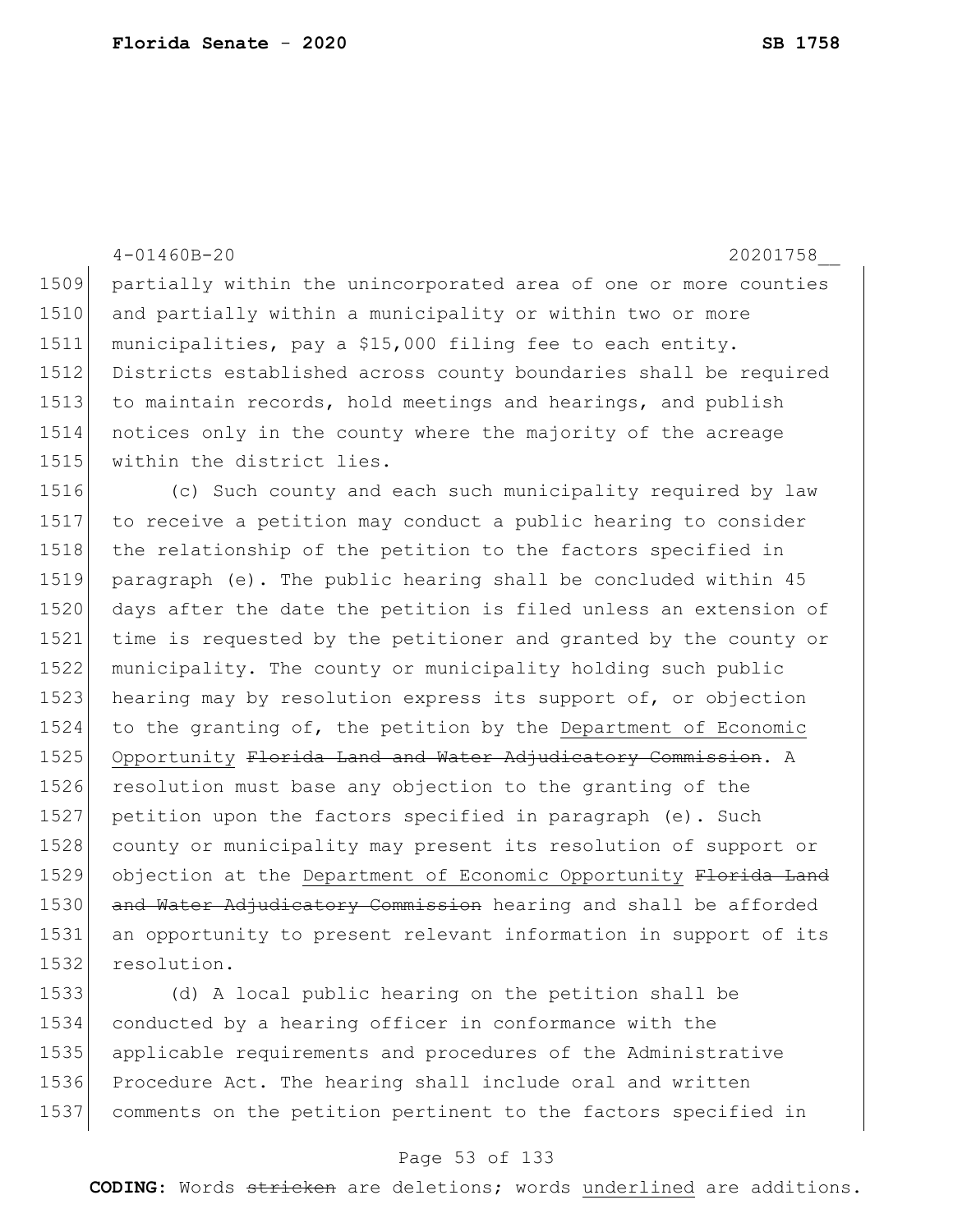partially within the unincorporated area of one or more counties and partially within a municipality or within two or more municipalities, pay a $15,000 filing fee to each entity. Districts established across county boundaries shall be required to maintain records, hold meetings and hearings, and publish notices only in the county where the majority of the acreage within the district lies.

(c) Such county and each such municipality required by law to receive a petition may conduct a public hearing to consider the relationship of the petition to the factors specified in paragraph (e). The public hearing shall be concluded within 45 days after the date the petition is filed unless an extension of time is requested by the petitioner and granted by the county or municipality. The county or municipality holding such public hearing may by resolution express its support of, or objection to the granting of, the petition by the Department of Economic Opportunity ~~Florida Land and Water Adjudicatory Commission~~. A resolution must base any objection to the granting of the petition upon the factors specified in paragraph (e). Such county or municipality may present its resolution of support or objection at the Department of Economic Opportunity ~~Florida Land and Water Adjudicatory Commission~~ hearing and shall be afforded an opportunity to present relevant information in support of its resolution.

(d) A local public hearing on the petition shall be conducted by a hearing officer in conformance with the applicable requirements and procedures of the Administrative Procedure Act. The hearing shall include oral and written comments on the petition pertinent to the factors specified in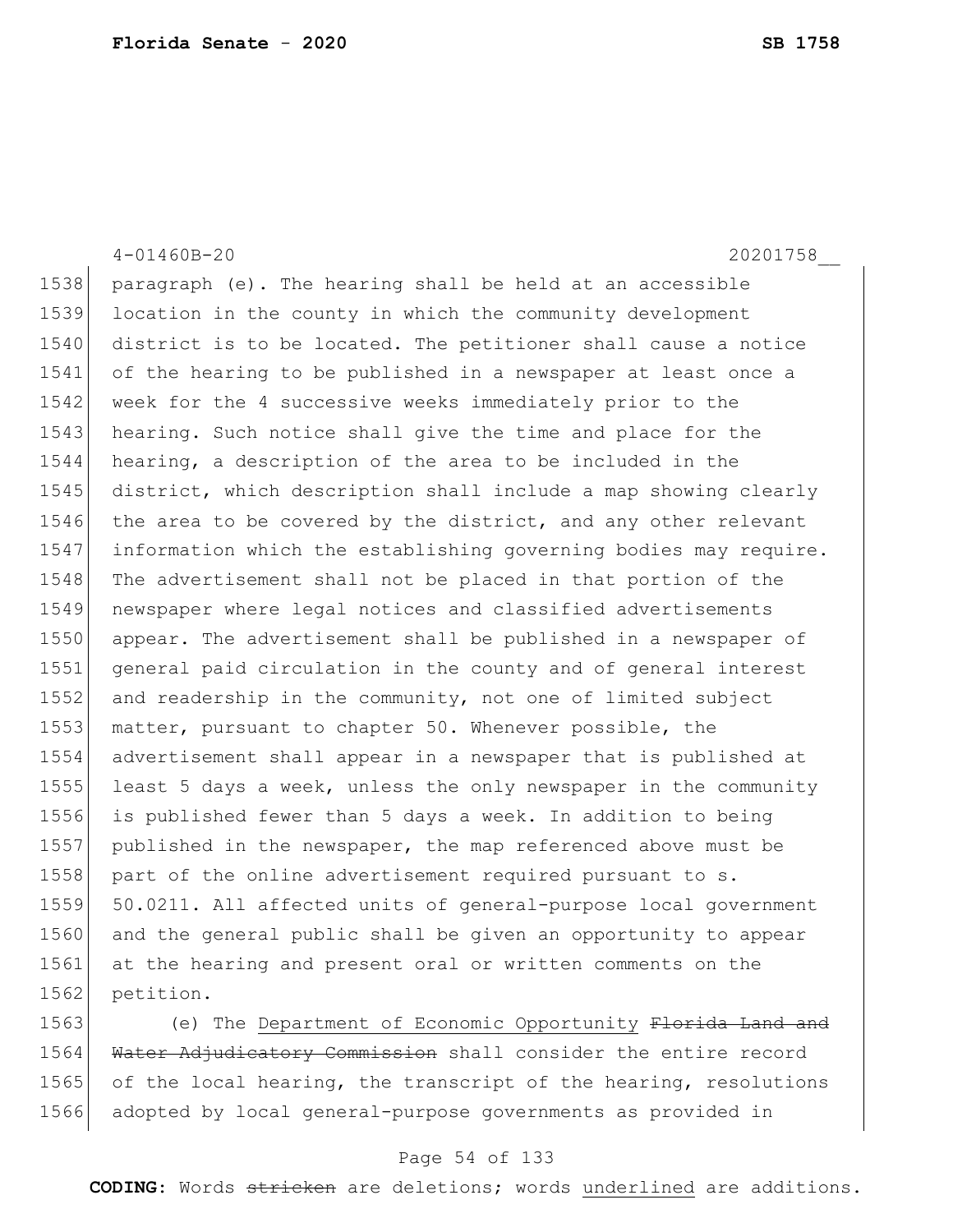paragraph (e). The hearing shall be held at an accessible location in the county in which the community development district is to be located. The petitioner shall cause a notice of the hearing to be published in a newspaper at least once a week for the 4 successive weeks immediately prior to the hearing. Such notice shall give the time and place for the hearing, a description of the area to be included in the district, which description shall include a map showing clearly the area to be covered by the district, and any other relevant information which the establishing governing bodies may require. The advertisement shall not be placed in that portion of the newspaper where legal notices and classified advertisements appear. The advertisement shall be published in a newspaper of general paid circulation in the county and of general interest and readership in the community, not one of limited subject matter, pursuant to chapter 50. Whenever possible, the advertisement shall appear in a newspaper that is published at least 5 days a week, unless the only newspaper in the community is published fewer than 5 days a week. In addition to being published in the newspaper, the map referenced above must be part of the online advertisement required pursuant to s. 50.0211. All affected units of general-purpose local government and the general public shall be given an opportunity to appear at the hearing and present oral or written comments on the petition.

(e) The <ins>Department of Economic Opportunity</ins> ~~Florida Land and Water Adjudicatory Commission~~ shall consider the entire record of the local hearing, the transcript of the hearing, resolutions adopted by local general-purpose governments as provided in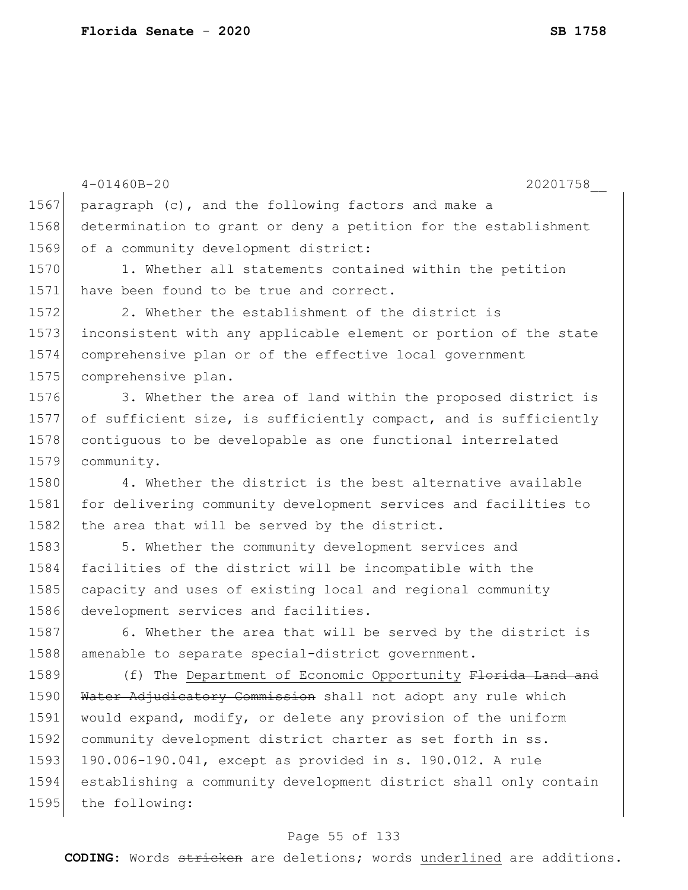paragraph (c), and the following factors and make a determination to grant or deny a petition for the establishment of a community development district:

1. Whether all statements contained within the petition have been found to be true and correct.

2. Whether the establishment of the district is inconsistent with any applicable element or portion of the state comprehensive plan or of the effective local government comprehensive plan.

3. Whether the area of land within the proposed district is of sufficient size, is sufficiently compact, and is sufficiently contiguous to be developable as one functional interrelated community.

4. Whether the district is the best alternative available for delivering community development services and facilities to the area that will be served by the district.

5. Whether the community development services and facilities of the district will be incompatible with the capacity and uses of existing local and regional community development services and facilities.

6. Whether the area that will be served by the district is amenable to separate special-district government.

(f) The <u>Department of Economic Opportunity</u> ~~Florida Land and Water Adjudicatory Commission~~ shall not adopt any rule which would expand, modify, or delete any provision of the uniform community development district charter as set forth in ss. 190.006-190.041, except as provided in s. 190.012. A rule establishing a community development district shall only contain the following: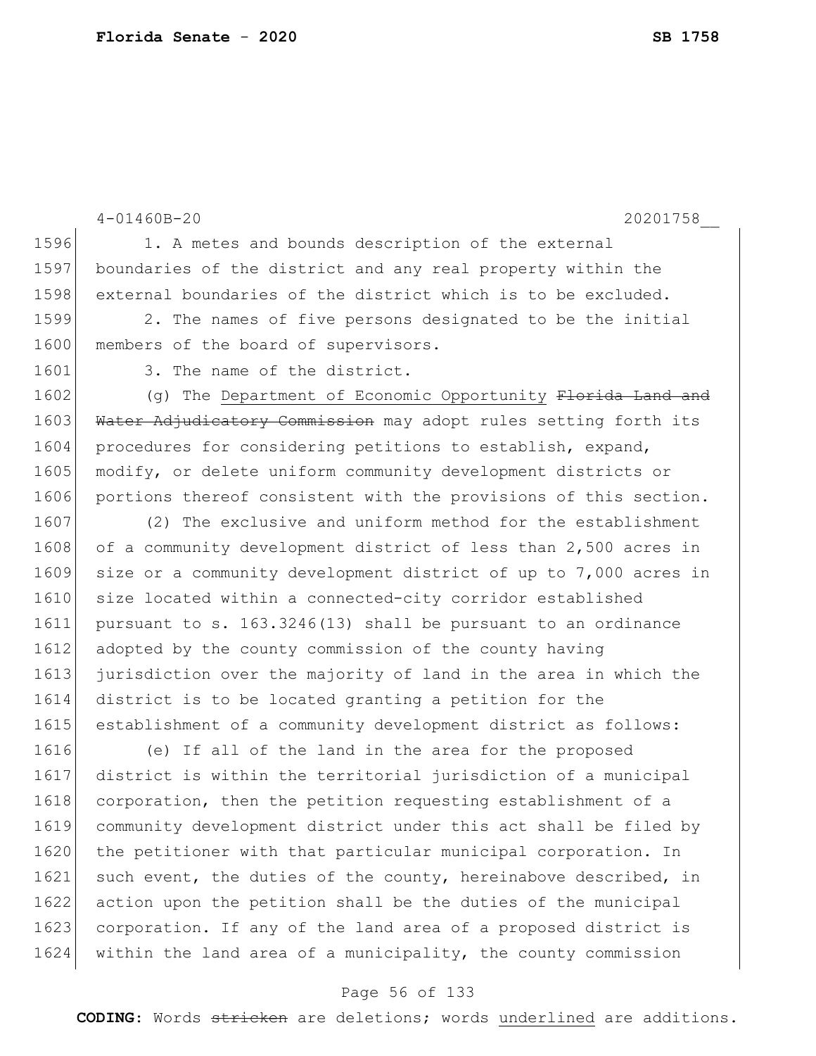1. A metes and bounds description of the external boundaries of the district and any real property within the external boundaries of the district which is to be excluded.

2. The names of five persons designated to be the initial members of the board of supervisors.

3. The name of the district.

(g) The <u>Department of Economic Opportunity</u> ~~Florida Land and Water Adjudicatory Commission~~ may adopt rules setting forth its procedures for considering petitions to establish, expand, modify, or delete uniform community development districts or portions thereof consistent with the provisions of this section.

(2) The exclusive and uniform method for the establishment of a community development district of less than 2,500 acres in size or a community development district of up to 7,000 acres in size located within a connected-city corridor established pursuant to s. 163.3246(13) shall be pursuant to an ordinance adopted by the county commission of the county having jurisdiction over the majority of land in the area in which the district is to be located granting a petition for the establishment of a community development district as follows:

(e) If all of the land in the area for the proposed district is within the territorial jurisdiction of a municipal corporation, then the petition requesting establishment of a community development district under this act shall be filed by the petitioner with that particular municipal corporation. In such event, the duties of the county, hereinabove described, in action upon the petition shall be the duties of the municipal corporation. If any of the land area of a proposed district is within the land area of a municipality, the county commission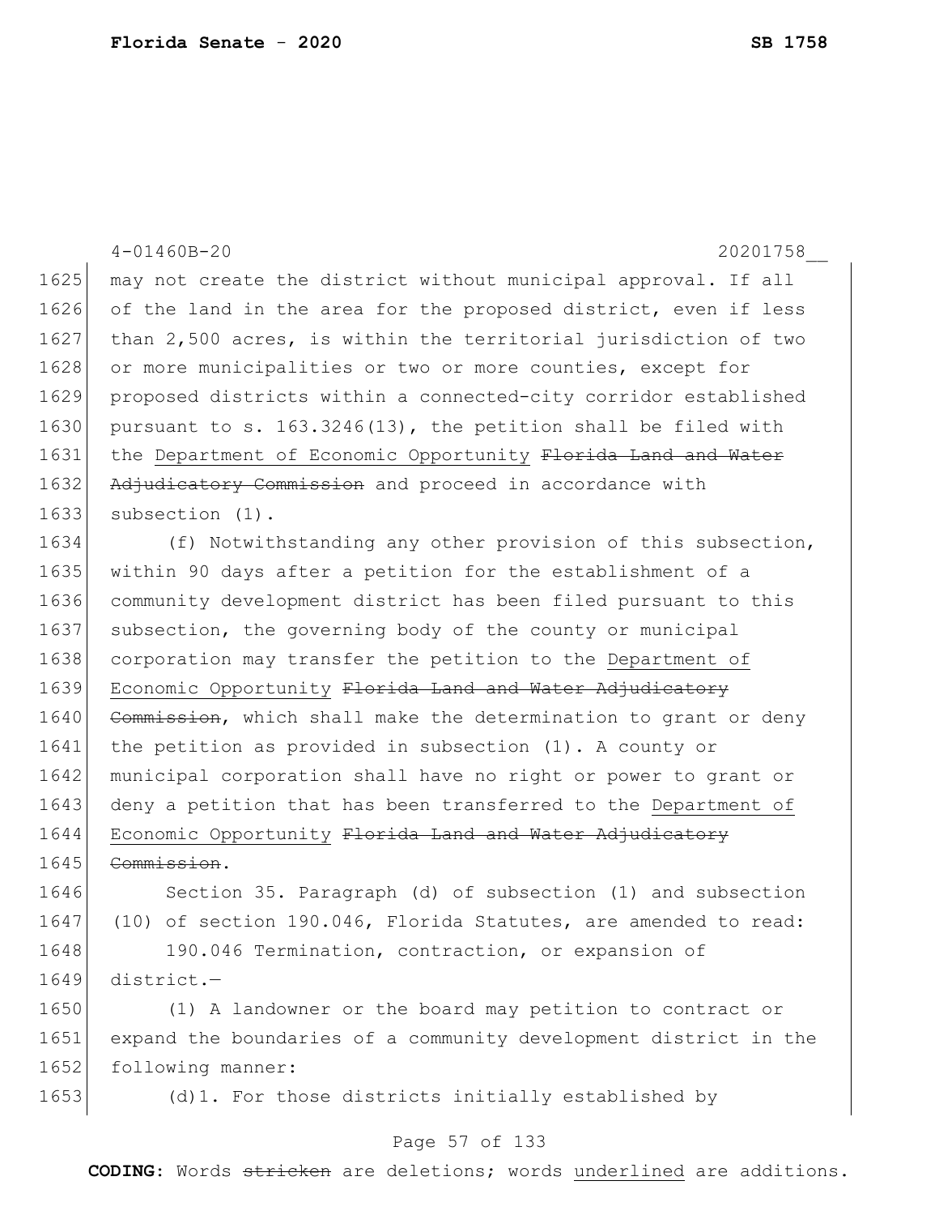may not create the district without municipal approval. If all of the land in the area for the proposed district, even if less than 2,500 acres, is within the territorial jurisdiction of two or more municipalities or two or more counties, except for proposed districts within a connected-city corridor established pursuant to s. 163.3246(13), the petition shall be filed with the <u>Department of Economic Opportunity</u> ~~Florida Land and Water Adjudicatory Commission~~ and proceed in accordance with subsection (1).

(f) Notwithstanding any other provision of this subsection, within 90 days after a petition for the establishment of a community development district has been filed pursuant to this subsection, the governing body of the county or municipal corporation may transfer the petition to the <u>Department of Economic Opportunity</u> ~~Florida Land and Water Adjudicatory Commission~~, which shall make the determination to grant or deny the petition as provided in subsection (1). A county or municipal corporation shall have no right or power to grant or deny a petition that has been transferred to the <u>Department of Economic Opportunity</u> ~~Florida Land and Water Adjudicatory Commission~~.

Section 35. Paragraph (d) of subsection (1) and subsection (10) of section 190.046, Florida Statutes, are amended to read:

190.046 Termination, contraction, or expansion of district.—

(1) A landowner or the board may petition to contract or expand the boundaries of a community development district in the following manner:

(d)1. For those districts initially established by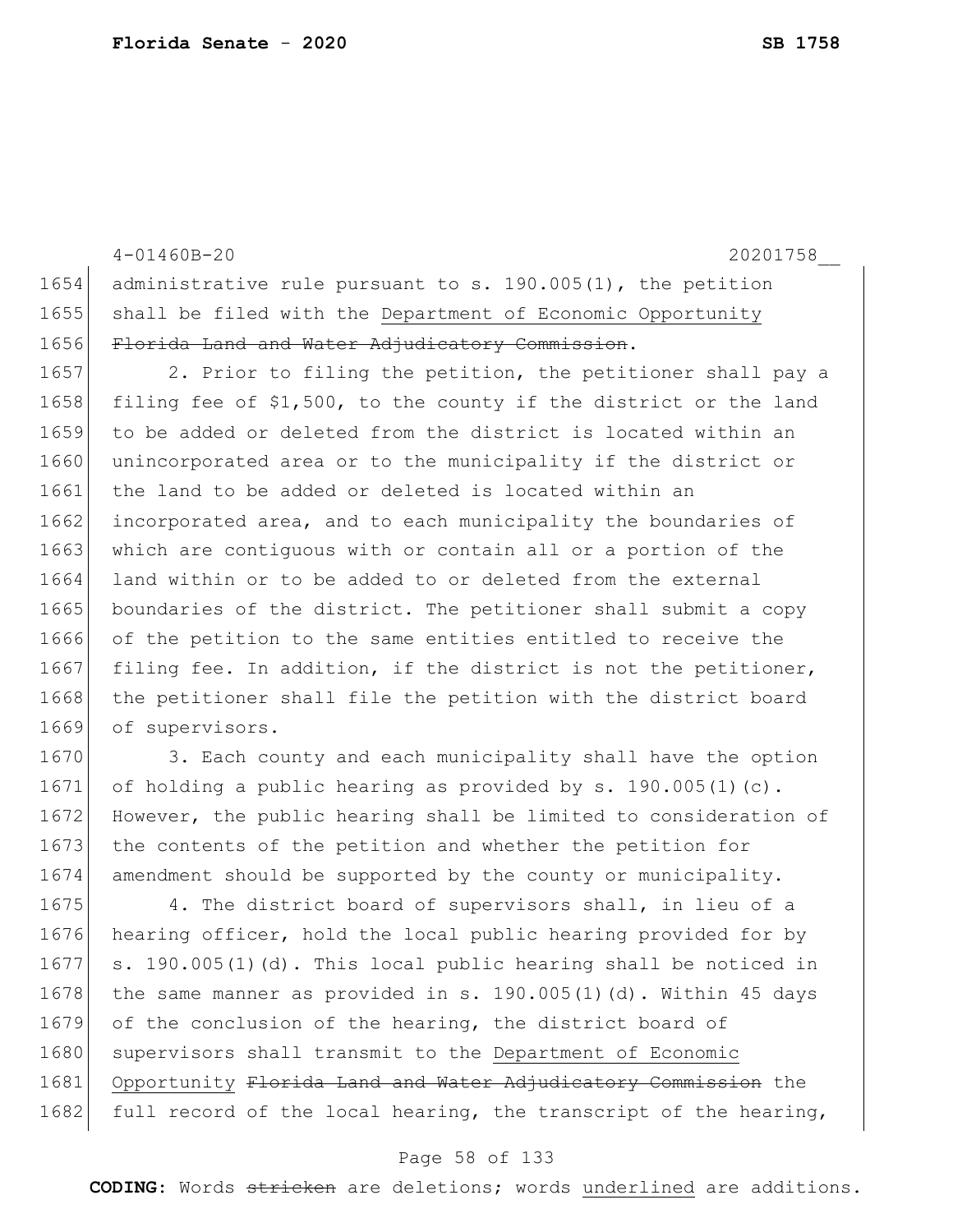administrative rule pursuant to s. 190.005(1), the petition shall be filed with the <u>Department of Economic Opportunity</u> ~~Florida Land and Water Adjudicatory Commission~~.

2. Prior to filing the petition, the petitioner shall pay a filing fee of $1,500, to the county if the district or the land to be added or deleted from the district is located within an unincorporated area or to the municipality if the district or the land to be added or deleted is located within an incorporated area, and to each municipality the boundaries of which are contiguous with or contain all or a portion of the land within or to be added to or deleted from the external boundaries of the district. The petitioner shall submit a copy of the petition to the same entities entitled to receive the filing fee. In addition, if the district is not the petitioner, the petitioner shall file the petition with the district board of supervisors.

3. Each county and each municipality shall have the option of holding a public hearing as provided by s. 190.005(1)(c). However, the public hearing shall be limited to consideration of the contents of the petition and whether the petition for amendment should be supported by the county or municipality.

4. The district board of supervisors shall, in lieu of a hearing officer, hold the local public hearing provided for by s. 190.005(1)(d). This local public hearing shall be noticed in the same manner as provided in s. 190.005(1)(d). Within 45 days of the conclusion of the hearing, the district board of supervisors shall transmit to the <u>Department of Economic Opportunity</u> ~~Florida Land and Water Adjudicatory Commission~~ the full record of the local hearing, the transcript of the hearing,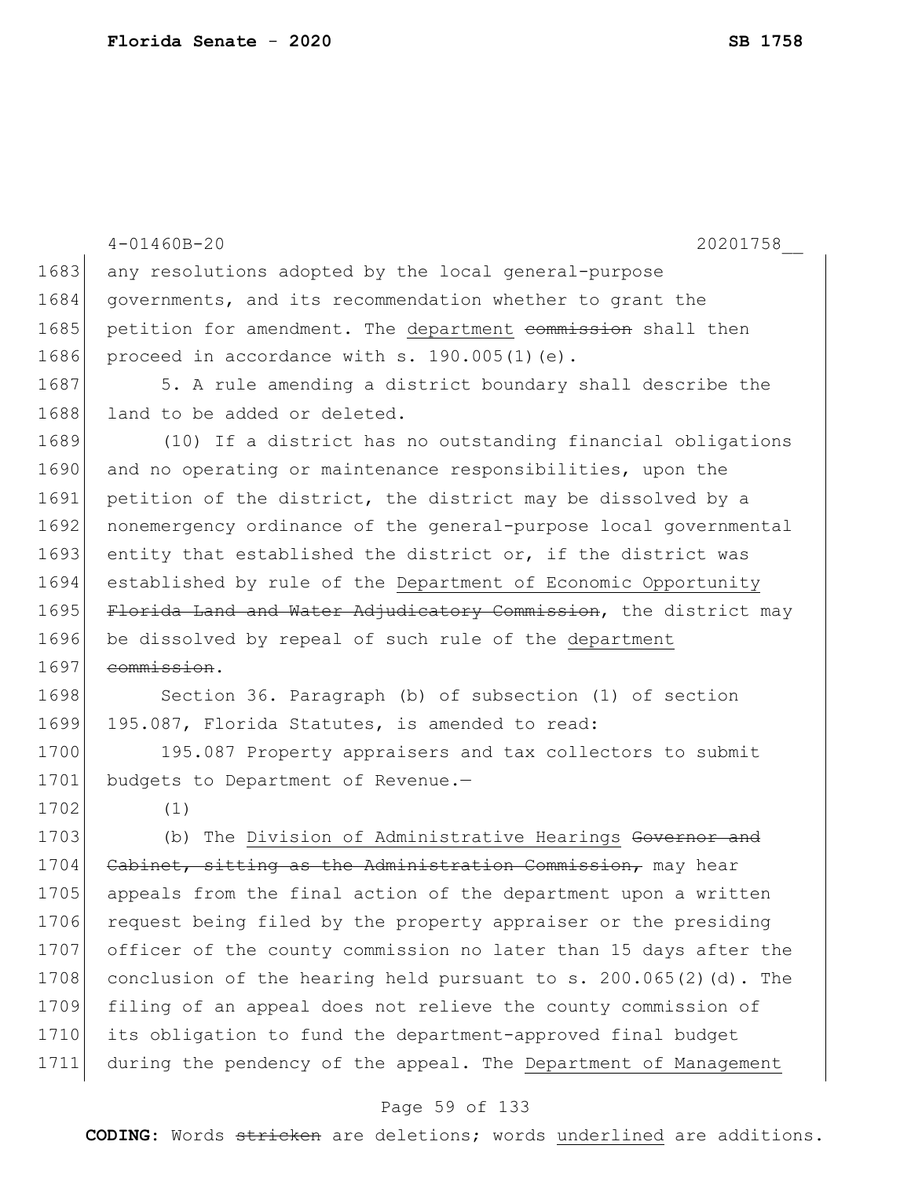any resolutions adopted by the local general-purpose governments, and its recommendation whether to grant the petition for amendment. The <u>department</u> ~~commission~~ shall then proceed in accordance with s. 190.005(1)(e).

5. A rule amending a district boundary shall describe the land to be added or deleted.

(10) If a district has no outstanding financial obligations and no operating or maintenance responsibilities, upon the petition of the district, the district may be dissolved by a nonemergency ordinance of the general-purpose local governmental entity that established the district or, if the district was established by rule of the <u>Department of Economic Opportunity</u> ~~Florida Land and Water Adjudicatory Commission~~, the district may be dissolved by repeal of such rule of the <u>department</u> ~~commission~~.

Section 36. Paragraph (b) of subsection (1) of section 195.087, Florida Statutes, is amended to read:

195.087 Property appraisers and tax collectors to submit budgets to Department of Revenue.—

(1)

(b) The <u>Division of Administrative Hearings</u> ~~Governor and Cabinet, sitting as the Administration Commission,~~ may hear appeals from the final action of the department upon a written request being filed by the property appraiser or the presiding officer of the county commission no later than 15 days after the conclusion of the hearing held pursuant to s. 200.065(2)(d). The filing of an appeal does not relieve the county commission of its obligation to fund the department-approved final budget during the pendency of the appeal. The <u>Department of Management</u>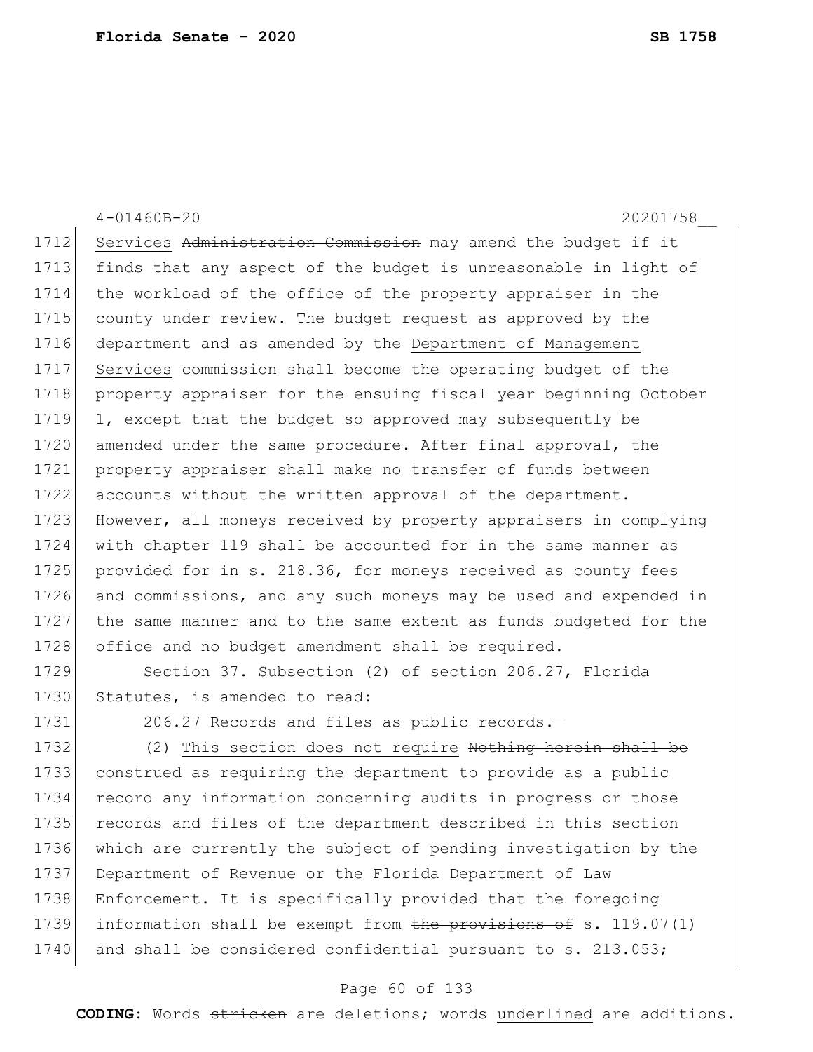Services ~~Administration Commission~~ may amend the budget if it finds that any aspect of the budget is unreasonable in light of the workload of the office of the property appraiser in the county under review. The budget request as approved by the department and as amended by the Department of Management Services ~~commission~~ shall become the operating budget of the property appraiser for the ensuing fiscal year beginning October 1, except that the budget so approved may subsequently be amended under the same procedure. After final approval, the property appraiser shall make no transfer of funds between accounts without the written approval of the department. However, all moneys received by property appraisers in complying with chapter 119 shall be accounted for in the same manner as provided for in s. 218.36, for moneys received as county fees and commissions, and any such moneys may be used and expended in the same manner and to the same extent as funds budgeted for the office and no budget amendment shall be required.

Section 37. Subsection (2) of section 206.27, Florida Statutes, is amended to read:

206.27 Records and files as public records.—

(2) This section does not require ~~Nothing herein shall be construed as requiring~~ the department to provide as a public record any information concerning audits in progress or those records and files of the department described in this section which are currently the subject of pending investigation by the Department of Revenue or the ~~Florida~~ Department of Law Enforcement. It is specifically provided that the foregoing information shall be exempt from ~~the provisions of~~ s. 119.07(1) and shall be considered confidential pursuant to s. 213.053;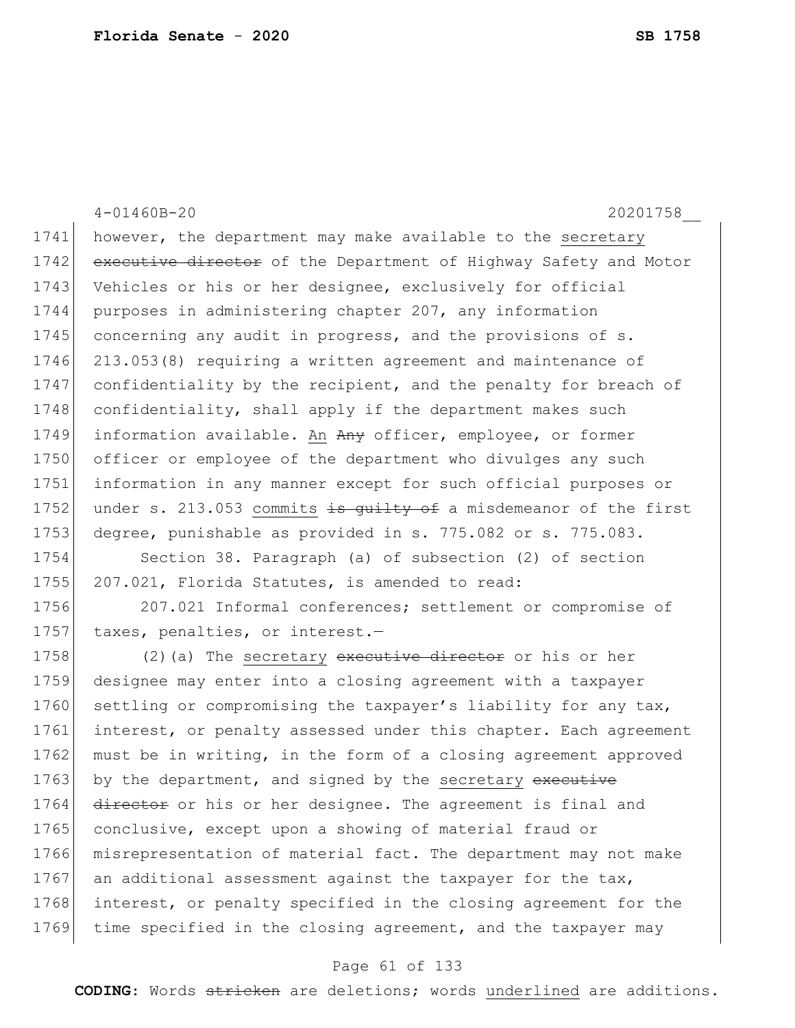however, the department may make available to the <u>secretary</u> ~~executive director~~ of the Department of Highway Safety and Motor Vehicles or his or her designee, exclusively for official purposes in administering chapter 207, any information concerning any audit in progress, and the provisions of s. 213.053(8) requiring a written agreement and maintenance of confidentiality by the recipient, and the penalty for breach of confidentiality, shall apply if the department makes such information available. <u>An</u> ~~Any~~ officer, employee, or former officer or employee of the department who divulges any such information in any manner except for such official purposes or under s. 213.053 <u>commits</u> ~~is guilty of~~ a misdemeanor of the first degree, punishable as provided in s. 775.082 or s. 775.083.

Section 38. Paragraph (a) of subsection (2) of section 207.021, Florida Statutes, is amended to read:

207.021 Informal conferences; settlement or compromise of taxes, penalties, or interest.—

(2)(a) The <u>secretary</u> ~~executive director~~ or his or her designee may enter into a closing agreement with a taxpayer settling or compromising the taxpayer's liability for any tax, interest, or penalty assessed under this chapter. Each agreement must be in writing, in the form of a closing agreement approved by the department, and signed by the <u>secretary</u> ~~executive director~~ or his or her designee. The agreement is final and conclusive, except upon a showing of material fraud or misrepresentation of material fact. The department may not make an additional assessment against the taxpayer for the tax, interest, or penalty specified in the closing agreement for the time specified in the closing agreement, and the taxpayer may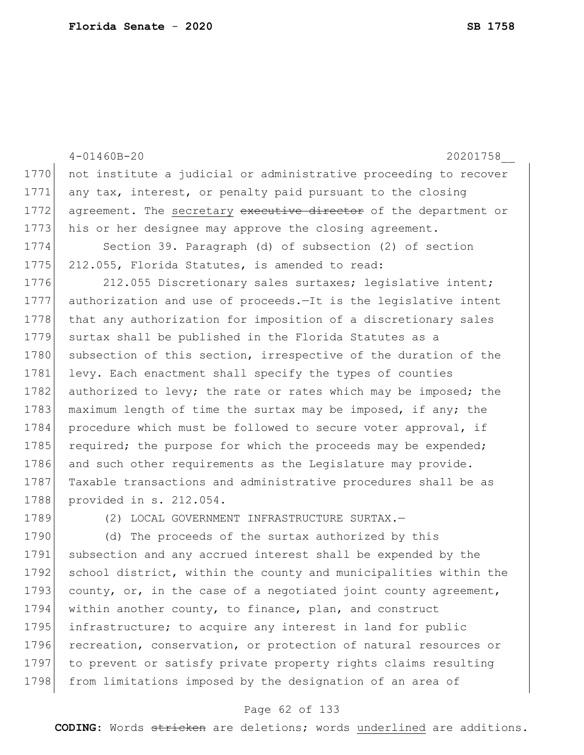not institute a judicial or administrative proceeding to recover any tax, interest, or penalty paid pursuant to the closing agreement. The <u>secretary</u> ~~executive director~~ of the department or his or her designee may approve the closing agreement.

Section 39. Paragraph (d) of subsection (2) of section 212.055, Florida Statutes, is amended to read:

212.055 Discretionary sales surtaxes; legislative intent; authorization and use of proceeds.—It is the legislative intent that any authorization for imposition of a discretionary sales surtax shall be published in the Florida Statutes as a subsection of this section, irrespective of the duration of the levy. Each enactment shall specify the types of counties authorized to levy; the rate or rates which may be imposed; the maximum length of time the surtax may be imposed, if any; the procedure which must be followed to secure voter approval, if required; the purpose for which the proceeds may be expended; and such other requirements as the Legislature may provide. Taxable transactions and administrative procedures shall be as provided in s. 212.054.

(2) LOCAL GOVERNMENT INFRASTRUCTURE SURTAX.—

(d) The proceeds of the surtax authorized by this subsection and any accrued interest shall be expended by the school district, within the county and municipalities within the county, or, in the case of a negotiated joint county agreement, within another county, to finance, plan, and construct infrastructure; to acquire any interest in land for public recreation, conservation, or protection of natural resources or to prevent or satisfy private property rights claims resulting from limitations imposed by the designation of an area of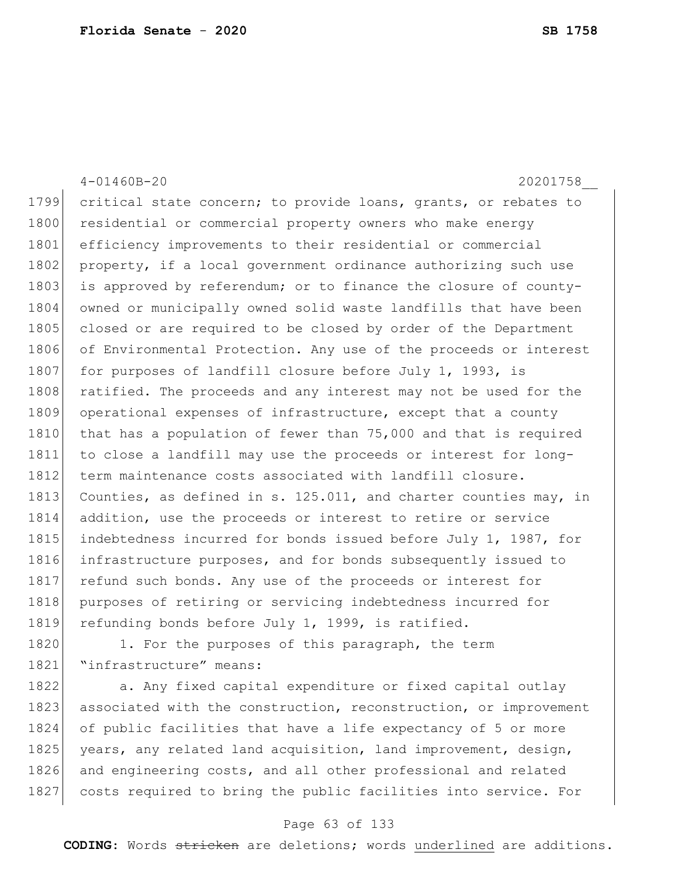critical state concern; to provide loans, grants, or rebates to residential or commercial property owners who make energy efficiency improvements to their residential or commercial property, if a local government ordinance authorizing such use is approved by referendum; or to finance the closure of county-owned or municipally owned solid waste landfills that have been closed or are required to be closed by order of the Department of Environmental Protection. Any use of the proceeds or interest for purposes of landfill closure before July 1, 1993, is ratified. The proceeds and any interest may not be used for the operational expenses of infrastructure, except that a county that has a population of fewer than 75,000 and that is required to close a landfill may use the proceeds or interest for long-term maintenance costs associated with landfill closure. Counties, as defined in s. 125.011, and charter counties may, in addition, use the proceeds or interest to retire or service indebtedness incurred for bonds issued before July 1, 1987, for infrastructure purposes, and for bonds subsequently issued to refund such bonds. Any use of the proceeds or interest for purposes of retiring or servicing indebtedness incurred for refunding bonds before July 1, 1999, is ratified.

1. For the purposes of this paragraph, the term "infrastructure" means:

a. Any fixed capital expenditure or fixed capital outlay associated with the construction, reconstruction, or improvement of public facilities that have a life expectancy of 5 or more years, any related land acquisition, land improvement, design, and engineering costs, and all other professional and related costs required to bring the public facilities into service. For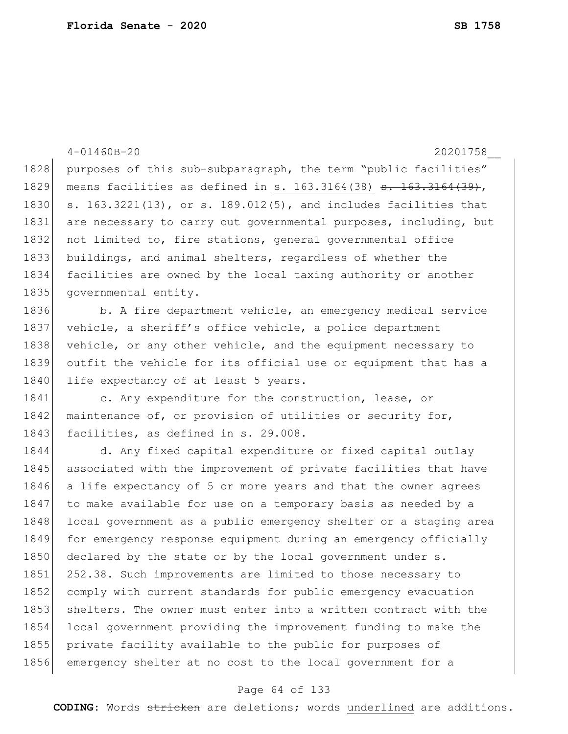purposes of this sub-subparagraph, the term "public facilities" means facilities as defined in s. 163.3164(38) ~~s. 163.3164(39)~~, s. 163.3221(13), or s. 189.012(5), and includes facilities that are necessary to carry out governmental purposes, including, but not limited to, fire stations, general governmental office buildings, and animal shelters, regardless of whether the facilities are owned by the local taxing authority or another governmental entity.

b. A fire department vehicle, an emergency medical service vehicle, a sheriff's office vehicle, a police department vehicle, or any other vehicle, and the equipment necessary to outfit the vehicle for its official use or equipment that has a life expectancy of at least 5 years.

c. Any expenditure for the construction, lease, or maintenance of, or provision of utilities or security for, facilities, as defined in s. 29.008.

d. Any fixed capital expenditure or fixed capital outlay associated with the improvement of private facilities that have a life expectancy of 5 or more years and that the owner agrees to make available for use on a temporary basis as needed by a local government as a public emergency shelter or a staging area for emergency response equipment during an emergency officially declared by the state or by the local government under s. 252.38. Such improvements are limited to those necessary to comply with current standards for public emergency evacuation shelters. The owner must enter into a written contract with the local government providing the improvement funding to make the private facility available to the public for purposes of emergency shelter at no cost to the local government for a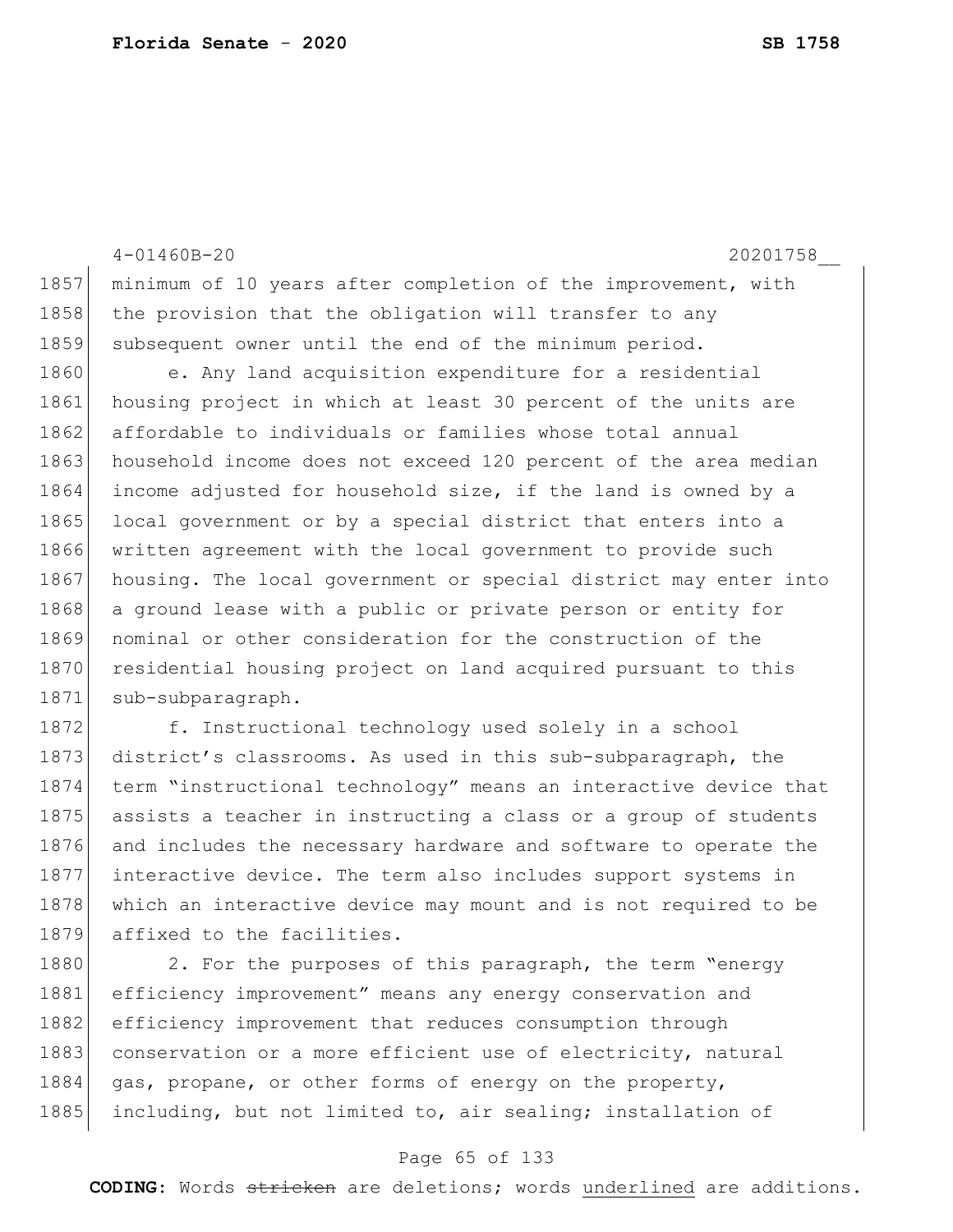minimum of 10 years after completion of the improvement, with the provision that the obligation will transfer to any subsequent owner until the end of the minimum period.

e. Any land acquisition expenditure for a residential housing project in which at least 30 percent of the units are affordable to individuals or families whose total annual household income does not exceed 120 percent of the area median income adjusted for household size, if the land is owned by a local government or by a special district that enters into a written agreement with the local government to provide such housing. The local government or special district may enter into a ground lease with a public or private person or entity for nominal or other consideration for the construction of the residential housing project on land acquired pursuant to this sub-subparagraph.

f. Instructional technology used solely in a school district's classrooms. As used in this sub-subparagraph, the term "instructional technology" means an interactive device that assists a teacher in instructing a class or a group of students and includes the necessary hardware and software to operate the interactive device. The term also includes support systems in which an interactive device may mount and is not required to be affixed to the facilities.

2. For the purposes of this paragraph, the term "energy efficiency improvement" means any energy conservation and efficiency improvement that reduces consumption through conservation or a more efficient use of electricity, natural gas, propane, or other forms of energy on the property, including, but not limited to, air sealing; installation of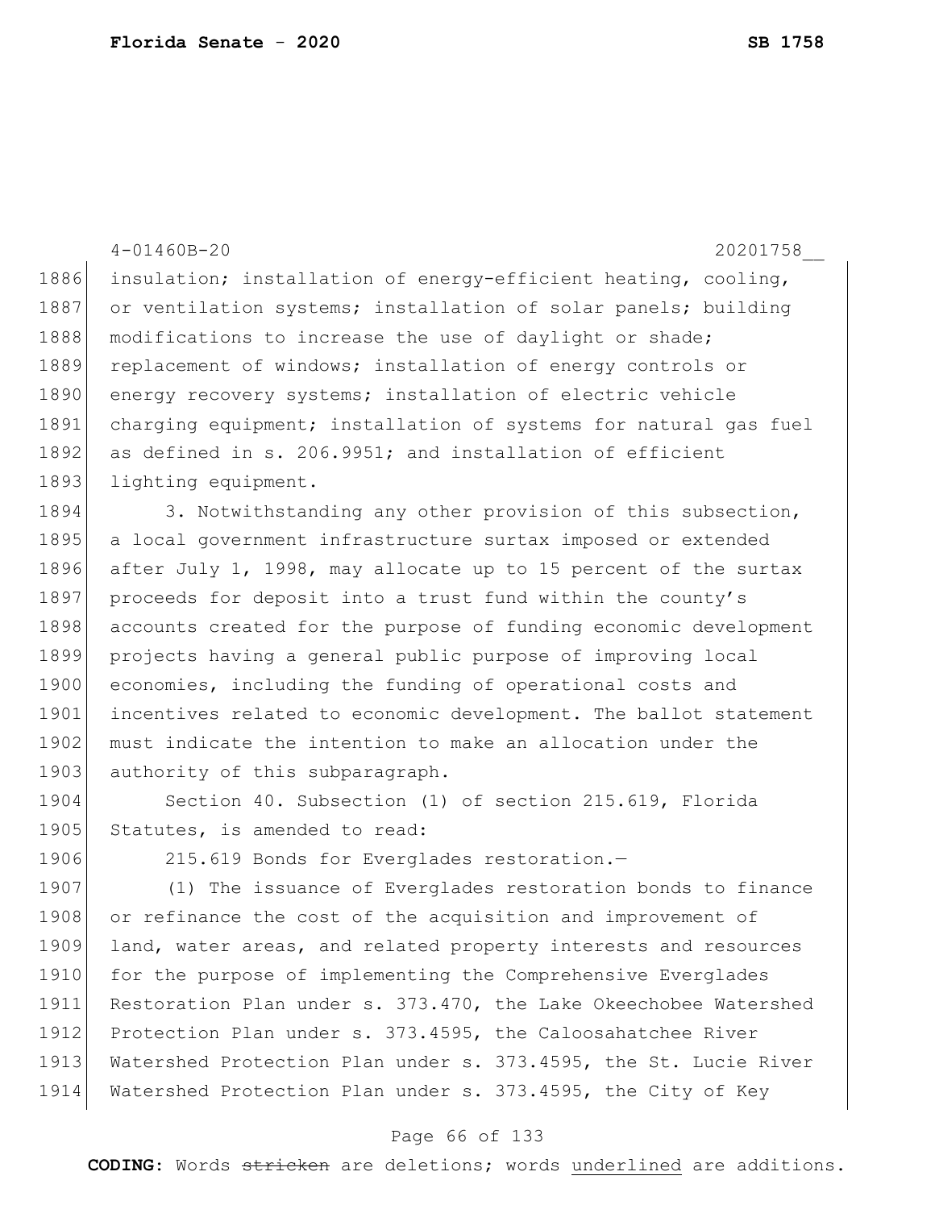insulation; installation of energy-efficient heating, cooling, or ventilation systems; installation of solar panels; building modifications to increase the use of daylight or shade; replacement of windows; installation of energy controls or energy recovery systems; installation of electric vehicle charging equipment; installation of systems for natural gas fuel as defined in s. 206.9951; and installation of efficient lighting equipment.

3. Notwithstanding any other provision of this subsection, a local government infrastructure surtax imposed or extended after July 1, 1998, may allocate up to 15 percent of the surtax proceeds for deposit into a trust fund within the county's accounts created for the purpose of funding economic development projects having a general public purpose of improving local economies, including the funding of operational costs and incentives related to economic development. The ballot statement must indicate the intention to make an allocation under the authority of this subparagraph.

Section 40. Subsection (1) of section 215.619, Florida Statutes, is amended to read:

215.619 Bonds for Everglades restoration.—

(1) The issuance of Everglades restoration bonds to finance or refinance the cost of the acquisition and improvement of land, water areas, and related property interests and resources for the purpose of implementing the Comprehensive Everglades Restoration Plan under s. 373.470, the Lake Okeechobee Watershed Protection Plan under s. 373.4595, the Caloosahatchee River Watershed Protection Plan under s. 373.4595, the St. Lucie River Watershed Protection Plan under s. 373.4595, the City of Key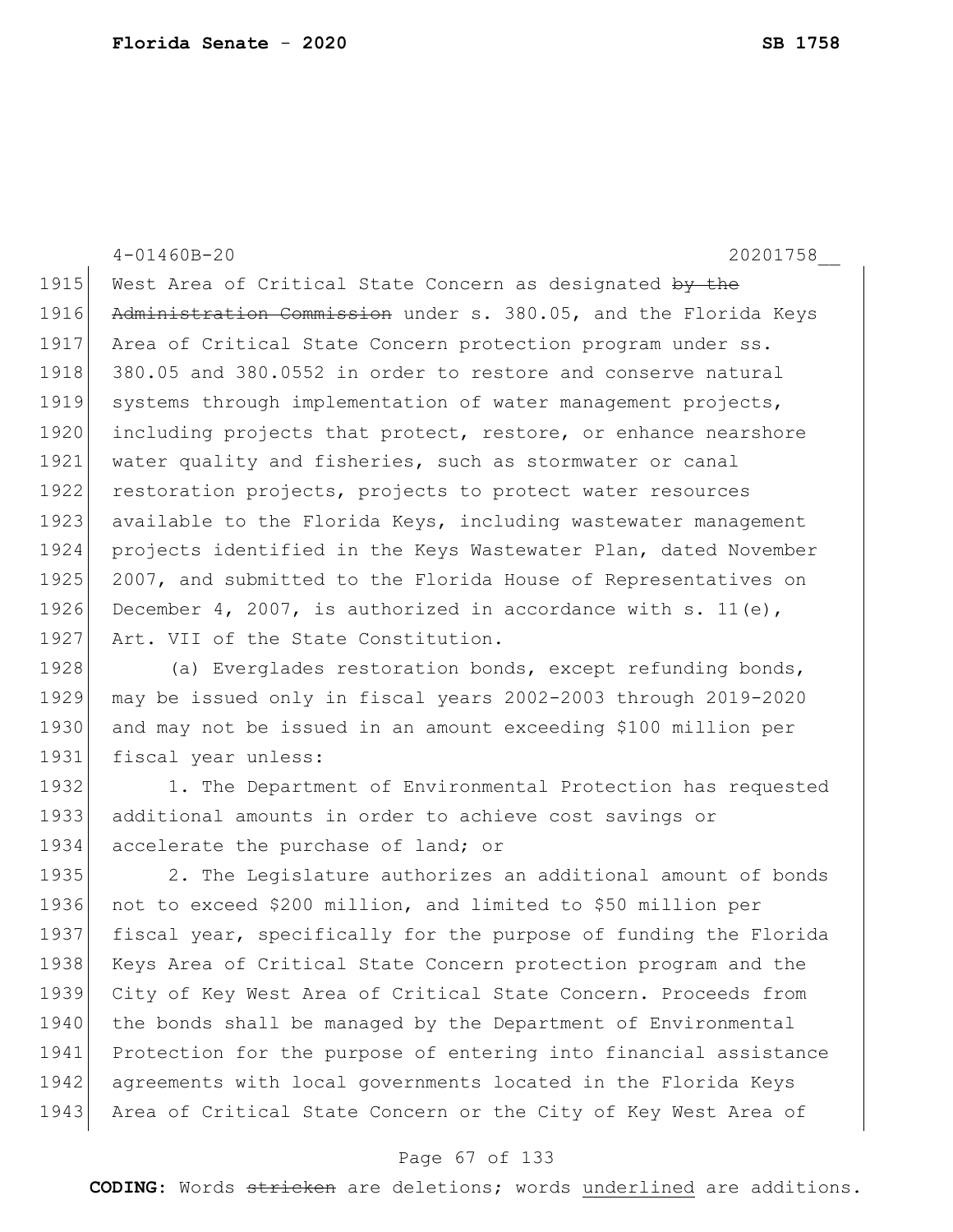West Area of Critical State Concern as designated ~~by the Administration Commission~~ under s. 380.05, and the Florida Keys Area of Critical State Concern protection program under ss. 380.05 and 380.0552 in order to restore and conserve natural systems through implementation of water management projects, including projects that protect, restore, or enhance nearshore water quality and fisheries, such as stormwater or canal restoration projects, projects to protect water resources available to the Florida Keys, including wastewater management projects identified in the Keys Wastewater Plan, dated November 2007, and submitted to the Florida House of Representatives on December 4, 2007, is authorized in accordance with s. 11(e), Art. VII of the State Constitution.

(a) Everglades restoration bonds, except refunding bonds, may be issued only in fiscal years 2002-2003 through 2019-2020 and may not be issued in an amount exceeding $100 million per fiscal year unless:

1. The Department of Environmental Protection has requested additional amounts in order to achieve cost savings or accelerate the purchase of land; or

2. The Legislature authorizes an additional amount of bonds not to exceed $200 million, and limited to $50 million per fiscal year, specifically for the purpose of funding the Florida Keys Area of Critical State Concern protection program and the City of Key West Area of Critical State Concern. Proceeds from the bonds shall be managed by the Department of Environmental Protection for the purpose of entering into financial assistance agreements with local governments located in the Florida Keys Area of Critical State Concern or the City of Key West Area of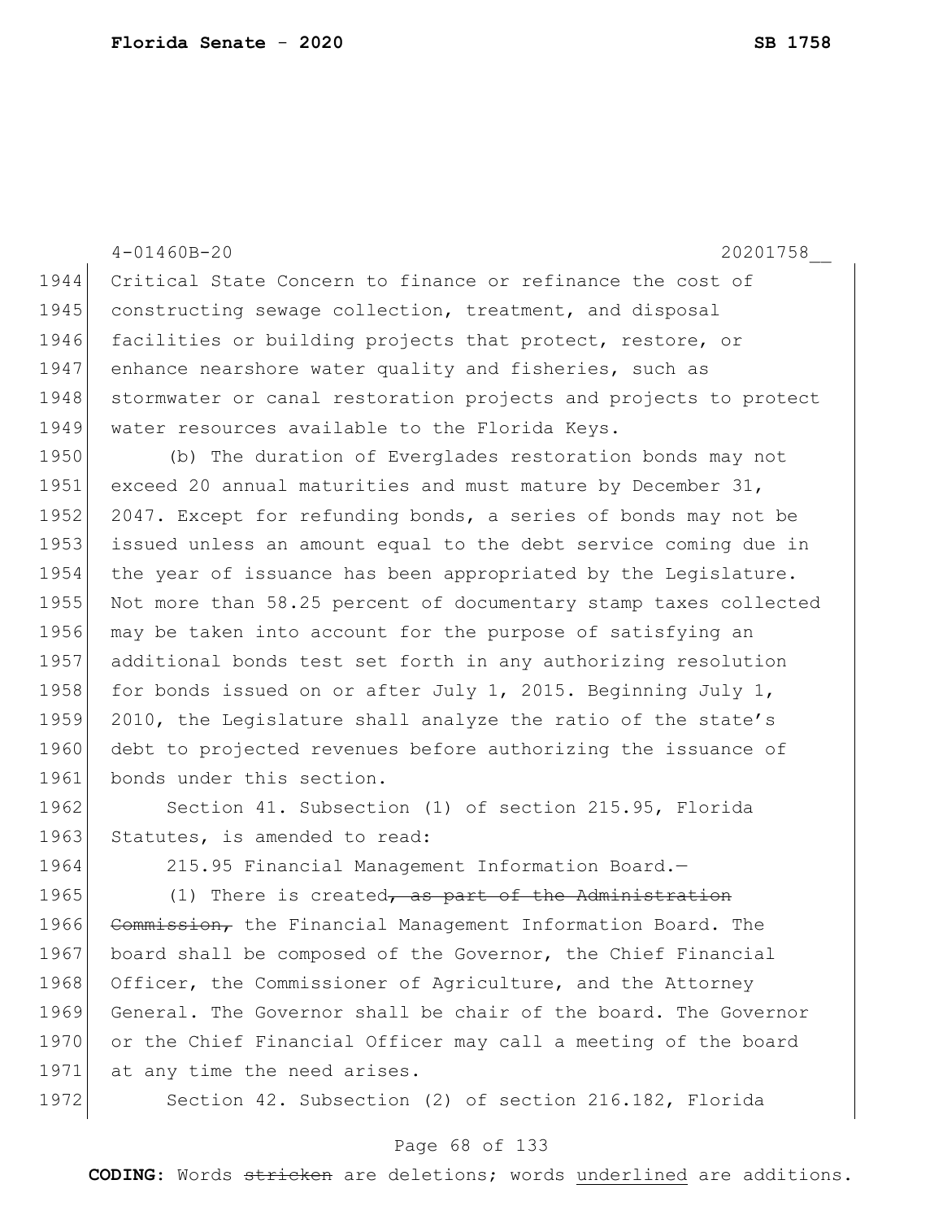Critical State Concern to finance or refinance the cost of constructing sewage collection, treatment, and disposal facilities or building projects that protect, restore, or enhance nearshore water quality and fisheries, such as stormwater or canal restoration projects and projects to protect water resources available to the Florida Keys.

(b) The duration of Everglades restoration bonds may not exceed 20 annual maturities and must mature by December 31, 2047. Except for refunding bonds, a series of bonds may not be issued unless an amount equal to the debt service coming due in the year of issuance has been appropriated by the Legislature. Not more than 58.25 percent of documentary stamp taxes collected may be taken into account for the purpose of satisfying an additional bonds test set forth in any authorizing resolution for bonds issued on or after July 1, 2015. Beginning July 1, 2010, the Legislature shall analyze the ratio of the state's debt to projected revenues before authorizing the issuance of bonds under this section.

Section 41. Subsection (1) of section 215.95, Florida Statutes, is amended to read:

215.95 Financial Management Information Board.—

(1) There is created~~, as part of the Administration Commission,~~ the Financial Management Information Board. The board shall be composed of the Governor, the Chief Financial Officer, the Commissioner of Agriculture, and the Attorney General. The Governor shall be chair of the board. The Governor or the Chief Financial Officer may call a meeting of the board at any time the need arises.

Section 42. Subsection (2) of section 216.182, Florida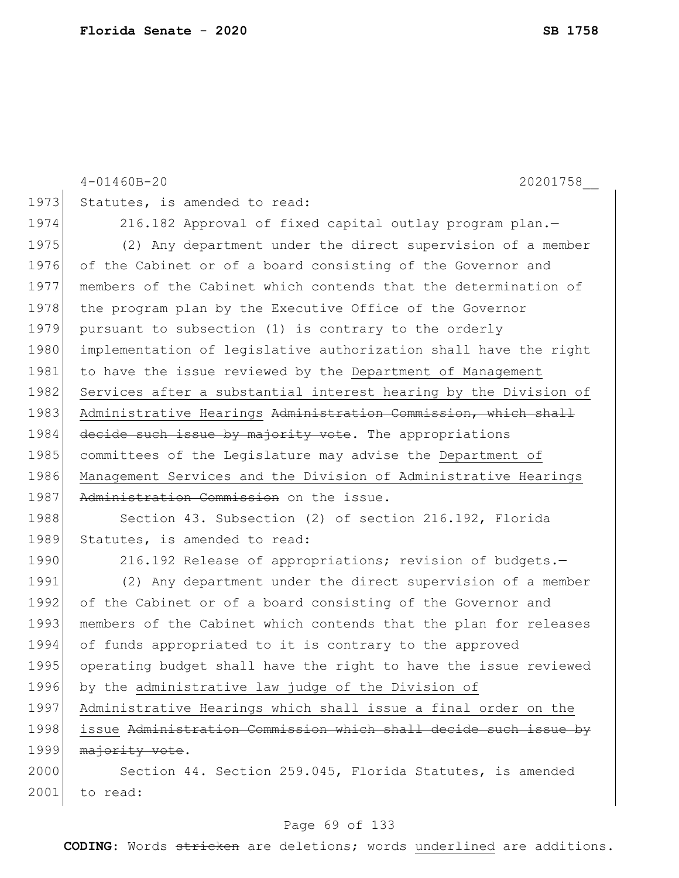4-01460B-20 20201758__

1973 Statutes, is amended to read:

1974 216.182 Approval of fixed capital outlay program plan.—

1975 (2) Any department under the direct supervision of a member
1976 of the Cabinet or of a board consisting of the Governor and
1977 members of the Cabinet which contends that the determination of
1978 the program plan by the Executive Office of the Governor
1979 pursuant to subsection (1) is contrary to the orderly
1980 implementation of legislative authorization shall have the right
1981 to have the issue reviewed by the <u>Department of Management</u>
1982 <u>Services after a substantial interest hearing by the Division of</u>
1983 <u>Administrative Hearings</u> ~~Administration Commission, which shall~~
1984 ~~decide such issue by majority vote~~. The appropriations
1985 committees of the Legislature may advise the <u>Department of</u>
1986 <u>Management Services and the Division of Administrative Hearings</u>
1987 ~~Administration Commission~~ on the issue.

1988 Section 43. Subsection (2) of section 216.192, Florida
1989 Statutes, is amended to read:

1990 216.192 Release of appropriations; revision of budgets.—

1991 (2) Any department under the direct supervision of a member
1992 of the Cabinet or of a board consisting of the Governor and
1993 members of the Cabinet which contends that the plan for releases
1994 of funds appropriated to it is contrary to the approved
1995 operating budget shall have the right to have the issue reviewed
1996 by the <u>administrative law judge of the Division of</u>
1997 <u>Administrative Hearings which shall issue a final order on the</u>
1998 <u>issue</u> ~~Administration Commission which shall decide such issue by~~
1999 ~~majority vote~~.

2000 Section 44. Section 259.045, Florida Statutes, is amended
2001 to read:

**CODING:** Words ~~stricken~~ are deletions; words <u>underlined</u> are additions.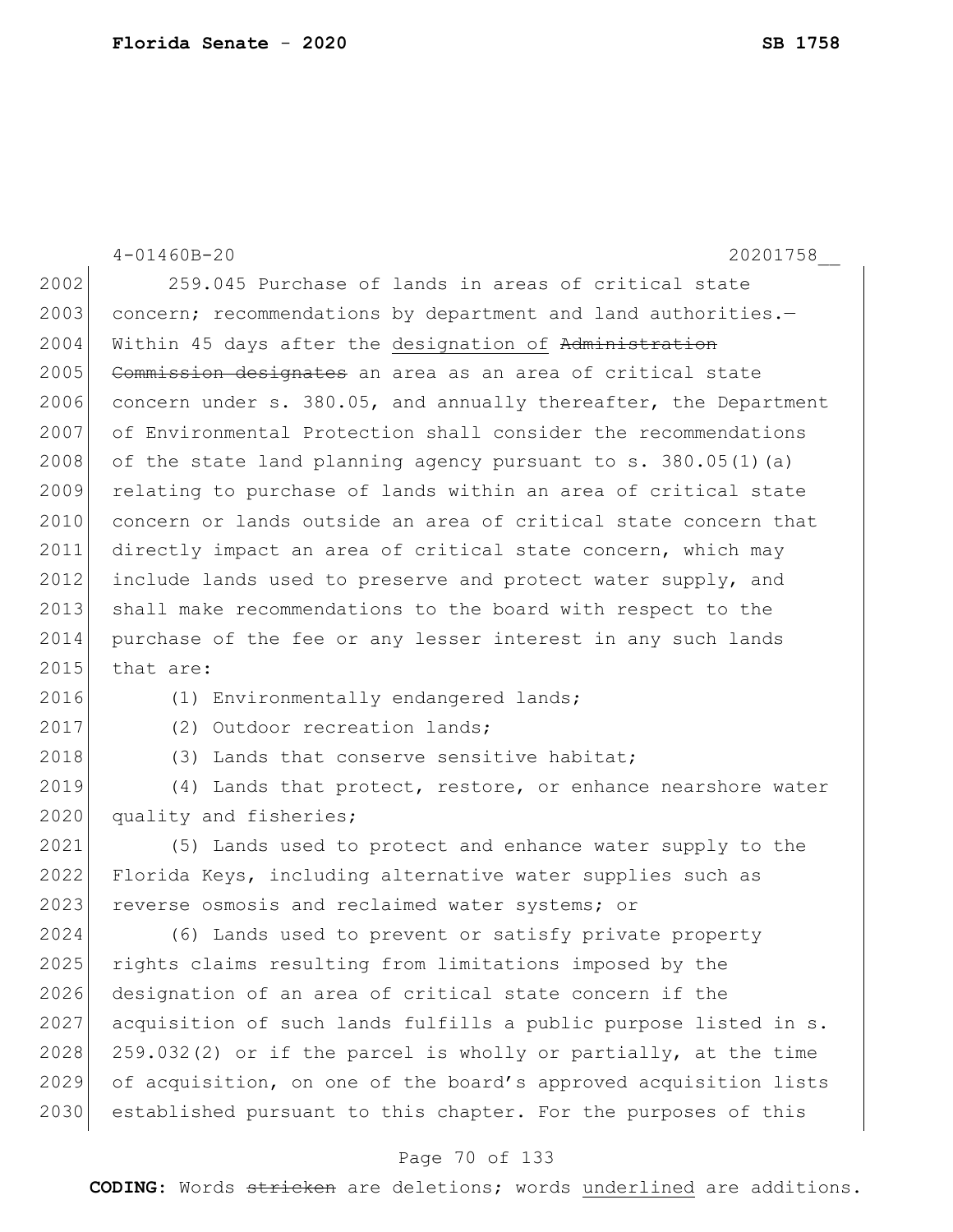259.045 Purchase of lands in areas of critical state concern; recommendations by department and land authorities.—Within 45 days after the designation of ~~Administration Commission designates~~ an area as an area of critical state concern under s. 380.05, and annually thereafter, the Department of Environmental Protection shall consider the recommendations of the state land planning agency pursuant to s. 380.05(1)(a) relating to purchase of lands within an area of critical state concern or lands outside an area of critical state concern that directly impact an area of critical state concern, which may include lands used to preserve and protect water supply, and shall make recommendations to the board with respect to the purchase of the fee or any lesser interest in any such lands that are:

(1) Environmentally endangered lands;

(2) Outdoor recreation lands;

(3) Lands that conserve sensitive habitat;

(4) Lands that protect, restore, or enhance nearshore water quality and fisheries;

(5) Lands used to protect and enhance water supply to the Florida Keys, including alternative water supplies such as reverse osmosis and reclaimed water systems; or

(6) Lands used to prevent or satisfy private property rights claims resulting from limitations imposed by the designation of an area of critical state concern if the acquisition of such lands fulfills a public purpose listed in s. 259.032(2) or if the parcel is wholly or partially, at the time of acquisition, on one of the board's approved acquisition lists established pursuant to this chapter. For the purposes of this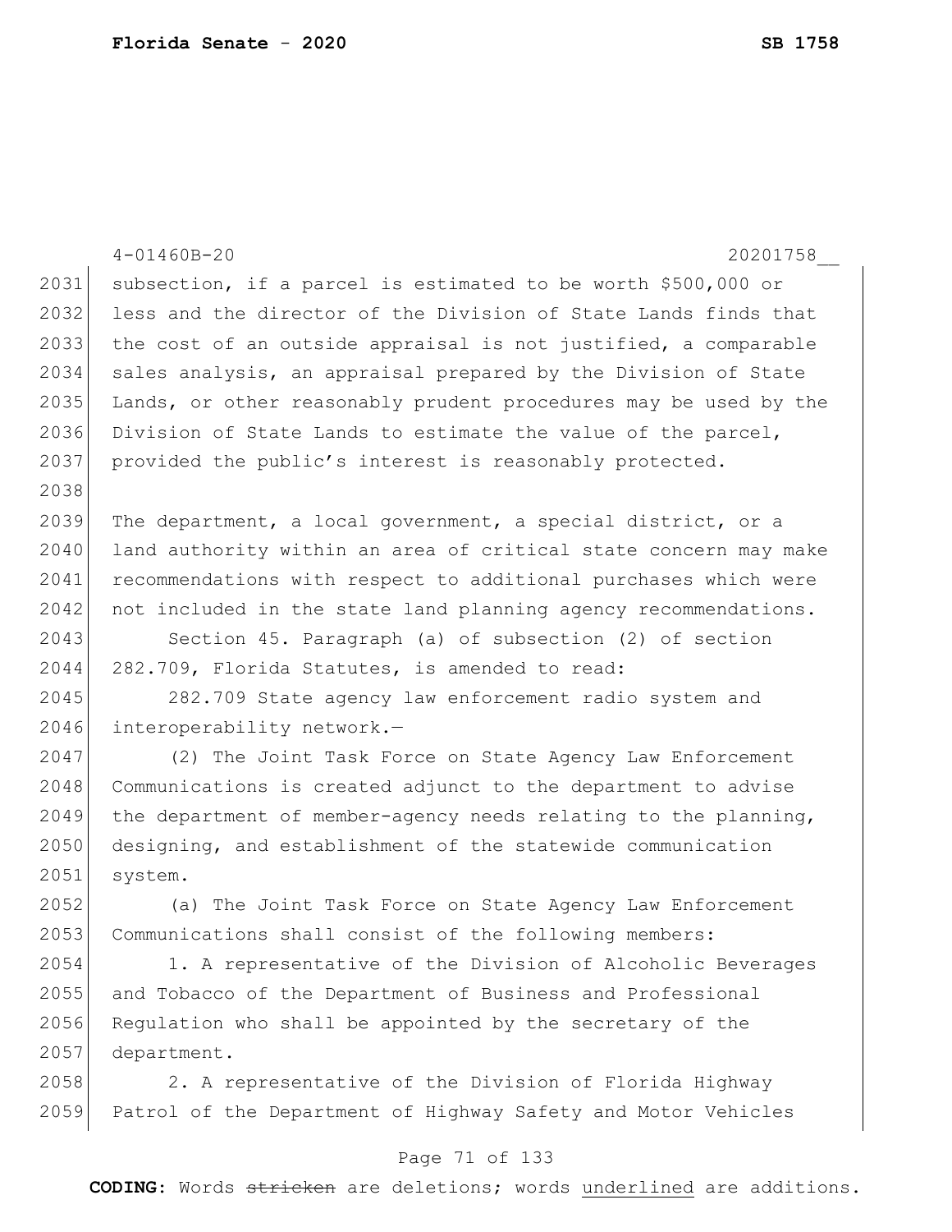subsection, if a parcel is estimated to be worth $500,000 or less and the director of the Division of State Lands finds that the cost of an outside appraisal is not justified, a comparable sales analysis, an appraisal prepared by the Division of State Lands, or other reasonably prudent procedures may be used by the Division of State Lands to estimate the value of the parcel, provided the public's interest is reasonably protected.

The department, a local government, a special district, or a land authority within an area of critical state concern may make recommendations with respect to additional purchases which were not included in the state land planning agency recommendations.

Section 45. Paragraph (a) of subsection (2) of section 282.709, Florida Statutes, is amended to read:

282.709 State agency law enforcement radio system and interoperability network.—

(2) The Joint Task Force on State Agency Law Enforcement Communications is created adjunct to the department to advise the department of member-agency needs relating to the planning, designing, and establishment of the statewide communication system.

(a) The Joint Task Force on State Agency Law Enforcement Communications shall consist of the following members:

1. A representative of the Division of Alcoholic Beverages and Tobacco of the Department of Business and Professional Regulation who shall be appointed by the secretary of the department.

2. A representative of the Division of Florida Highway Patrol of the Department of Highway Safety and Motor Vehicles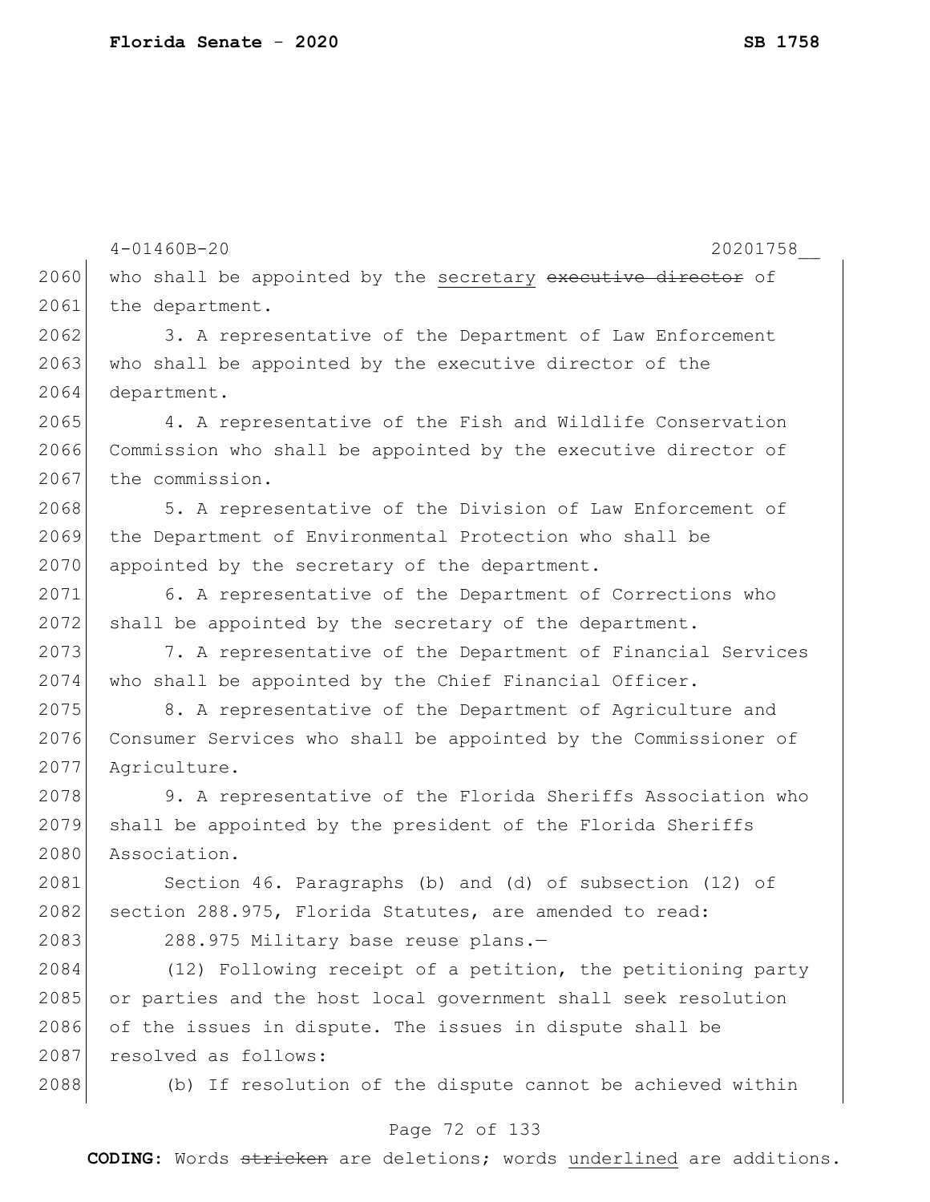who shall be appointed by the secretary ~~executive director~~ of the department.

3. A representative of the Department of Law Enforcement who shall be appointed by the executive director of the department.

4. A representative of the Fish and Wildlife Conservation Commission who shall be appointed by the executive director of the commission.

5. A representative of the Division of Law Enforcement of the Department of Environmental Protection who shall be appointed by the secretary of the department.

6. A representative of the Department of Corrections who shall be appointed by the secretary of the department.

7. A representative of the Department of Financial Services who shall be appointed by the Chief Financial Officer.

8. A representative of the Department of Agriculture and Consumer Services who shall be appointed by the Commissioner of Agriculture.

9. A representative of the Florida Sheriffs Association who shall be appointed by the president of the Florida Sheriffs Association.

Section 46. Paragraphs (b) and (d) of subsection (12) of section 288.975, Florida Statutes, are amended to read:

288.975 Military base reuse plans.—

(12) Following receipt of a petition, the petitioning party or parties and the host local government shall seek resolution of the issues in dispute. The issues in dispute shall be resolved as follows:

(b) If resolution of the dispute cannot be achieved within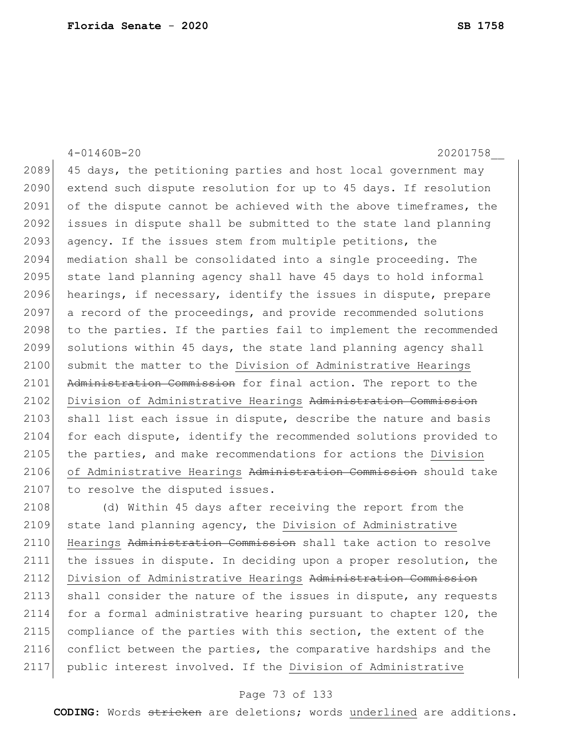45 days, the petitioning parties and host local government may extend such dispute resolution for up to 45 days. If resolution of the dispute cannot be achieved with the above timeframes, the issues in dispute shall be submitted to the state land planning agency. If the issues stem from multiple petitions, the mediation shall be consolidated into a single proceeding. The state land planning agency shall have 45 days to hold informal hearings, if necessary, identify the issues in dispute, prepare a record of the proceedings, and provide recommended solutions to the parties. If the parties fail to implement the recommended solutions within 45 days, the state land planning agency shall submit the matter to the <u>Division of Administrative Hearings</u> ~~Administration Commission~~ for final action. The report to the <u>Division of Administrative Hearings</u> ~~Administration Commission~~ shall list each issue in dispute, describe the nature and basis for each dispute, identify the recommended solutions provided to the parties, and make recommendations for actions the <u>Division of Administrative Hearings</u> ~~Administration Commission~~ should take to resolve the disputed issues.

(d) Within 45 days after receiving the report from the state land planning agency, the <u>Division of Administrative Hearings</u> ~~Administration Commission~~ shall take action to resolve the issues in dispute. In deciding upon a proper resolution, the <u>Division of Administrative Hearings</u> ~~Administration Commission~~ shall consider the nature of the issues in dispute, any requests for a formal administrative hearing pursuant to chapter 120, the compliance of the parties with this section, the extent of the conflict between the parties, the comparative hardships and the public interest involved. If the <u>Division of Administrative</u>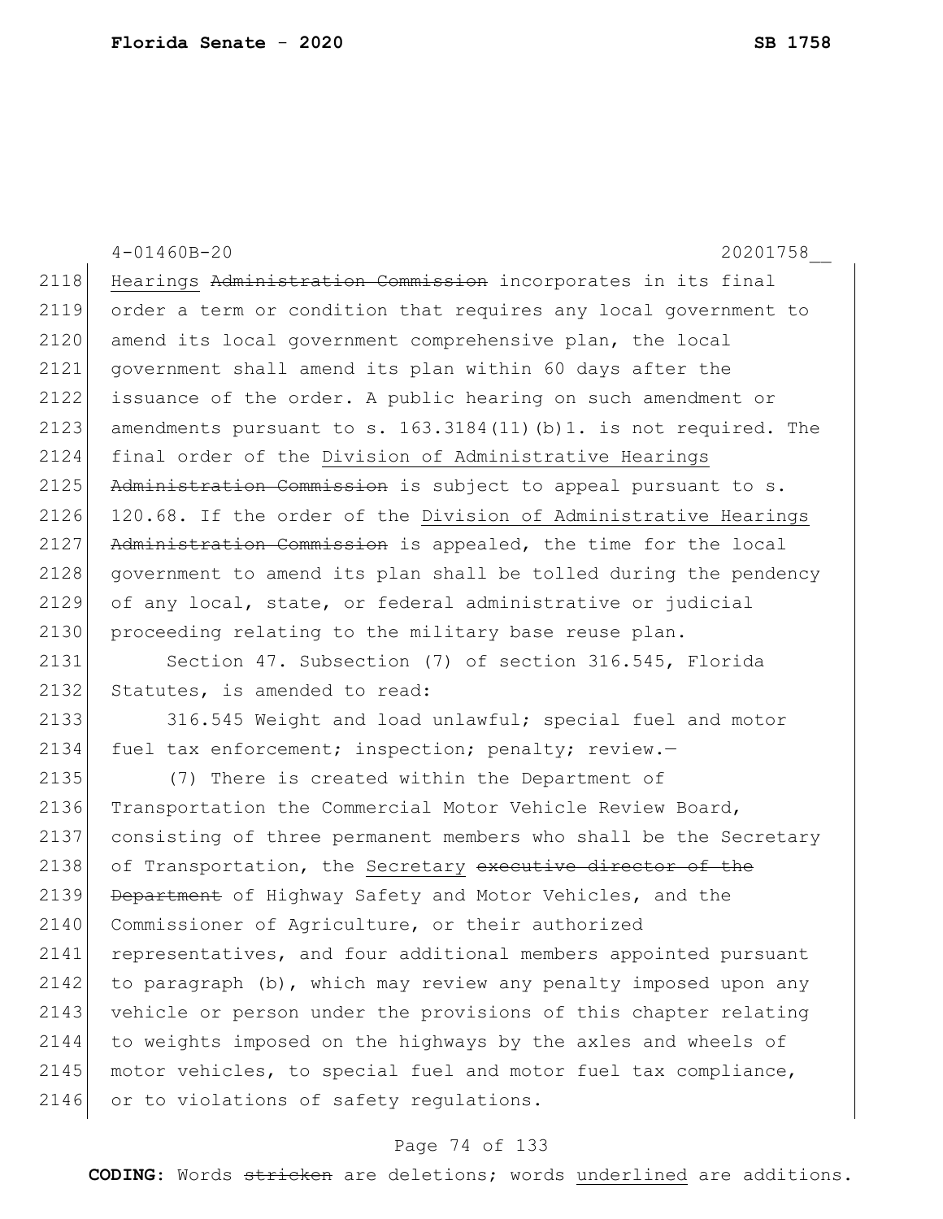Hearings ~~Administration Commission~~ incorporates in its final order a term or condition that requires any local government to amend its local government comprehensive plan, the local government shall amend its plan within 60 days after the issuance of the order. A public hearing on such amendment or amendments pursuant to s. 163.3184(11)(b)1. is not required. The final order of the <u>Division of Administrative Hearings</u> ~~Administration Commission~~ is subject to appeal pursuant to s. 120.68. If the order of the <u>Division of Administrative Hearings</u> ~~Administration Commission~~ is appealed, the time for the local government to amend its plan shall be tolled during the pendency of any local, state, or federal administrative or judicial proceeding relating to the military base reuse plan.

Section 47. Subsection (7) of section 316.545, Florida Statutes, is amended to read:

316.545 Weight and load unlawful; special fuel and motor fuel tax enforcement; inspection; penalty; review.—

(7) There is created within the Department of Transportation the Commercial Motor Vehicle Review Board, consisting of three permanent members who shall be the Secretary of Transportation, the <u>Secretary</u> ~~executive director of the Department~~ of Highway Safety and Motor Vehicles, and the Commissioner of Agriculture, or their authorized representatives, and four additional members appointed pursuant to paragraph (b), which may review any penalty imposed upon any vehicle or person under the provisions of this chapter relating to weights imposed on the highways by the axles and wheels of motor vehicles, to special fuel and motor fuel tax compliance, or to violations of safety regulations.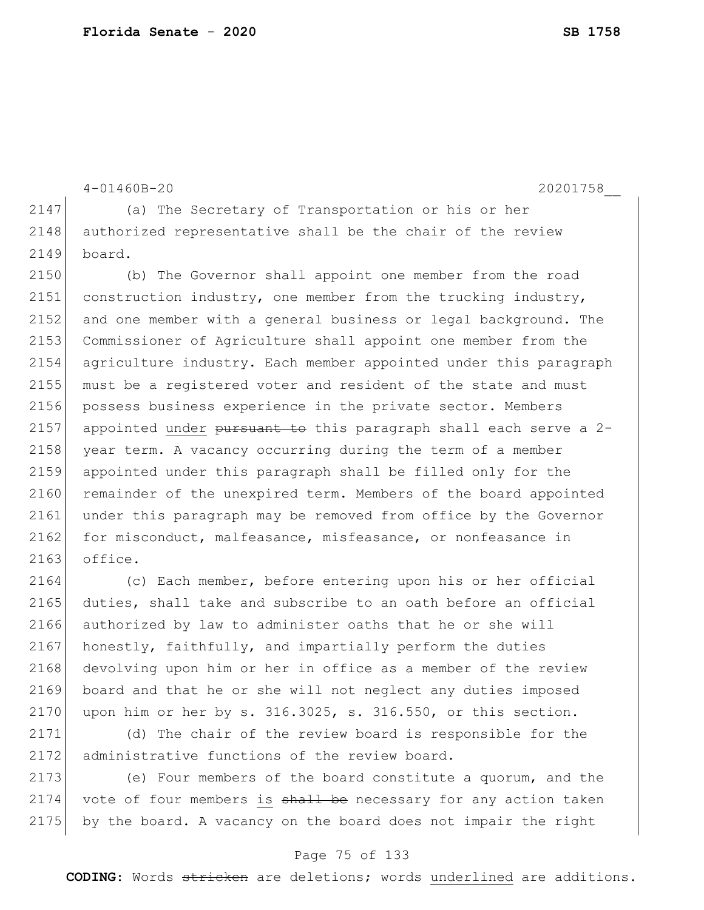(a) The Secretary of Transportation or his or her authorized representative shall be the chair of the review board.

(b) The Governor shall appoint one member from the road construction industry, one member from the trucking industry, and one member with a general business or legal background. The Commissioner of Agriculture shall appoint one member from the agriculture industry. Each member appointed under this paragraph must be a registered voter and resident of the state and must possess business experience in the private sector. Members appointed under ~~pursuant to~~ this paragraph shall each serve a 2-year term. A vacancy occurring during the term of a member appointed under this paragraph shall be filled only for the remainder of the unexpired term. Members of the board appointed under this paragraph may be removed from office by the Governor for misconduct, malfeasance, misfeasance, or nonfeasance in office.

(c) Each member, before entering upon his or her official duties, shall take and subscribe to an oath before an official authorized by law to administer oaths that he or she will honestly, faithfully, and impartially perform the duties devolving upon him or her in office as a member of the review board and that he or she will not neglect any duties imposed upon him or her by s. 316.3025, s. 316.550, or this section.

(d) The chair of the review board is responsible for the administrative functions of the review board.

(e) Four members of the board constitute a quorum, and the vote of four members is ~~shall be~~ necessary for any action taken by the board. A vacancy on the board does not impair the right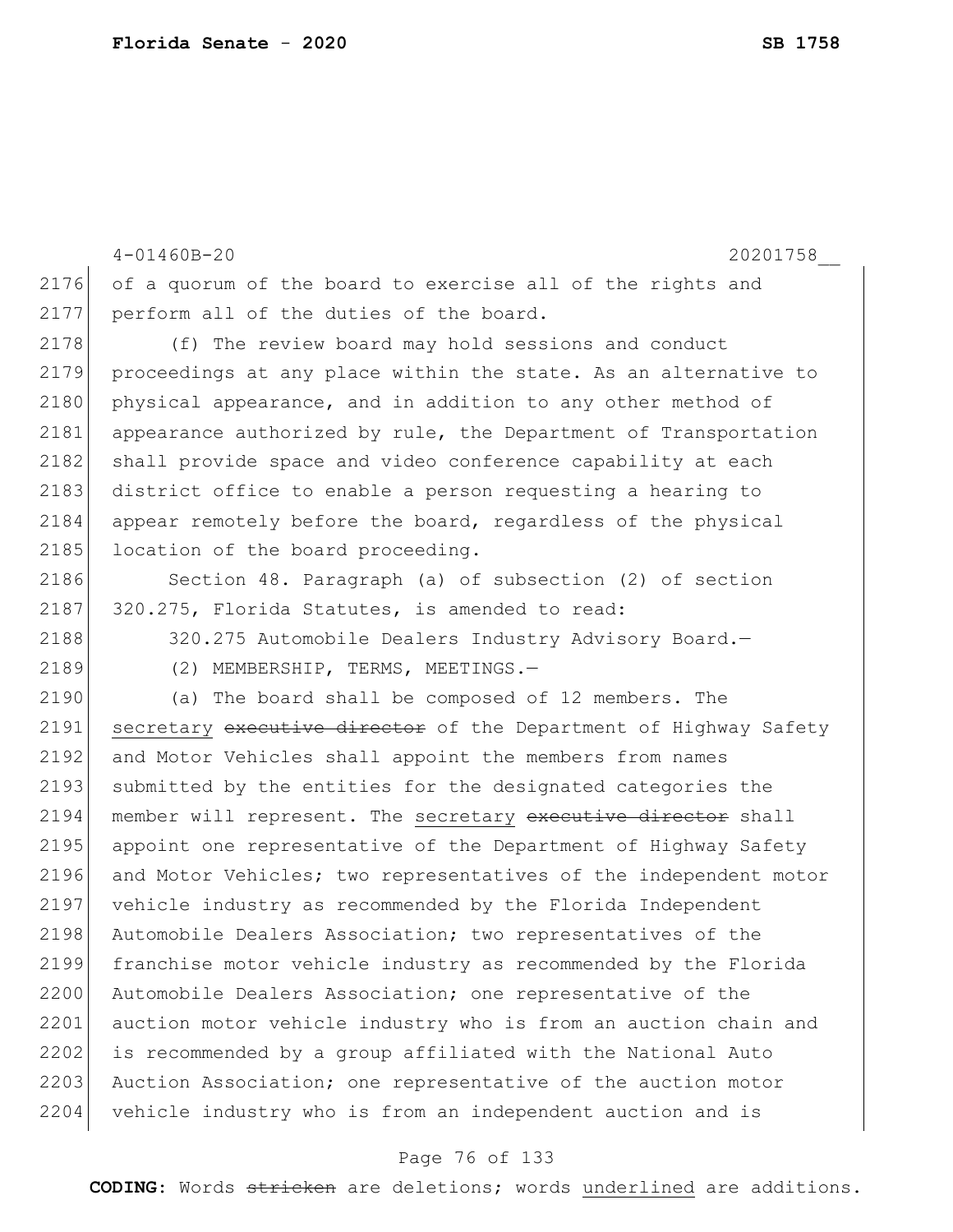of a quorum of the board to exercise all of the rights and perform all of the duties of the board.

(f) The review board may hold sessions and conduct proceedings at any place within the state. As an alternative to physical appearance, and in addition to any other method of appearance authorized by rule, the Department of Transportation shall provide space and video conference capability at each district office to enable a person requesting a hearing to appear remotely before the board, regardless of the physical location of the board proceeding.

Section 48. Paragraph (a) of subsection (2) of section 320.275, Florida Statutes, is amended to read:

320.275 Automobile Dealers Industry Advisory Board.—

(2) MEMBERSHIP, TERMS, MEETINGS.—

(a) The board shall be composed of 12 members. The <u>secretary</u> ~~executive director~~ of the Department of Highway Safety and Motor Vehicles shall appoint the members from names submitted by the entities for the designated categories the member will represent. The <u>secretary</u> ~~executive director~~ shall appoint one representative of the Department of Highway Safety and Motor Vehicles; two representatives of the independent motor vehicle industry as recommended by the Florida Independent Automobile Dealers Association; two representatives of the franchise motor vehicle industry as recommended by the Florida Automobile Dealers Association; one representative of the auction motor vehicle industry who is from an auction chain and is recommended by a group affiliated with the National Auto Auction Association; one representative of the auction motor vehicle industry who is from an independent auction and is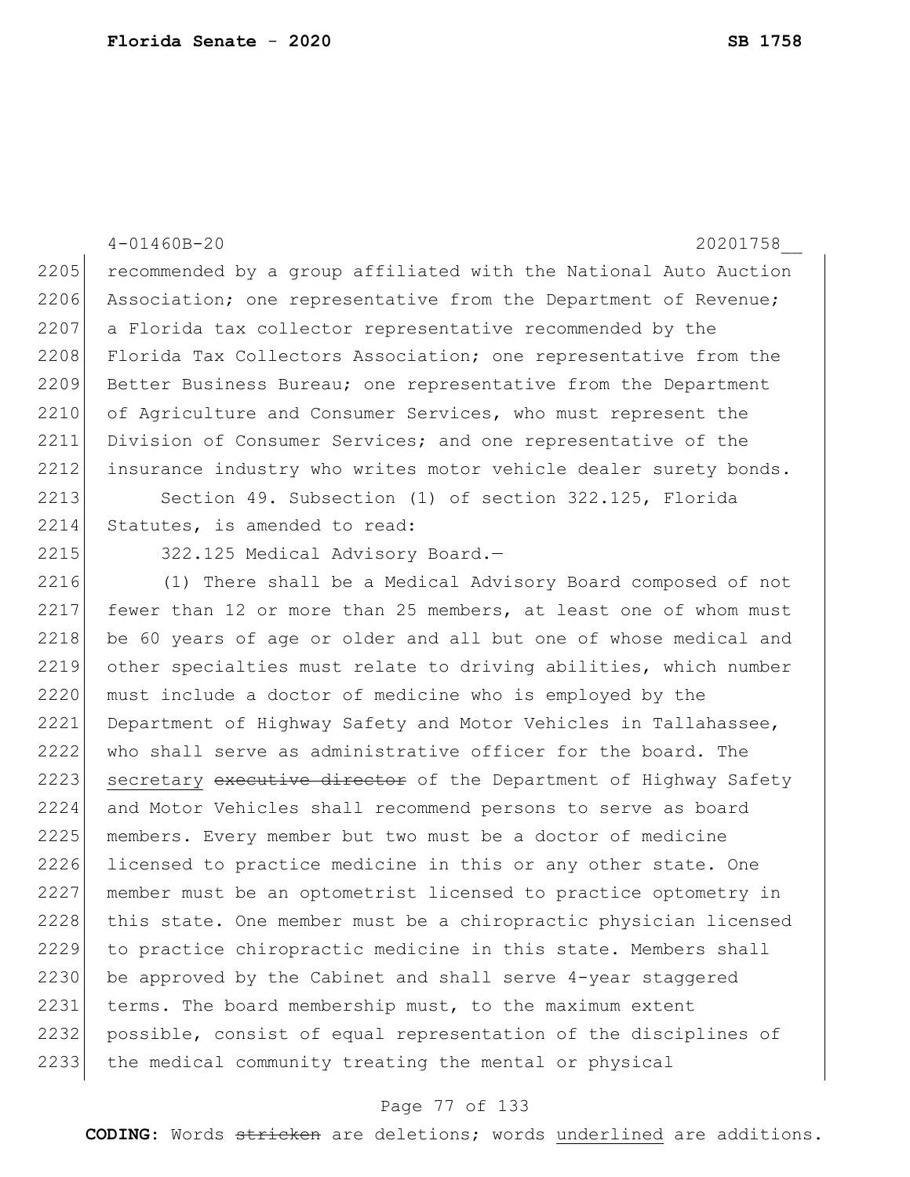recommended by a group affiliated with the National Auto Auction Association; one representative from the Department of Revenue; a Florida tax collector representative recommended by the Florida Tax Collectors Association; one representative from the Better Business Bureau; one representative from the Department of Agriculture and Consumer Services, who must represent the Division of Consumer Services; and one representative of the insurance industry who writes motor vehicle dealer surety bonds.

Section 49. Subsection (1) of section 322.125, Florida Statutes, is amended to read:

322.125 Medical Advisory Board.—

(1) There shall be a Medical Advisory Board composed of not fewer than 12 or more than 25 members, at least one of whom must be 60 years of age or older and all but one of whose medical and other specialties must relate to driving abilities, which number must include a doctor of medicine who is employed by the Department of Highway Safety and Motor Vehicles in Tallahassee, who shall serve as administrative officer for the board. The <u>secretary</u> ~~executive director~~ of the Department of Highway Safety and Motor Vehicles shall recommend persons to serve as board members. Every member but two must be a doctor of medicine licensed to practice medicine in this or any other state. One member must be an optometrist licensed to practice optometry in this state. One member must be a chiropractic physician licensed to practice chiropractic medicine in this state. Members shall be approved by the Cabinet and shall serve 4-year staggered terms. The board membership must, to the maximum extent possible, consist of equal representation of the disciplines of the medical community treating the mental or physical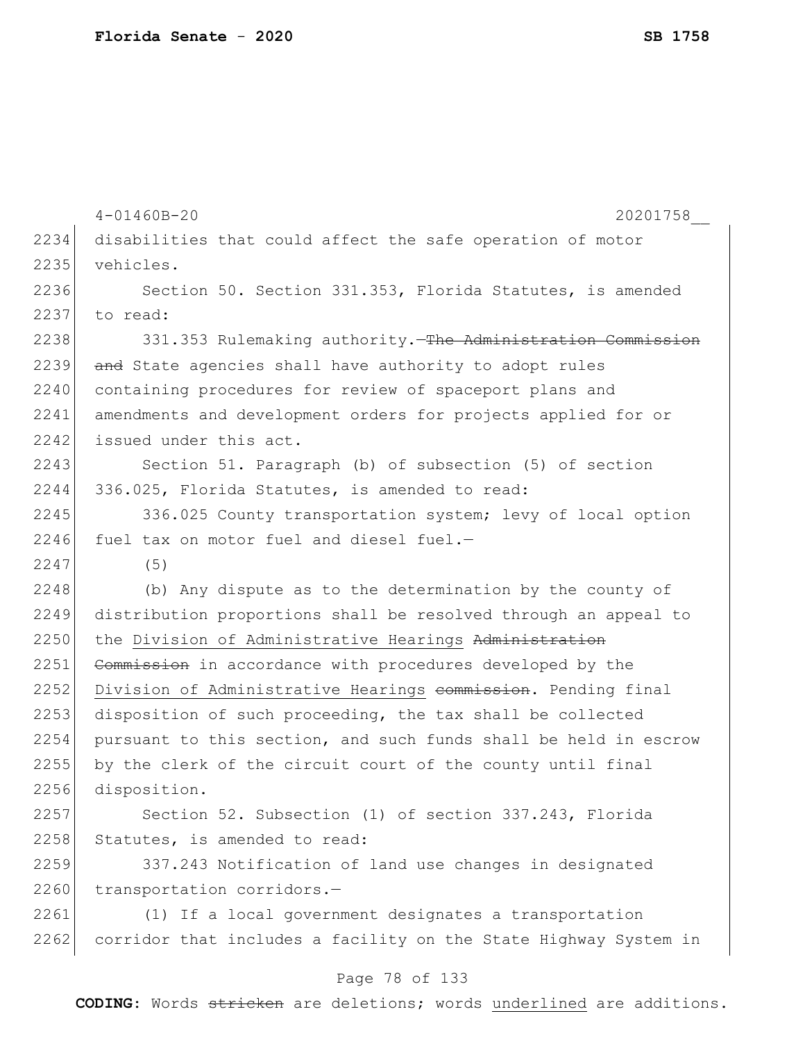disabilities that could affect the safe operation of motor vehicles.

Section 50. Section 331.353, Florida Statutes, is amended to read:

331.353 Rulemaking authority.—~~The Administration Commission and~~ State agencies shall have authority to adopt rules containing procedures for review of spaceport plans and amendments and development orders for projects applied for or issued under this act.

Section 51. Paragraph (b) of subsection (5) of section 336.025, Florida Statutes, is amended to read:

336.025 County transportation system; levy of local option fuel tax on motor fuel and diesel fuel.—

(5)

(b) Any dispute as to the determination by the county of distribution proportions shall be resolved through an appeal to the <u>Division of Administrative Hearings</u> ~~Administration Commission~~ in accordance with procedures developed by the <u>Division of Administrative Hearings</u> ~~commission~~. Pending final disposition of such proceeding, the tax shall be collected pursuant to this section, and such funds shall be held in escrow by the clerk of the circuit court of the county until final disposition.

Section 52. Subsection (1) of section 337.243, Florida Statutes, is amended to read:

337.243 Notification of land use changes in designated transportation corridors.—

(1) If a local government designates a transportation corridor that includes a facility on the State Highway System in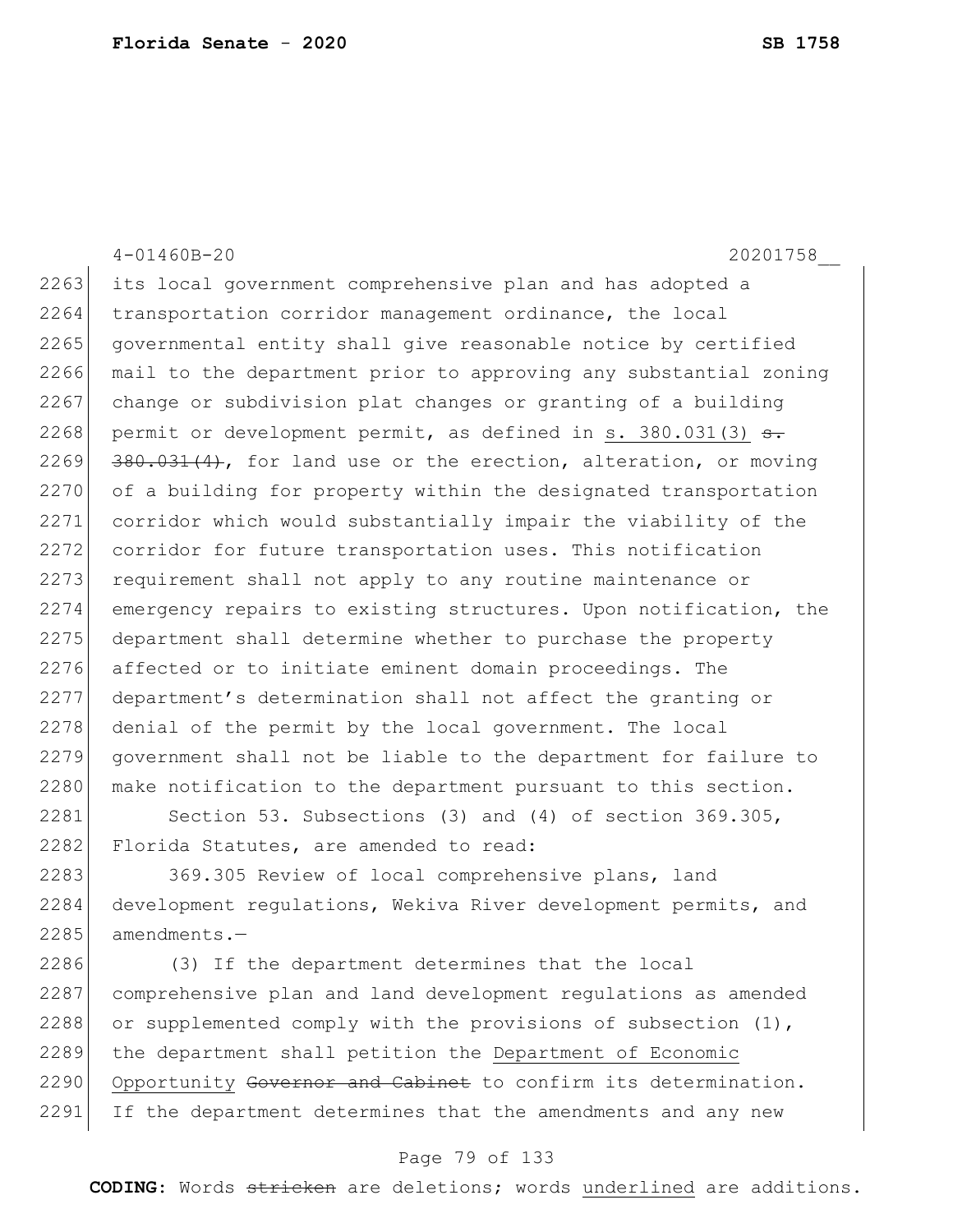its local government comprehensive plan and has adopted a transportation corridor management ordinance, the local governmental entity shall give reasonable notice by certified mail to the department prior to approving any substantial zoning change or subdivision plat changes or granting of a building permit or development permit, as defined in s. 380.031(3) ~~s. 380.031(4)~~, for land use or the erection, alteration, or moving of a building for property within the designated transportation corridor which would substantially impair the viability of the corridor for future transportation uses. This notification requirement shall not apply to any routine maintenance or emergency repairs to existing structures. Upon notification, the department shall determine whether to purchase the property affected or to initiate eminent domain proceedings. The department's determination shall not affect the granting or denial of the permit by the local government. The local government shall not be liable to the department for failure to make notification to the department pursuant to this section.

Section 53. Subsections (3) and (4) of section 369.305, Florida Statutes, are amended to read:

369.305 Review of local comprehensive plans, land development regulations, Wekiva River development permits, and amendments.—

(3) If the department determines that the local comprehensive plan and land development regulations as amended or supplemented comply with the provisions of subsection (1), the department shall petition the Department of Economic Opportunity ~~Governor and Cabinet~~ to confirm its determination. If the department determines that the amendments and any new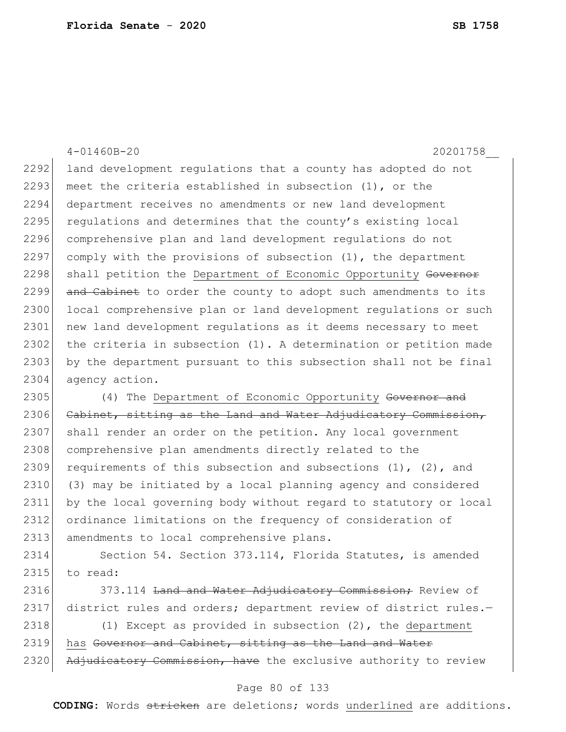land development regulations that a county has adopted do not meet the criteria established in subsection (1), or the department receives no amendments or new land development regulations and determines that the county's existing local comprehensive plan and land development regulations do not comply with the provisions of subsection (1), the department shall petition the Department of Economic Opportunity ~~Governor and Cabinet~~ to order the county to adopt such amendments to its local comprehensive plan or land development regulations or such new land development regulations as it deems necessary to meet the criteria in subsection (1). A determination or petition made by the department pursuant to this subsection shall not be final agency action.

(4) The Department of Economic Opportunity ~~Governor and Cabinet, sitting as the Land and Water Adjudicatory Commission,~~ shall render an order on the petition. Any local government comprehensive plan amendments directly related to the requirements of this subsection and subsections (1), (2), and (3) may be initiated by a local planning agency and considered by the local governing body without regard to statutory or local ordinance limitations on the frequency of consideration of amendments to local comprehensive plans.

Section 54. Section 373.114, Florida Statutes, is amended to read:

373.114 ~~Land and Water Adjudicatory Commission;~~ Review of district rules and orders; department review of district rules.—

(1) Except as provided in subsection (2), the department has ~~Governor and Cabinet, sitting as the Land and Water Adjudicatory Commission, have~~ the exclusive authority to review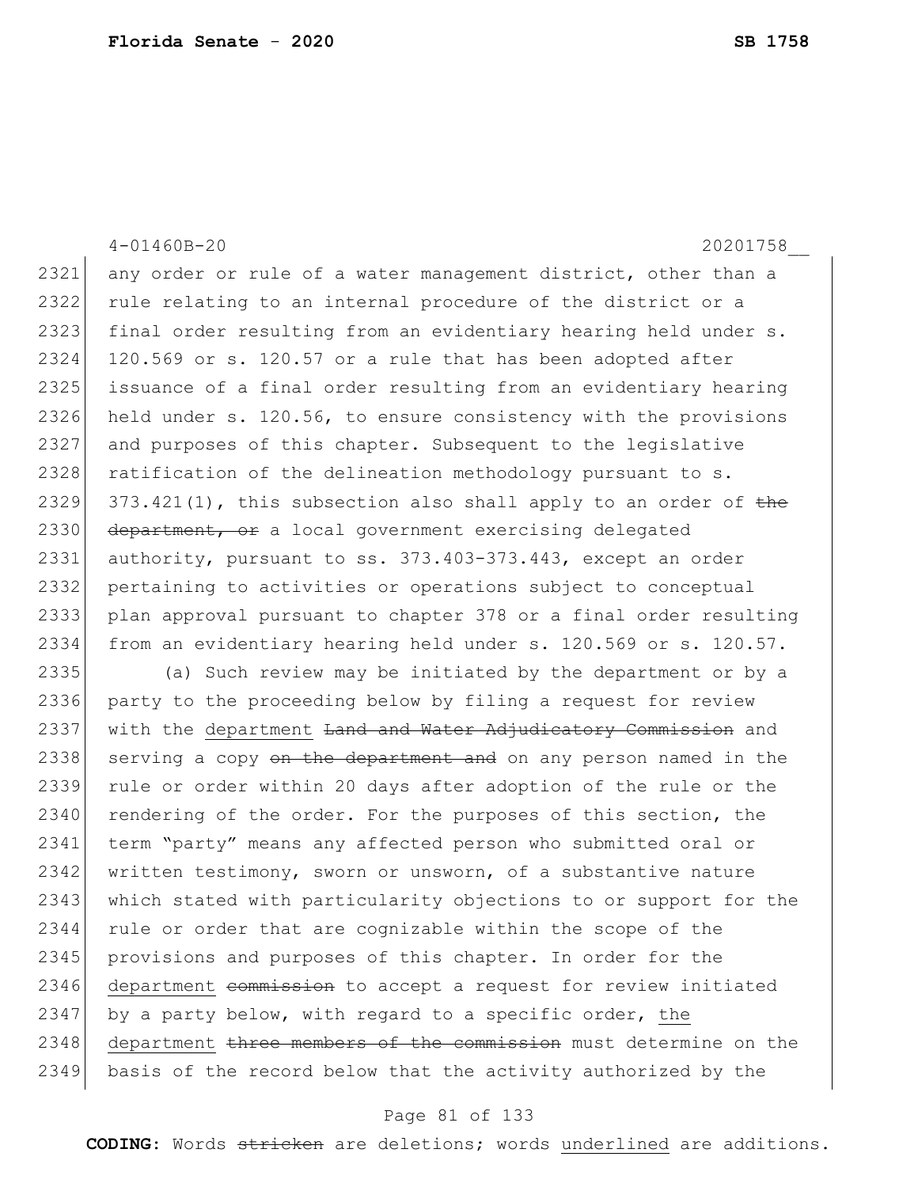any order or rule of a water management district, other than a rule relating to an internal procedure of the district or a final order resulting from an evidentiary hearing held under s. 120.569 or s. 120.57 or a rule that has been adopted after issuance of a final order resulting from an evidentiary hearing held under s. 120.56, to ensure consistency with the provisions and purposes of this chapter. Subsequent to the legislative ratification of the delineation methodology pursuant to s. 373.421(1), this subsection also shall apply to an order of ~~the department, or~~ a local government exercising delegated authority, pursuant to ss. 373.403-373.443, except an order pertaining to activities or operations subject to conceptual plan approval pursuant to chapter 378 or a final order resulting from an evidentiary hearing held under s. 120.569 or s. 120.57.

(a) Such review may be initiated by the department or by a party to the proceeding below by filing a request for review with the <u>department</u> ~~Land and Water Adjudicatory Commission~~ and serving a copy ~~on the department and~~ on any person named in the rule or order within 20 days after adoption of the rule or the rendering of the order. For the purposes of this section, the term "party" means any affected person who submitted oral or written testimony, sworn or unsworn, of a substantive nature which stated with particularity objections to or support for the rule or order that are cognizable within the scope of the provisions and purposes of this chapter. In order for the <u>department</u> ~~commission~~ to accept a request for review initiated by a party below, with regard to a specific order, <u>the department</u> ~~three members of the commission~~ must determine on the basis of the record below that the activity authorized by the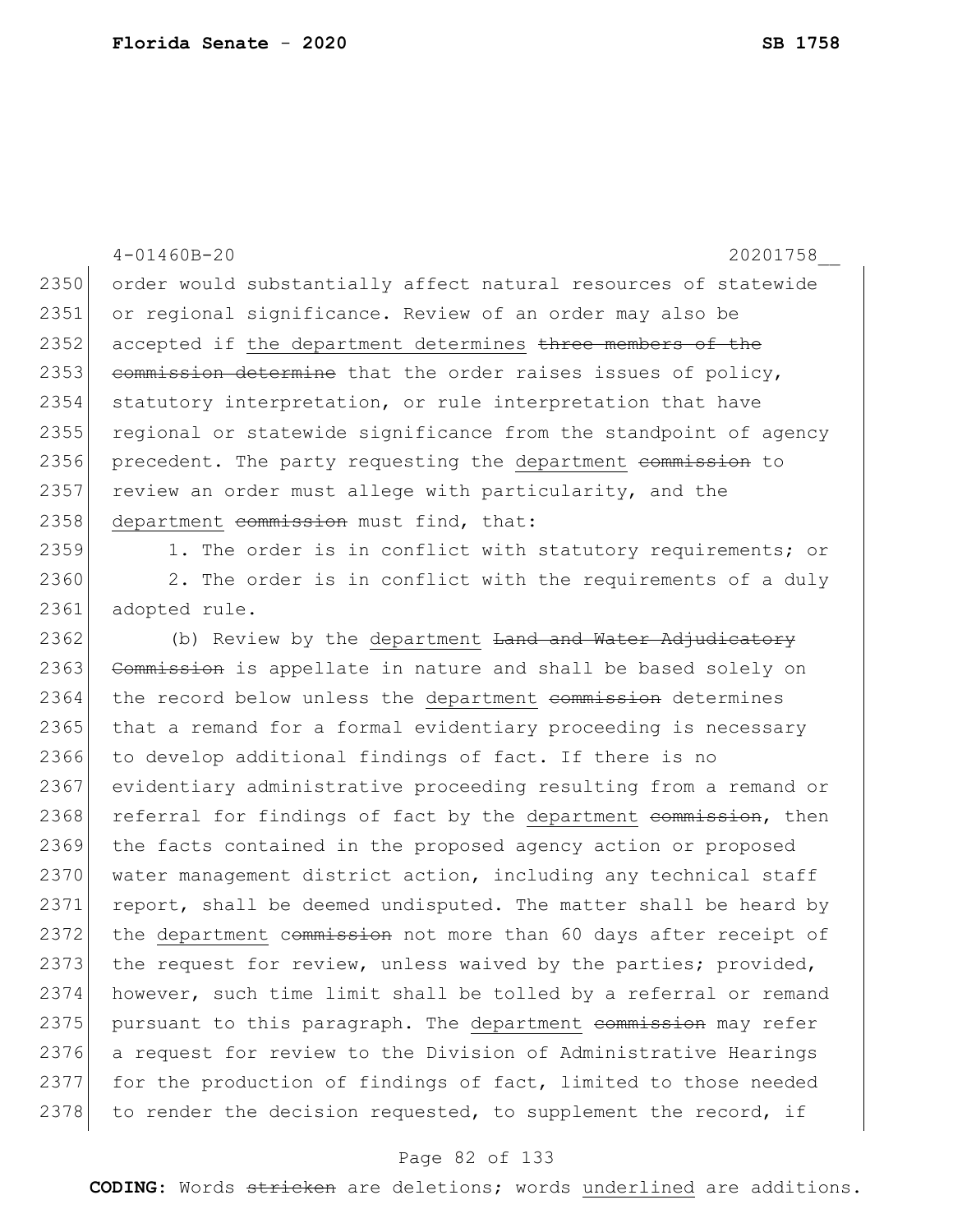order would substantially affect natural resources of statewide or regional significance. Review of an order may also be accepted if the department determines ~~three members of the commission determine~~ that the order raises issues of policy, statutory interpretation, or rule interpretation that have regional or statewide significance from the standpoint of agency precedent. The party requesting the department ~~commission~~ to review an order must allege with particularity, and the department ~~commission~~ must find, that:

1. The order is in conflict with statutory requirements; or

2. The order is in conflict with the requirements of a duly adopted rule.

(b) Review by the department ~~Land and Water Adjudicatory Commission~~ is appellate in nature and shall be based solely on the record below unless the department ~~commission~~ determines that a remand for a formal evidentiary proceeding is necessary to develop additional findings of fact. If there is no evidentiary administrative proceeding resulting from a remand or referral for findings of fact by the department ~~commission~~, then the facts contained in the proposed agency action or proposed water management district action, including any technical staff report, shall be deemed undisputed. The matter shall be heard by the department ~~commission~~ not more than 60 days after receipt of the request for review, unless waived by the parties; provided, however, such time limit shall be tolled by a referral or remand pursuant to this paragraph. The department ~~commission~~ may refer a request for review to the Division of Administrative Hearings for the production of findings of fact, limited to those needed to render the decision requested, to supplement the record, if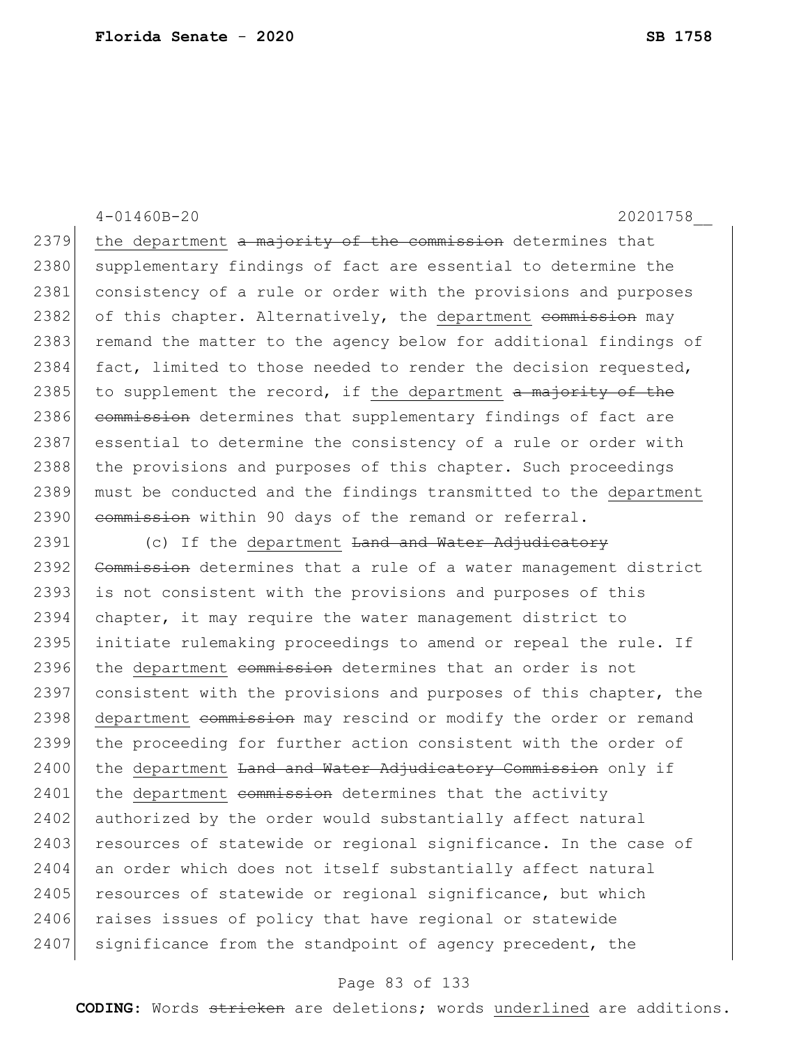4-01460B-20 20201758__

2379 the department ~~a majority of the commission~~ determines that
2380 supplementary findings of fact are essential to determine the
2381 consistency of a rule or order with the provisions and purposes
2382 of this chapter. Alternatively, the department ~~commission~~ may
2383 remand the matter to the agency below for additional findings of
2384 fact, limited to those needed to render the decision requested,
2385 to supplement the record, if the department ~~a majority of the~~
2386 ~~commission~~ determines that supplementary findings of fact are
2387 essential to determine the consistency of a rule or order with
2388 the provisions and purposes of this chapter. Such proceedings
2389 must be conducted and the findings transmitted to the department
2390 ~~commission~~ within 90 days of the remand or referral.

2391 (c) If the department ~~Land and Water Adjudicatory~~
2392 ~~Commission~~ determines that a rule of a water management district
2393 is not consistent with the provisions and purposes of this
2394 chapter, it may require the water management district to
2395 initiate rulemaking proceedings to amend or repeal the rule. If
2396 the department ~~commission~~ determines that an order is not
2397 consistent with the provisions and purposes of this chapter, the
2398 department ~~commission~~ may rescind or modify the order or remand
2399 the proceeding for further action consistent with the order of
2400 the department ~~Land and Water Adjudicatory Commission~~ only if
2401 the department ~~commission~~ determines that the activity
2402 authorized by the order would substantially affect natural
2403 resources of statewide or regional significance. In the case of
2404 an order which does not itself substantially affect natural
2405 resources of statewide or regional significance, but which
2406 raises issues of policy that have regional or statewide
2407 significance from the standpoint of agency precedent, the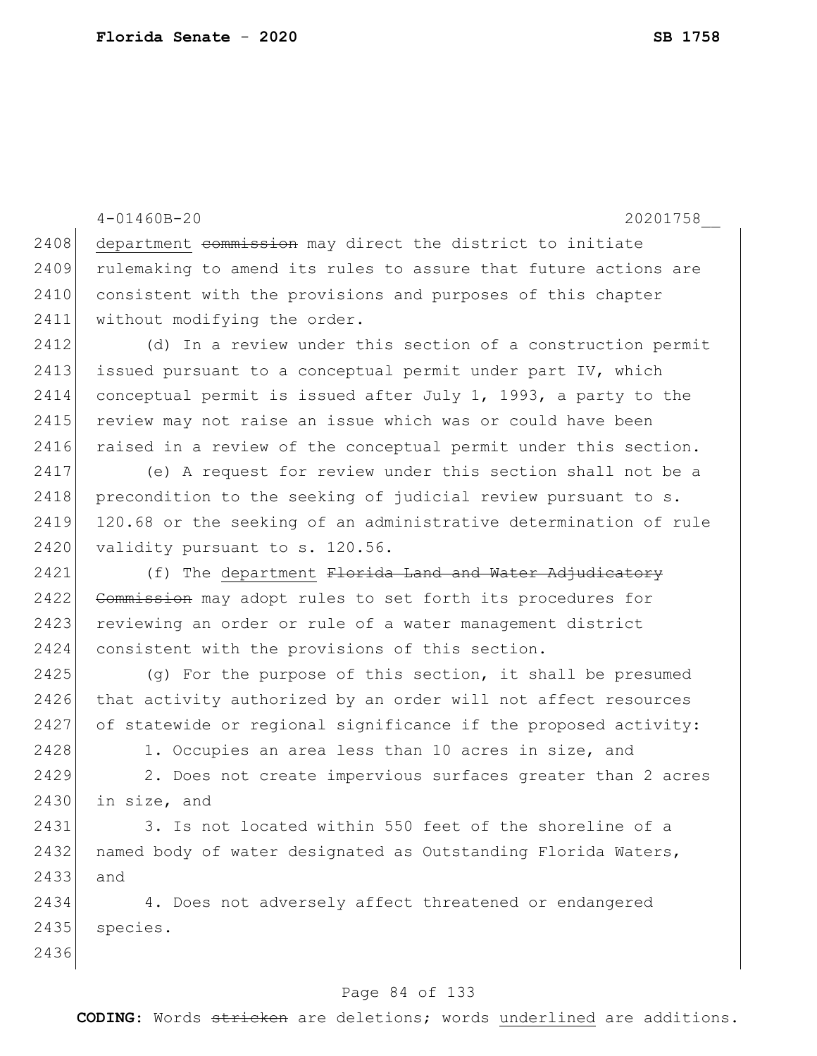department ~~commission~~ may direct the district to initiate rulemaking to amend its rules to assure that future actions are consistent with the provisions and purposes of this chapter without modifying the order.

(d) In a review under this section of a construction permit issued pursuant to a conceptual permit under part IV, which conceptual permit is issued after July 1, 1993, a party to the review may not raise an issue which was or could have been raised in a review of the conceptual permit under this section.

(e) A request for review under this section shall not be a precondition to the seeking of judicial review pursuant to s. 120.68 or the seeking of an administrative determination of rule validity pursuant to s. 120.56.

(f) The <u>department</u> ~~Florida Land and Water Adjudicatory Commission~~ may adopt rules to set forth its procedures for reviewing an order or rule of a water management district consistent with the provisions of this section.

(g) For the purpose of this section, it shall be presumed that activity authorized by an order will not affect resources of statewide or regional significance if the proposed activity:

1. Occupies an area less than 10 acres in size, and

2. Does not create impervious surfaces greater than 2 acres in size, and

3. Is not located within 550 feet of the shoreline of a named body of water designated as Outstanding Florida Waters, and

4. Does not adversely affect threatened or endangered species.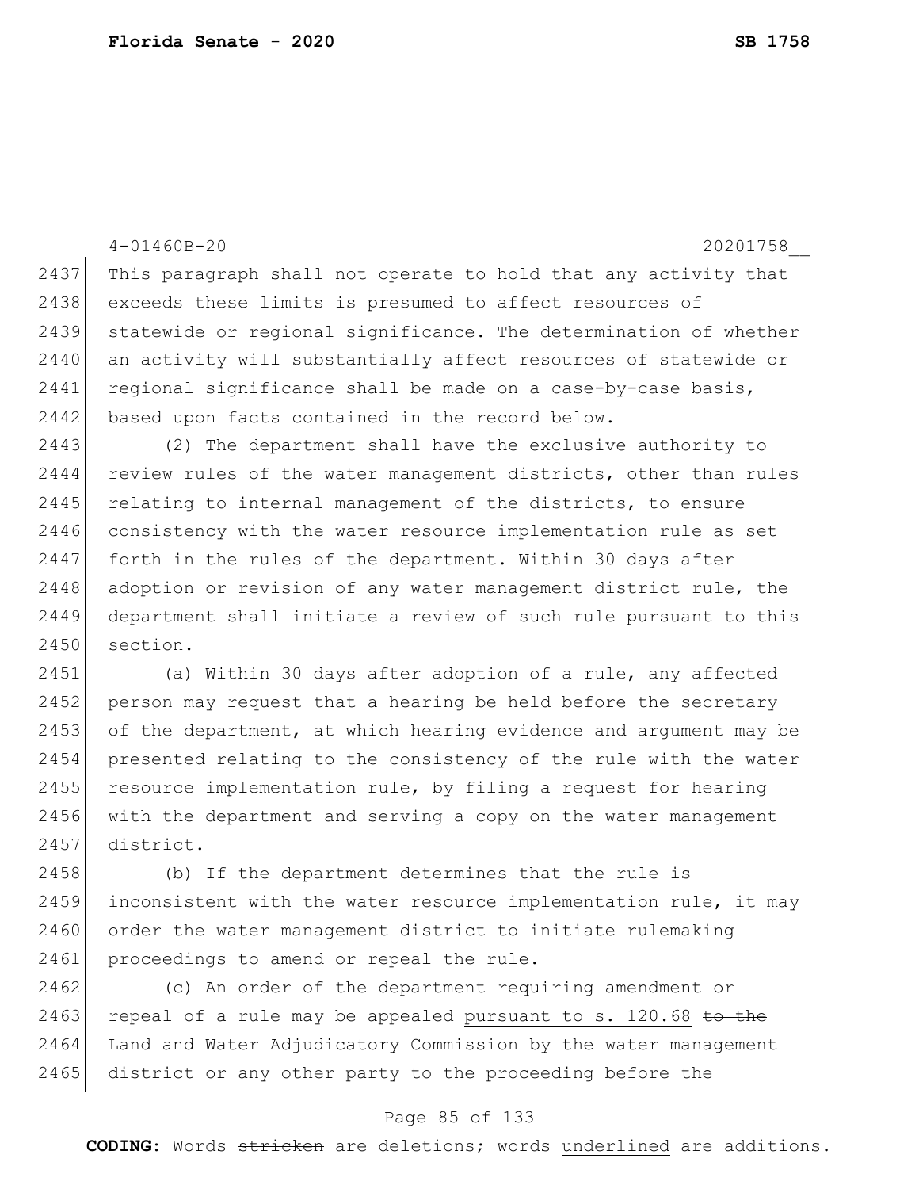This paragraph shall not operate to hold that any activity that exceeds these limits is presumed to affect resources of statewide or regional significance. The determination of whether an activity will substantially affect resources of statewide or regional significance shall be made on a case-by-case basis, based upon facts contained in the record below.

(2) The department shall have the exclusive authority to review rules of the water management districts, other than rules relating to internal management of the districts, to ensure consistency with the water resource implementation rule as set forth in the rules of the department. Within 30 days after adoption or revision of any water management district rule, the department shall initiate a review of such rule pursuant to this section.

(a) Within 30 days after adoption of a rule, any affected person may request that a hearing be held before the secretary of the department, at which hearing evidence and argument may be presented relating to the consistency of the rule with the water resource implementation rule, by filing a request for hearing with the department and serving a copy on the water management district.

(b) If the department determines that the rule is inconsistent with the water resource implementation rule, it may order the water management district to initiate rulemaking proceedings to amend or repeal the rule.

(c) An order of the department requiring amendment or repeal of a rule may be appealed pursuant to s. 120.68 ~~to the Land and Water Adjudicatory Commission~~ by the water management district or any other party to the proceeding before the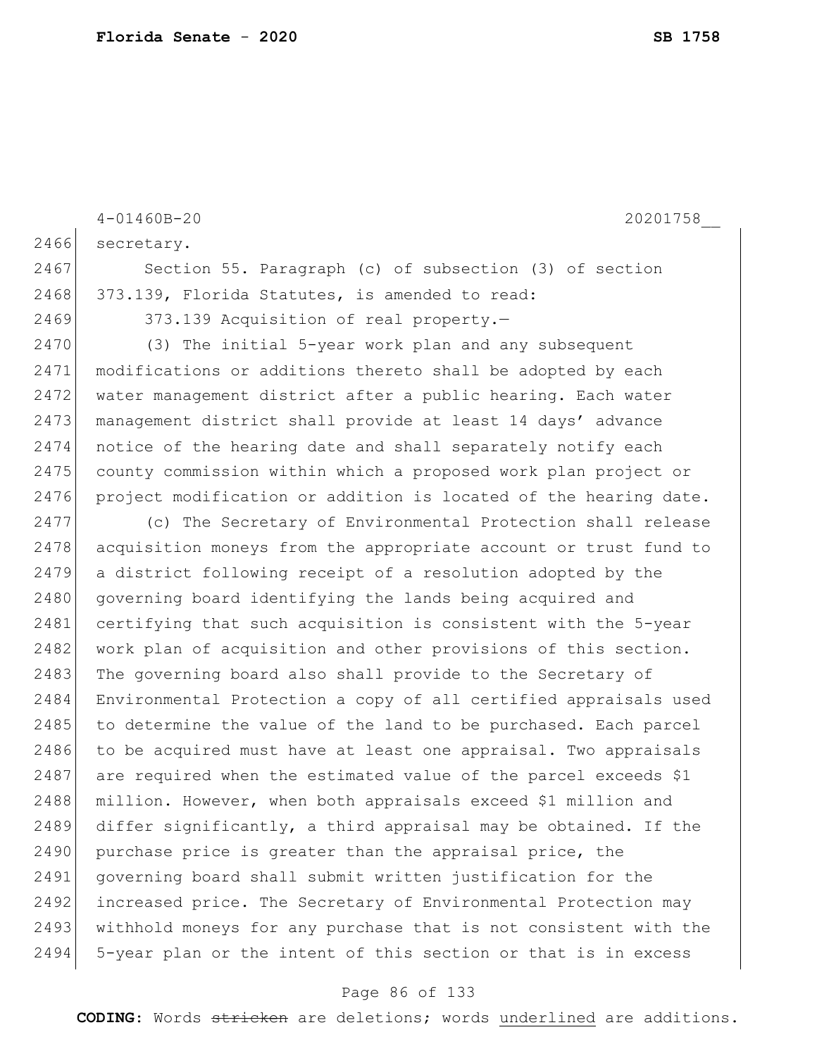secretary.

Section 55. Paragraph (c) of subsection (3) of section 373.139, Florida Statutes, is amended to read:

373.139 Acquisition of real property.—

(3) The initial 5-year work plan and any subsequent modifications or additions thereto shall be adopted by each water management district after a public hearing. Each water management district shall provide at least 14 days' advance notice of the hearing date and shall separately notify each county commission within which a proposed work plan project or project modification or addition is located of the hearing date.

(c) The Secretary of Environmental Protection shall release acquisition moneys from the appropriate account or trust fund to a district following receipt of a resolution adopted by the governing board identifying the lands being acquired and certifying that such acquisition is consistent with the 5-year work plan of acquisition and other provisions of this section. The governing board also shall provide to the Secretary of Environmental Protection a copy of all certified appraisals used to determine the value of the land to be purchased. Each parcel to be acquired must have at least one appraisal. Two appraisals are required when the estimated value of the parcel exceeds $1 million. However, when both appraisals exceed $1 million and differ significantly, a third appraisal may be obtained. If the purchase price is greater than the appraisal price, the governing board shall submit written justification for the increased price. The Secretary of Environmental Protection may withhold moneys for any purchase that is not consistent with the 5-year plan or the intent of this section or that is in excess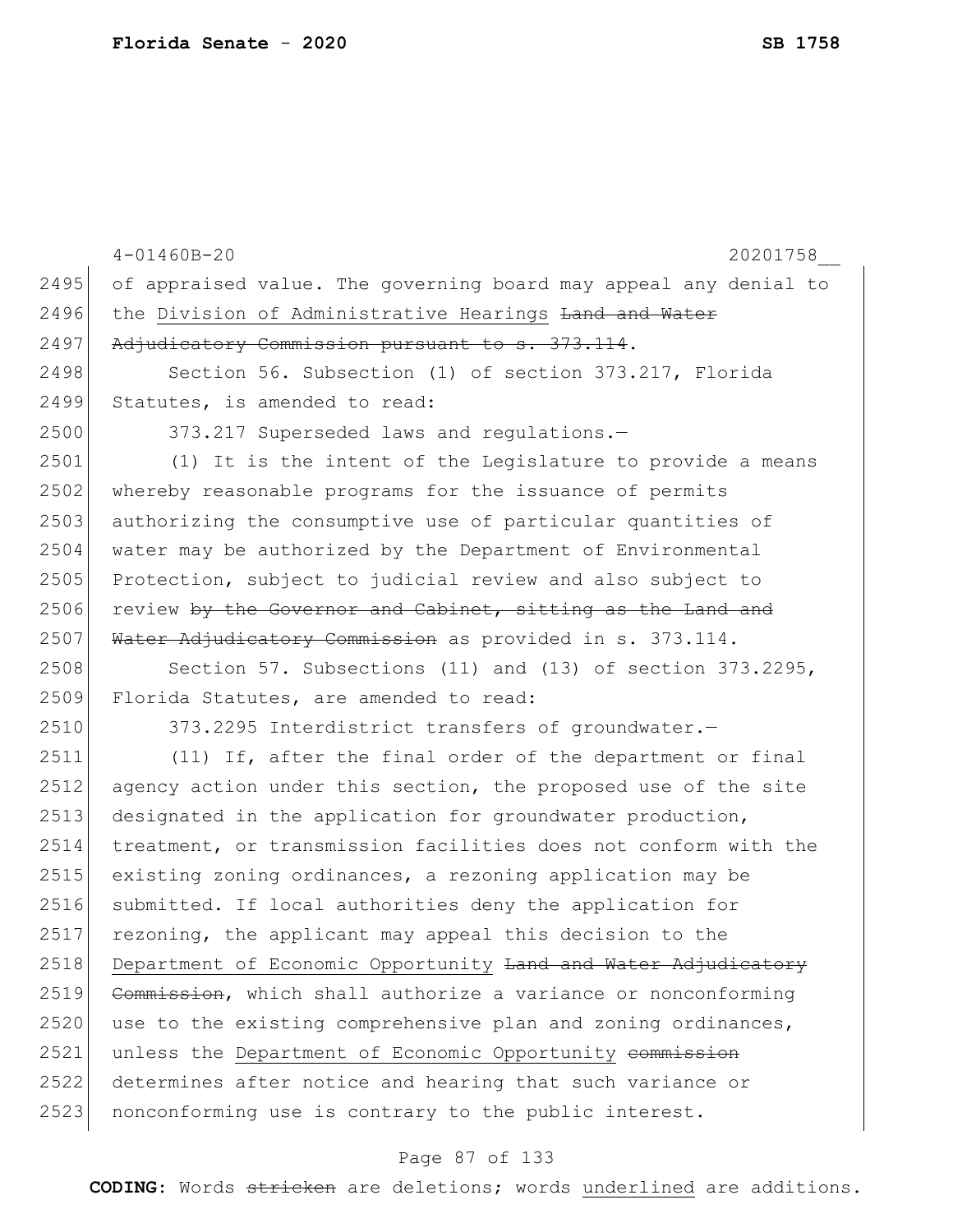of appraised value. The governing board may appeal any denial to the <u>Division of Administrative Hearings</u> ~~Land and Water Adjudicatory Commission pursuant to s. 373.114~~.

Section 56. Subsection (1) of section 373.217, Florida Statutes, is amended to read:

373.217 Superseded laws and regulations.—

(1) It is the intent of the Legislature to provide a means whereby reasonable programs for the issuance of permits authorizing the consumptive use of particular quantities of water may be authorized by the Department of Environmental Protection, subject to judicial review and also subject to review ~~by the Governor and Cabinet, sitting as the Land and Water Adjudicatory Commission~~ as provided in s. 373.114.

Section 57. Subsections (11) and (13) of section 373.2295, Florida Statutes, are amended to read:

373.2295 Interdistrict transfers of groundwater.—

(11) If, after the final order of the department or final agency action under this section, the proposed use of the site designated in the application for groundwater production, treatment, or transmission facilities does not conform with the existing zoning ordinances, a rezoning application may be submitted. If local authorities deny the application for rezoning, the applicant may appeal this decision to the <u>Department of Economic Opportunity</u> ~~Land and Water Adjudicatory Commission~~, which shall authorize a variance or nonconforming use to the existing comprehensive plan and zoning ordinances, unless the <u>Department of Economic Opportunity</u> ~~commission~~ determines after notice and hearing that such variance or nonconforming use is contrary to the public interest.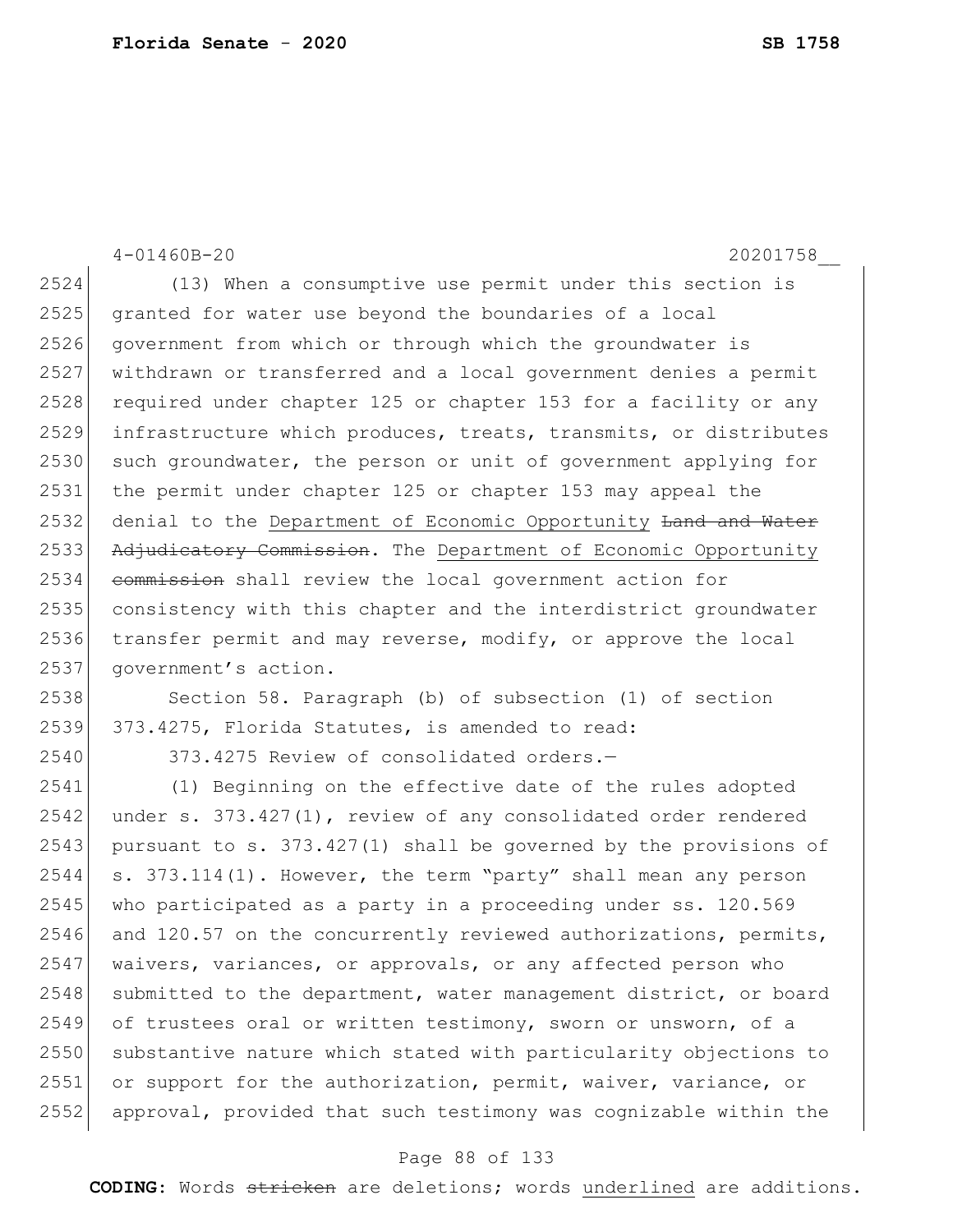4-01460B-20 20201758__

(13) When a consumptive use permit under this section is granted for water use beyond the boundaries of a local government from which or through which the groundwater is withdrawn or transferred and a local government denies a permit required under chapter 125 or chapter 153 for a facility or any infrastructure which produces, treats, transmits, or distributes such groundwater, the person or unit of government applying for the permit under chapter 125 or chapter 153 may appeal the denial to the <u>Department of Economic Opportunity</u> ~~Land and Water Adjudicatory Commission~~. The <u>Department of Economic Opportunity</u> ~~commission~~ shall review the local government action for consistency with this chapter and the interdistrict groundwater transfer permit and may reverse, modify, or approve the local government's action.

Section 58. Paragraph (b) of subsection (1) of section 373.4275, Florida Statutes, is amended to read:

373.4275 Review of consolidated orders.—

(1) Beginning on the effective date of the rules adopted under s. 373.427(1), review of any consolidated order rendered pursuant to s. 373.427(1) shall be governed by the provisions of s. 373.114(1). However, the term "party" shall mean any person who participated as a party in a proceeding under ss. 120.569 and 120.57 on the concurrently reviewed authorizations, permits, waivers, variances, or approvals, or any affected person who submitted to the department, water management district, or board of trustees oral or written testimony, sworn or unsworn, of a substantive nature which stated with particularity objections to or support for the authorization, permit, waiver, variance, or approval, provided that such testimony was cognizable within the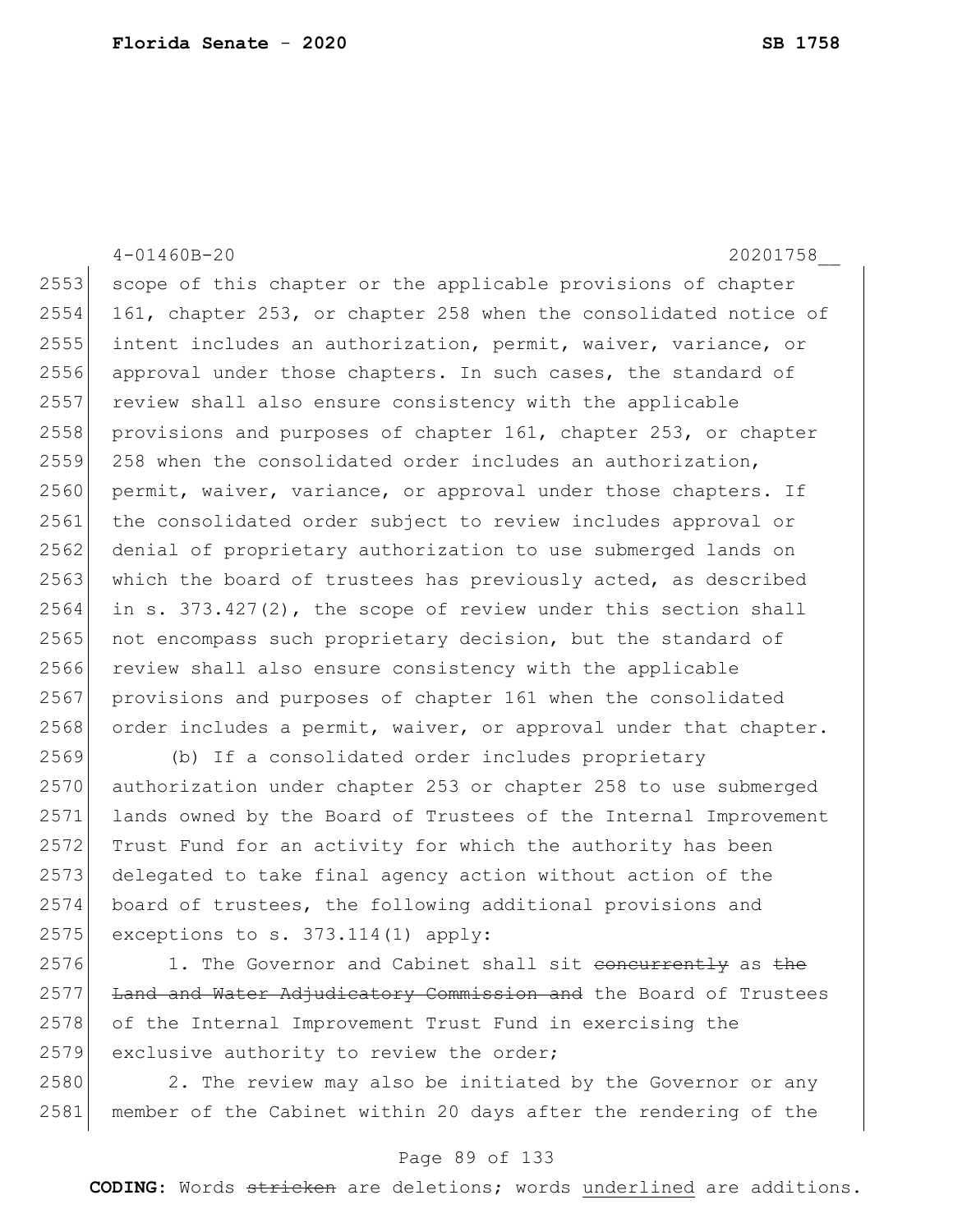scope of this chapter or the applicable provisions of chapter 161, chapter 253, or chapter 258 when the consolidated notice of intent includes an authorization, permit, waiver, variance, or approval under those chapters. In such cases, the standard of review shall also ensure consistency with the applicable provisions and purposes of chapter 161, chapter 253, or chapter 258 when the consolidated order includes an authorization, permit, waiver, variance, or approval under those chapters. If the consolidated order subject to review includes approval or denial of proprietary authorization to use submerged lands on which the board of trustees has previously acted, as described in s. 373.427(2), the scope of review under this section shall not encompass such proprietary decision, but the standard of review shall also ensure consistency with the applicable provisions and purposes of chapter 161 when the consolidated order includes a permit, waiver, or approval under that chapter.

(b) If a consolidated order includes proprietary authorization under chapter 253 or chapter 258 to use submerged lands owned by the Board of Trustees of the Internal Improvement Trust Fund for an activity for which the authority has been delegated to take final agency action without action of the board of trustees, the following additional provisions and exceptions to s. 373.114(1) apply:

1. The Governor and Cabinet shall sit ~~concurrently~~ as ~~the Land and Water Adjudicatory Commission and~~ the Board of Trustees of the Internal Improvement Trust Fund in exercising the exclusive authority to review the order;

2. The review may also be initiated by the Governor or any member of the Cabinet within 20 days after the rendering of the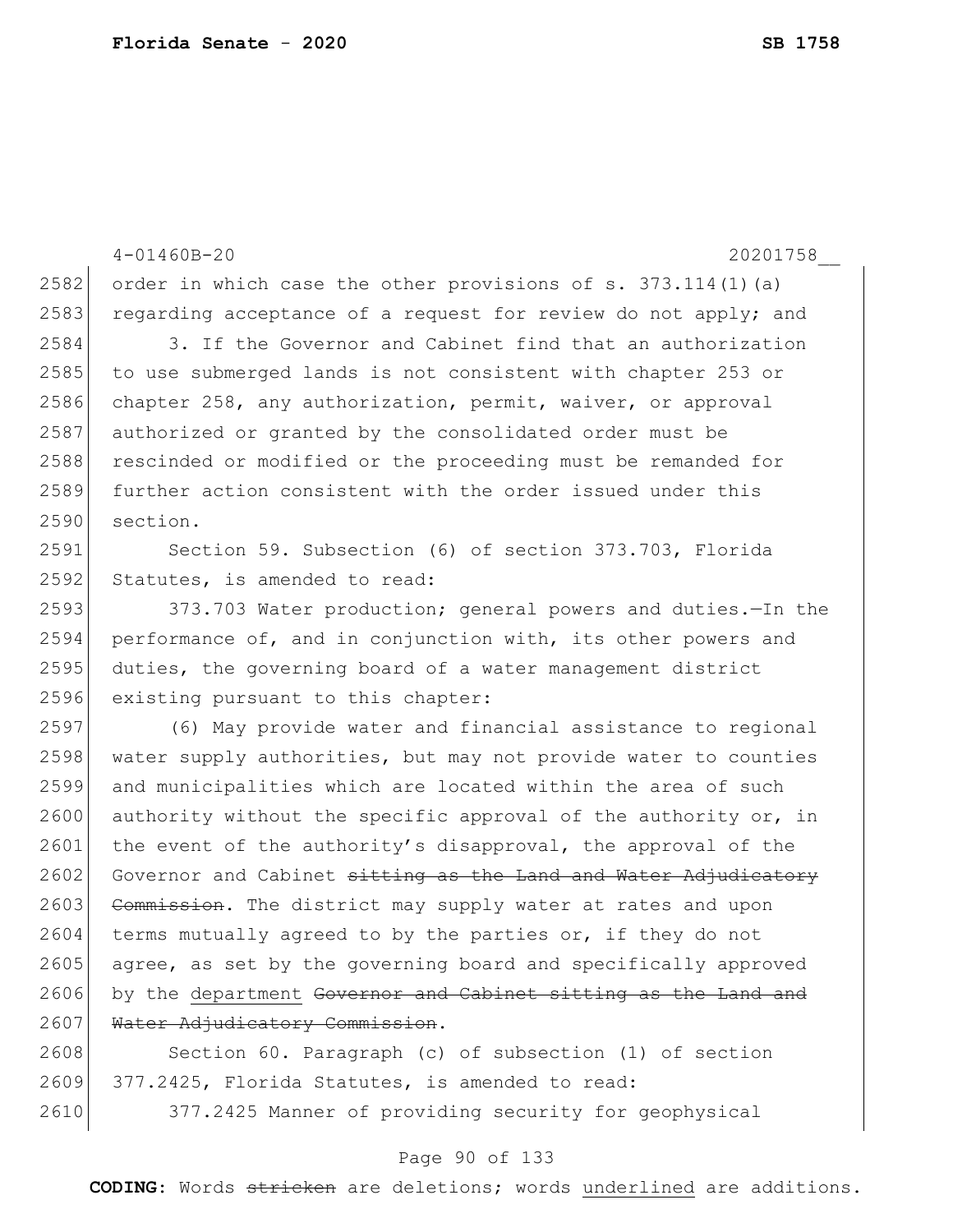order in which case the other provisions of s. 373.114(1)(a) regarding acceptance of a request for review do not apply; and

3. If the Governor and Cabinet find that an authorization to use submerged lands is not consistent with chapter 253 or chapter 258, any authorization, permit, waiver, or approval authorized or granted by the consolidated order must be rescinded or modified or the proceeding must be remanded for further action consistent with the order issued under this section.

Section 59. Subsection (6) of section 373.703, Florida Statutes, is amended to read:

373.703 Water production; general powers and duties.—In the performance of, and in conjunction with, its other powers and duties, the governing board of a water management district existing pursuant to this chapter:

(6) May provide water and financial assistance to regional water supply authorities, but may not provide water to counties and municipalities which are located within the area of such authority without the specific approval of the authority or, in the event of the authority's disapproval, the approval of the Governor and Cabinet ~~sitting as the Land and Water Adjudicatory Commission~~. The district may supply water at rates and upon terms mutually agreed to by the parties or, if they do not agree, as set by the governing board and specifically approved by the <u>department</u> ~~Governor and Cabinet sitting as the Land and Water Adjudicatory Commission~~.

Section 60. Paragraph (c) of subsection (1) of section 377.2425, Florida Statutes, is amended to read:

377.2425 Manner of providing security for geophysical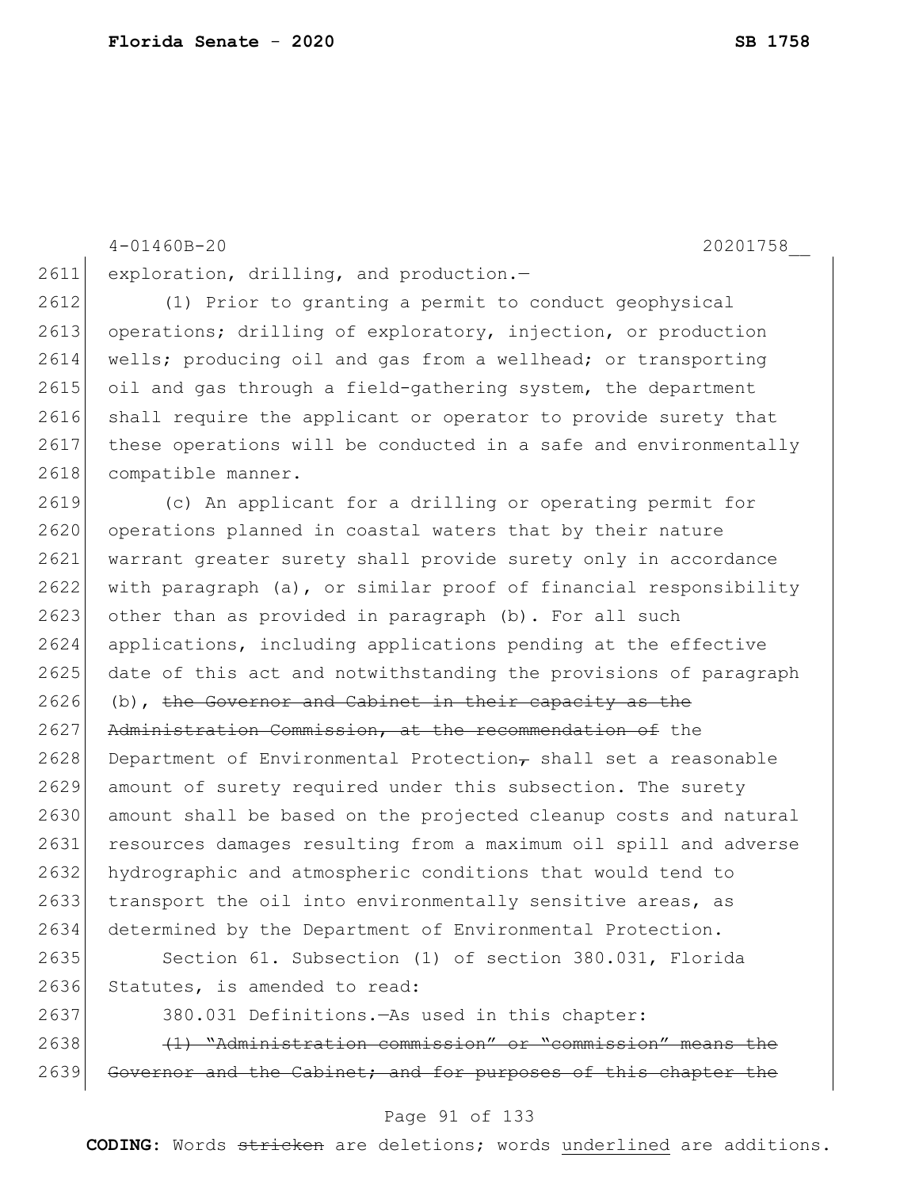4-01460B-20 20201758__

2611 exploration, drilling, and production.—

2612 (1) Prior to granting a permit to conduct geophysical
2613 operations; drilling of exploratory, injection, or production
2614 wells; producing oil and gas from a wellhead; or transporting
2615 oil and gas through a field-gathering system, the department
2616 shall require the applicant or operator to provide surety that
2617 these operations will be conducted in a safe and environmentally
2618 compatible manner.

2619 (c) An applicant for a drilling or operating permit for
2620 operations planned in coastal waters that by their nature
2621 warrant greater surety shall provide surety only in accordance
2622 with paragraph (a), or similar proof of financial responsibility
2623 other than as provided in paragraph (b). For all such
2624 applications, including applications pending at the effective
2625 date of this act and notwithstanding the provisions of paragraph
2626 (b), ~~the Governor and Cabinet in their capacity as the~~
2627 ~~Administration Commission, at the recommendation of~~ the
2628 Department of Environmental Protection~~,~~ shall set a reasonable
2629 amount of surety required under this subsection. The surety
2630 amount shall be based on the projected cleanup costs and natural
2631 resources damages resulting from a maximum oil spill and adverse
2632 hydrographic and atmospheric conditions that would tend to
2633 transport the oil into environmentally sensitive areas, as
2634 determined by the Department of Environmental Protection.

2635 Section 61. Subsection (1) of section 380.031, Florida
2636 Statutes, is amended to read:

2637 380.031 Definitions.—As used in this chapter:

2638 ~~(1) "Administration commission" or "commission" means the~~
2639 ~~Governor and the Cabinet; and for purposes of this chapter the~~

**CODING:** Words ~~stricken~~ are deletions; words <u>underlined</u> are additions.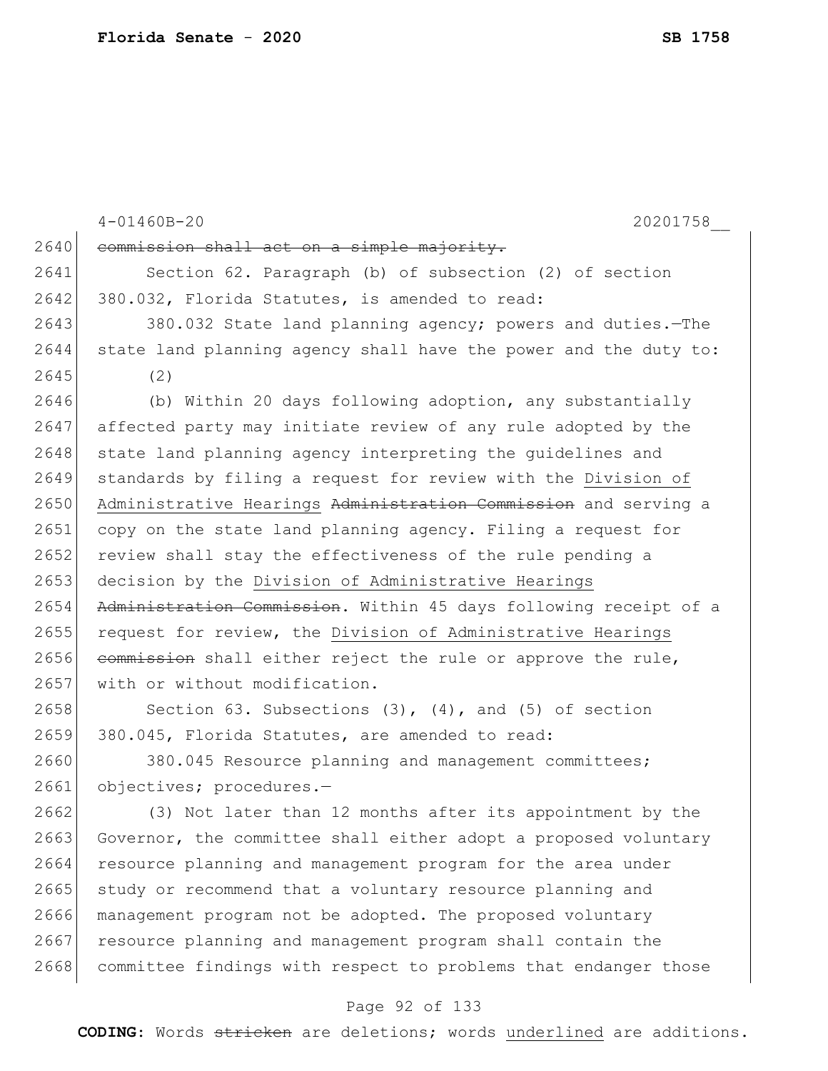~~commission shall act on a simple majority.~~

Section 62. Paragraph (b) of subsection (2) of section 380.032, Florida Statutes, is amended to read:

380.032 State land planning agency; powers and duties.—The state land planning agency shall have the power and the duty to:

(2)

(b) Within 20 days following adoption, any substantially affected party may initiate review of any rule adopted by the state land planning agency interpreting the guidelines and standards by filing a request for review with the <u>Division of Administrative Hearings</u> ~~Administration Commission~~ and serving a copy on the state land planning agency. Filing a request for review shall stay the effectiveness of the rule pending a decision by the <u>Division of Administrative Hearings</u> ~~Administration Commission~~. Within 45 days following receipt of a request for review, the <u>Division of Administrative Hearings</u> ~~commission~~ shall either reject the rule or approve the rule, with or without modification.

Section 63. Subsections (3), (4), and (5) of section 380.045, Florida Statutes, are amended to read:

380.045 Resource planning and management committees; objectives; procedures.—

(3) Not later than 12 months after its appointment by the Governor, the committee shall either adopt a proposed voluntary resource planning and management program for the area under study or recommend that a voluntary resource planning and management program not be adopted. The proposed voluntary resource planning and management program shall contain the committee findings with respect to problems that endanger those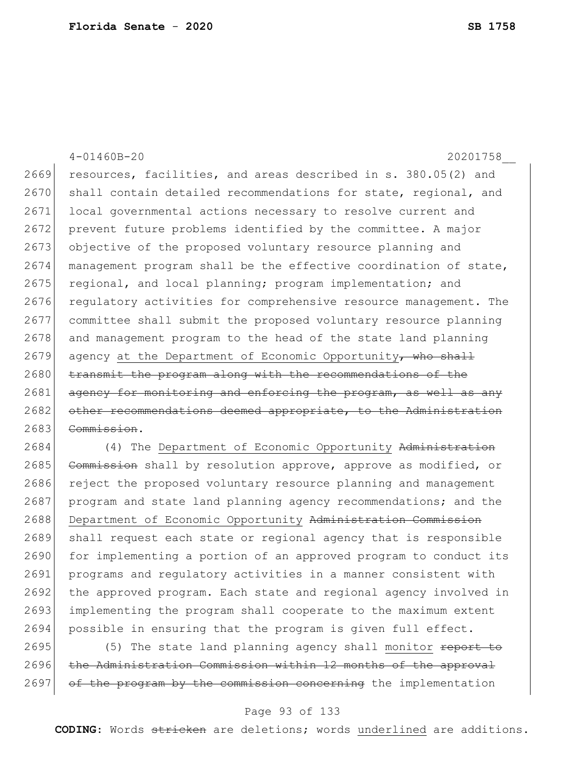4-01460B-20 20201758__

2669 resources, facilities, and areas described in s. 380.05(2) and
2670 shall contain detailed recommendations for state, regional, and
2671 local governmental actions necessary to resolve current and
2672 prevent future problems identified by the committee. A major
2673 objective of the proposed voluntary resource planning and
2674 management program shall be the effective coordination of state,
2675 regional, and local planning; program implementation; and
2676 regulatory activities for comprehensive resource management. The
2677 committee shall submit the proposed voluntary resource planning
2678 and management program to the head of the state land planning
2679 agency <u>at the Department of Economic Opportunity</u>~~, who shall~~
2680 ~~transmit the program along with the recommendations of the~~
2681 ~~agency for monitoring and enforcing the program, as well as any~~
2682 ~~other recommendations deemed appropriate, to the Administration~~
2683 ~~Commission~~.

2684 (4) The <u>Department of Economic Opportunity</u> ~~Administration~~
2685 ~~Commission~~ shall by resolution approve, approve as modified, or
2686 reject the proposed voluntary resource planning and management
2687 program and state land planning agency recommendations; and the
2688 <u>Department of Economic Opportunity</u> ~~Administration Commission~~
2689 shall request each state or regional agency that is responsible
2690 for implementing a portion of an approved program to conduct its
2691 programs and regulatory activities in a manner consistent with
2692 the approved program. Each state and regional agency involved in
2693 implementing the program shall cooperate to the maximum extent
2694 possible in ensuring that the program is given full effect.

2695 (5) The state land planning agency shall <u>monitor</u> ~~report to~~
2696 ~~the Administration Commission within 12 months of the approval~~
2697 ~~of the program by the commission concerning~~ the implementation

**CODING:** Words ~~stricken~~ are deletions; words <u>underlined</u> are additions.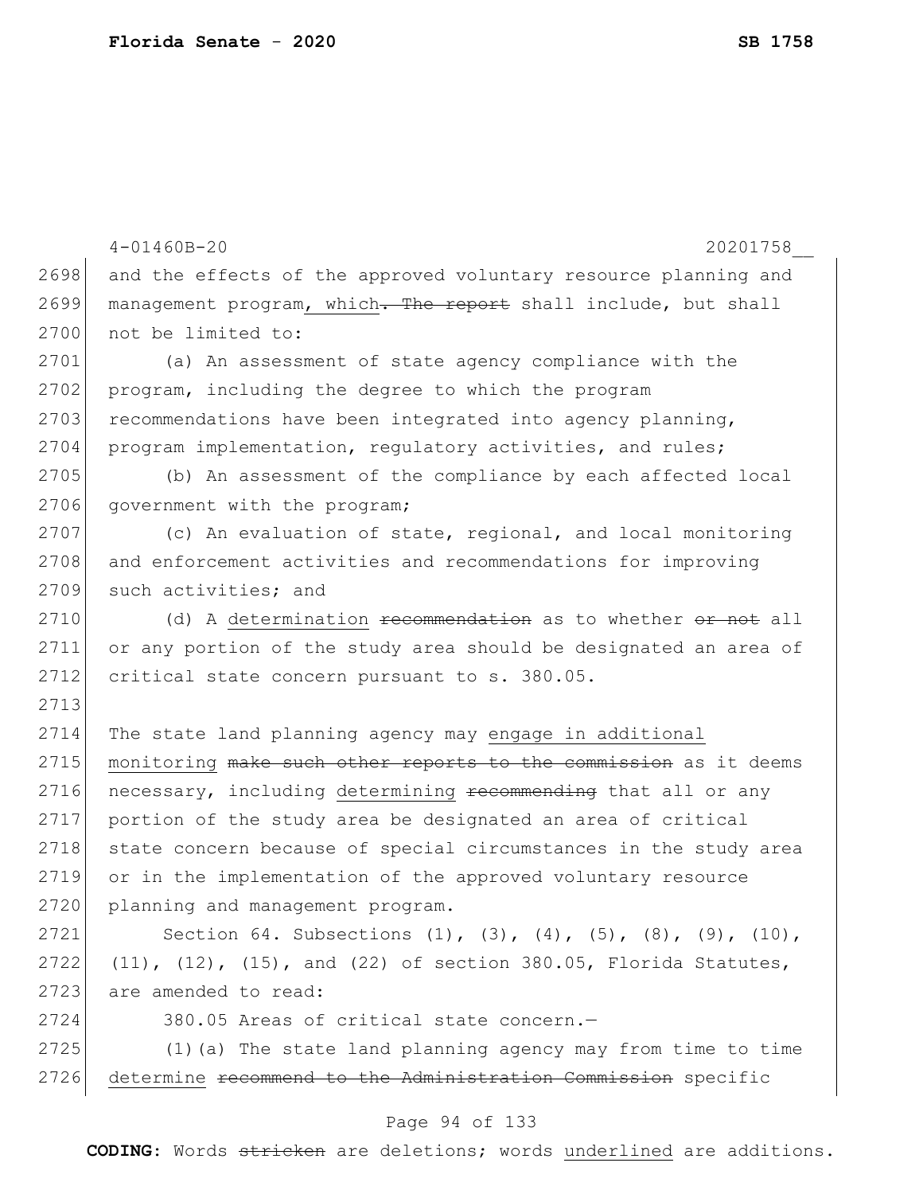and the effects of the approved voluntary resource planning and management program, which. The report shall include, but shall not be limited to:

(a) An assessment of state agency compliance with the program, including the degree to which the program recommendations have been integrated into agency planning, program implementation, regulatory activities, and rules;

(b) An assessment of the compliance by each affected local government with the program;

(c) An evaluation of state, regional, and local monitoring and enforcement activities and recommendations for improving such activities; and

(d) A determination recommendation as to whether or not all or any portion of the study area should be designated an area of critical state concern pursuant to s. 380.05.

The state land planning agency may engage in additional monitoring make such other reports to the commission as it deems necessary, including determining recommending that all or any portion of the study area be designated an area of critical state concern because of special circumstances in the study area or in the implementation of the approved voluntary resource planning and management program.

Section 64. Subsections (1), (3), (4), (5), (8), (9), (10), (11), (12), (15), and (22) of section 380.05, Florida Statutes, are amended to read:

380.05 Areas of critical state concern.—

(1)(a) The state land planning agency may from time to time determine recommend to the Administration Commission specific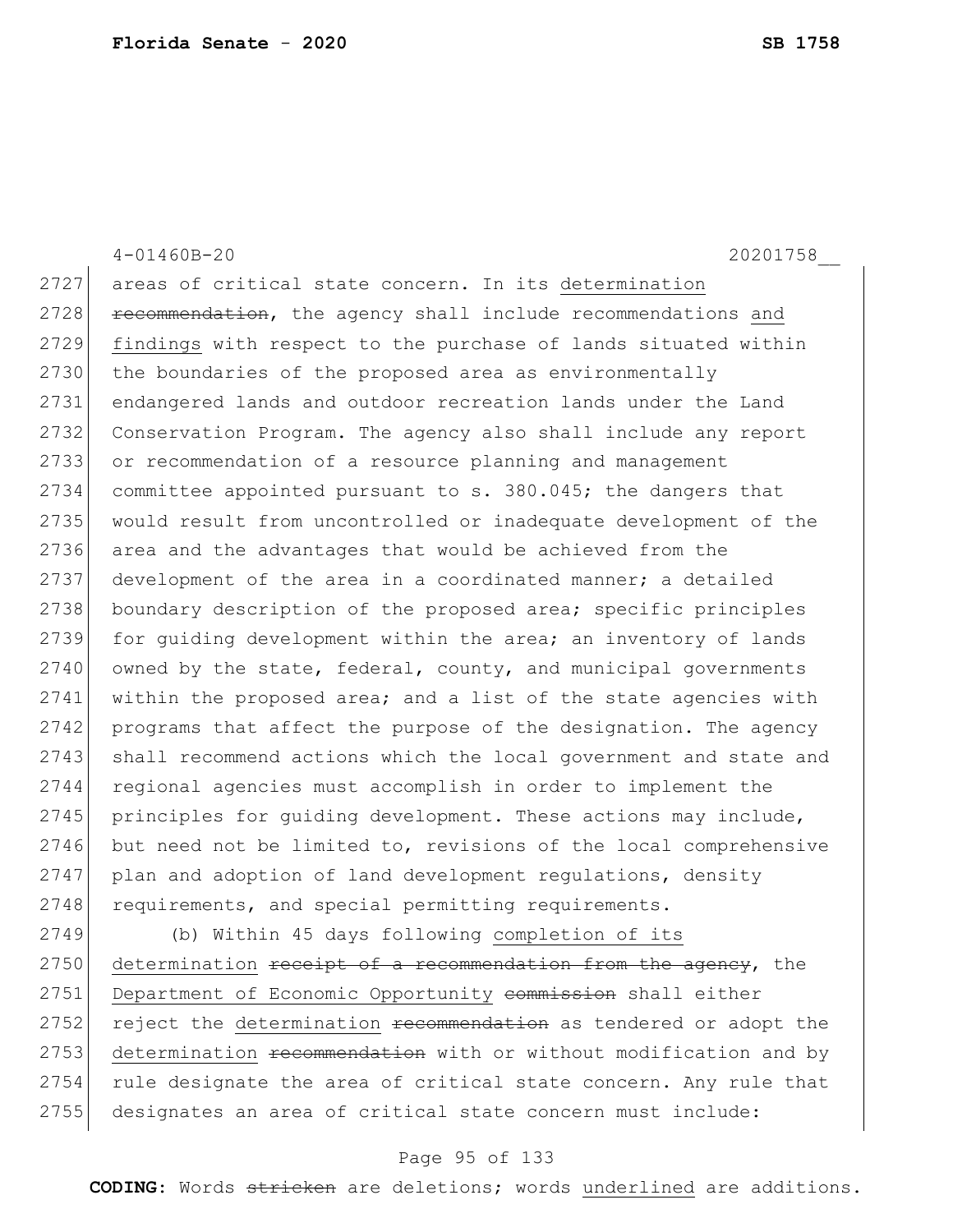areas of critical state concern. In its <u>determination</u> ~~recommendation~~, the agency shall include recommendations <u>and findings</u> with respect to the purchase of lands situated within the boundaries of the proposed area as environmentally endangered lands and outdoor recreation lands under the Land Conservation Program. The agency also shall include any report or recommendation of a resource planning and management committee appointed pursuant to s. 380.045; the dangers that would result from uncontrolled or inadequate development of the area and the advantages that would be achieved from the development of the area in a coordinated manner; a detailed boundary description of the proposed area; specific principles for guiding development within the area; an inventory of lands owned by the state, federal, county, and municipal governments within the proposed area; and a list of the state agencies with programs that affect the purpose of the designation. The agency shall recommend actions which the local government and state and regional agencies must accomplish in order to implement the principles for guiding development. These actions may include, but need not be limited to, revisions of the local comprehensive plan and adoption of land development regulations, density requirements, and special permitting requirements.

(b) Within 45 days following <u>completion of its determination</u> ~~receipt of a recommendation from the agency~~, the <u>Department of Economic Opportunity</u> ~~commission~~ shall either reject the <u>determination</u> ~~recommendation~~ as tendered or adopt the <u>determination</u> ~~recommendation~~ with or without modification and by rule designate the area of critical state concern. Any rule that designates an area of critical state concern must include: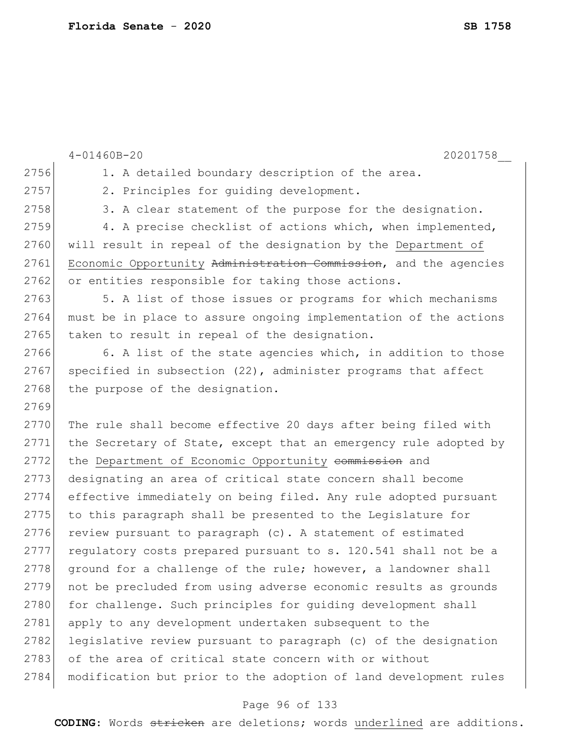1. A detailed boundary description of the area.

2. Principles for guiding development.

3. A clear statement of the purpose for the designation.

4. A precise checklist of actions which, when implemented, will result in repeal of the designation by the <u>Department of Economic Opportunity</u> ~~Administration Commission~~, and the agencies or entities responsible for taking those actions.

5. A list of those issues or programs for which mechanisms must be in place to assure ongoing implementation of the actions taken to result in repeal of the designation.

6. A list of the state agencies which, in addition to those specified in subsection (22), administer programs that affect the purpose of the designation.

The rule shall become effective 20 days after being filed with the Secretary of State, except that an emergency rule adopted by the <u>Department of Economic Opportunity</u> ~~commission~~ and designating an area of critical state concern shall become effective immediately on being filed. Any rule adopted pursuant to this paragraph shall be presented to the Legislature for review pursuant to paragraph (c). A statement of estimated regulatory costs prepared pursuant to s. 120.541 shall not be a ground for a challenge of the rule; however, a landowner shall not be precluded from using adverse economic results as grounds for challenge. Such principles for guiding development shall apply to any development undertaken subsequent to the legislative review pursuant to paragraph (c) of the designation of the area of critical state concern with or without modification but prior to the adoption of land development rules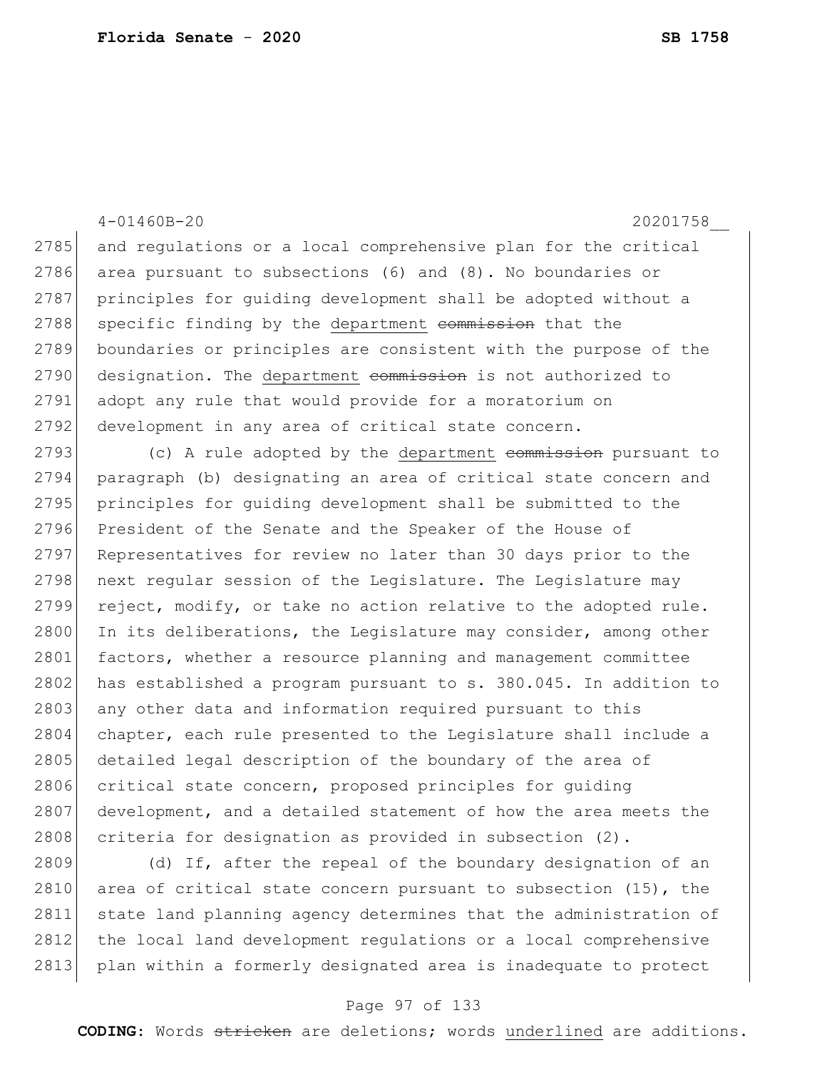and regulations or a local comprehensive plan for the critical area pursuant to subsections (6) and (8). No boundaries or principles for guiding development shall be adopted without a specific finding by the <u>department</u> ~~commission~~ that the boundaries or principles are consistent with the purpose of the designation. The <u>department</u> ~~commission~~ is not authorized to adopt any rule that would provide for a moratorium on development in any area of critical state concern.

(c) A rule adopted by the <u>department</u> ~~commission~~ pursuant to paragraph (b) designating an area of critical state concern and principles for guiding development shall be submitted to the President of the Senate and the Speaker of the House of Representatives for review no later than 30 days prior to the next regular session of the Legislature. The Legislature may reject, modify, or take no action relative to the adopted rule. In its deliberations, the Legislature may consider, among other factors, whether a resource planning and management committee has established a program pursuant to s. 380.045. In addition to any other data and information required pursuant to this chapter, each rule presented to the Legislature shall include a detailed legal description of the boundary of the area of critical state concern, proposed principles for guiding development, and a detailed statement of how the area meets the criteria for designation as provided in subsection (2).

(d) If, after the repeal of the boundary designation of an area of critical state concern pursuant to subsection (15), the state land planning agency determines that the administration of the local land development regulations or a local comprehensive plan within a formerly designated area is inadequate to protect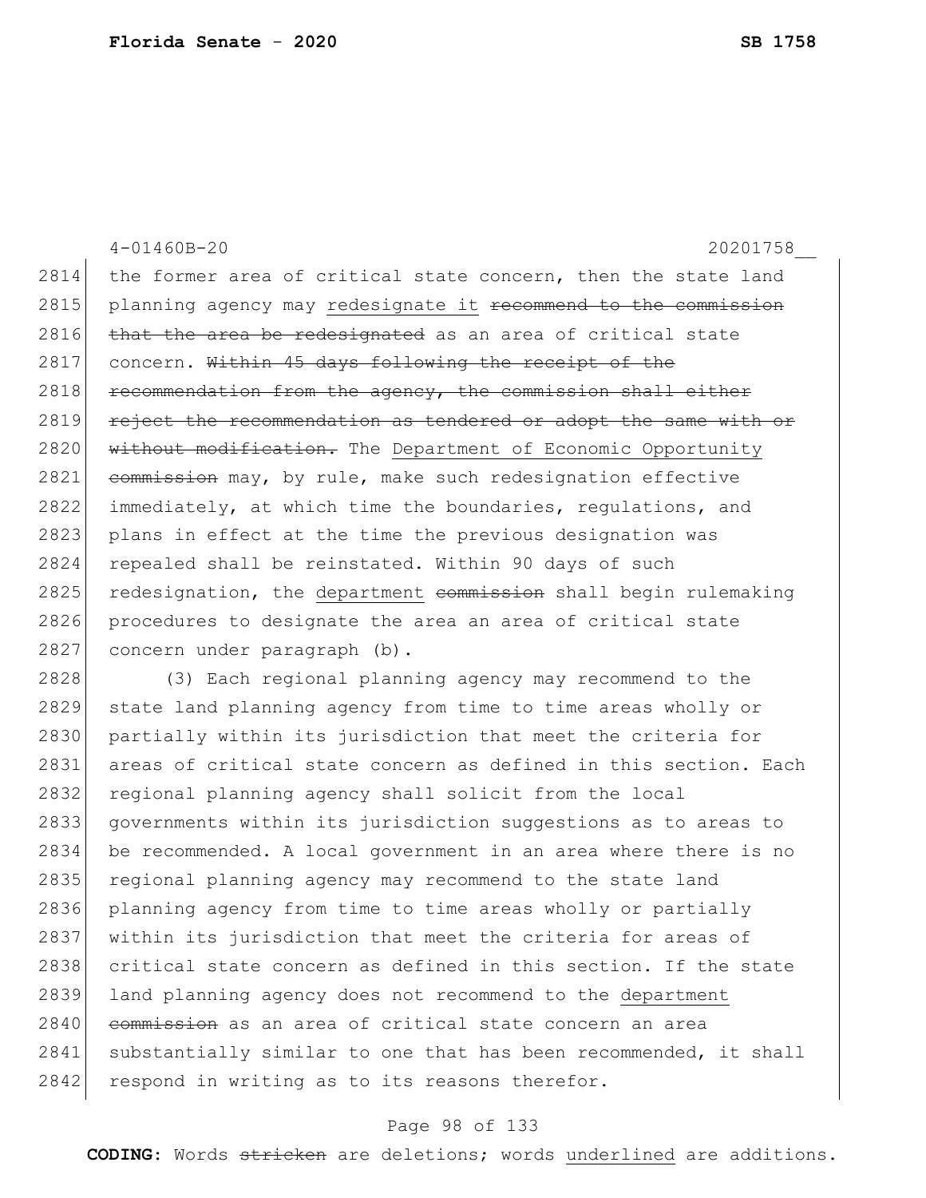the former area of critical state concern, then the state land planning agency may <u>redesignate it</u> ~~recommend to the commission that the area be redesignated~~ as an area of critical state concern. ~~Within 45 days following the receipt of the recommendation from the agency, the commission shall either reject the recommendation as tendered or adopt the same with or without modification.~~ The <u>Department of Economic Opportunity</u> ~~commission~~ may, by rule, make such redesignation effective immediately, at which time the boundaries, regulations, and plans in effect at the time the previous designation was repealed shall be reinstated. Within 90 days of such redesignation, the <u>department</u> ~~commission~~ shall begin rulemaking procedures to designate the area an area of critical state concern under paragraph (b).

(3) Each regional planning agency may recommend to the state land planning agency from time to time areas wholly or partially within its jurisdiction that meet the criteria for areas of critical state concern as defined in this section. Each regional planning agency shall solicit from the local governments within its jurisdiction suggestions as to areas to be recommended. A local government in an area where there is no regional planning agency may recommend to the state land planning agency from time to time areas wholly or partially within its jurisdiction that meet the criteria for areas of critical state concern as defined in this section. If the state land planning agency does not recommend to the <u>department</u> ~~commission~~ as an area of critical state concern an area substantially similar to one that has been recommended, it shall respond in writing as to its reasons therefor.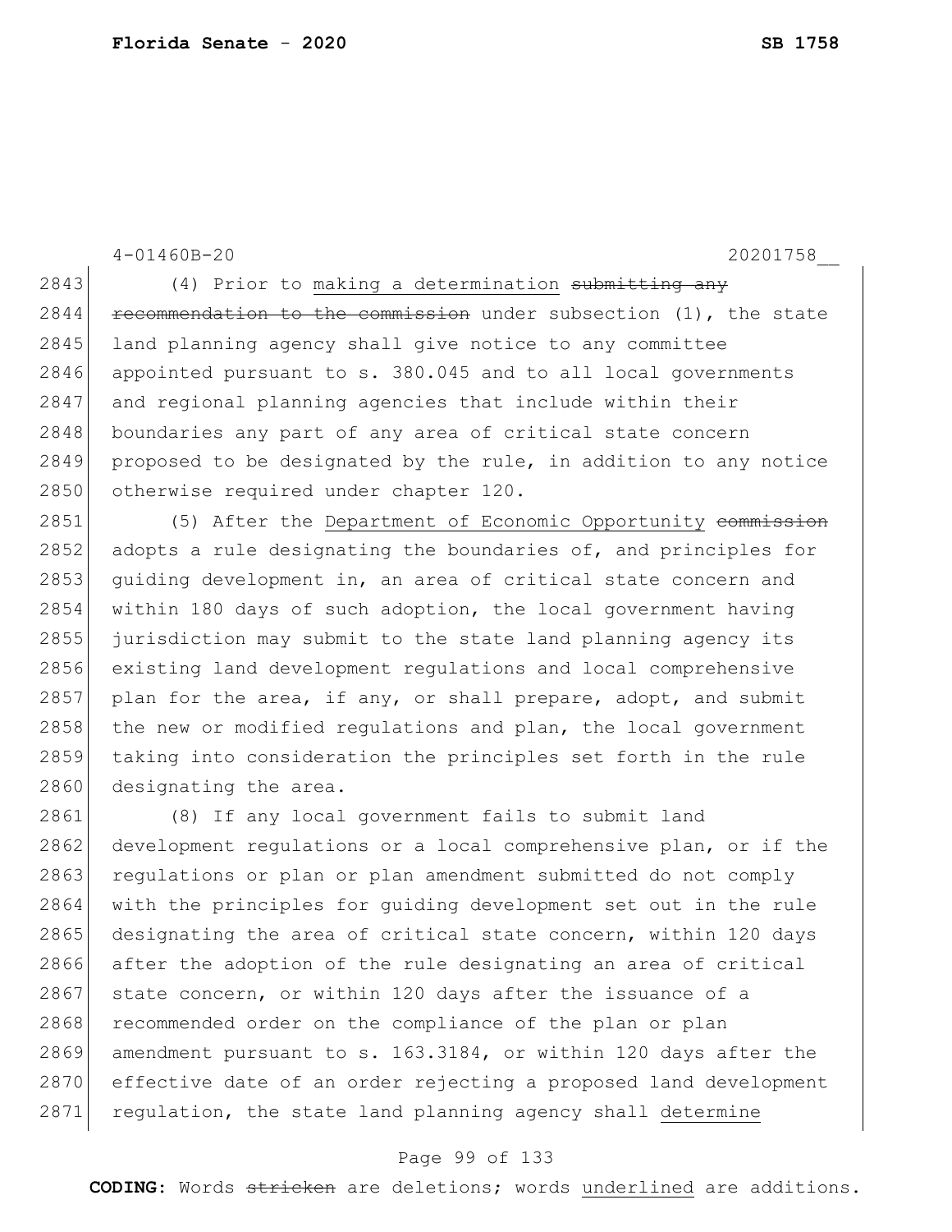4-01460B-20 20201758__

2843 (4) Prior to <u>making a determination</u> ~~submitting any~~
2844 ~~recommendation to the commission~~ under subsection (1), the state
2845 land planning agency shall give notice to any committee
2846 appointed pursuant to s. 380.045 and to all local governments
2847 and regional planning agencies that include within their
2848 boundaries any part of any area of critical state concern
2849 proposed to be designated by the rule, in addition to any notice
2850 otherwise required under chapter 120.

2851 (5) After the <u>Department of Economic Opportunity</u> ~~commission~~
2852 adopts a rule designating the boundaries of, and principles for
2853 guiding development in, an area of critical state concern and
2854 within 180 days of such adoption, the local government having
2855 jurisdiction may submit to the state land planning agency its
2856 existing land development regulations and local comprehensive
2857 plan for the area, if any, or shall prepare, adopt, and submit
2858 the new or modified regulations and plan, the local government
2859 taking into consideration the principles set forth in the rule
2860 designating the area.

2861 (8) If any local government fails to submit land
2862 development regulations or a local comprehensive plan, or if the
2863 regulations or plan or plan amendment submitted do not comply
2864 with the principles for guiding development set out in the rule
2865 designating the area of critical state concern, within 120 days
2866 after the adoption of the rule designating an area of critical
2867 state concern, or within 120 days after the issuance of a
2868 recommended order on the compliance of the plan or plan
2869 amendment pursuant to s. 163.3184, or within 120 days after the
2870 effective date of an order rejecting a proposed land development
2871 regulation, the state land planning agency shall <u>determine</u>

**CODING:** Words ~~stricken~~ are deletions; words <u>underlined</u> are additions.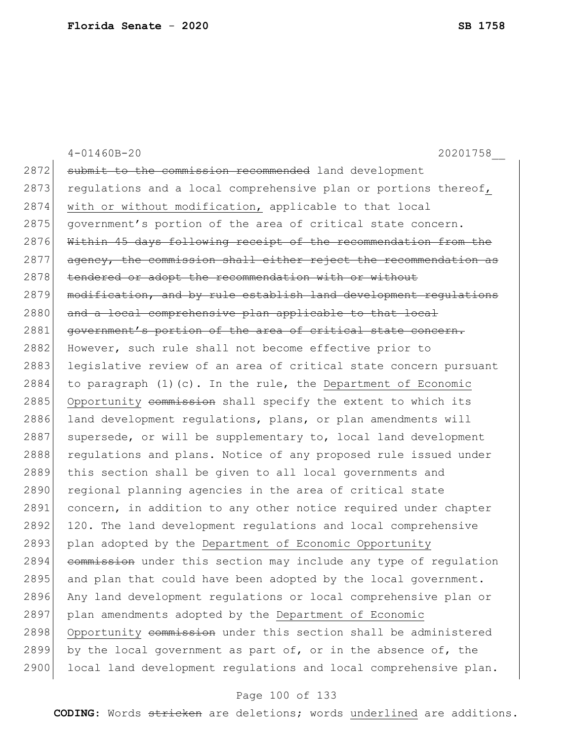~~submit to the commission recommended~~ land development regulations and a local comprehensive plan or portions thereof, with or without modification, applicable to that local government's portion of the area of critical state concern. ~~Within 45 days following receipt of the recommendation from the agency, the commission shall either reject the recommendation as tendered or adopt the recommendation with or without modification, and by rule establish land development regulations and a local comprehensive plan applicable to that local government's portion of the area of critical state concern.~~ However, such rule shall not become effective prior to legislative review of an area of critical state concern pursuant to paragraph (1)(c). In the rule, the <u>Department of Economic Opportunity</u> ~~commission~~ shall specify the extent to which its land development regulations, plans, or plan amendments will supersede, or will be supplementary to, local land development regulations and plans. Notice of any proposed rule issued under this section shall be given to all local governments and regional planning agencies in the area of critical state concern, in addition to any other notice required under chapter 120. The land development regulations and local comprehensive plan adopted by the <u>Department of Economic Opportunity</u> ~~commission~~ under this section may include any type of regulation and plan that could have been adopted by the local government. Any land development regulations or local comprehensive plan or plan amendments adopted by the <u>Department of Economic Opportunity</u> ~~commission~~ under this section shall be administered by the local government as part of, or in the absence of, the local land development regulations and local comprehensive plan.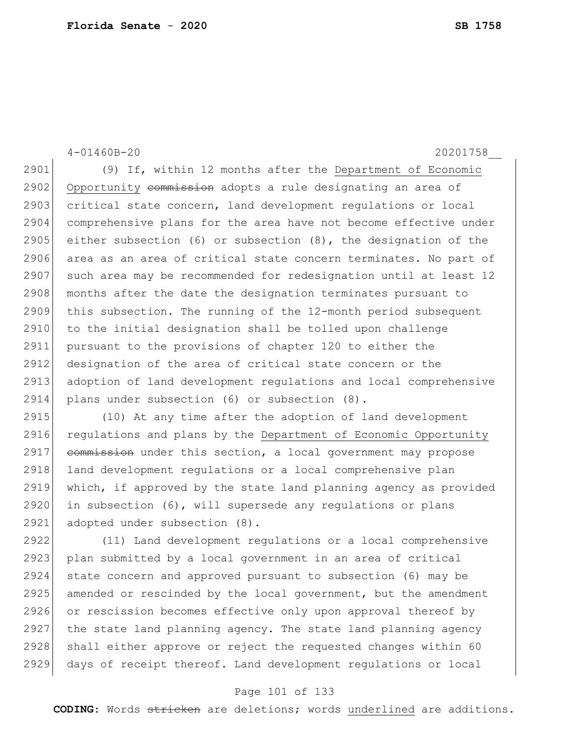(9) If, within 12 months after the Department of Economic Opportunity ~~commission~~ adopts a rule designating an area of critical state concern, land development regulations or local comprehensive plans for the area have not become effective under either subsection (6) or subsection (8), the designation of the area as an area of critical state concern terminates. No part of such area may be recommended for redesignation until at least 12 months after the date the designation terminates pursuant to this subsection. The running of the 12-month period subsequent to the initial designation shall be tolled upon challenge pursuant to the provisions of chapter 120 to either the designation of the area of critical state concern or the adoption of land development regulations and local comprehensive plans under subsection (6) or subsection (8).

(10) At any time after the adoption of land development regulations and plans by the Department of Economic Opportunity ~~commission~~ under this section, a local government may propose land development regulations or a local comprehensive plan which, if approved by the state land planning agency as provided in subsection (6), will supersede any regulations or plans adopted under subsection (8).

(11) Land development regulations or a local comprehensive plan submitted by a local government in an area of critical state concern and approved pursuant to subsection (6) may be amended or rescinded by the local government, but the amendment or rescission becomes effective only upon approval thereof by the state land planning agency. The state land planning agency shall either approve or reject the requested changes within 60 days of receipt thereof. Land development regulations or local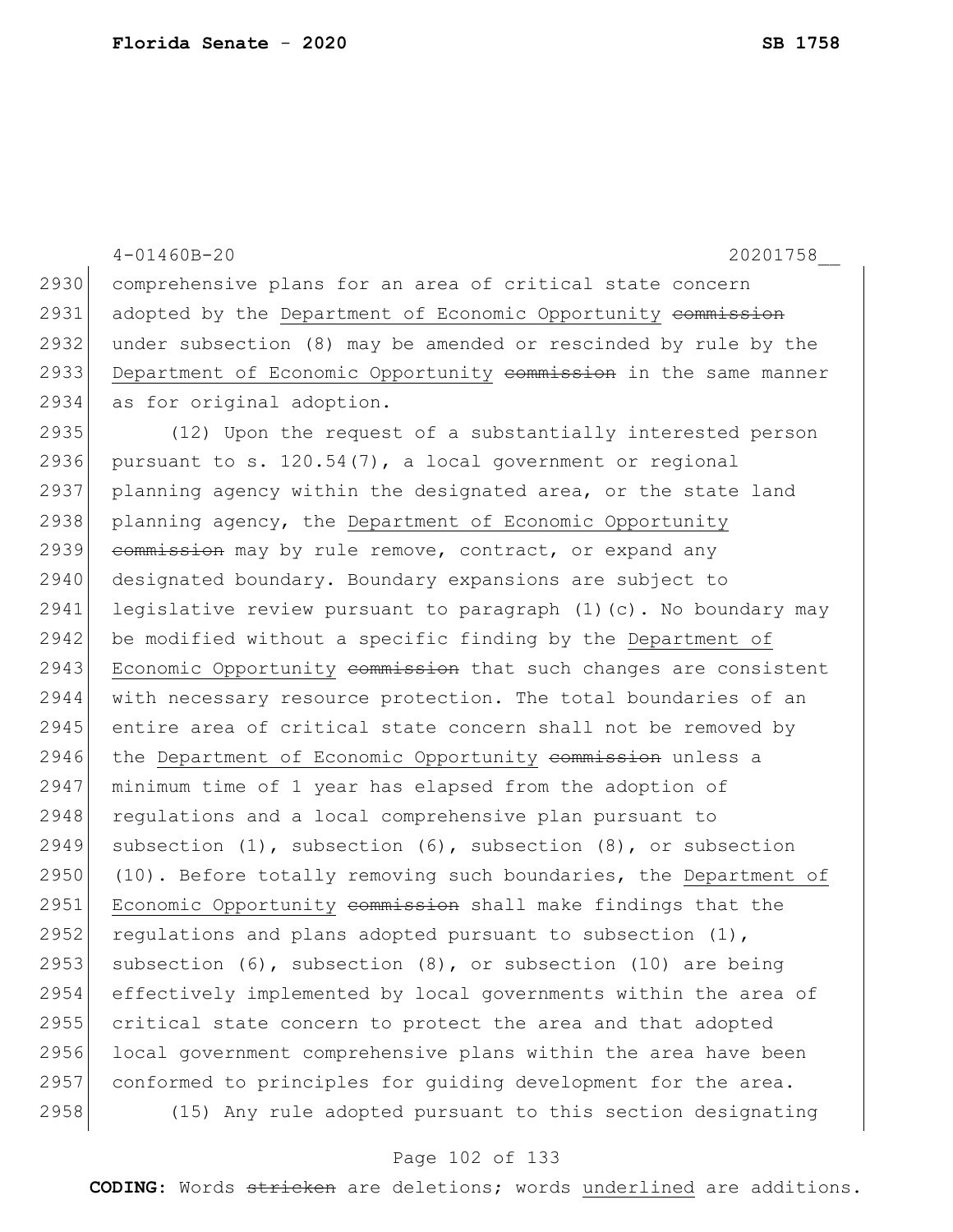comprehensive plans for an area of critical state concern adopted by the <u>Department of Economic Opportunity</u> ~~commission~~ under subsection (8) may be amended or rescinded by rule by the <u>Department of Economic Opportunity</u> ~~commission~~ in the same manner as for original adoption.

(12) Upon the request of a substantially interested person pursuant to s. 120.54(7), a local government or regional planning agency within the designated area, or the state land planning agency, the <u>Department of Economic Opportunity</u> ~~commission~~ may by rule remove, contract, or expand any designated boundary. Boundary expansions are subject to legislative review pursuant to paragraph (1)(c). No boundary may be modified without a specific finding by the <u>Department of Economic Opportunity</u> ~~commission~~ that such changes are consistent with necessary resource protection. The total boundaries of an entire area of critical state concern shall not be removed by the <u>Department of Economic Opportunity</u> ~~commission~~ unless a minimum time of 1 year has elapsed from the adoption of regulations and a local comprehensive plan pursuant to subsection (1), subsection (6), subsection (8), or subsection (10). Before totally removing such boundaries, the <u>Department of Economic Opportunity</u> ~~commission~~ shall make findings that the regulations and plans adopted pursuant to subsection (1), subsection (6), subsection (8), or subsection (10) are being effectively implemented by local governments within the area of critical state concern to protect the area and that adopted local government comprehensive plans within the area have been conformed to principles for guiding development for the area.

(15) Any rule adopted pursuant to this section designating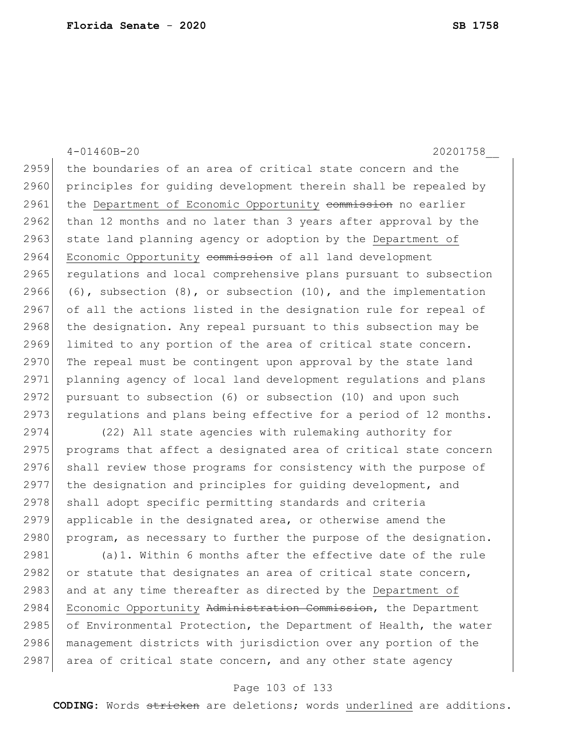the boundaries of an area of critical state concern and the principles for guiding development therein shall be repealed by the Department of Economic Opportunity ~~commission~~ no earlier than 12 months and no later than 3 years after approval by the state land planning agency or adoption by the Department of Economic Opportunity ~~commission~~ of all land development regulations and local comprehensive plans pursuant to subsection (6), subsection (8), or subsection (10), and the implementation of all the actions listed in the designation rule for repeal of the designation. Any repeal pursuant to this subsection may be limited to any portion of the area of critical state concern. The repeal must be contingent upon approval by the state land planning agency of local land development regulations and plans pursuant to subsection (6) or subsection (10) and upon such regulations and plans being effective for a period of 12 months.

(22) All state agencies with rulemaking authority for programs that affect a designated area of critical state concern shall review those programs for consistency with the purpose of the designation and principles for guiding development, and shall adopt specific permitting standards and criteria applicable in the designated area, or otherwise amend the program, as necessary to further the purpose of the designation.

(a)1. Within 6 months after the effective date of the rule or statute that designates an area of critical state concern, and at any time thereafter as directed by the Department of Economic Opportunity ~~Administration Commission~~, the Department of Environmental Protection, the Department of Health, the water management districts with jurisdiction over any portion of the area of critical state concern, and any other state agency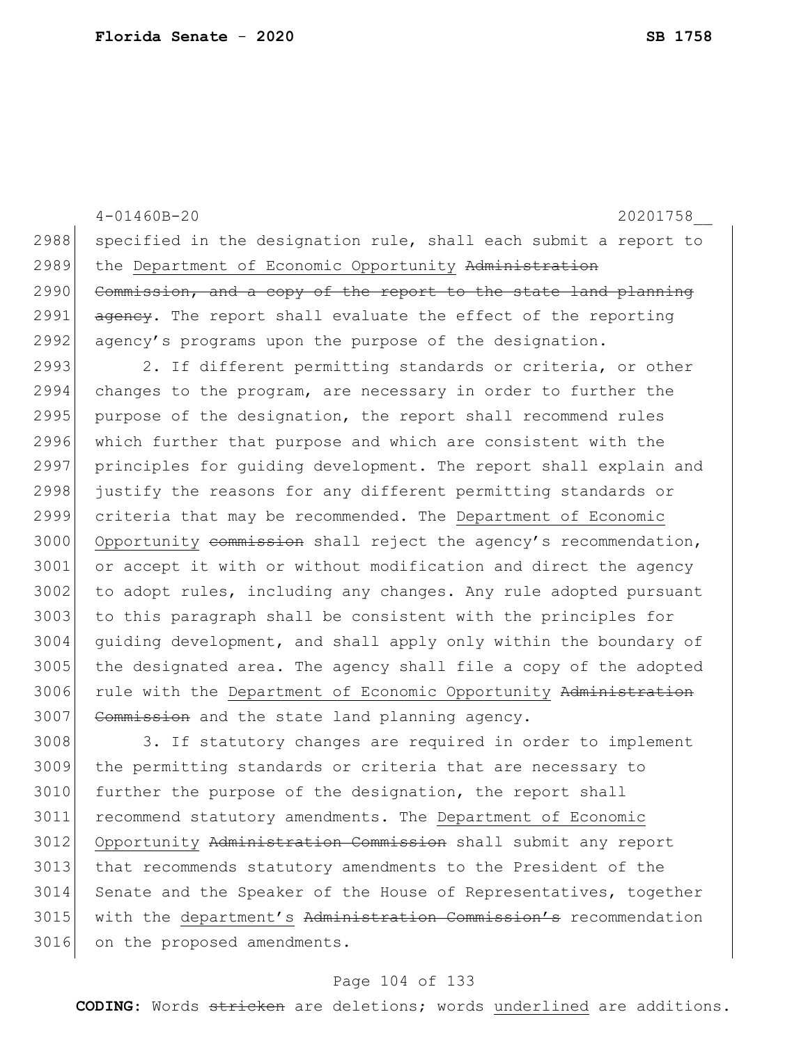specified in the designation rule, shall each submit a report to the <u>Department of Economic Opportunity</u> ~~Administration Commission, and a copy of the report to the state land planning agency~~. The report shall evaluate the effect of the reporting agency's programs upon the purpose of the designation.

2. If different permitting standards or criteria, or other changes to the program, are necessary in order to further the purpose of the designation, the report shall recommend rules which further that purpose and which are consistent with the principles for guiding development. The report shall explain and justify the reasons for any different permitting standards or criteria that may be recommended. The <u>Department of Economic Opportunity</u> ~~commission~~ shall reject the agency's recommendation, or accept it with or without modification and direct the agency to adopt rules, including any changes. Any rule adopted pursuant to this paragraph shall be consistent with the principles for guiding development, and shall apply only within the boundary of the designated area. The agency shall file a copy of the adopted rule with the <u>Department of Economic Opportunity</u> ~~Administration Commission~~ and the state land planning agency.

3. If statutory changes are required in order to implement the permitting standards or criteria that are necessary to further the purpose of the designation, the report shall recommend statutory amendments. The <u>Department of Economic Opportunity</u> ~~Administration Commission~~ shall submit any report that recommends statutory amendments to the President of the Senate and the Speaker of the House of Representatives, together with the <u>department's</u> ~~Administration Commission's~~ recommendation on the proposed amendments.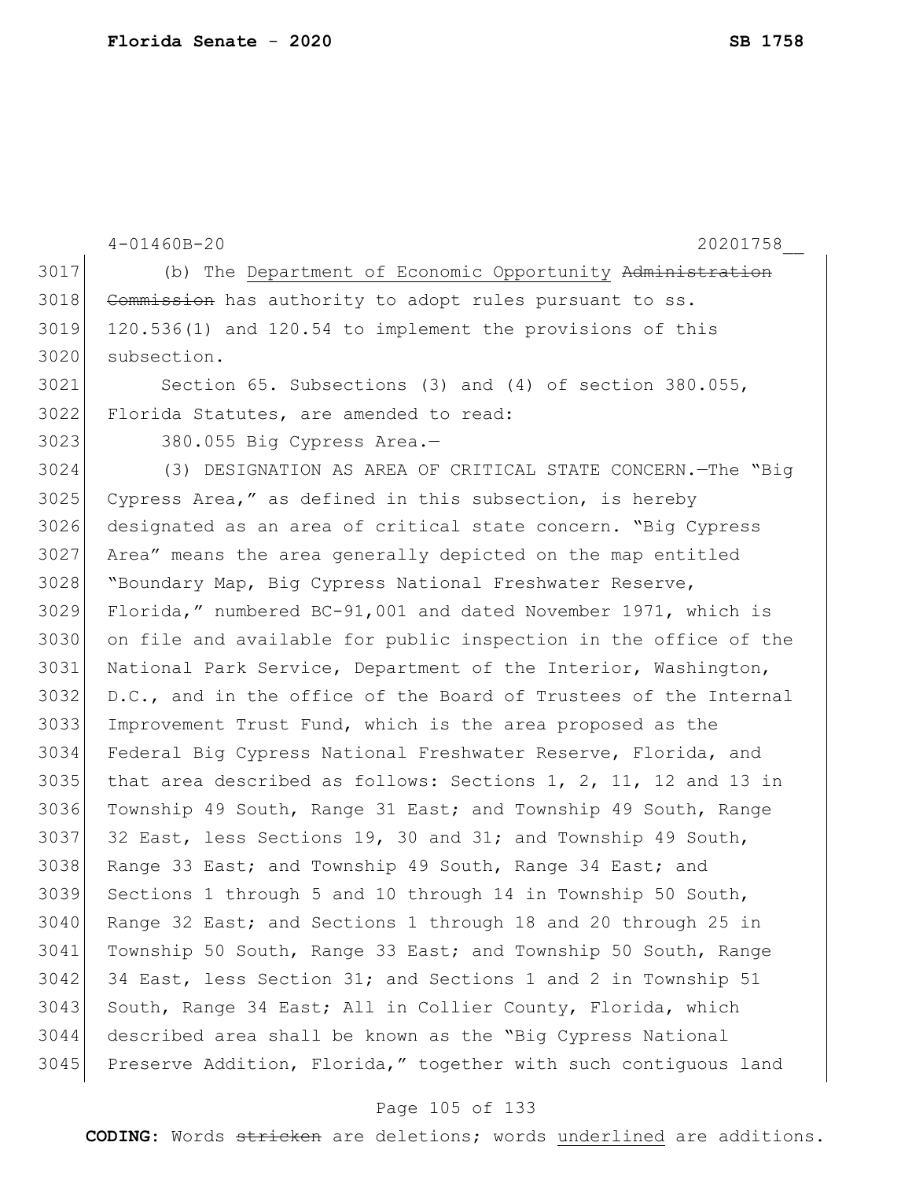4-01460B-20 20201758__

(b) The <u>Department of Economic Opportunity</u> ~~Administration Commission~~ has authority to adopt rules pursuant to ss. 120.536(1) and 120.54 to implement the provisions of this subsection.

Section 65. Subsections (3) and (4) of section 380.055, Florida Statutes, are amended to read:

380.055 Big Cypress Area.—

(3) DESIGNATION AS AREA OF CRITICAL STATE CONCERN.—The "Big Cypress Area," as defined in this subsection, is hereby designated as an area of critical state concern. "Big Cypress Area" means the area generally depicted on the map entitled "Boundary Map, Big Cypress National Freshwater Reserve, Florida," numbered BC-91,001 and dated November 1971, which is on file and available for public inspection in the office of the National Park Service, Department of the Interior, Washington, D.C., and in the office of the Board of Trustees of the Internal Improvement Trust Fund, which is the area proposed as the Federal Big Cypress National Freshwater Reserve, Florida, and that area described as follows: Sections 1, 2, 11, 12 and 13 in Township 49 South, Range 31 East; and Township 49 South, Range 32 East, less Sections 19, 30 and 31; and Township 49 South, Range 33 East; and Township 49 South, Range 34 East; and Sections 1 through 5 and 10 through 14 in Township 50 South, Range 32 East; and Sections 1 through 18 and 20 through 25 in Township 50 South, Range 33 East; and Township 50 South, Range 34 East, less Section 31; and Sections 1 and 2 in Township 51 South, Range 34 East; All in Collier County, Florida, which described area shall be known as the "Big Cypress National Preserve Addition, Florida," together with such contiguous land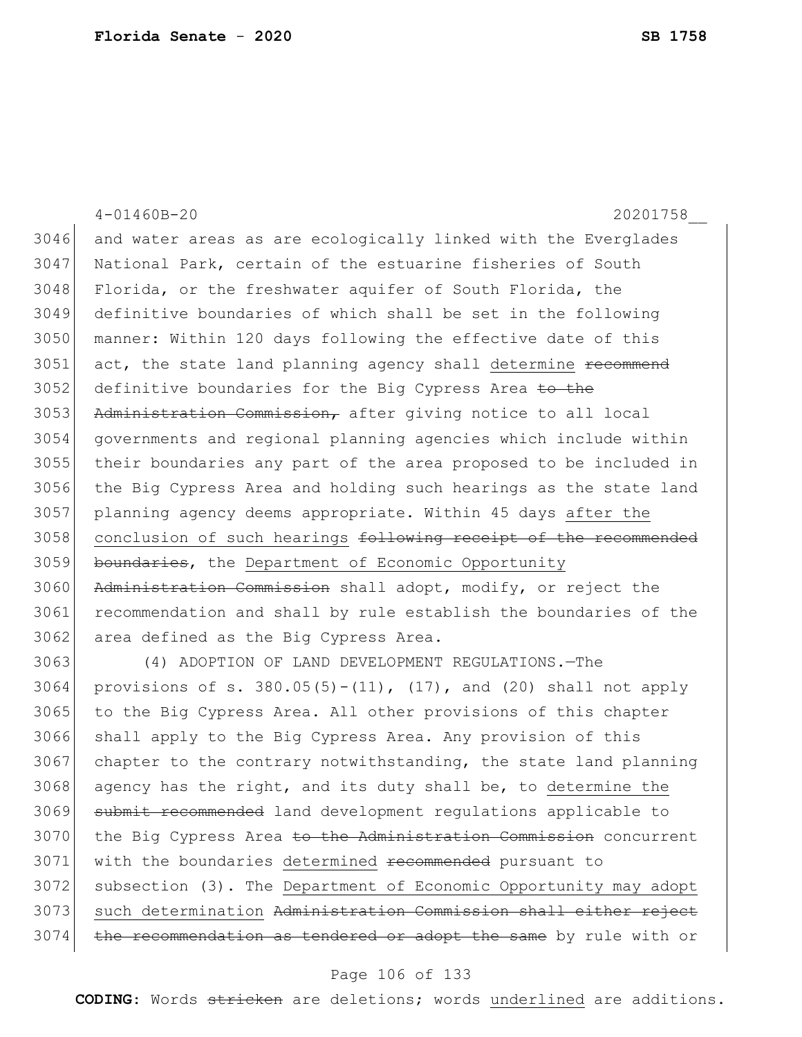4-01460B-20 20201758__

3046 and water areas as are ecologically linked with the Everglades
3047 National Park, certain of the estuarine fisheries of South
3048 Florida, or the freshwater aquifer of South Florida, the
3049 definitive boundaries of which shall be set in the following
3050 manner: Within 120 days following the effective date of this
3051 act, the state land planning agency shall <u>determine</u> ~~recommend~~
3052 definitive boundaries for the Big Cypress Area ~~to the~~
3053 ~~Administration Commission,~~ after giving notice to all local
3054 governments and regional planning agencies which include within
3055 their boundaries any part of the area proposed to be included in
3056 the Big Cypress Area and holding such hearings as the state land
3057 planning agency deems appropriate. Within 45 days <u>after the</u>
3058 <u>conclusion of such hearings</u> ~~following receipt of the recommended~~
3059 ~~boundaries~~, the <u>Department of Economic Opportunity</u>
3060 ~~Administration Commission~~ shall adopt, modify, or reject the
3061 recommendation and shall by rule establish the boundaries of the
3062 area defined as the Big Cypress Area.

3063 (4) ADOPTION OF LAND DEVELOPMENT REGULATIONS.—The
3064 provisions of s. 380.05(5)-(11), (17), and (20) shall not apply
3065 to the Big Cypress Area. All other provisions of this chapter
3066 shall apply to the Big Cypress Area. Any provision of this
3067 chapter to the contrary notwithstanding, the state land planning
3068 agency has the right, and its duty shall be, to <u>determine the</u>
3069 ~~submit recommended~~ land development regulations applicable to
3070 the Big Cypress Area ~~to the Administration Commission~~ concurrent
3071 with the boundaries <u>determined</u> ~~recommended~~ pursuant to
3072 subsection (3). The <u>Department of Economic Opportunity may adopt</u>
3073 <u>such determination</u> ~~Administration Commission shall either reject~~
3074 ~~the recommendation as tendered or adopt the same~~ by rule with or

**CODING:** Words ~~stricken~~ are deletions; words <u>underlined</u> are additions.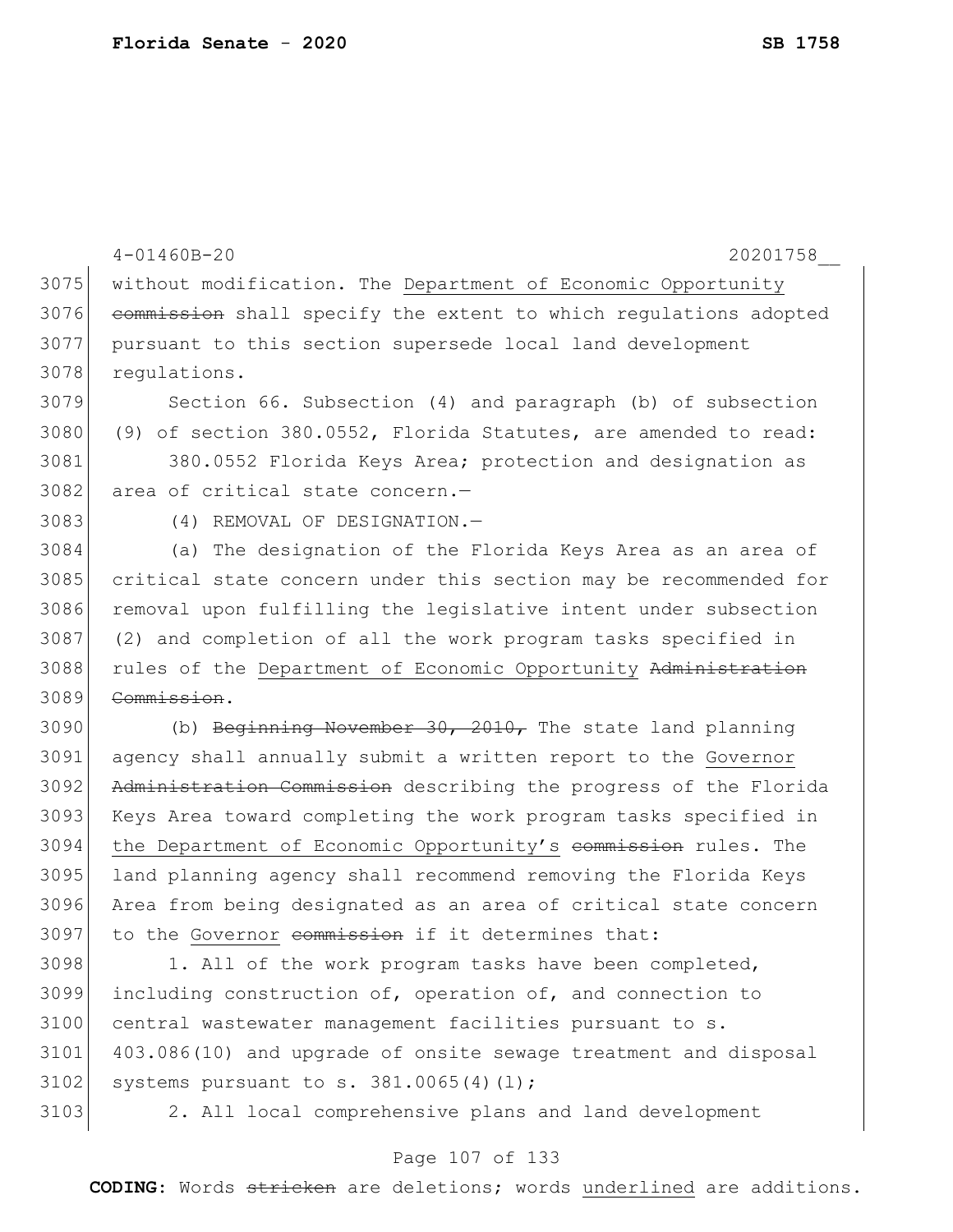without modification. The Department of Economic Opportunity ~~commission~~ shall specify the extent to which regulations adopted pursuant to this section supersede local land development regulations.

Section 66. Subsection (4) and paragraph (b) of subsection (9) of section 380.0552, Florida Statutes, are amended to read:

380.0552 Florida Keys Area; protection and designation as area of critical state concern.—

(4) REMOVAL OF DESIGNATION.—

(a) The designation of the Florida Keys Area as an area of critical state concern under this section may be recommended for removal upon fulfilling the legislative intent under subsection (2) and completion of all the work program tasks specified in rules of the Department of Economic Opportunity ~~Administration Commission~~.

(b) ~~Beginning November 30, 2010,~~ The state land planning agency shall annually submit a written report to the Governor ~~Administration Commission~~ describing the progress of the Florida Keys Area toward completing the work program tasks specified in the Department of Economic Opportunity's ~~commission~~ rules. The land planning agency shall recommend removing the Florida Keys Area from being designated as an area of critical state concern to the Governor ~~commission~~ if it determines that:

1. All of the work program tasks have been completed, including construction of, operation of, and connection to central wastewater management facilities pursuant to s. 403.086(10) and upgrade of onsite sewage treatment and disposal systems pursuant to s. 381.0065(4)(l);

2. All local comprehensive plans and land development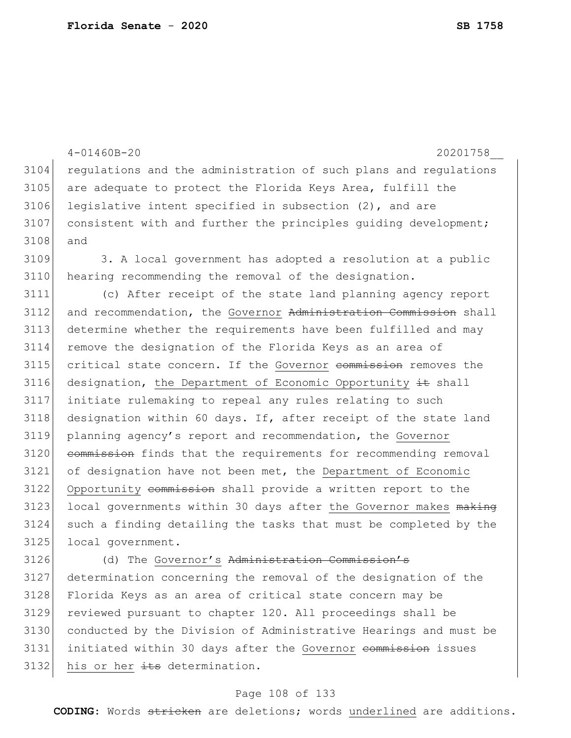regulations and the administration of such plans and regulations are adequate to protect the Florida Keys Area, fulfill the legislative intent specified in subsection (2), and are consistent with and further the principles guiding development; and

3. A local government has adopted a resolution at a public hearing recommending the removal of the designation.

(c) After receipt of the state land planning agency report and recommendation, the <u>Governor</u> ~~Administration Commission~~ shall determine whether the requirements have been fulfilled and may remove the designation of the Florida Keys as an area of critical state concern. If the <u>Governor</u> ~~commission~~ removes the designation, <u>the Department of Economic Opportunity</u> ~~it~~ shall initiate rulemaking to repeal any rules relating to such designation within 60 days. If, after receipt of the state land planning agency's report and recommendation, the <u>Governor</u> ~~commission~~ finds that the requirements for recommending removal of designation have not been met, the <u>Department of Economic Opportunity</u> ~~commission~~ shall provide a written report to the local governments within 30 days after <u>the Governor makes</u> ~~making~~ such a finding detailing the tasks that must be completed by the local government.

(d) The <u>Governor's</u> ~~Administration Commission's~~ determination concerning the removal of the designation of the Florida Keys as an area of critical state concern may be reviewed pursuant to chapter 120. All proceedings shall be conducted by the Division of Administrative Hearings and must be initiated within 30 days after the <u>Governor</u> ~~commission~~ issues <u>his or her</u> ~~its~~ determination.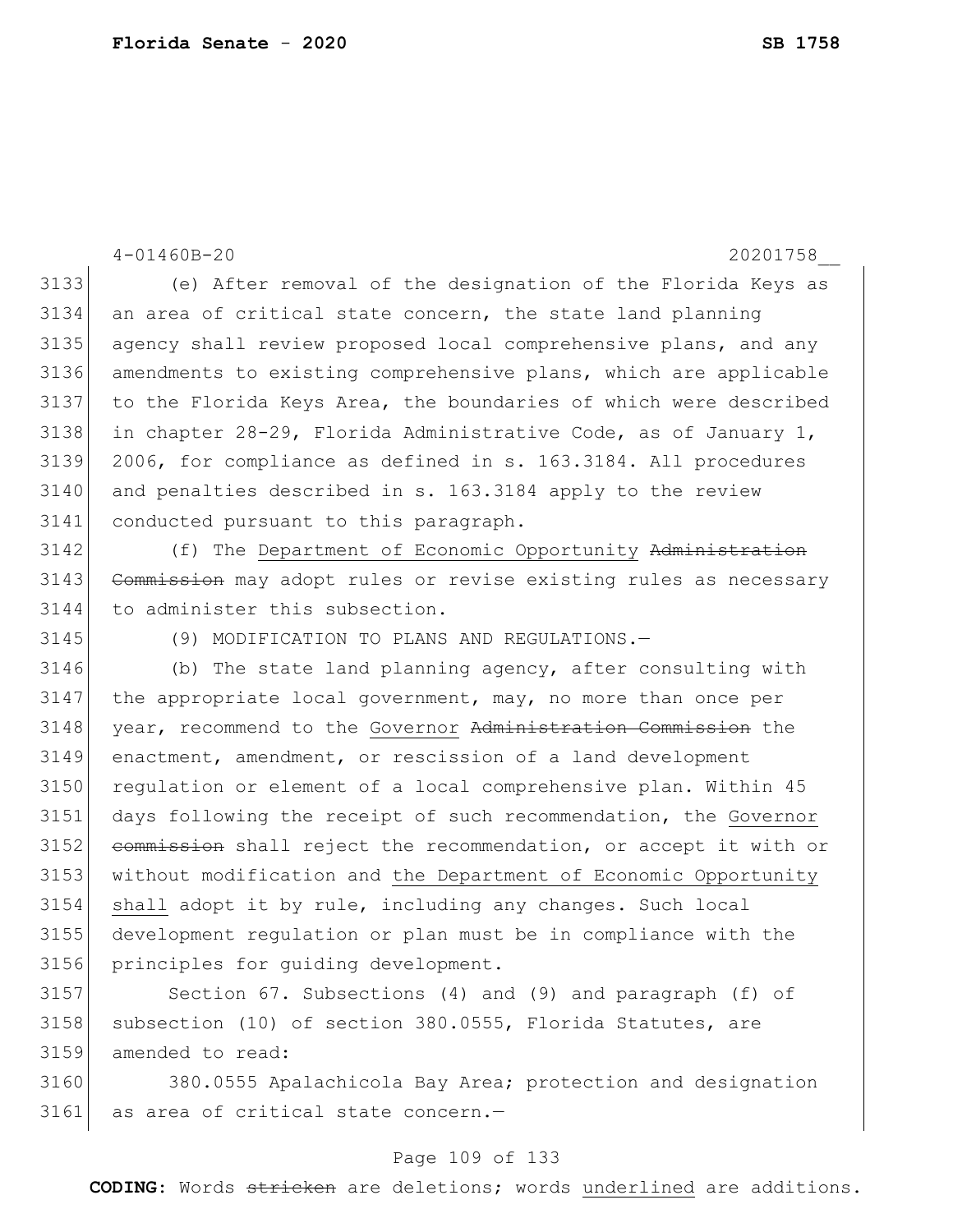(e) After removal of the designation of the Florida Keys as an area of critical state concern, the state land planning agency shall review proposed local comprehensive plans, and any amendments to existing comprehensive plans, which are applicable to the Florida Keys Area, the boundaries of which were described in chapter 28-29, Florida Administrative Code, as of January 1, 2006, for compliance as defined in s. 163.3184. All procedures and penalties described in s. 163.3184 apply to the review conducted pursuant to this paragraph.

(f) The Department of Economic Opportunity ~~Administration Commission~~ may adopt rules or revise existing rules as necessary to administer this subsection.

(9) MODIFICATION TO PLANS AND REGULATIONS.—

(b) The state land planning agency, after consulting with the appropriate local government, may, no more than once per year, recommend to the Governor ~~Administration Commission~~ the enactment, amendment, or rescission of a land development regulation or element of a local comprehensive plan. Within 45 days following the receipt of such recommendation, the Governor ~~commission~~ shall reject the recommendation, or accept it with or without modification and the Department of Economic Opportunity shall adopt it by rule, including any changes. Such local development regulation or plan must be in compliance with the principles for guiding development.

Section 67. Subsections (4) and (9) and paragraph (f) of subsection (10) of section 380.0555, Florida Statutes, are amended to read:

380.0555 Apalachicola Bay Area; protection and designation as area of critical state concern.—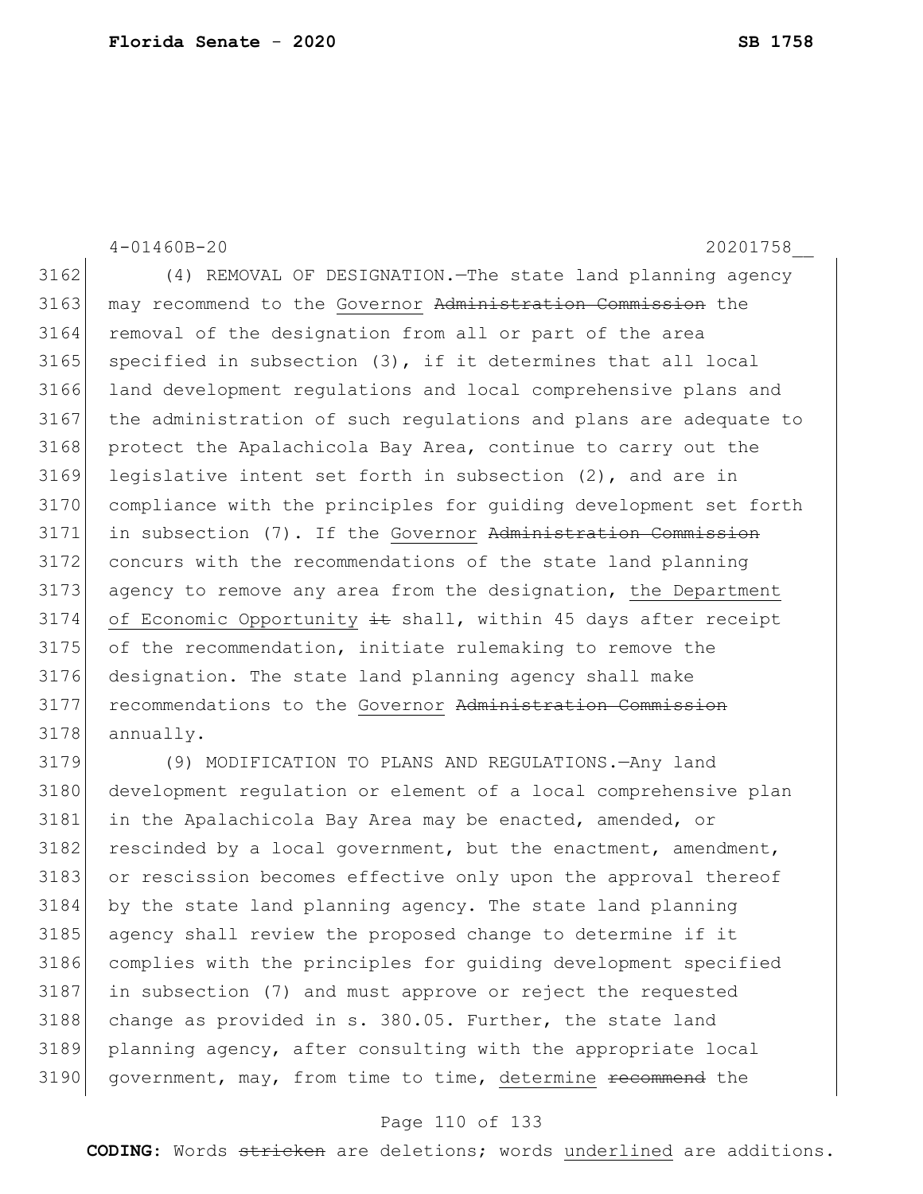4-01460B-20 20201758__

3162 (4) REMOVAL OF DESIGNATION.—The state land planning agency
3163 may recommend to the <u>Governor</u> ~~Administration Commission~~ the
3164 removal of the designation from all or part of the area
3165 specified in subsection (3), if it determines that all local
3166 land development regulations and local comprehensive plans and
3167 the administration of such regulations and plans are adequate to
3168 protect the Apalachicola Bay Area, continue to carry out the
3169 legislative intent set forth in subsection (2), and are in
3170 compliance with the principles for guiding development set forth
3171 in subsection (7). If the <u>Governor</u> ~~Administration Commission~~
3172 concurs with the recommendations of the state land planning
3173 agency to remove any area from the designation, <u>the Department</u>
3174 <u>of Economic Opportunity</u> ~~it~~ shall, within 45 days after receipt
3175 of the recommendation, initiate rulemaking to remove the
3176 designation. The state land planning agency shall make
3177 recommendations to the <u>Governor</u> ~~Administration Commission~~
3178 annually.

3179 (9) MODIFICATION TO PLANS AND REGULATIONS.—Any land
3180 development regulation or element of a local comprehensive plan
3181 in the Apalachicola Bay Area may be enacted, amended, or
3182 rescinded by a local government, but the enactment, amendment,
3183 or rescission becomes effective only upon the approval thereof
3184 by the state land planning agency. The state land planning
3185 agency shall review the proposed change to determine if it
3186 complies with the principles for guiding development specified
3187 in subsection (7) and must approve or reject the requested
3188 change as provided in s. 380.05. Further, the state land
3189 planning agency, after consulting with the appropriate local
3190 government, may, from time to time, <u>determine</u> ~~recommend~~ the

**CODING:** Words ~~stricken~~ are deletions; words <u>underlined</u> are additions.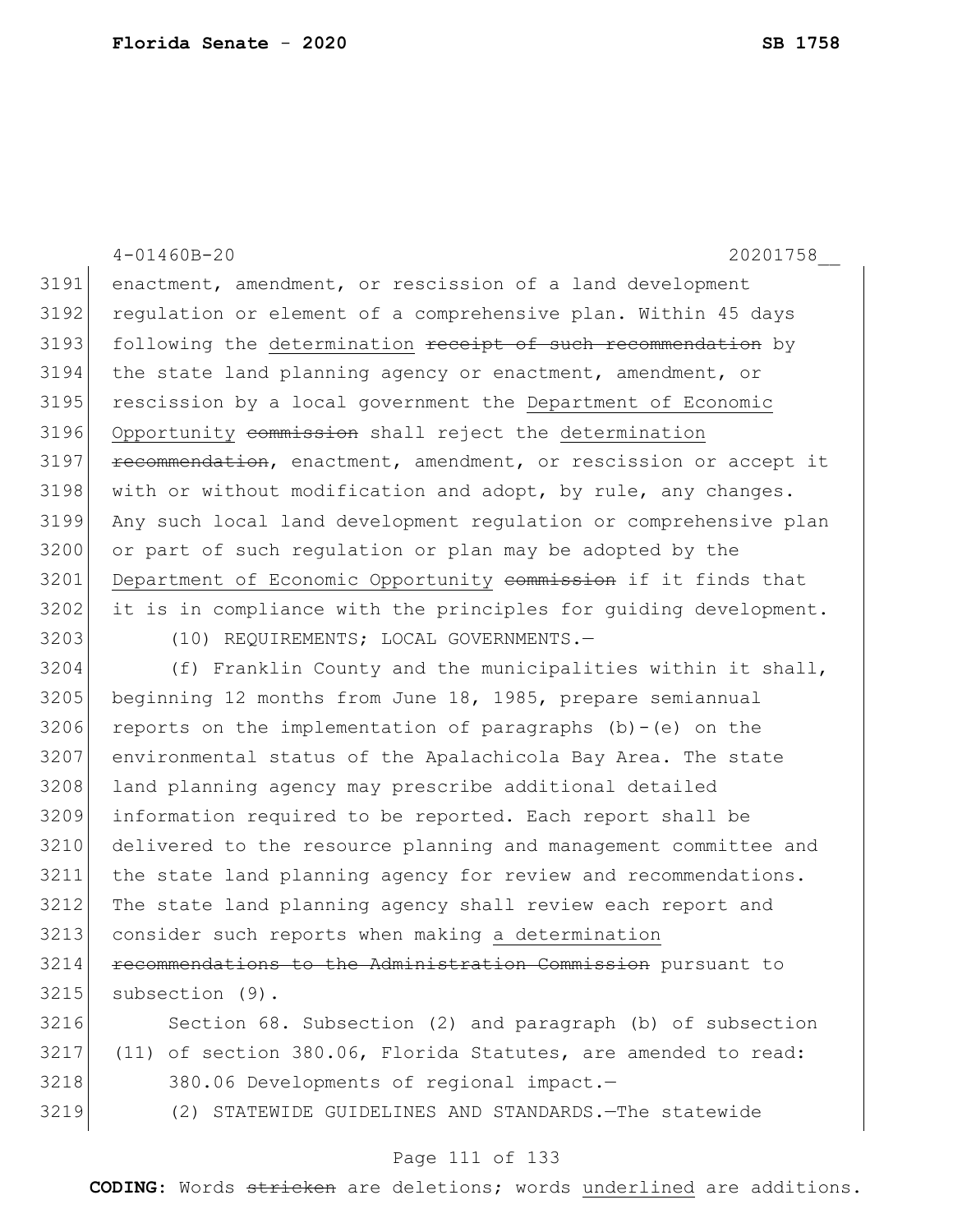enactment, amendment, or rescission of a land development regulation or element of a comprehensive plan. Within 45 days following the <u>determination</u> ~~receipt of such recommendation~~ by the state land planning agency or enactment, amendment, or rescission by a local government the <u>Department of Economic Opportunity</u> ~~commission~~ shall reject the <u>determination</u> ~~recommendation~~, enactment, amendment, or rescission or accept it with or without modification and adopt, by rule, any changes. Any such local land development regulation or comprehensive plan or part of such regulation or plan may be adopted by the <u>Department of Economic Opportunity</u> ~~commission~~ if it finds that it is in compliance with the principles for guiding development.

(10) REQUIREMENTS; LOCAL GOVERNMENTS.—

(f) Franklin County and the municipalities within it shall, beginning 12 months from June 18, 1985, prepare semiannual reports on the implementation of paragraphs (b)-(e) on the environmental status of the Apalachicola Bay Area. The state land planning agency may prescribe additional detailed information required to be reported. Each report shall be delivered to the resource planning and management committee and the state land planning agency for review and recommendations. The state land planning agency shall review each report and consider such reports when making <u>a determination</u> ~~recommendations to the Administration Commission~~ pursuant to subsection (9).

Section 68. Subsection (2) and paragraph (b) of subsection (11) of section 380.06, Florida Statutes, are amended to read:

380.06 Developments of regional impact.—

(2) STATEWIDE GUIDELINES AND STANDARDS.—The statewide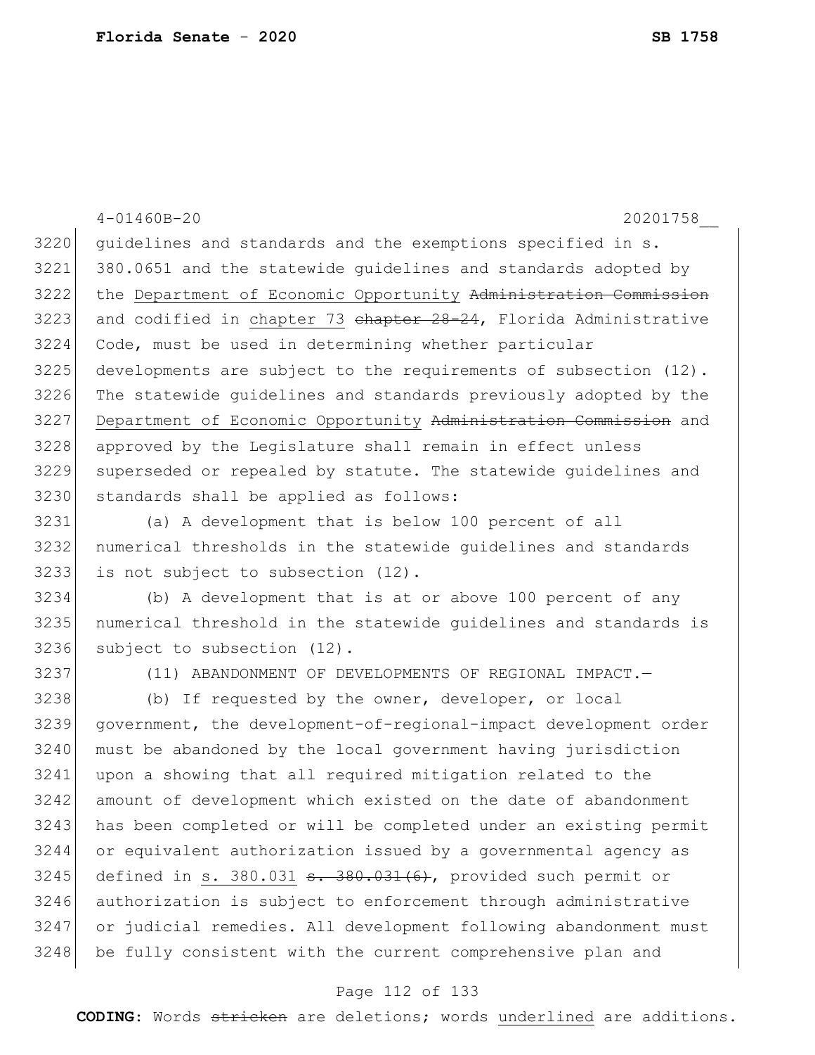guidelines and standards and the exemptions specified in s. 380.0651 and the statewide guidelines and standards adopted by the <u>Department of Economic Opportunity</u> ~~Administration Commission~~ and codified in <u>chapter 73</u> ~~chapter 28-24~~, Florida Administrative Code, must be used in determining whether particular developments are subject to the requirements of subsection (12). The statewide guidelines and standards previously adopted by the <u>Department of Economic Opportunity</u> ~~Administration Commission~~ and approved by the Legislature shall remain in effect unless superseded or repealed by statute. The statewide guidelines and standards shall be applied as follows:

(a) A development that is below 100 percent of all numerical thresholds in the statewide guidelines and standards is not subject to subsection (12).

(b) A development that is at or above 100 percent of any numerical threshold in the statewide guidelines and standards is subject to subsection (12).

(11) ABANDONMENT OF DEVELOPMENTS OF REGIONAL IMPACT.—

(b) If requested by the owner, developer, or local government, the development-of-regional-impact development order must be abandoned by the local government having jurisdiction upon a showing that all required mitigation related to the amount of development which existed on the date of abandonment has been completed or will be completed under an existing permit or equivalent authorization issued by a governmental agency as defined in <u>s. 380.031</u> ~~s. 380.031(6)~~, provided such permit or authorization is subject to enforcement through administrative or judicial remedies. All development following abandonment must be fully consistent with the current comprehensive plan and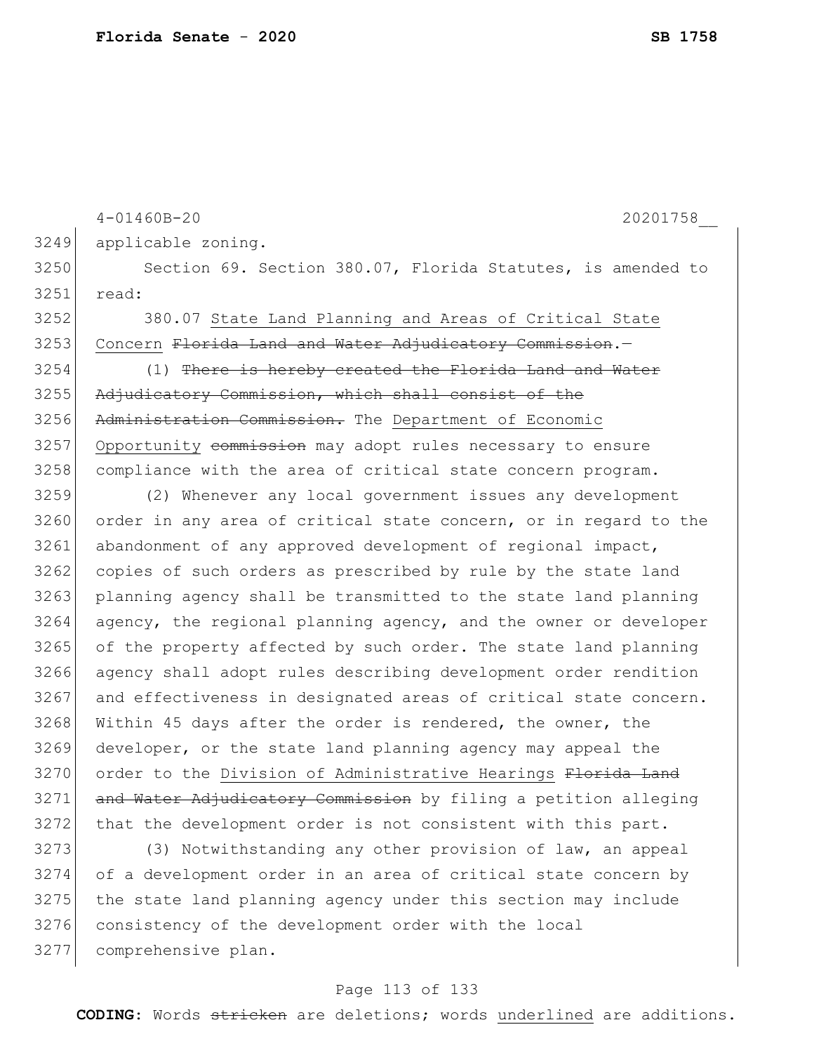applicable zoning.

Section 69. Section 380.07, Florida Statutes, is amended to read:

380.07 <u>State Land Planning and Areas of Critical State Concern</u> ~~Florida Land and Water Adjudicatory Commission~~.—

(1) ~~There is hereby created the Florida Land and Water Adjudicatory Commission, which shall consist of the Administration Commission.~~ The <u>Department of Economic Opportunity</u> ~~commission~~ may adopt rules necessary to ensure compliance with the area of critical state concern program.

(2) Whenever any local government issues any development order in any area of critical state concern, or in regard to the abandonment of any approved development of regional impact, copies of such orders as prescribed by rule by the state land planning agency shall be transmitted to the state land planning agency, the regional planning agency, and the owner or developer of the property affected by such order. The state land planning agency shall adopt rules describing development order rendition and effectiveness in designated areas of critical state concern. Within 45 days after the order is rendered, the owner, the developer, or the state land planning agency may appeal the order to the <u>Division of Administrative Hearings</u> ~~Florida Land and Water Adjudicatory Commission~~ by filing a petition alleging that the development order is not consistent with this part.

(3) Notwithstanding any other provision of law, an appeal of a development order in an area of critical state concern by the state land planning agency under this section may include consistency of the development order with the local comprehensive plan.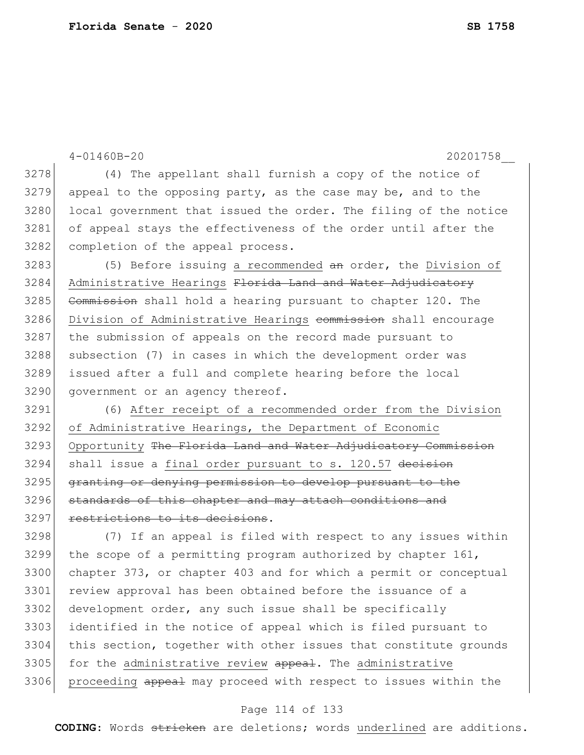(4) The appellant shall furnish a copy of the notice of appeal to the opposing party, as the case may be, and to the local government that issued the order. The filing of the notice of appeal stays the effectiveness of the order until after the completion of the appeal process.

(5) Before issuing <u>a recommended</u> ~~an~~ order, the <u>Division of Administrative Hearings</u> ~~Florida Land and Water Adjudicatory Commission~~ shall hold a hearing pursuant to chapter 120. The <u>Division of Administrative Hearings</u> ~~commission~~ shall encourage the submission of appeals on the record made pursuant to subsection (7) in cases in which the development order was issued after a full and complete hearing before the local government or an agency thereof.

(6) <u>After receipt of a recommended order from the Division of Administrative Hearings, the Department of Economic Opportunity</u> ~~The Florida Land and Water Adjudicatory Commission~~ shall issue a <u>final order pursuant to s. 120.57</u> ~~decision granting or denying permission to develop pursuant to the standards of this chapter and may attach conditions and restrictions to its decisions~~.

(7) If an appeal is filed with respect to any issues within the scope of a permitting program authorized by chapter 161, chapter 373, or chapter 403 and for which a permit or conceptual review approval has been obtained before the issuance of a development order, any such issue shall be specifically identified in the notice of appeal which is filed pursuant to this section, together with other issues that constitute grounds for the <u>administrative review</u> ~~appeal~~. The <u>administrative proceeding</u> ~~appeal~~ may proceed with respect to issues within the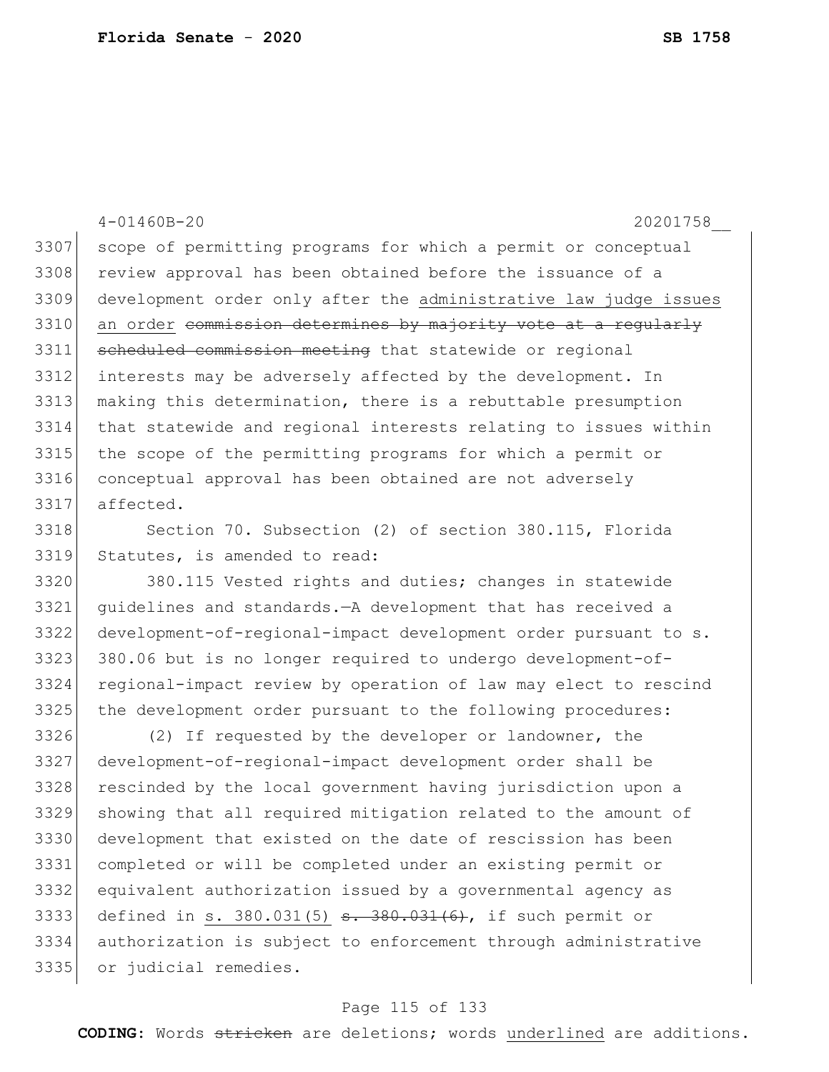scope of permitting programs for which a permit or conceptual review approval has been obtained before the issuance of a development order only after the <u>administrative law judge issues an order</u> ~~commission determines by majority vote at a regularly scheduled commission meeting~~ that statewide or regional interests may be adversely affected by the development. In making this determination, there is a rebuttable presumption that statewide and regional interests relating to issues within the scope of the permitting programs for which a permit or conceptual approval has been obtained are not adversely affected.

Section 70. Subsection (2) of section 380.115, Florida Statutes, is amended to read:

380.115 Vested rights and duties; changes in statewide guidelines and standards.—A development that has received a development-of-regional-impact development order pursuant to s. 380.06 but is no longer required to undergo development-of-regional-impact review by operation of law may elect to rescind the development order pursuant to the following procedures:

(2) If requested by the developer or landowner, the development-of-regional-impact development order shall be rescinded by the local government having jurisdiction upon a showing that all required mitigation related to the amount of development that existed on the date of rescission has been completed or will be completed under an existing permit or equivalent authorization issued by a governmental agency as defined in <u>s. 380.031(5)</u> ~~s. 380.031(6)~~, if such permit or authorization is subject to enforcement through administrative or judicial remedies.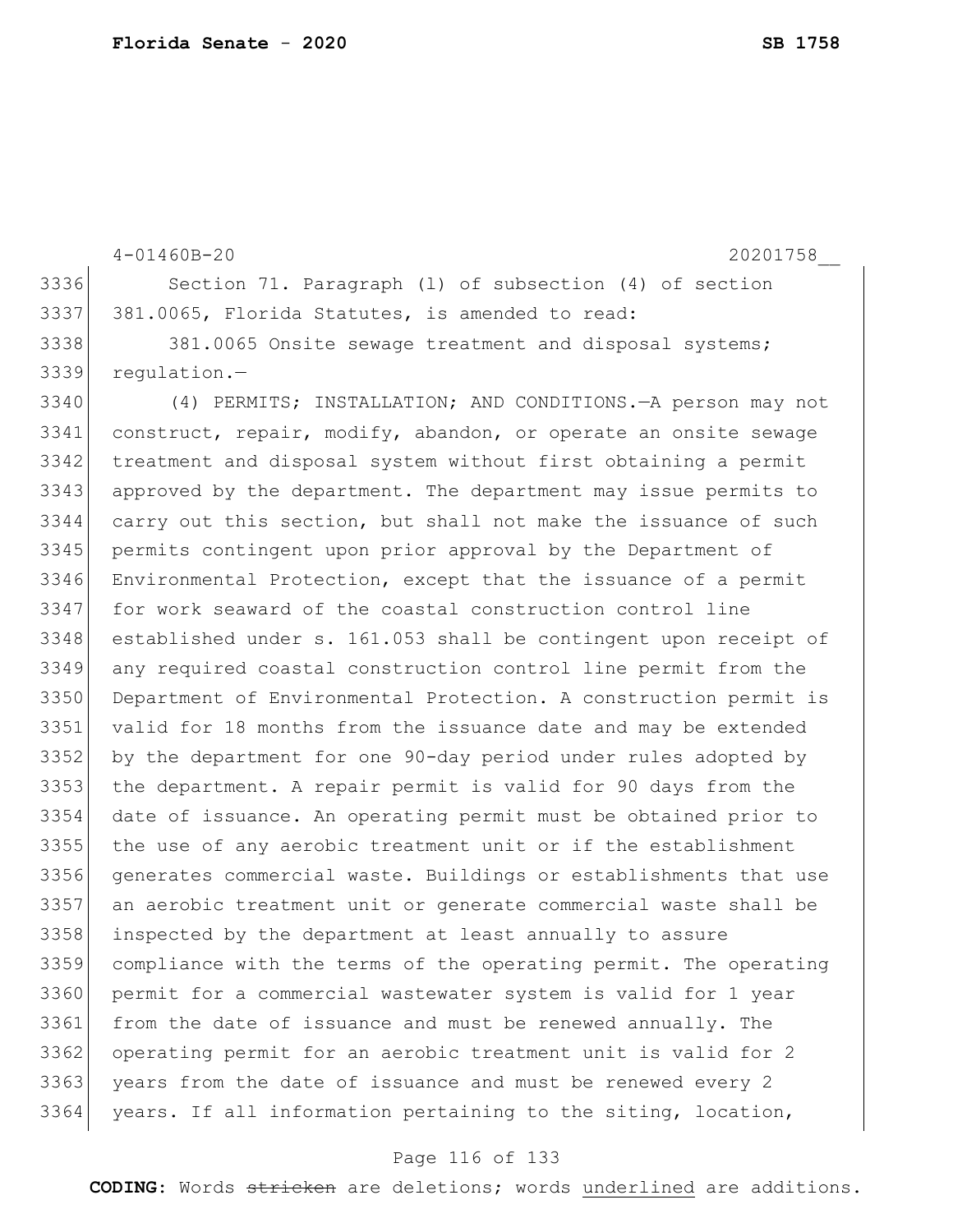Section 71. Paragraph (l) of subsection (4) of section 381.0065, Florida Statutes, is amended to read:

381.0065 Onsite sewage treatment and disposal systems; regulation.—

(4) PERMITS; INSTALLATION; AND CONDITIONS.—A person may not construct, repair, modify, abandon, or operate an onsite sewage treatment and disposal system without first obtaining a permit approved by the department. The department may issue permits to carry out this section, but shall not make the issuance of such permits contingent upon prior approval by the Department of Environmental Protection, except that the issuance of a permit for work seaward of the coastal construction control line established under s. 161.053 shall be contingent upon receipt of any required coastal construction control line permit from the Department of Environmental Protection. A construction permit is valid for 18 months from the issuance date and may be extended by the department for one 90-day period under rules adopted by the department. A repair permit is valid for 90 days from the date of issuance. An operating permit must be obtained prior to the use of any aerobic treatment unit or if the establishment generates commercial waste. Buildings or establishments that use an aerobic treatment unit or generate commercial waste shall be inspected by the department at least annually to assure compliance with the terms of the operating permit. The operating permit for a commercial wastewater system is valid for 1 year from the date of issuance and must be renewed annually. The operating permit for an aerobic treatment unit is valid for 2 years from the date of issuance and must be renewed every 2 years. If all information pertaining to the siting, location,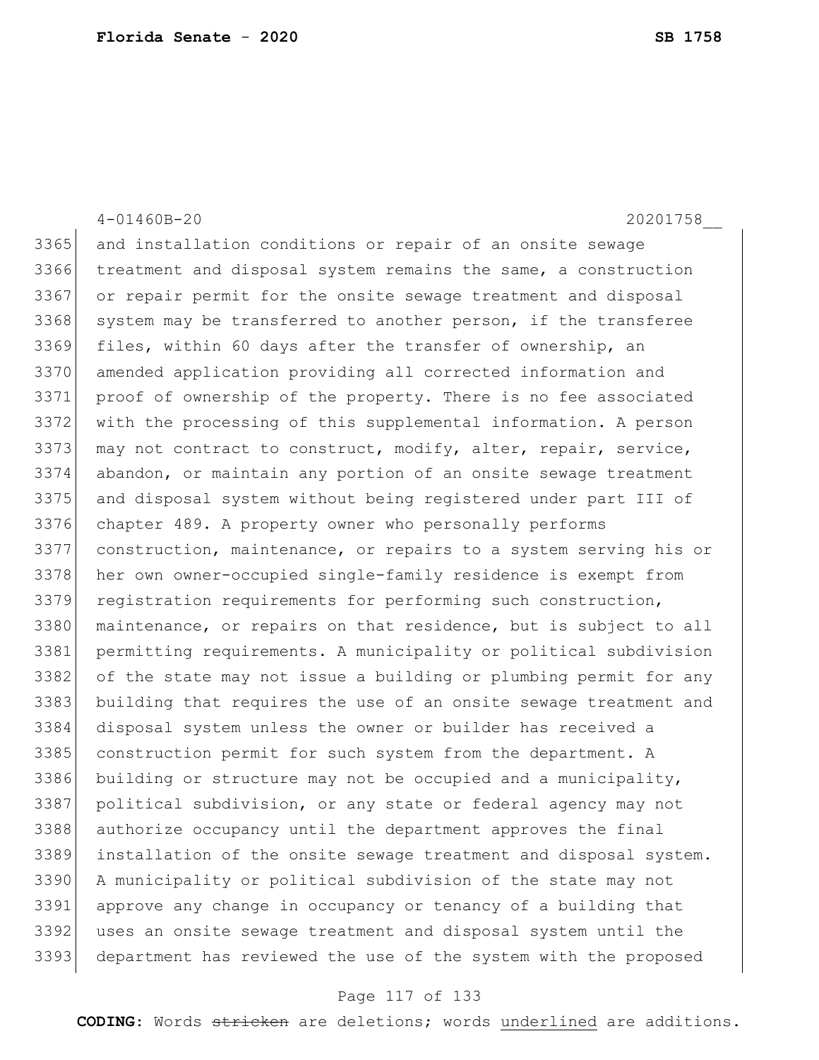and installation conditions or repair of an onsite sewage treatment and disposal system remains the same, a construction or repair permit for the onsite sewage treatment and disposal system may be transferred to another person, if the transferee files, within 60 days after the transfer of ownership, an amended application providing all corrected information and proof of ownership of the property. There is no fee associated with the processing of this supplemental information. A person may not contract to construct, modify, alter, repair, service, abandon, or maintain any portion of an onsite sewage treatment and disposal system without being registered under part III of chapter 489. A property owner who personally performs construction, maintenance, or repairs to a system serving his or her own owner-occupied single-family residence is exempt from registration requirements for performing such construction, maintenance, or repairs on that residence, but is subject to all permitting requirements. A municipality or political subdivision of the state may not issue a building or plumbing permit for any building that requires the use of an onsite sewage treatment and disposal system unless the owner or builder has received a construction permit for such system from the department. A building or structure may not be occupied and a municipality, political subdivision, or any state or federal agency may not authorize occupancy until the department approves the final installation of the onsite sewage treatment and disposal system. A municipality or political subdivision of the state may not approve any change in occupancy or tenancy of a building that uses an onsite sewage treatment and disposal system until the department has reviewed the use of the system with the proposed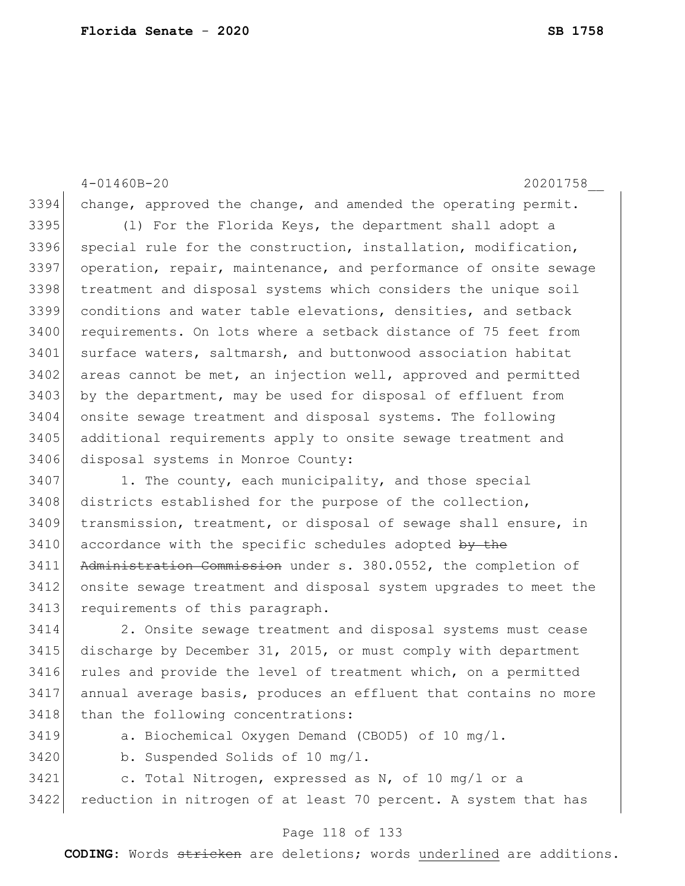change, approved the change, and amended the operating permit.

(l) For the Florida Keys, the department shall adopt a special rule for the construction, installation, modification, operation, repair, maintenance, and performance of onsite sewage treatment and disposal systems which considers the unique soil conditions and water table elevations, densities, and setback requirements. On lots where a setback distance of 75 feet from surface waters, saltmarsh, and buttonwood association habitat areas cannot be met, an injection well, approved and permitted by the department, may be used for disposal of effluent from onsite sewage treatment and disposal systems. The following additional requirements apply to onsite sewage treatment and disposal systems in Monroe County:

1. The county, each municipality, and those special districts established for the purpose of the collection, transmission, treatment, or disposal of sewage shall ensure, in accordance with the specific schedules adopted ~~by the Administration Commission~~ under s. 380.0552, the completion of onsite sewage treatment and disposal system upgrades to meet the requirements of this paragraph.

2. Onsite sewage treatment and disposal systems must cease discharge by December 31, 2015, or must comply with department rules and provide the level of treatment which, on a permitted annual average basis, produces an effluent that contains no more than the following concentrations:

a. Biochemical Oxygen Demand ($CBOD_5$) of 10 mg/l.

b. Suspended Solids of 10 mg/l.

c. Total Nitrogen, expressed as N, of 10 mg/l or a reduction in nitrogen of at least 70 percent. A system that has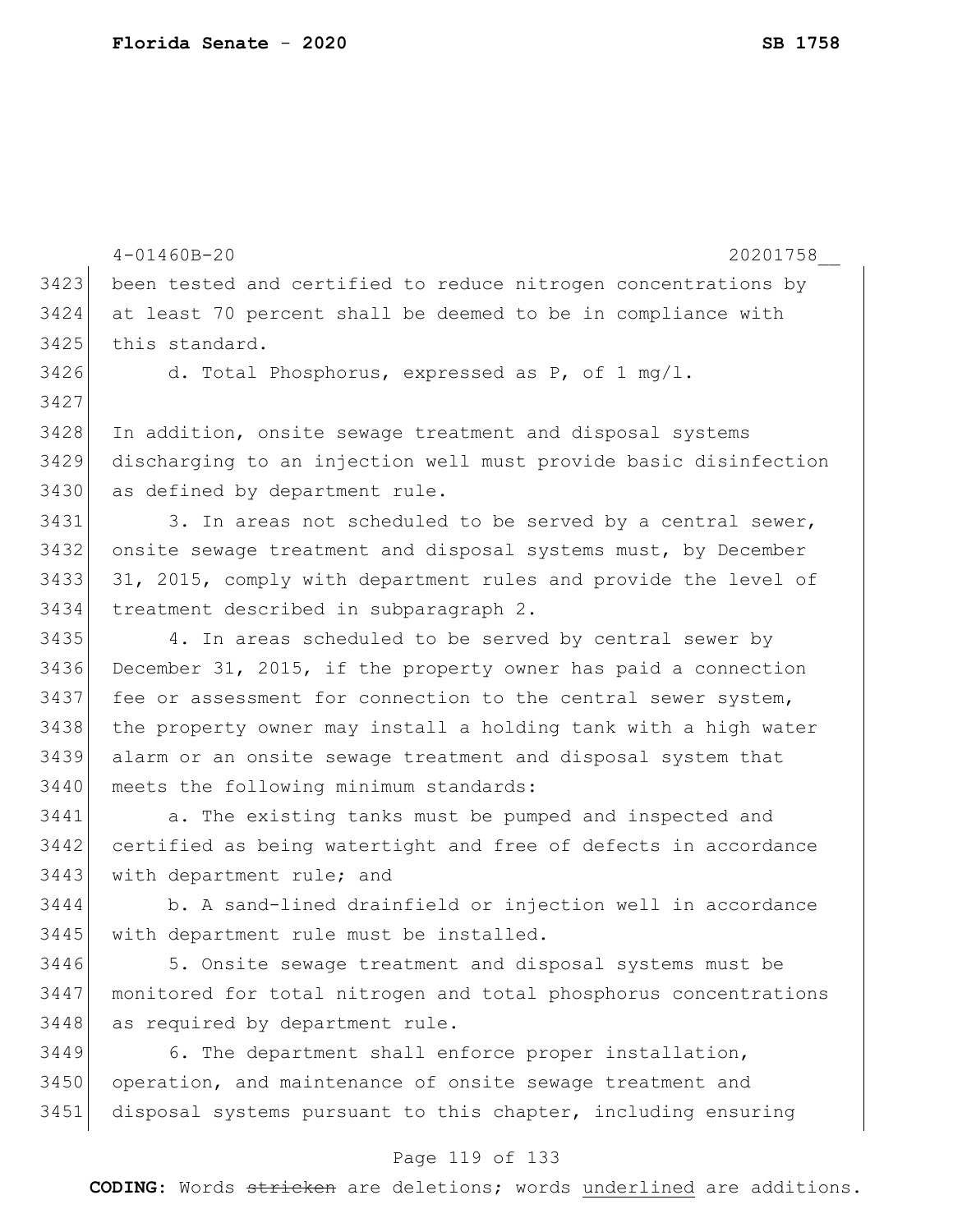been tested and certified to reduce nitrogen concentrations by at least 70 percent shall be deemed to be in compliance with this standard.

d. Total Phosphorus, expressed as P, of 1 mg/l.

In addition, onsite sewage treatment and disposal systems discharging to an injection well must provide basic disinfection as defined by department rule.

3. In areas not scheduled to be served by a central sewer, onsite sewage treatment and disposal systems must, by December 31, 2015, comply with department rules and provide the level of treatment described in subparagraph 2.

4. In areas scheduled to be served by central sewer by December 31, 2015, if the property owner has paid a connection fee or assessment for connection to the central sewer system, the property owner may install a holding tank with a high water alarm or an onsite sewage treatment and disposal system that meets the following minimum standards:

a. The existing tanks must be pumped and inspected and certified as being watertight and free of defects in accordance with department rule; and

b. A sand-lined drainfield or injection well in accordance with department rule must be installed.

5. Onsite sewage treatment and disposal systems must be monitored for total nitrogen and total phosphorus concentrations as required by department rule.

6. The department shall enforce proper installation, operation, and maintenance of onsite sewage treatment and disposal systems pursuant to this chapter, including ensuring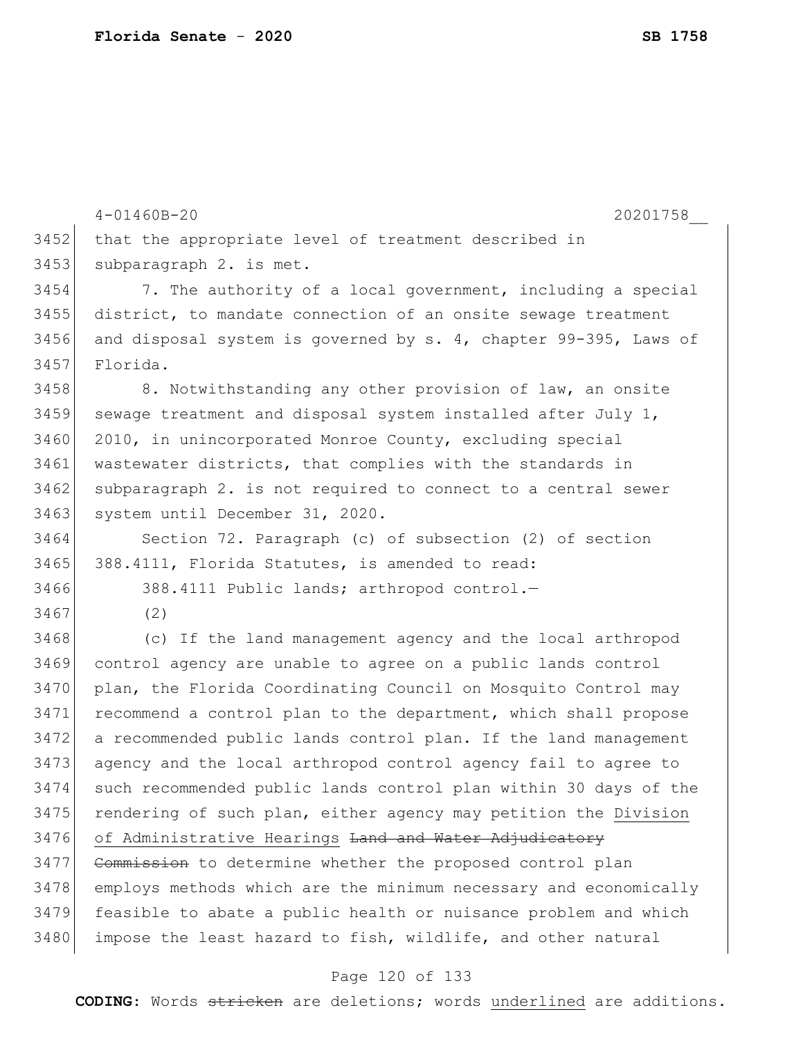that the appropriate level of treatment described in subparagraph 2. is met.

7. The authority of a local government, including a special district, to mandate connection of an onsite sewage treatment and disposal system is governed by s. 4, chapter 99-395, Laws of Florida.

8. Notwithstanding any other provision of law, an onsite sewage treatment and disposal system installed after July 1, 2010, in unincorporated Monroe County, excluding special wastewater districts, that complies with the standards in subparagraph 2. is not required to connect to a central sewer system until December 31, 2020.

Section 72. Paragraph (c) of subsection (2) of section 388.4111, Florida Statutes, is amended to read:

388.4111 Public lands; arthropod control.—

(2)

(c) If the land management agency and the local arthropod control agency are unable to agree on a public lands control plan, the Florida Coordinating Council on Mosquito Control may recommend a control plan to the department, which shall propose a recommended public lands control plan. If the land management agency and the local arthropod control agency fail to agree to such recommended public lands control plan within 30 days of the rendering of such plan, either agency may petition the <u>Division of Administrative Hearings</u> ~~Land and Water Adjudicatory Commission~~ to determine whether the proposed control plan employs methods which are the minimum necessary and economically feasible to abate a public health or nuisance problem and which impose the least hazard to fish, wildlife, and other natural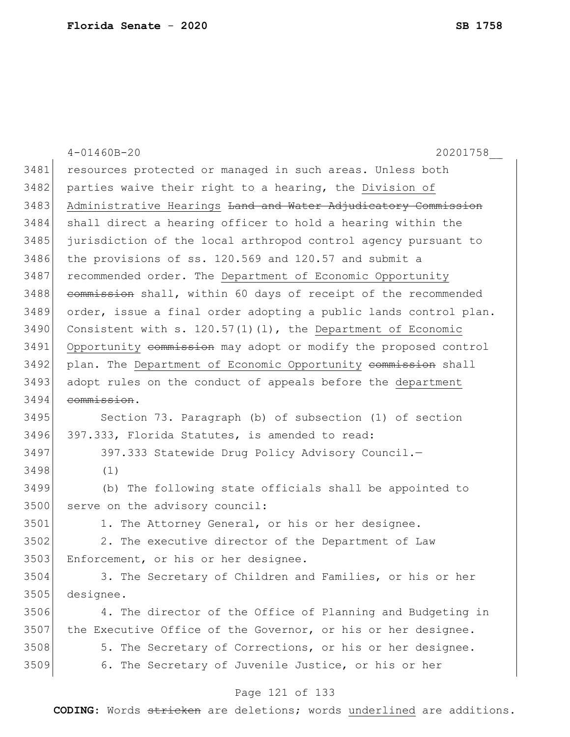resources protected or managed in such areas. Unless both parties waive their right to a hearing, the <u>Division of Administrative Hearings</u> ~~Land and Water Adjudicatory Commission~~ shall direct a hearing officer to hold a hearing within the jurisdiction of the local arthropod control agency pursuant to the provisions of ss. 120.569 and 120.57 and submit a recommended order. The <u>Department of Economic Opportunity</u> ~~commission~~ shall, within 60 days of receipt of the recommended order, issue a final order adopting a public lands control plan. Consistent with s. 120.57(1)(l), the <u>Department of Economic Opportunity</u> ~~commission~~ may adopt or modify the proposed control plan. The <u>Department of Economic Opportunity</u> ~~commission~~ shall adopt rules on the conduct of appeals before the <u>department</u> ~~commission~~.

Section 73. Paragraph (b) of subsection (1) of section 397.333, Florida Statutes, is amended to read:

397.333 Statewide Drug Policy Advisory Council.—

(1)

(b) The following state officials shall be appointed to serve on the advisory council:

1. The Attorney General, or his or her designee.

2. The executive director of the Department of Law Enforcement, or his or her designee.

3. The Secretary of Children and Families, or his or her designee.

4. The director of the Office of Planning and Budgeting in the Executive Office of the Governor, or his or her designee.

5. The Secretary of Corrections, or his or her designee.

6. The Secretary of Juvenile Justice, or his or her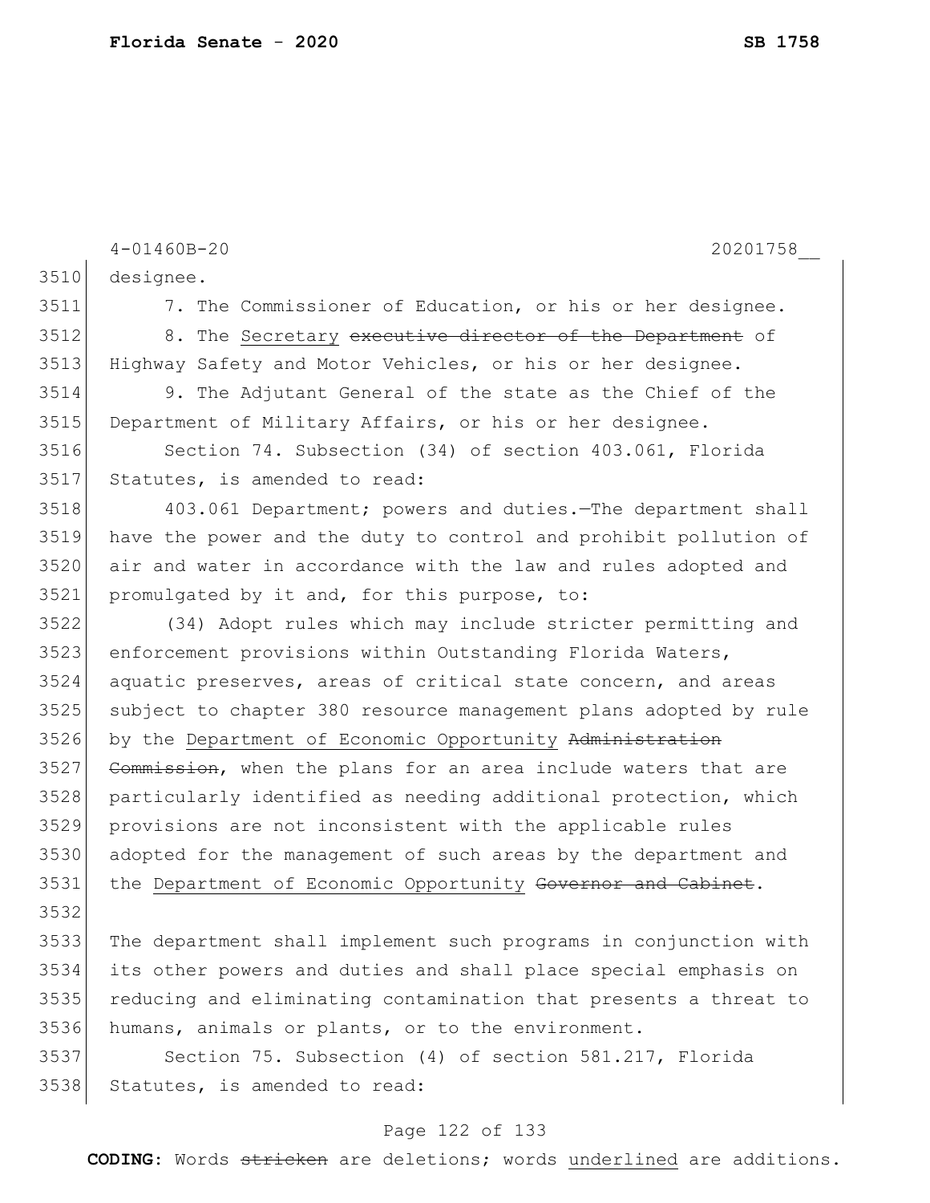designee.

7. The Commissioner of Education, or his or her designee.

8. The Secretary ~~executive director of the Department~~ of Highway Safety and Motor Vehicles, or his or her designee.

9. The Adjutant General of the state as the Chief of the Department of Military Affairs, or his or her designee.

Section 74. Subsection (34) of section 403.061, Florida Statutes, is amended to read:

403.061 Department; powers and duties.—The department shall have the power and the duty to control and prohibit pollution of air and water in accordance with the law and rules adopted and promulgated by it and, for this purpose, to:

(34) Adopt rules which may include stricter permitting and enforcement provisions within Outstanding Florida Waters, aquatic preserves, areas of critical state concern, and areas subject to chapter 380 resource management plans adopted by rule by the Department of Economic Opportunity ~~Administration Commission~~, when the plans for an area include waters that are particularly identified as needing additional protection, which provisions are not inconsistent with the applicable rules adopted for the management of such areas by the department and the Department of Economic Opportunity ~~Governor and Cabinet~~.

The department shall implement such programs in conjunction with its other powers and duties and shall place special emphasis on reducing and eliminating contamination that presents a threat to humans, animals or plants, or to the environment.

Section 75. Subsection (4) of section 581.217, Florida Statutes, is amended to read: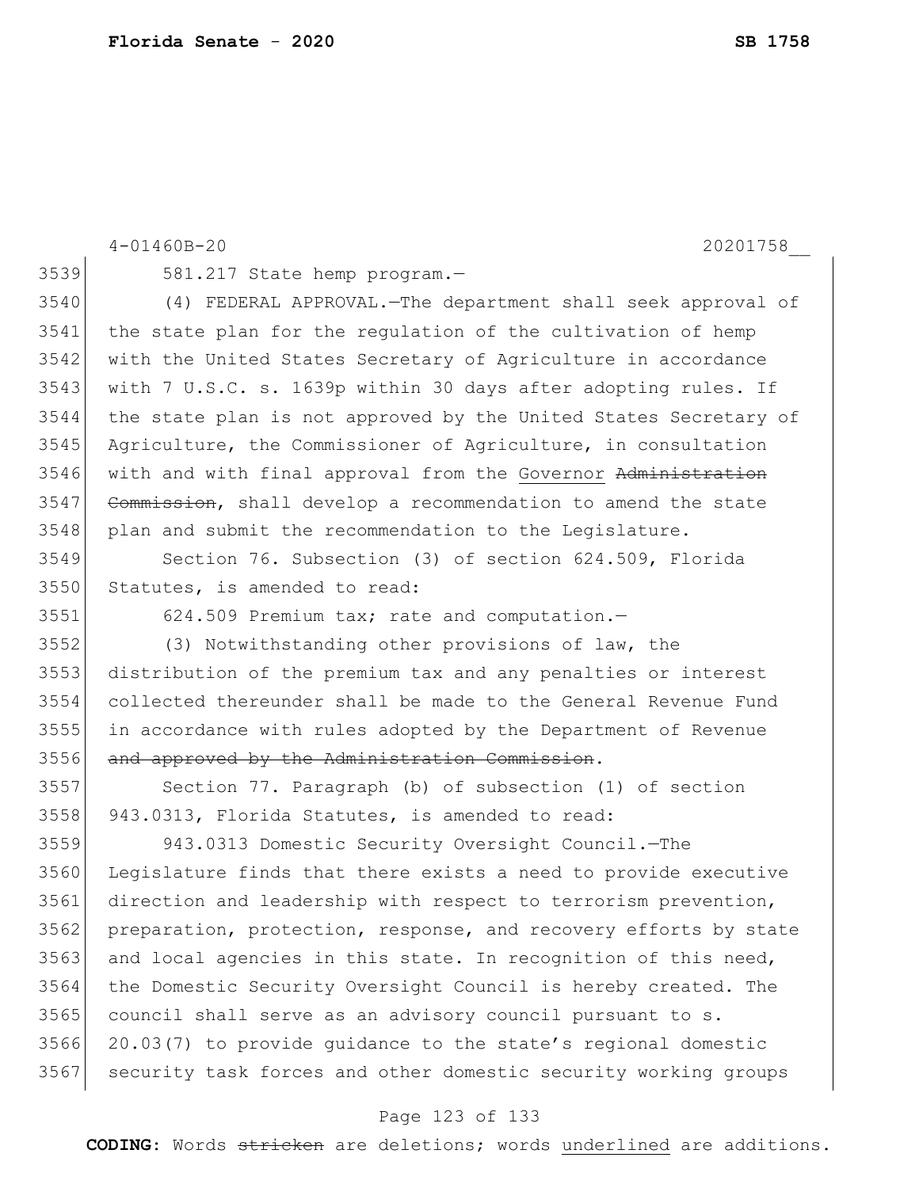581.217 State hemp program.—

(4) FEDERAL APPROVAL.—The department shall seek approval of the state plan for the regulation of the cultivation of hemp with the United States Secretary of Agriculture in accordance with 7 U.S.C. s. 1639p within 30 days after adopting rules. If the state plan is not approved by the United States Secretary of Agriculture, the Commissioner of Agriculture, in consultation with and with final approval from the <u>Governor</u> ~~Administration Commission~~, shall develop a recommendation to amend the state plan and submit the recommendation to the Legislature.

Section 76. Subsection (3) of section 624.509, Florida Statutes, is amended to read:

624.509 Premium tax; rate and computation.—

(3) Notwithstanding other provisions of law, the distribution of the premium tax and any penalties or interest collected thereunder shall be made to the General Revenue Fund in accordance with rules adopted by the Department of Revenue ~~and approved by the Administration Commission~~.

Section 77. Paragraph (b) of subsection (1) of section 943.0313, Florida Statutes, is amended to read:

943.0313 Domestic Security Oversight Council.—The Legislature finds that there exists a need to provide executive direction and leadership with respect to terrorism prevention, preparation, protection, response, and recovery efforts by state and local agencies in this state. In recognition of this need, the Domestic Security Oversight Council is hereby created. The council shall serve as an advisory council pursuant to s. 20.03(7) to provide guidance to the state's regional domestic security task forces and other domestic security working groups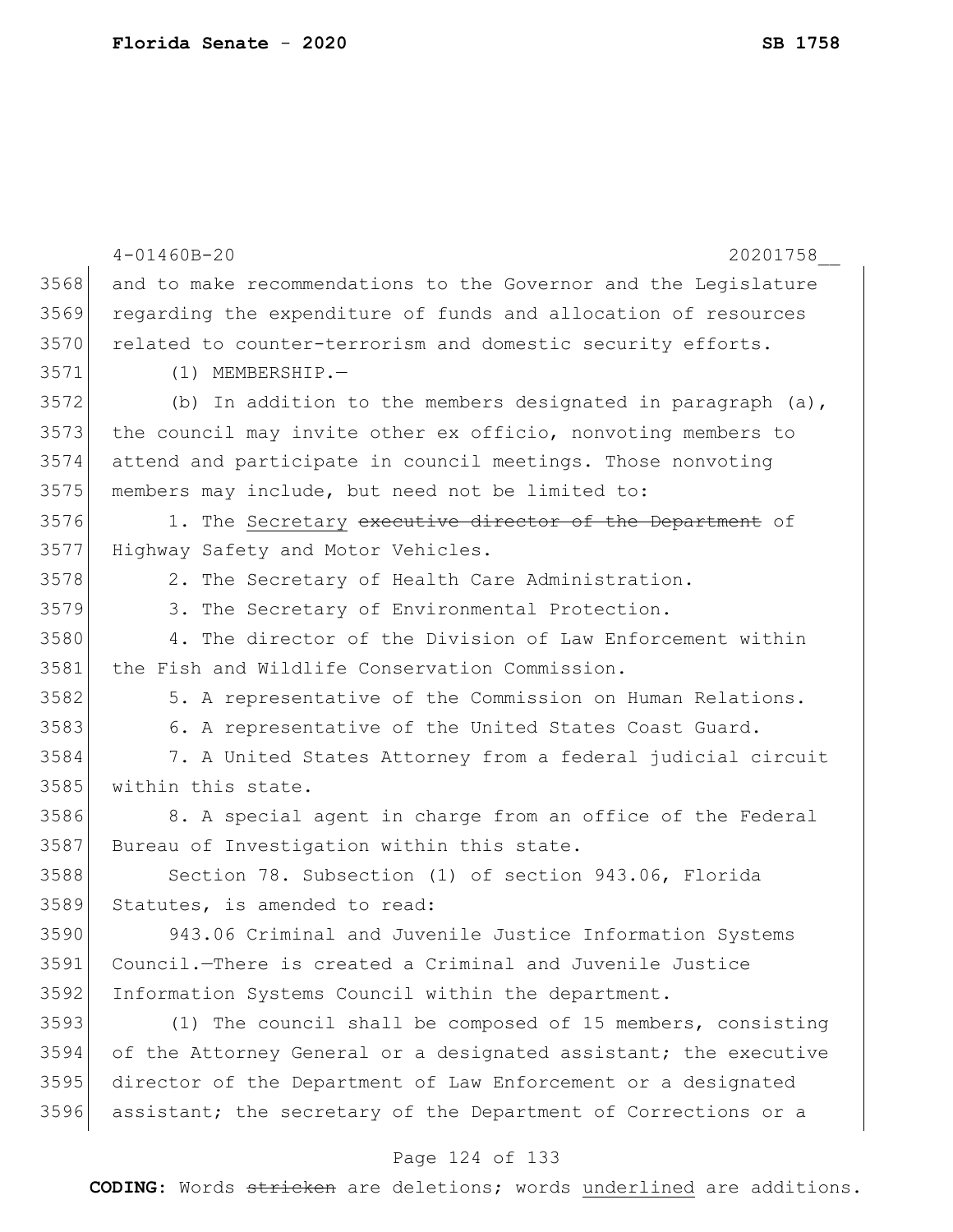and to make recommendations to the Governor and the Legislature regarding the expenditure of funds and allocation of resources related to counter-terrorism and domestic security efforts.

(1) MEMBERSHIP.—

(b) In addition to the members designated in paragraph (a), the council may invite other ex officio, nonvoting members to attend and participate in council meetings. Those nonvoting members may include, but need not be limited to:

1. The Secretary ~~executive director of the Department~~ of Highway Safety and Motor Vehicles.

2. The Secretary of Health Care Administration.

3. The Secretary of Environmental Protection.

4. The director of the Division of Law Enforcement within the Fish and Wildlife Conservation Commission.

5. A representative of the Commission on Human Relations.

6. A representative of the United States Coast Guard.

7. A United States Attorney from a federal judicial circuit within this state.

8. A special agent in charge from an office of the Federal Bureau of Investigation within this state.

Section 78. Subsection (1) of section 943.06, Florida Statutes, is amended to read:

943.06 Criminal and Juvenile Justice Information Systems Council.—There is created a Criminal and Juvenile Justice Information Systems Council within the department.

(1) The council shall be composed of 15 members, consisting of the Attorney General or a designated assistant; the executive director of the Department of Law Enforcement or a designated assistant; the secretary of the Department of Corrections or a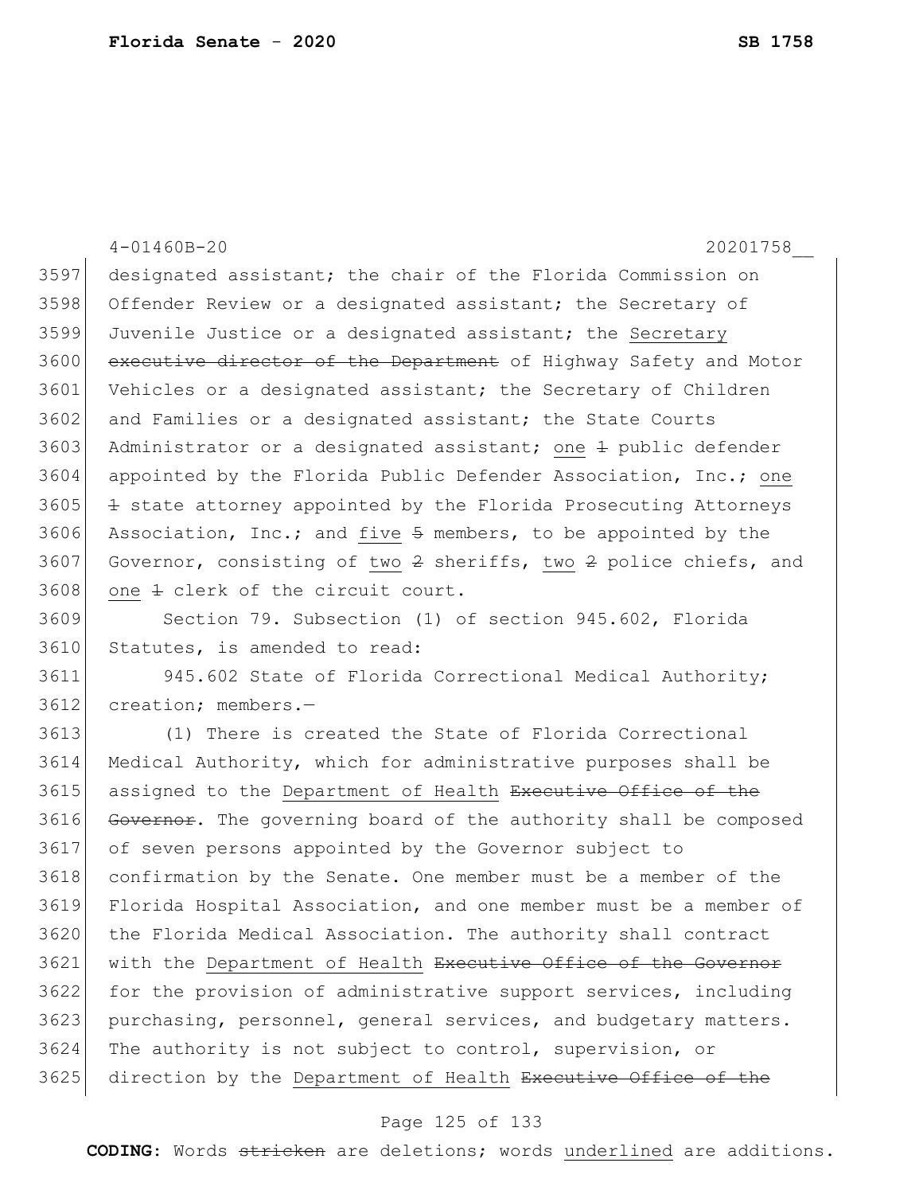designated assistant; the chair of the Florida Commission on Offender Review or a designated assistant; the Secretary of Juvenile Justice or a designated assistant; the <u>Secretary</u> ~~executive director of the Department~~ of Highway Safety and Motor Vehicles or a designated assistant; the Secretary of Children and Families or a designated assistant; the State Courts Administrator or a designated assistant; <u>one</u> ~~1~~ public defender appointed by the Florida Public Defender Association, Inc.; <u>one</u> ~~1~~ state attorney appointed by the Florida Prosecuting Attorneys Association, Inc.; and <u>five</u> ~~5~~ members, to be appointed by the Governor, consisting of <u>two</u> ~~2~~ sheriffs, <u>two</u> ~~2~~ police chiefs, and <u>one</u> ~~1~~ clerk of the circuit court.

Section 79. Subsection (1) of section 945.602, Florida Statutes, is amended to read:

945.602 State of Florida Correctional Medical Authority; creation; members.—

(1) There is created the State of Florida Correctional Medical Authority, which for administrative purposes shall be assigned to the <u>Department of Health</u> ~~Executive Office of the Governor~~. The governing board of the authority shall be composed of seven persons appointed by the Governor subject to confirmation by the Senate. One member must be a member of the Florida Hospital Association, and one member must be a member of the Florida Medical Association. The authority shall contract with the <u>Department of Health</u> ~~Executive Office of the Governor~~ for the provision of administrative support services, including purchasing, personnel, general services, and budgetary matters. The authority is not subject to control, supervision, or direction by the <u>Department of Health</u> ~~Executive Office of the~~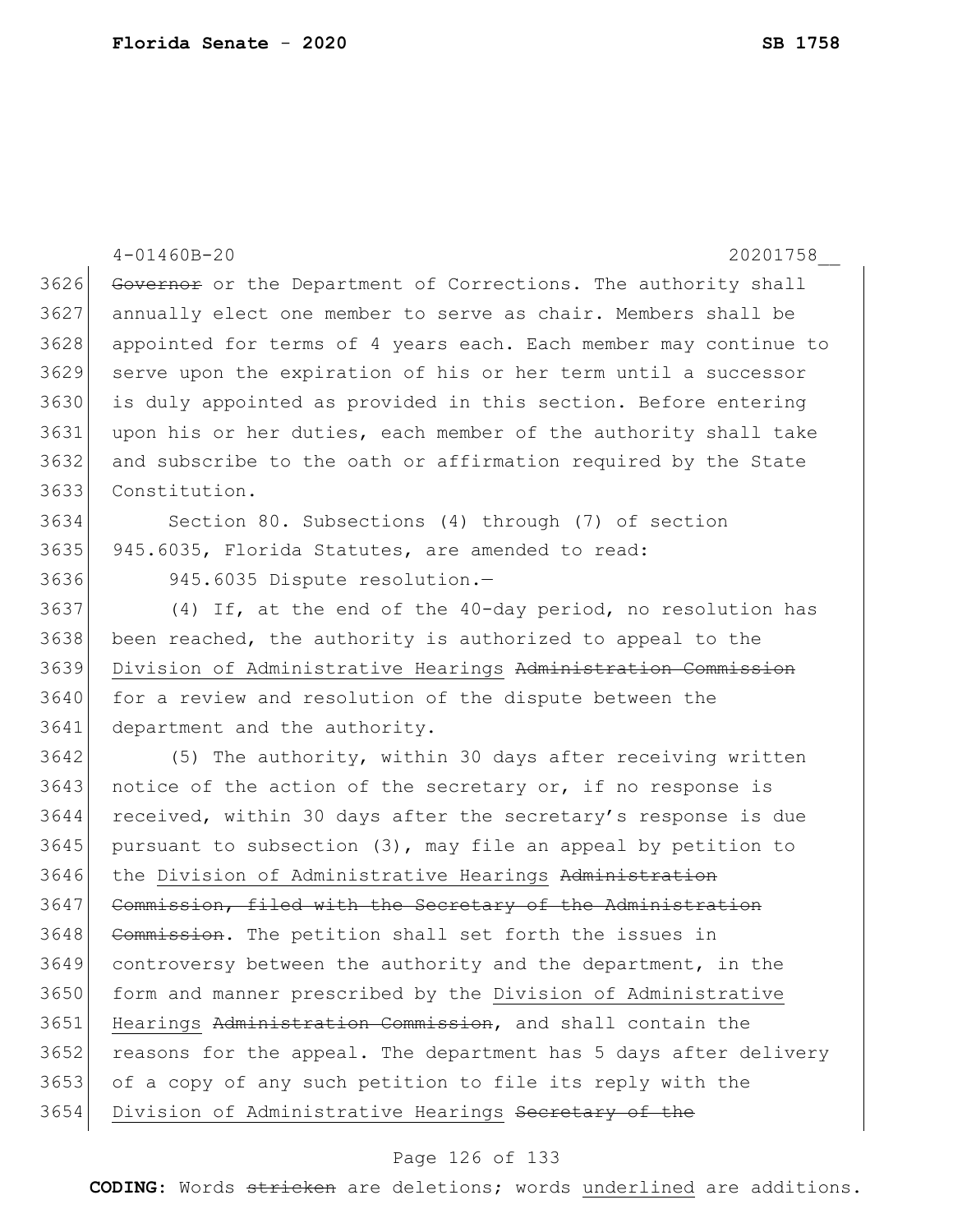~~Governor~~ or the Department of Corrections. The authority shall annually elect one member to serve as chair. Members shall be appointed for terms of 4 years each. Each member may continue to serve upon the expiration of his or her term until a successor is duly appointed as provided in this section. Before entering upon his or her duties, each member of the authority shall take and subscribe to the oath or affirmation required by the State Constitution.

Section 80. Subsections (4) through (7) of section 945.6035, Florida Statutes, are amended to read:

945.6035 Dispute resolution.—

(4) If, at the end of the 40-day period, no resolution has been reached, the authority is authorized to appeal to the Division of Administrative Hearings ~~Administration Commission~~ for a review and resolution of the dispute between the department and the authority.

(5) The authority, within 30 days after receiving written notice of the action of the secretary or, if no response is received, within 30 days after the secretary's response is due pursuant to subsection (3), may file an appeal by petition to the Division of Administrative Hearings ~~Administration Commission, filed with the Secretary of the Administration Commission~~. The petition shall set forth the issues in controversy between the authority and the department, in the form and manner prescribed by the Division of Administrative Hearings ~~Administration Commission~~, and shall contain the reasons for the appeal. The department has 5 days after delivery of a copy of any such petition to file its reply with the Division of Administrative Hearings ~~Secretary of the~~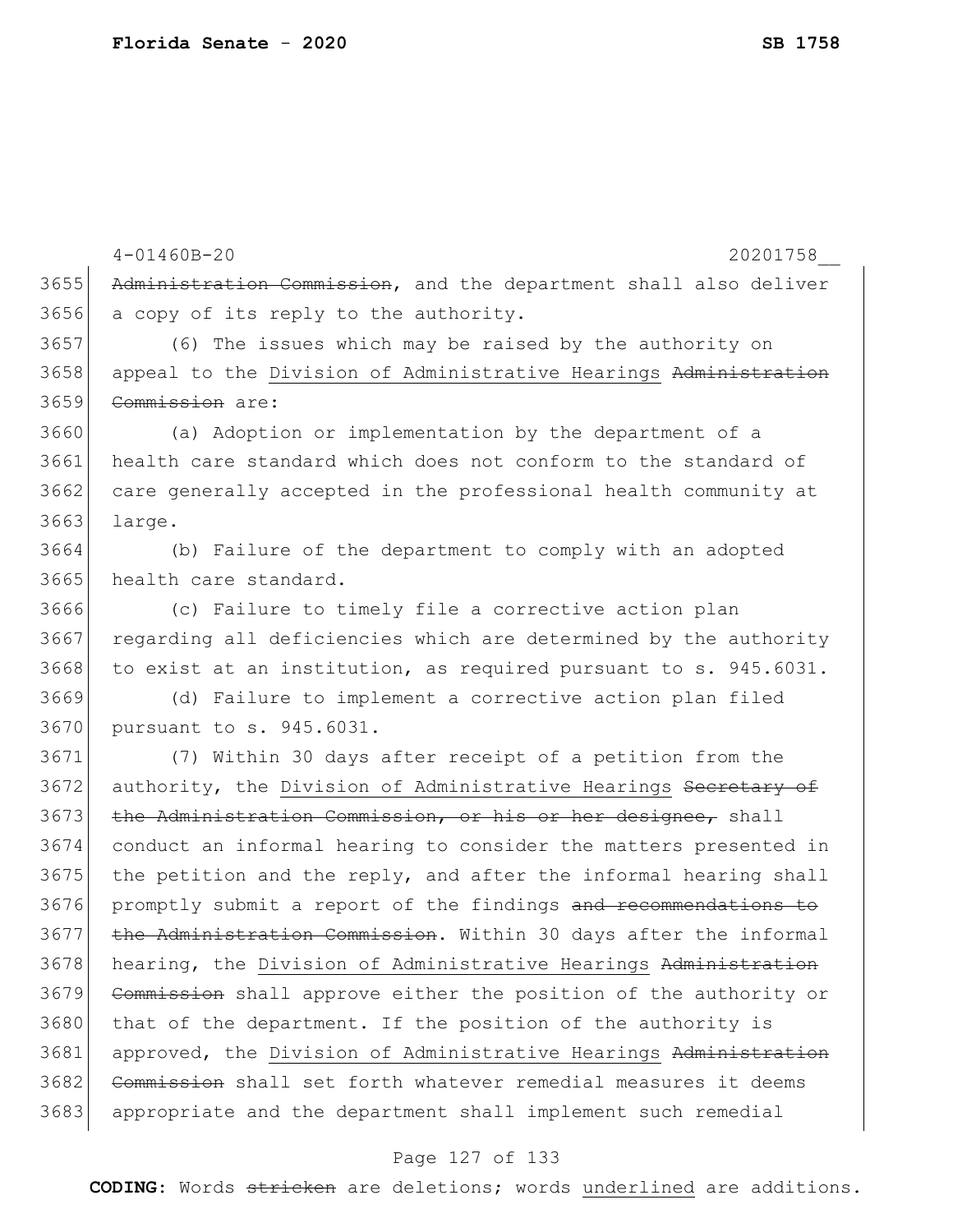4-01460B-20 20201758__

3655 ~~Administration Commission~~, and the department shall also deliver
3656 a copy of its reply to the authority.

3657 (6) The issues which may be raised by the authority on
3658 appeal to the <u>Division of Administrative Hearings</u> ~~Administration~~
3659 ~~Commission~~ are:

3660 (a) Adoption or implementation by the department of a
3661 health care standard which does not conform to the standard of
3662 care generally accepted in the professional health community at
3663 large.

3664 (b) Failure of the department to comply with an adopted
3665 health care standard.

3666 (c) Failure to timely file a corrective action plan
3667 regarding all deficiencies which are determined by the authority
3668 to exist at an institution, as required pursuant to s. 945.6031.

3669 (d) Failure to implement a corrective action plan filed
3670 pursuant to s. 945.6031.

3671 (7) Within 30 days after receipt of a petition from the
3672 authority, the <u>Division of Administrative Hearings</u> ~~Secretary of~~
3673 ~~the Administration Commission, or his or her designee,~~ shall
3674 conduct an informal hearing to consider the matters presented in
3675 the petition and the reply, and after the informal hearing shall
3676 promptly submit a report of the findings ~~and recommendations to~~
3677 ~~the Administration Commission~~. Within 30 days after the informal
3678 hearing, the <u>Division of Administrative Hearings</u> ~~Administration~~
3679 ~~Commission~~ shall approve either the position of the authority or
3680 that of the department. If the position of the authority is
3681 approved, the <u>Division of Administrative Hearings</u> ~~Administration~~
3682 ~~Commission~~ shall set forth whatever remedial measures it deems
3683 appropriate and the department shall implement such remedial

**CODING:** Words ~~stricken~~ are deletions; words <u>underlined</u> are additions.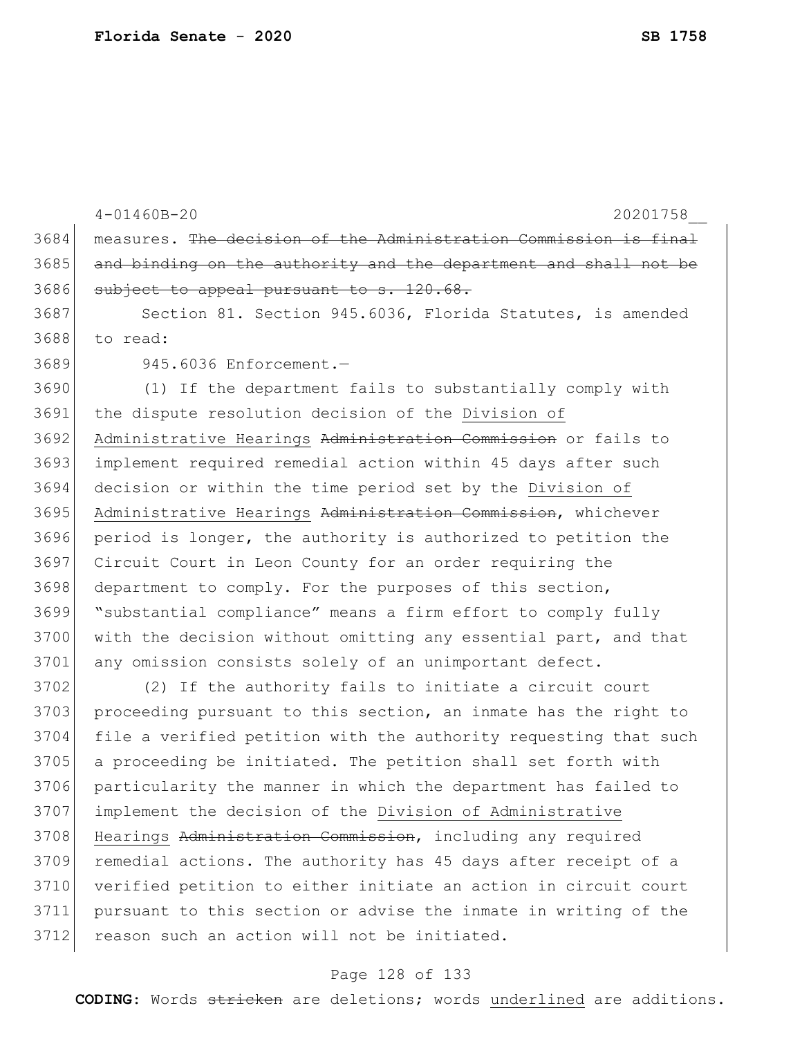measures. ~~The decision of the Administration Commission is final and binding on the authority and the department and shall not be subject to appeal pursuant to s. 120.68.~~

Section 81. Section 945.6036, Florida Statutes, is amended to read:

945.6036 Enforcement.—

(1) If the department fails to substantially comply with the dispute resolution decision of the <u>Division of Administrative Hearings</u> ~~Administration Commission~~ or fails to implement required remedial action within 45 days after such decision or within the time period set by the <u>Division of Administrative Hearings</u> ~~Administration Commission~~, whichever period is longer, the authority is authorized to petition the Circuit Court in Leon County for an order requiring the department to comply. For the purposes of this section, "substantial compliance" means a firm effort to comply fully with the decision without omitting any essential part, and that any omission consists solely of an unimportant defect.

(2) If the authority fails to initiate a circuit court proceeding pursuant to this section, an inmate has the right to file a verified petition with the authority requesting that such a proceeding be initiated. The petition shall set forth with particularity the manner in which the department has failed to implement the decision of the <u>Division of Administrative Hearings</u> ~~Administration Commission~~, including any required remedial actions. The authority has 45 days after receipt of a verified petition to either initiate an action in circuit court pursuant to this section or advise the inmate in writing of the reason such an action will not be initiated.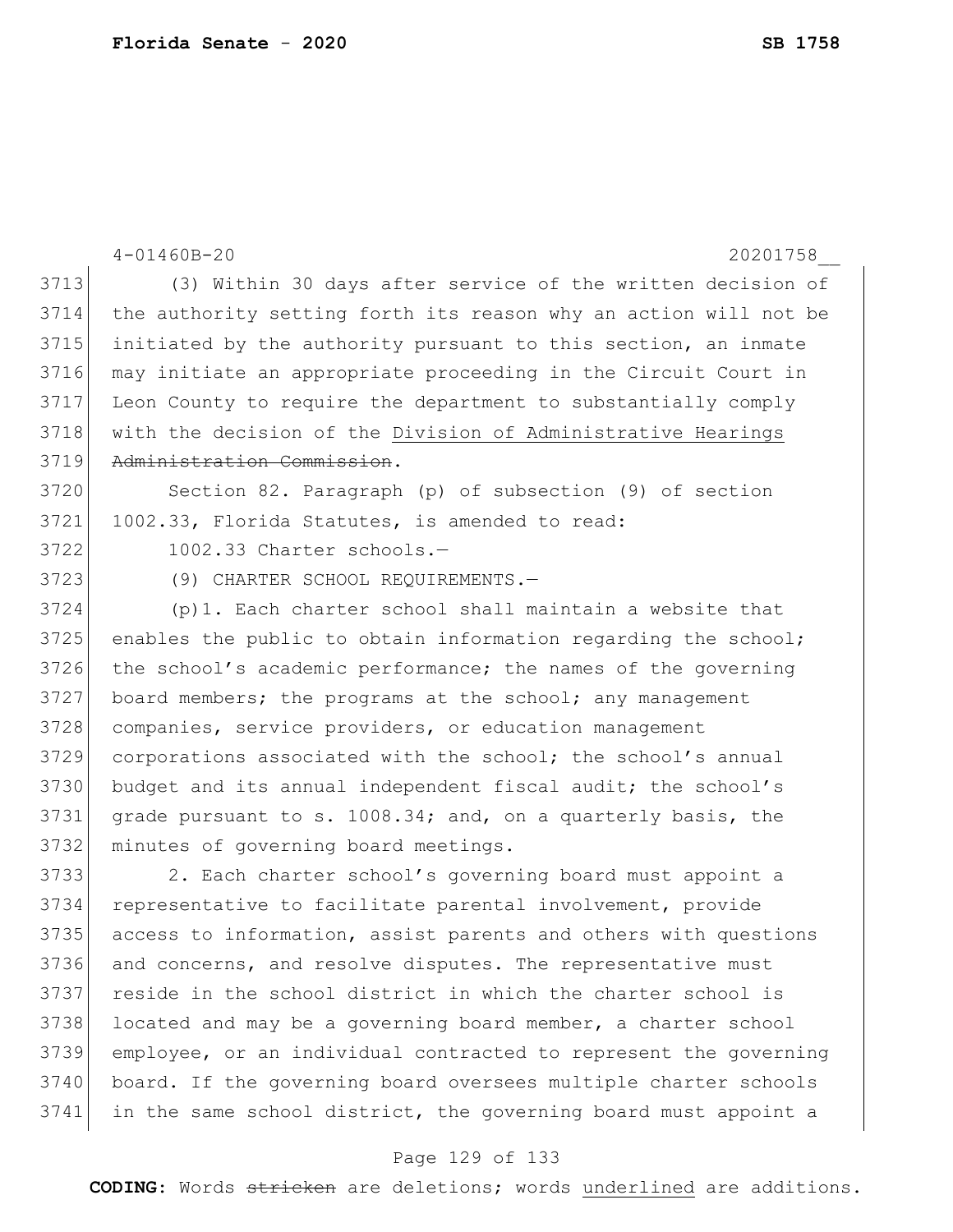(3) Within 30 days after service of the written decision of the authority setting forth its reason why an action will not be initiated by the authority pursuant to this section, an inmate may initiate an appropriate proceeding in the Circuit Court in Leon County to require the department to substantially comply with the decision of the <u>Division of Administrative Hearings</u> ~~Administration Commission~~.

Section 82. Paragraph (p) of subsection (9) of section 1002.33, Florida Statutes, is amended to read:

1002.33 Charter schools.—

(9) CHARTER SCHOOL REQUIREMENTS.—

(p)1. Each charter school shall maintain a website that enables the public to obtain information regarding the school; the school's academic performance; the names of the governing board members; the programs at the school; any management companies, service providers, or education management corporations associated with the school; the school's annual budget and its annual independent fiscal audit; the school's grade pursuant to s. 1008.34; and, on a quarterly basis, the minutes of governing board meetings.

2. Each charter school's governing board must appoint a representative to facilitate parental involvement, provide access to information, assist parents and others with questions and concerns, and resolve disputes. The representative must reside in the school district in which the charter school is located and may be a governing board member, a charter school employee, or an individual contracted to represent the governing board. If the governing board oversees multiple charter schools in the same school district, the governing board must appoint a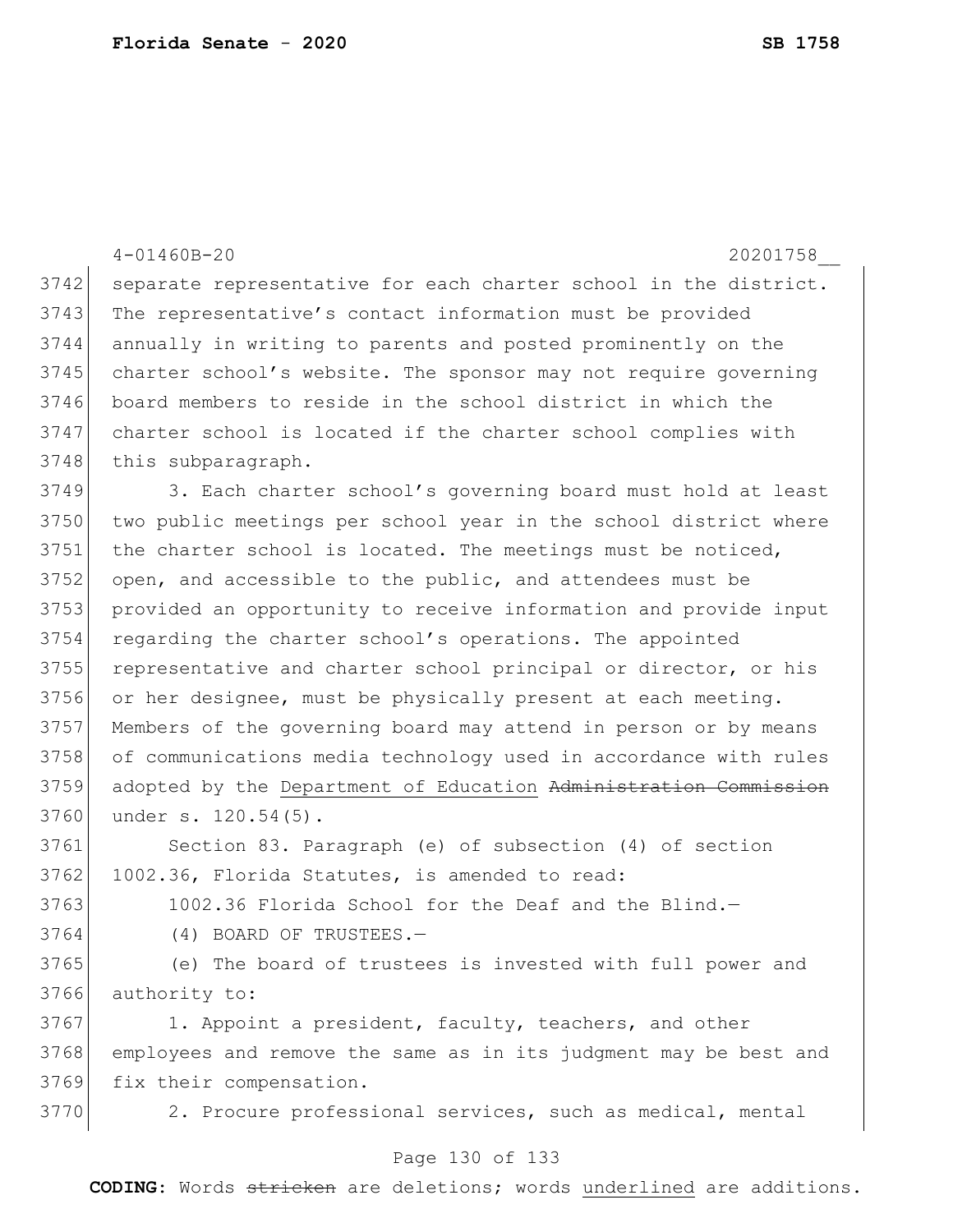separate representative for each charter school in the district. The representative's contact information must be provided annually in writing to parents and posted prominently on the charter school's website. The sponsor may not require governing board members to reside in the school district in which the charter school is located if the charter school complies with this subparagraph.

3. Each charter school's governing board must hold at least two public meetings per school year in the school district where the charter school is located. The meetings must be noticed, open, and accessible to the public, and attendees must be provided an opportunity to receive information and provide input regarding the charter school's operations. The appointed representative and charter school principal or director, or his or her designee, must be physically present at each meeting. Members of the governing board may attend in person or by means of communications media technology used in accordance with rules adopted by the <u>Department of Education</u> ~~Administration Commission~~ under s. 120.54(5).

Section 83. Paragraph (e) of subsection (4) of section 1002.36, Florida Statutes, is amended to read:

1002.36 Florida School for the Deaf and the Blind.—

(4) BOARD OF TRUSTEES.—

(e) The board of trustees is invested with full power and authority to:

1. Appoint a president, faculty, teachers, and other employees and remove the same as in its judgment may be best and fix their compensation.

2. Procure professional services, such as medical, mental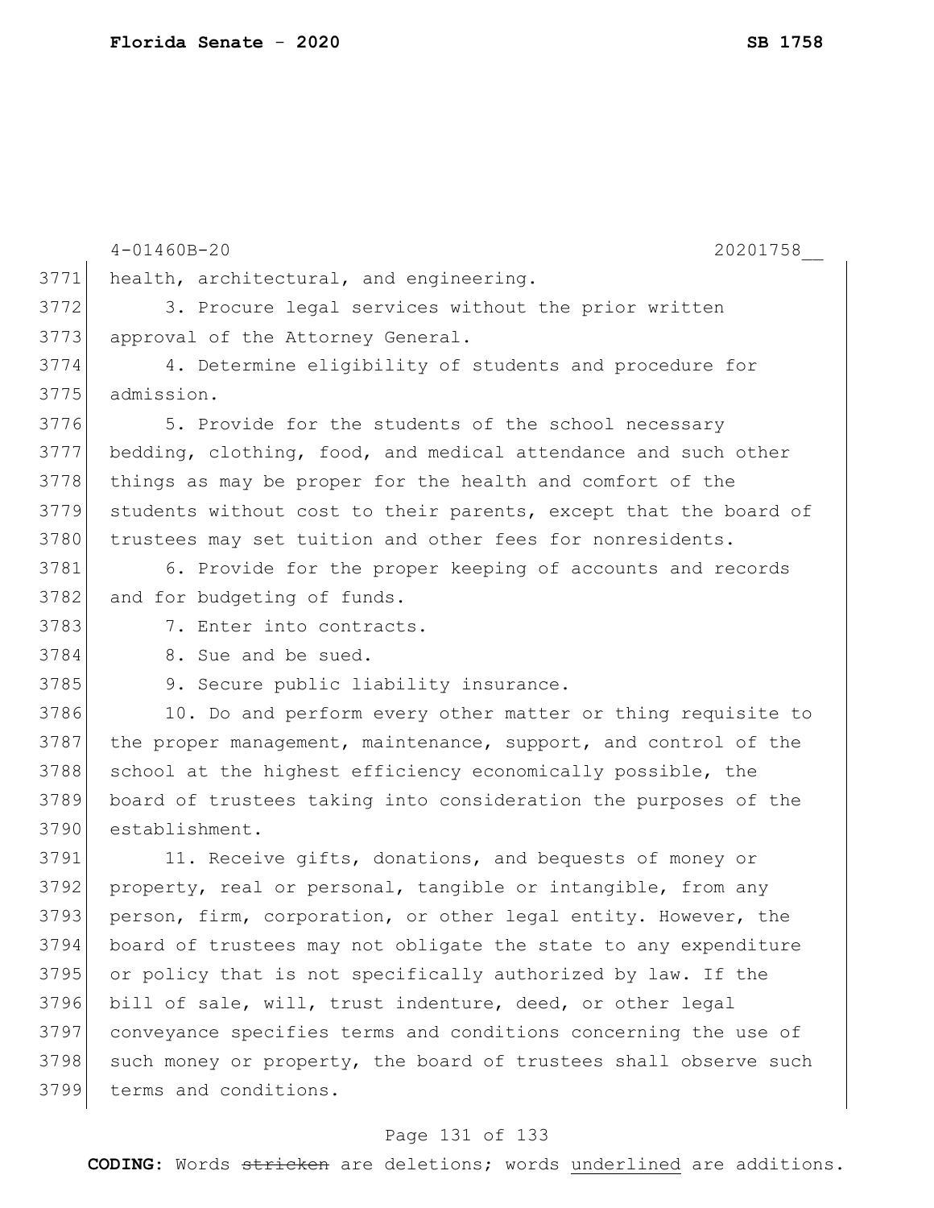health, architectural, and engineering.

3. Procure legal services without the prior written approval of the Attorney General.

4. Determine eligibility of students and procedure for admission.

5. Provide for the students of the school necessary bedding, clothing, food, and medical attendance and such other things as may be proper for the health and comfort of the students without cost to their parents, except that the board of trustees may set tuition and other fees for nonresidents.

6. Provide for the proper keeping of accounts and records and for budgeting of funds.

7. Enter into contracts.

8. Sue and be sued.

9. Secure public liability insurance.

10. Do and perform every other matter or thing requisite to the proper management, maintenance, support, and control of the school at the highest efficiency economically possible, the board of trustees taking into consideration the purposes of the establishment.

11. Receive gifts, donations, and bequests of money or property, real or personal, tangible or intangible, from any person, firm, corporation, or other legal entity. However, the board of trustees may not obligate the state to any expenditure or policy that is not specifically authorized by law. If the bill of sale, will, trust indenture, deed, or other legal conveyance specifies terms and conditions concerning the use of such money or property, the board of trustees shall observe such terms and conditions.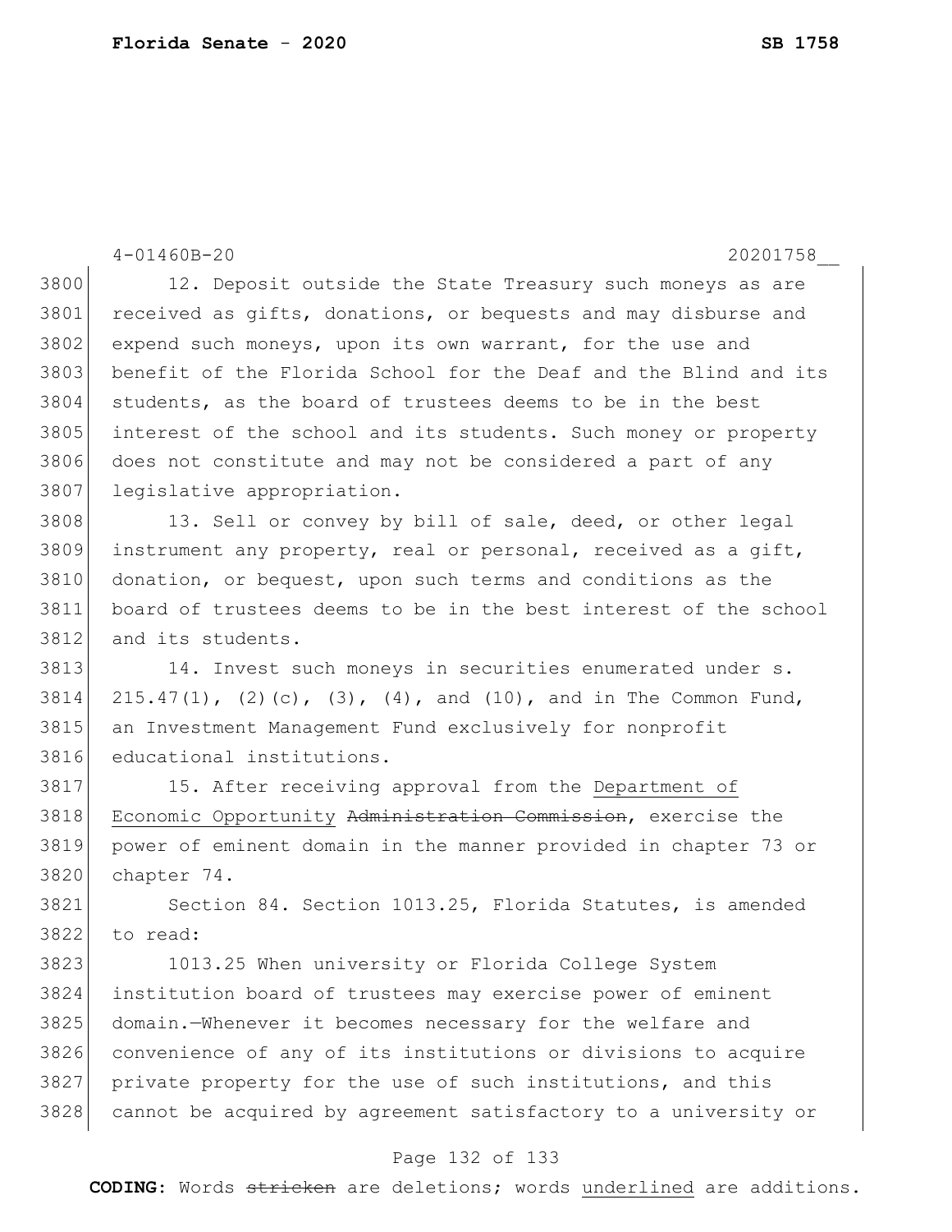4-01460B-20 20201758__

12. Deposit outside the State Treasury such moneys as are received as gifts, donations, or bequests and may disburse and expend such moneys, upon its own warrant, for the use and benefit of the Florida School for the Deaf and the Blind and its students, as the board of trustees deems to be in the best interest of the school and its students. Such money or property does not constitute and may not be considered a part of any legislative appropriation.

13. Sell or convey by bill of sale, deed, or other legal instrument any property, real or personal, received as a gift, donation, or bequest, upon such terms and conditions as the board of trustees deems to be in the best interest of the school and its students.

14. Invest such moneys in securities enumerated under s. 215.47(1), (2)(c), (3), (4), and (10), and in The Common Fund, an Investment Management Fund exclusively for nonprofit educational institutions.

15. After receiving approval from the <u>Department of Economic Opportunity</u> ~~Administration Commission~~, exercise the power of eminent domain in the manner provided in chapter 73 or chapter 74.

Section 84. Section 1013.25, Florida Statutes, is amended to read:

1013.25 When university or Florida College System institution board of trustees may exercise power of eminent domain.—Whenever it becomes necessary for the welfare and convenience of any of its institutions or divisions to acquire private property for the use of such institutions, and this cannot be acquired by agreement satisfactory to a university or

**CODING:** Words ~~stricken~~ are deletions; words <u>underlined</u> are additions.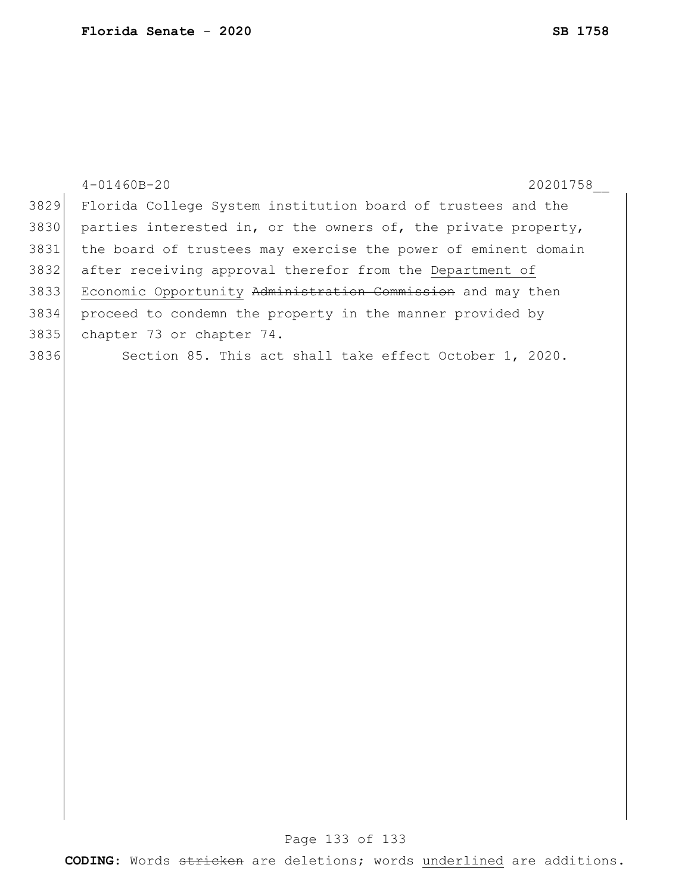4-01460B-20 20201758__

3829 Florida College System institution board of trustees and the
3830 parties interested in, or the owners of, the private property,
3831 the board of trustees may exercise the power of eminent domain
3832 after receiving approval therefor from the Department of
3833 Economic Opportunity ~~Administration Commission~~ and may then
3834 proceed to condemn the property in the manner provided by
3835 chapter 73 or chapter 74.

3836 Section 85. This act shall take effect October 1, 2020.

**CODING:** Words ~~stricken~~ are deletions; words underlined are additions.